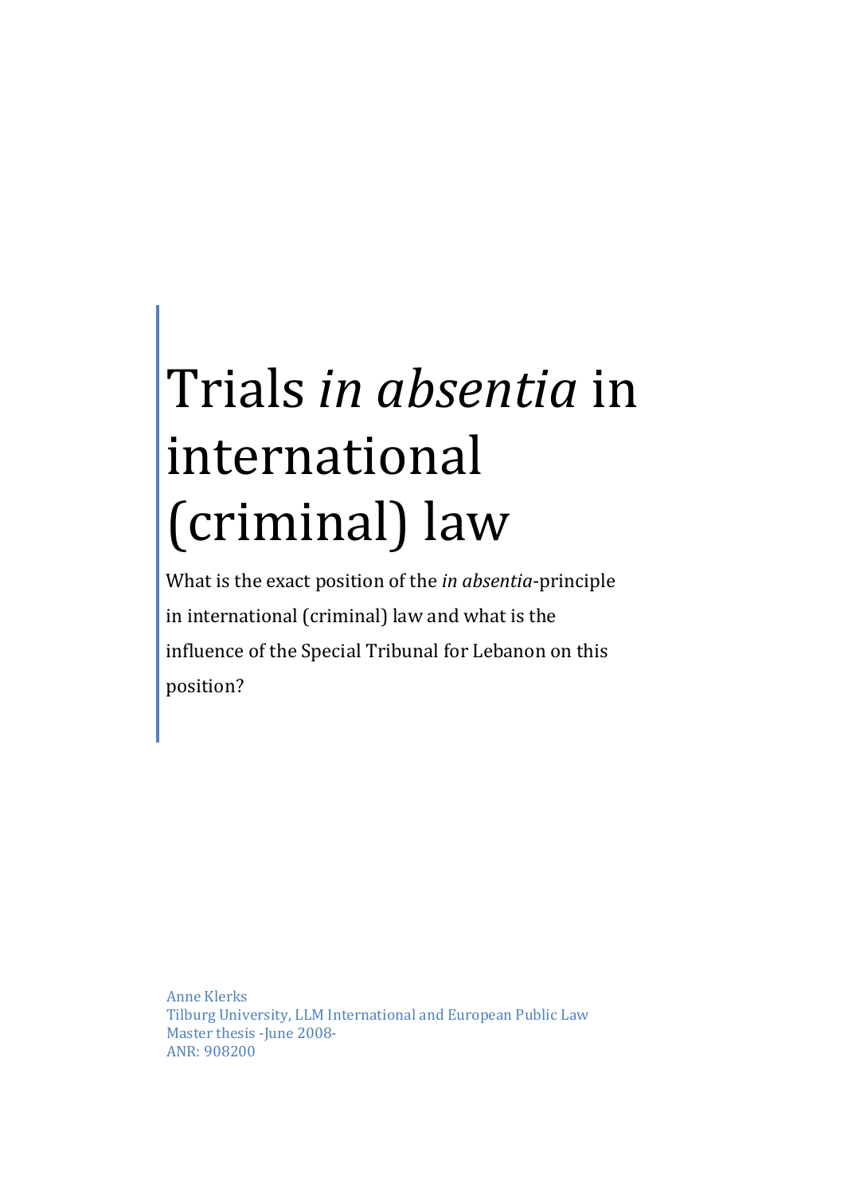# Trials *in absentia* in international (criminal) law

What is the exact position of the *in absentia*-principle in international (criminal) law and what is the influence of the Special Tribunal for Lebanon on this position?

Anne Klerks
Tilburg University, LLM International and European Public Law
Master thesis -June 2008-
ANR: 908200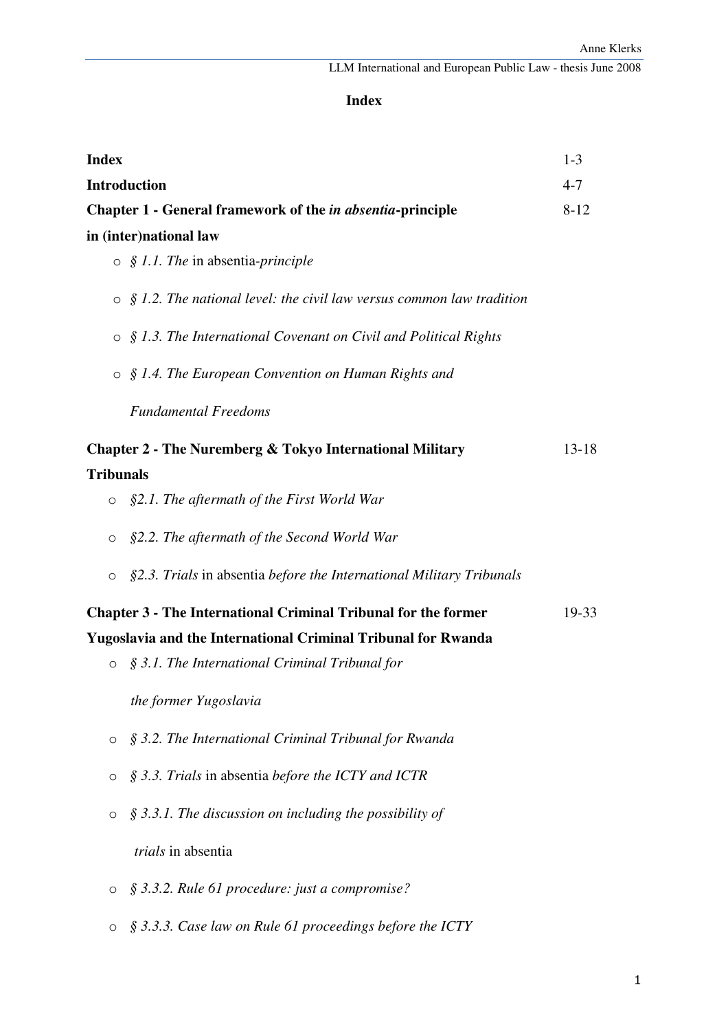# Index

| | |
|---|---|
| **Index** | 1-3 |
| **Introduction** | 4-7 |
| **Chapter 1 - General framework of the *in absentia*-principle in (inter)national law** | 8-12 |
| ○ *§ 1.1. The* in absentia*-principle* | |
| ○ *§ 1.2. The national level: the civil law versus common law tradition* | |
| ○ *§ 1.3. The International Covenant on Civil and Political Rights* | |
| ○ *§ 1.4. The European Convention on Human Rights and Fundamental Freedoms* | |
| **Chapter 2 - The Nuremberg & Tokyo International Military Tribunals** | 13-18 |
| ○ *§2.1. The aftermath of the First World War* | |
| ○ *§2.2. The aftermath of the Second World War* | |
| ○ *§2.3. Trials* in absentia *before the International Military Tribunals* | |
| **Chapter 3 - The International Criminal Tribunal for the former Yugoslavia and the International Criminal Tribunal for Rwanda** | 19-33 |
| ○ *§ 3.1. The International Criminal Tribunal for the former Yugoslavia* | |
| ○ *§ 3.2. The International Criminal Tribunal for Rwanda* | |
| ○ *§ 3.3. Trials* in absentia *before the ICTY and ICTR* | |
| ○ *§ 3.3.1. The discussion on including the possibility of trials* in absentia | |
| ○ *§ 3.3.2. Rule 61 procedure: just a compromise?* | |
| ○ *§ 3.3.3. Case law on Rule 61 proceedings before the ICTY* | |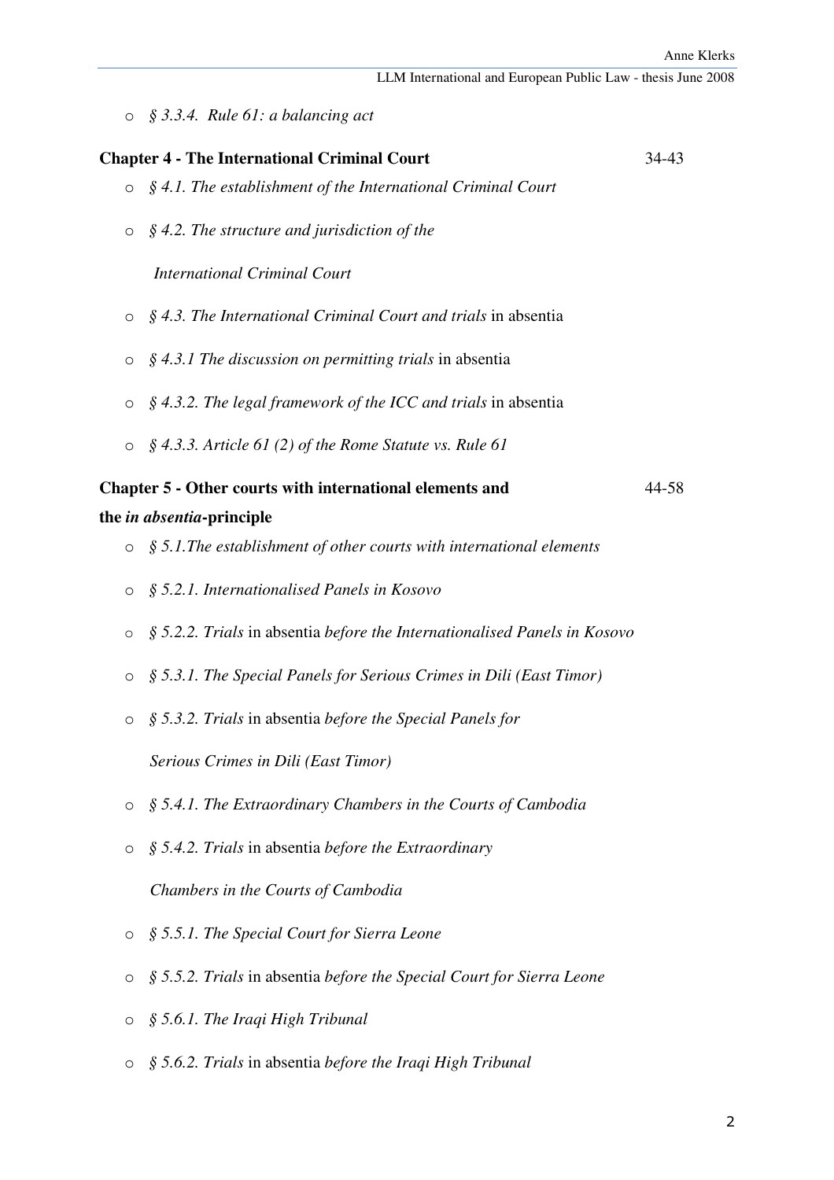- *§ 3.3.4. Rule 61: a balancing act*

**Chapter 4 - The International Criminal Court** 34-43

- *§ 4.1. The establishment of the International Criminal Court*
- *§ 4.2. The structure and jurisdiction of the International Criminal Court*
- *§ 4.3. The International Criminal Court and trials* in absentia
- *§ 4.3.1 The discussion on permitting trials* in absentia
- *§ 4.3.2. The legal framework of the ICC and trials* in absentia
- *§ 4.3.3. Article 61 (2) of the Rome Statute vs. Rule 61*

**Chapter 5 - Other courts with international elements and the *in absentia*-principle** 44-58

- *§ 5.1.The establishment of other courts with international elements*
- *§ 5.2.1. Internationalised Panels in Kosovo*
- *§ 5.2.2. Trials* in absentia *before the Internationalised Panels in Kosovo*
- *§ 5.3.1. The Special Panels for Serious Crimes in Dili (East Timor)*
- *§ 5.3.2. Trials* in absentia *before the Special Panels for Serious Crimes in Dili (East Timor)*
- *§ 5.4.1. The Extraordinary Chambers in the Courts of Cambodia*
- *§ 5.4.2. Trials* in absentia *before the Extraordinary Chambers in the Courts of Cambodia*
- *§ 5.5.1. The Special Court for Sierra Leone*
- *§ 5.5.2. Trials* in absentia *before the Special Court for Sierra Leone*
- *§ 5.6.1. The Iraqi High Tribunal*
- *§ 5.6.2. Trials* in absentia *before the Iraqi High Tribunal*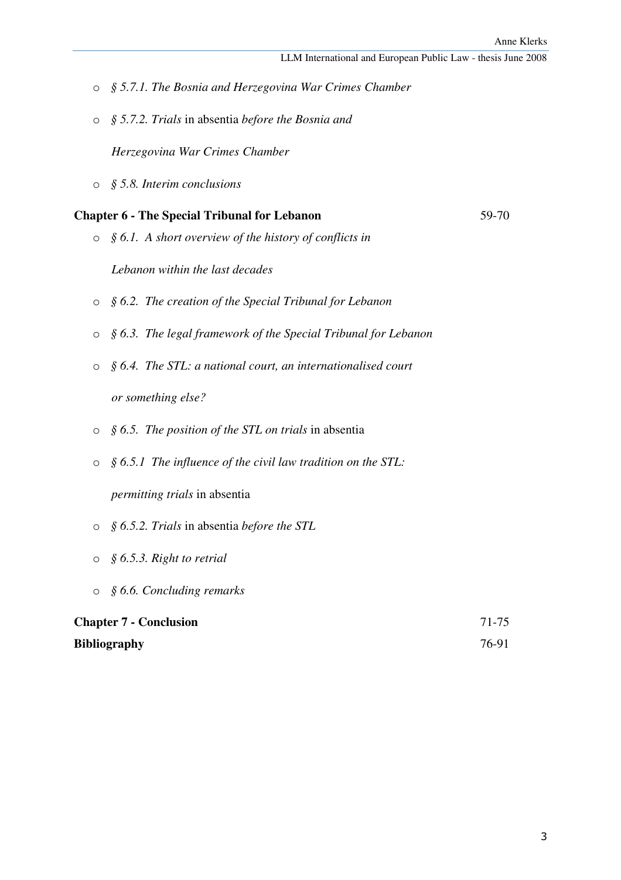- *§ 5.7.1. The Bosnia and Herzegovina War Crimes Chamber*
- *§ 5.7.2. Trials* in absentia *before the Bosnia and Herzegovina War Crimes Chamber*
- *§ 5.8. Interim conclusions*

**Chapter 6 - The Special Tribunal for Lebanon** 59-70

- *§ 6.1. A short overview of the history of conflicts in Lebanon within the last decades*
- *§ 6.2. The creation of the Special Tribunal for Lebanon*
- *§ 6.3. The legal framework of the Special Tribunal for Lebanon*
- *§ 6.4. The STL: a national court, an internationalised court or something else?*
- *§ 6.5. The position of the STL on trials* in absentia
- *§ 6.5.1 The influence of the civil law tradition on the STL: permitting trials* in absentia
- *§ 6.5.2. Trials* in absentia *before the STL*
- *§ 6.5.3. Right to retrial*
- *§ 6.6. Concluding remarks*

**Chapter 7 - Conclusion** 71-75

**Bibliography** 76-91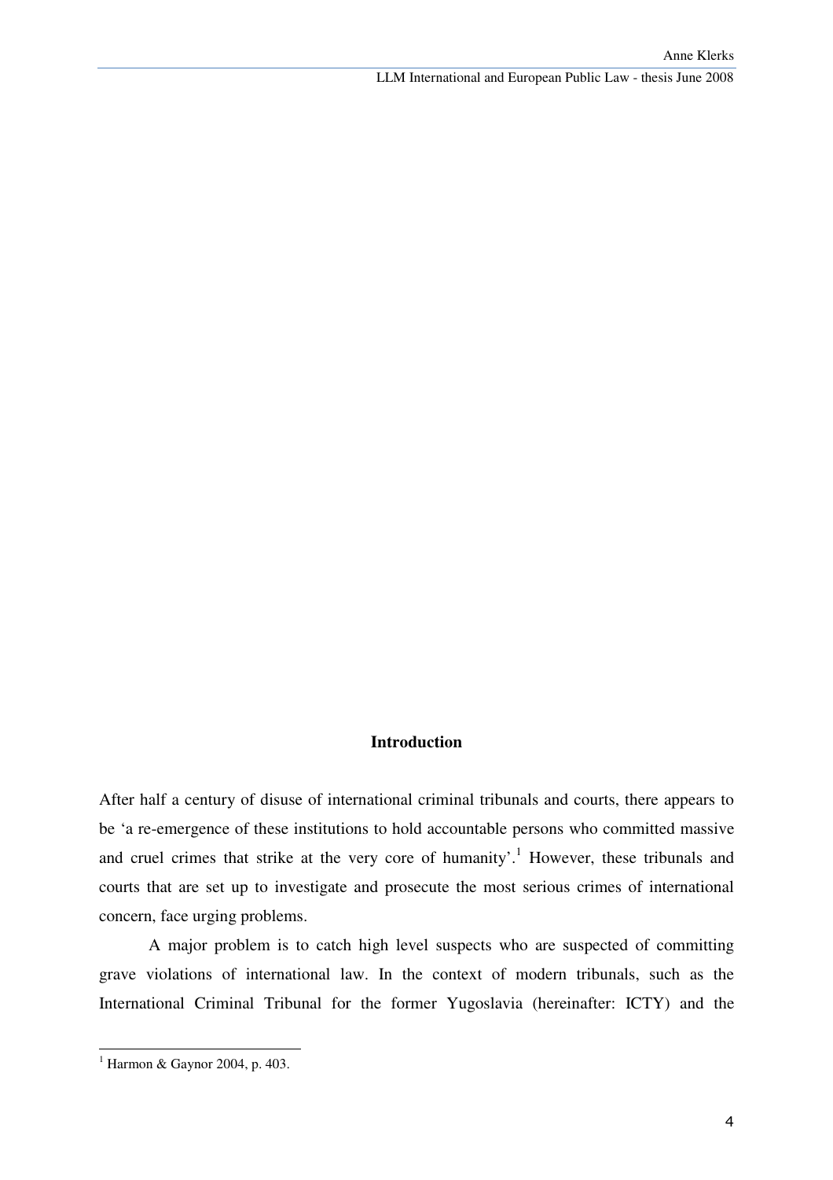## Introduction

After half a century of disuse of international criminal tribunals and courts, there appears to be 'a re-emergence of these institutions to hold accountable persons who committed massive and cruel crimes that strike at the very core of humanity'.[1] However, these tribunals and courts that are set up to investigate and prosecute the most serious crimes of international concern, face urging problems.

A major problem is to catch high level suspects who are suspected of committing grave violations of international law. In the context of modern tribunals, such as the International Criminal Tribunal for the former Yugoslavia (hereinafter: ICTY) and the

---

[1] Harmon & Gaynor 2004, p. 403.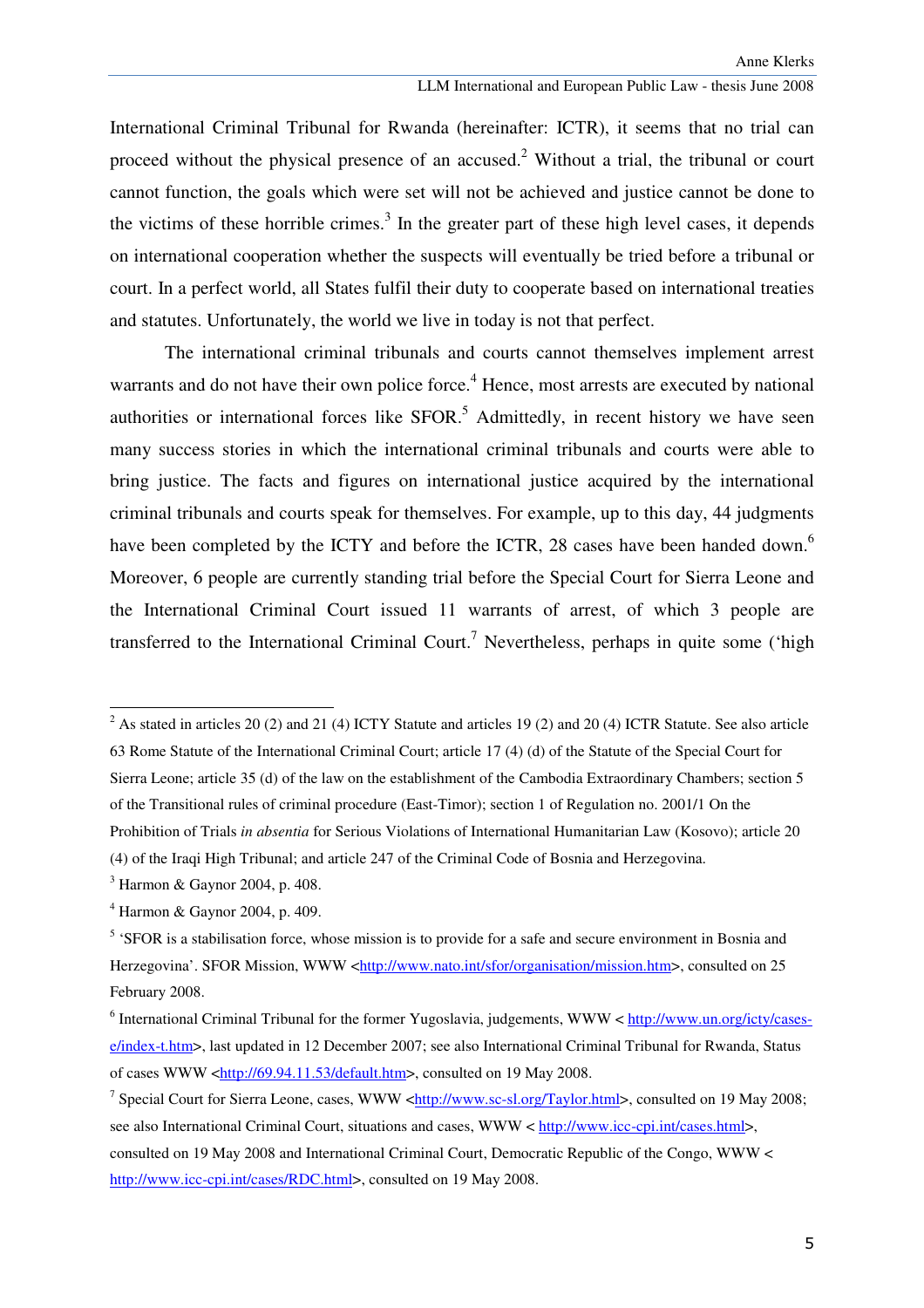International Criminal Tribunal for Rwanda (hereinafter: ICTR), it seems that no trial can proceed without the physical presence of an accused.[2] Without a trial, the tribunal or court cannot function, the goals which were set will not be achieved and justice cannot be done to the victims of these horrible crimes.[3] In the greater part of these high level cases, it depends on international cooperation whether the suspects will eventually be tried before a tribunal or court. In a perfect world, all States fulfil their duty to cooperate based on international treaties and statutes. Unfortunately, the world we live in today is not that perfect.

The international criminal tribunals and courts cannot themselves implement arrest warrants and do not have their own police force.[4] Hence, most arrests are executed by national authorities or international forces like SFOR.[5] Admittedly, in recent history we have seen many success stories in which the international criminal tribunals and courts were able to bring justice. The facts and figures on international justice acquired by the international criminal tribunals and courts speak for themselves. For example, up to this day, 44 judgments have been completed by the ICTY and before the ICTR, 28 cases have been handed down.[6] Moreover, 6 people are currently standing trial before the Special Court for Sierra Leone and the International Criminal Court issued 11 warrants of arrest, of which 3 people are transferred to the International Criminal Court.[7] Nevertheless, perhaps in quite some ('high

---

[2] As stated in articles 20 (2) and 21 (4) ICTY Statute and articles 19 (2) and 20 (4) ICTR Statute. See also article 63 Rome Statute of the International Criminal Court; article 17 (4) (d) of the Statute of the Special Court for Sierra Leone; article 35 (d) of the law on the establishment of the Cambodia Extraordinary Chambers; section 5 of the Transitional rules of criminal procedure (East-Timor); section 1 of Regulation no. 2001/1 On the Prohibition of Trials *in absentia* for Serious Violations of International Humanitarian Law (Kosovo); article 20 (4) of the Iraqi High Tribunal; and article 247 of the Criminal Code of Bosnia and Herzegovina.

[3] Harmon & Gaynor 2004, p. 408.

[4] Harmon & Gaynor 2004, p. 409.

[5] 'SFOR is a stabilisation force, whose mission is to provide for a safe and secure environment in Bosnia and Herzegovina'. SFOR Mission, WWW <http://www.nato.int/sfor/organisation/mission.htm>, consulted on 25 February 2008.

[6] International Criminal Tribunal for the former Yugoslavia, judgements, WWW < http://www.un.org/icty/cases-e/index-t.htm>, last updated in 12 December 2007; see also International Criminal Tribunal for Rwanda, Status of cases WWW <http://69.94.11.53/default.htm>, consulted on 19 May 2008.

[7] Special Court for Sierra Leone, cases, WWW <http://www.sc-sl.org/Taylor.html>, consulted on 19 May 2008; see also International Criminal Court, situations and cases, WWW < http://www.icc-cpi.int/cases.html>, consulted on 19 May 2008 and International Criminal Court, Democratic Republic of the Congo, WWW < http://www.icc-cpi.int/cases/RDC.html>, consulted on 19 May 2008.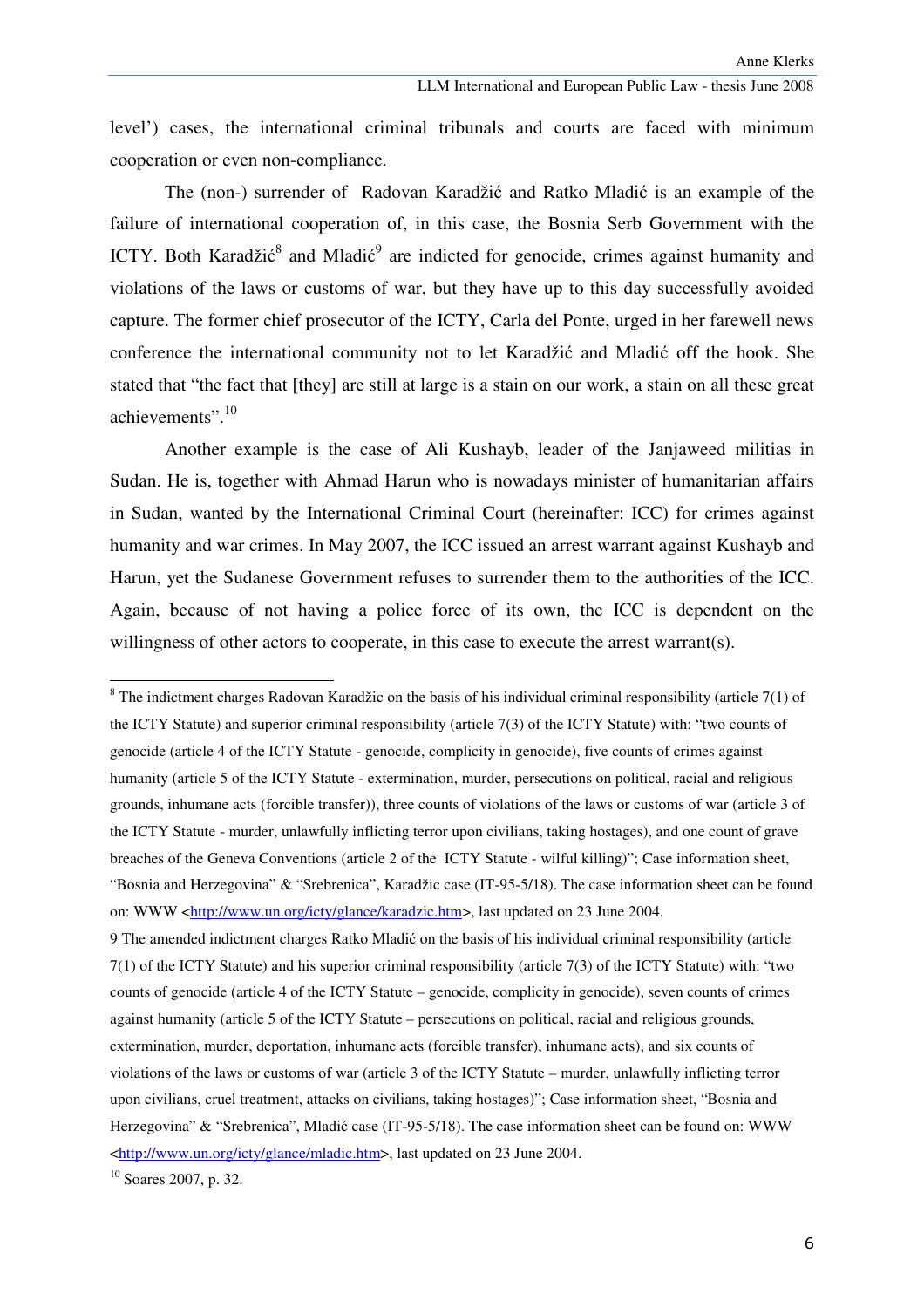level') cases, the international criminal tribunals and courts are faced with minimum cooperation or even non-compliance.

The (non-) surrender of Radovan Karadžić and Ratko Mladić is an example of the failure of international cooperation of, in this case, the Bosnia Serb Government with the ICTY. Both Karadžić[8] and Mladić[9] are indicted for genocide, crimes against humanity and violations of the laws or customs of war, but they have up to this day successfully avoided capture. The former chief prosecutor of the ICTY, Carla del Ponte, urged in her farewell news conference the international community not to let Karadžić and Mladić off the hook. She stated that "the fact that [they] are still at large is a stain on our work, a stain on all these great achievements".[10]

Another example is the case of Ali Kushayb, leader of the Janjaweed militias in Sudan. He is, together with Ahmad Harun who is nowadays minister of humanitarian affairs in Sudan, wanted by the International Criminal Court (hereinafter: ICC) for crimes against humanity and war crimes. In May 2007, the ICC issued an arrest warrant against Kushayb and Harun, yet the Sudanese Government refuses to surrender them to the authorities of the ICC. Again, because of not having a police force of its own, the ICC is dependent on the willingness of other actors to cooperate, in this case to execute the arrest warrant(s).

---

[8] The indictment charges Radovan Karadžic on the basis of his individual criminal responsibility (article 7(1) of the ICTY Statute) and superior criminal responsibility (article 7(3) of the ICTY Statute) with: "two counts of genocide (article 4 of the ICTY Statute - genocide, complicity in genocide), five counts of crimes against humanity (article 5 of the ICTY Statute - extermination, murder, persecutions on political, racial and religious grounds, inhumane acts (forcible transfer)), three counts of violations of the laws or customs of war (article 3 of the ICTY Statute - murder, unlawfully inflicting terror upon civilians, taking hostages), and one count of grave breaches of the Geneva Conventions (article 2 of the ICTY Statute - wilful killing)"; Case information sheet, "Bosnia and Herzegovina" & "Srebrenica", Karadžic case (IT-95-5/18). The case information sheet can be found on: WWW <http://www.un.org/icty/glance/karadzic.htm>, last updated on 23 June 2004.

[9] The amended indictment charges Ratko Mladić on the basis of his individual criminal responsibility (article 7(1) of the ICTY Statute) and his superior criminal responsibility (article 7(3) of the ICTY Statute) with: "two counts of genocide (article 4 of the ICTY Statute – genocide, complicity in genocide), seven counts of crimes against humanity (article 5 of the ICTY Statute – persecutions on political, racial and religious grounds, extermination, murder, deportation, inhumane acts (forcible transfer), inhumane acts), and six counts of violations of the laws or customs of war (article 3 of the ICTY Statute – murder, unlawfully inflicting terror upon civilians, cruel treatment, attacks on civilians, taking hostages)"; Case information sheet, "Bosnia and Herzegovina" & "Srebrenica", Mladić case (IT-95-5/18). The case information sheet can be found on: WWW <http://www.un.org/icty/glance/mladic.htm>, last updated on 23 June 2004.

[10] Soares 2007, p. 32.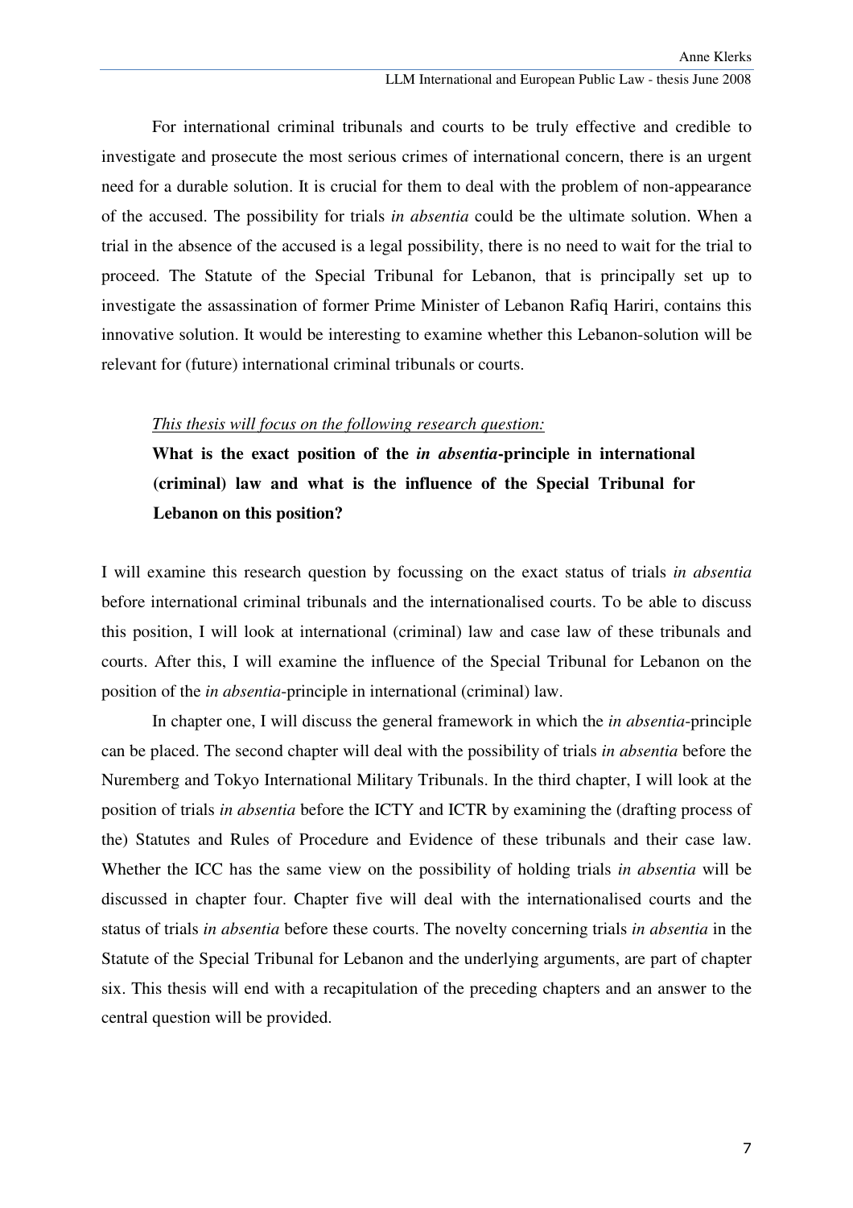For international criminal tribunals and courts to be truly effective and credible to investigate and prosecute the most serious crimes of international concern, there is an urgent need for a durable solution. It is crucial for them to deal with the problem of non-appearance of the accused. The possibility for trials *in absentia* could be the ultimate solution. When a trial in the absence of the accused is a legal possibility, there is no need to wait for the trial to proceed. The Statute of the Special Tribunal for Lebanon, that is principally set up to investigate the assassination of former Prime Minister of Lebanon Rafiq Hariri, contains this innovative solution. It would be interesting to examine whether this Lebanon-solution will be relevant for (future) international criminal tribunals or courts.

*This thesis will focus on the following research question:*

**What is the exact position of the *in absentia*-principle in international (criminal) law and what is the influence of the Special Tribunal for Lebanon on this position?**

I will examine this research question by focussing on the exact status of trials *in absentia* before international criminal tribunals and the internationalised courts. To be able to discuss this position, I will look at international (criminal) law and case law of these tribunals and courts. After this, I will examine the influence of the Special Tribunal for Lebanon on the position of the *in absentia*-principle in international (criminal) law.

In chapter one, I will discuss the general framework in which the *in absentia*-principle can be placed. The second chapter will deal with the possibility of trials *in absentia* before the Nuremberg and Tokyo International Military Tribunals. In the third chapter, I will look at the position of trials *in absentia* before the ICTY and ICTR by examining the (drafting process of the) Statutes and Rules of Procedure and Evidence of these tribunals and their case law. Whether the ICC has the same view on the possibility of holding trials *in absentia* will be discussed in chapter four. Chapter five will deal with the internationalised courts and the status of trials *in absentia* before these courts. The novelty concerning trials *in absentia* in the Statute of the Special Tribunal for Lebanon and the underlying arguments, are part of chapter six. This thesis will end with a recapitulation of the preceding chapters and an answer to the central question will be provided.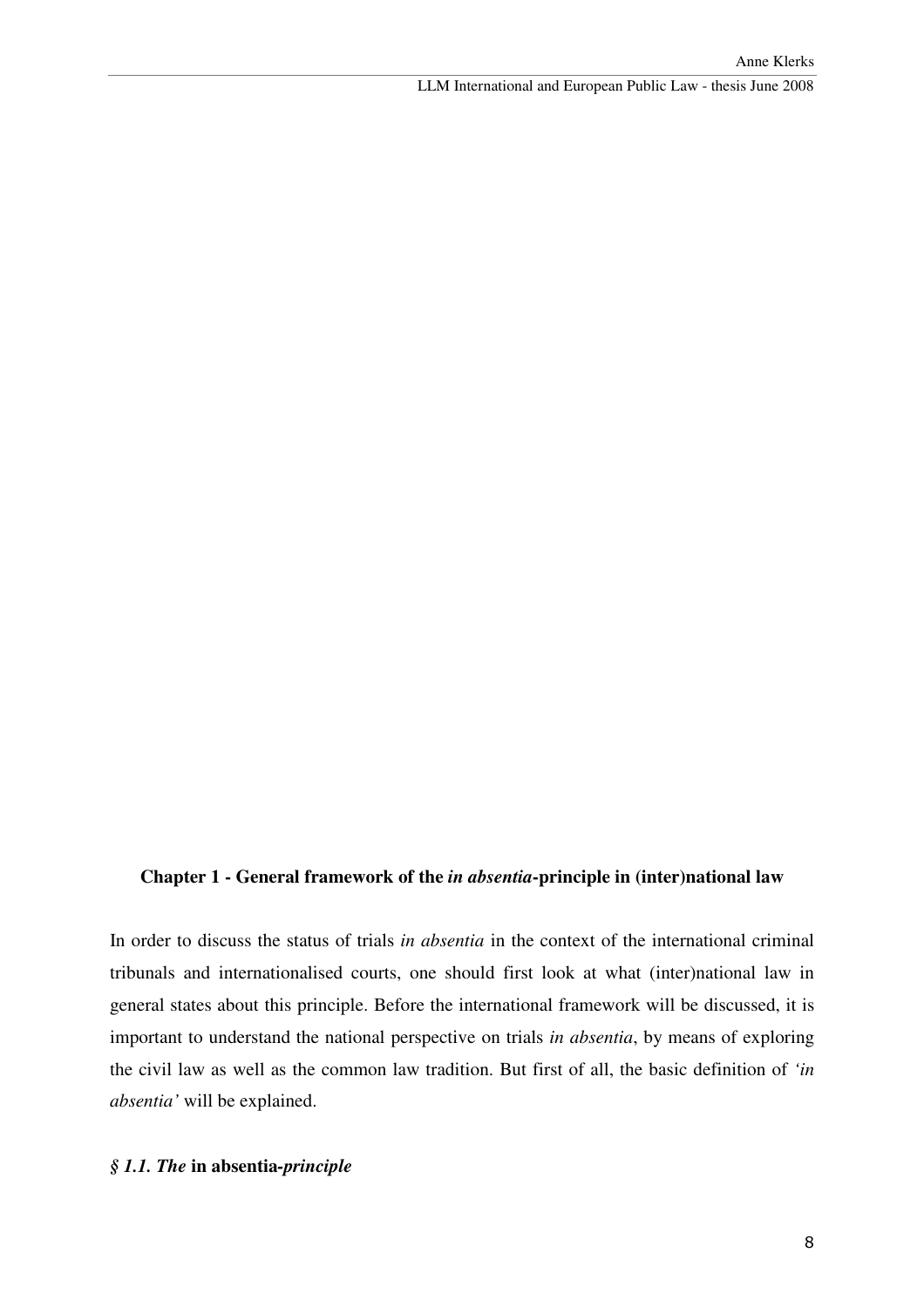## Chapter 1 - General framework of the *in absentia*-principle in (inter)national law

In order to discuss the status of trials *in absentia* in the context of the international criminal tribunals and internationalised courts, one should first look at what (inter)national law in general states about this principle. Before the international framework will be discussed, it is important to understand the national perspective on trials *in absentia*, by means of exploring the civil law as well as the common law tradition. But first of all, the basic definition of *'in absentia'* will be explained.

### *§ 1.1. The* **in absentia-***principle*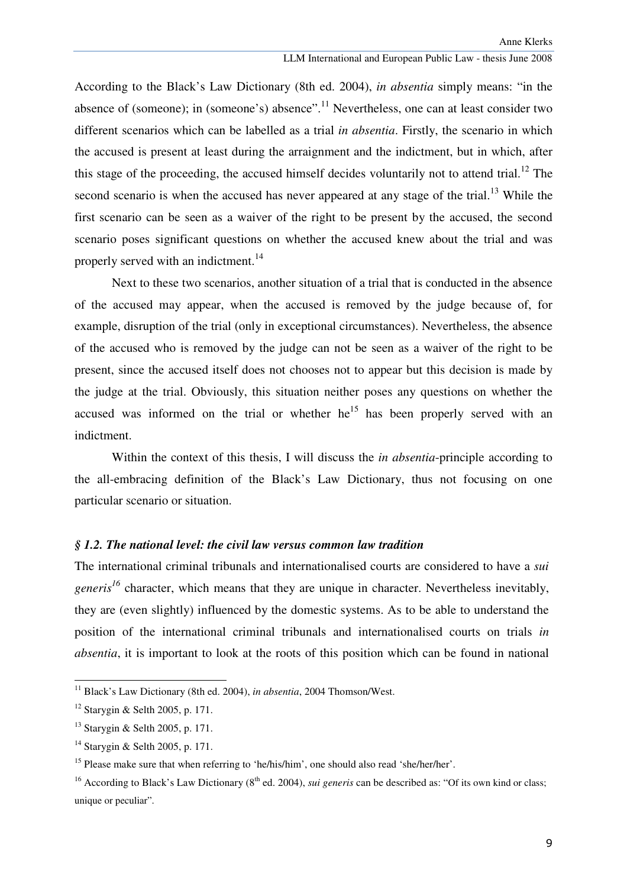According to the Black's Law Dictionary (8th ed. 2004), *in absentia* simply means: "in the absence of (someone); in (someone's) absence".[11] Nevertheless, one can at least consider two different scenarios which can be labelled as a trial *in absentia*. Firstly, the scenario in which the accused is present at least during the arraignment and the indictment, but in which, after this stage of the proceeding, the accused himself decides voluntarily not to attend trial.[12] The second scenario is when the accused has never appeared at any stage of the trial.[13] While the first scenario can be seen as a waiver of the right to be present by the accused, the second scenario poses significant questions on whether the accused knew about the trial and was properly served with an indictment.[14]

Next to these two scenarios, another situation of a trial that is conducted in the absence of the accused may appear, when the accused is removed by the judge because of, for example, disruption of the trial (only in exceptional circumstances). Nevertheless, the absence of the accused who is removed by the judge can not be seen as a waiver of the right to be present, since the accused itself does not chooses not to appear but this decision is made by the judge at the trial. Obviously, this situation neither poses any questions on whether the accused was informed on the trial or whether he[15] has been properly served with an indictment.

Within the context of this thesis, I will discuss the *in absentia*-principle according to the all-embracing definition of the Black's Law Dictionary, thus not focusing on one particular scenario or situation.

### *§ 1.2. The national level: the civil law versus common law tradition*

The international criminal tribunals and internationalised courts are considered to have a *sui generis*[16] character, which means that they are unique in character. Nevertheless inevitably, they are (even slightly) influenced by the domestic systems. As to be able to understand the position of the international criminal tribunals and internationalised courts on trials *in absentia*, it is important to look at the roots of this position which can be found in national

---

[11] Black's Law Dictionary (8th ed. 2004), *in absentia*, 2004 Thomson/West.

[12] Starygin & Selth 2005, p. 171.

[13] Starygin & Selth 2005, p. 171.

[14] Starygin & Selth 2005, p. 171.

[15] Please make sure that when referring to 'he/his/him', one should also read 'she/her/her'.

[16] According to Black's Law Dictionary (8th ed. 2004), *sui generis* can be described as: "Of its own kind or class; unique or peculiar".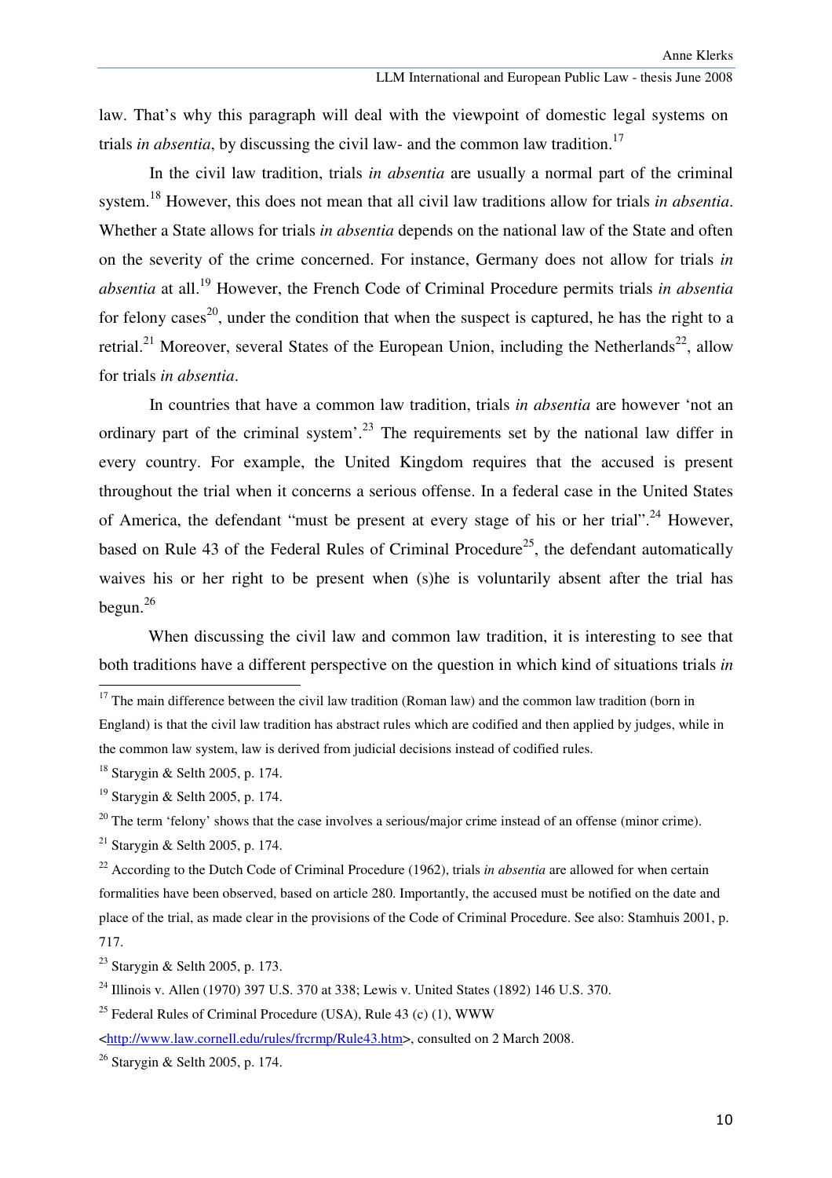law. That's why this paragraph will deal with the viewpoint of domestic legal systems on trials *in absentia*, by discussing the civil law- and the common law tradition.[17]

In the civil law tradition, trials *in absentia* are usually a normal part of the criminal system.[18] However, this does not mean that all civil law traditions allow for trials *in absentia*. Whether a State allows for trials *in absentia* depends on the national law of the State and often on the severity of the crime concerned. For instance, Germany does not allow for trials *in absentia* at all.[19] However, the French Code of Criminal Procedure permits trials *in absentia* for felony cases[20], under the condition that when the suspect is captured, he has the right to a retrial.[21] Moreover, several States of the European Union, including the Netherlands[22], allow for trials *in absentia*.

In countries that have a common law tradition, trials *in absentia* are however 'not an ordinary part of the criminal system'.[23] The requirements set by the national law differ in every country. For example, the United Kingdom requires that the accused is present throughout the trial when it concerns a serious offense. In a federal case in the United States of America, the defendant "must be present at every stage of his or her trial".[24] However, based on Rule 43 of the Federal Rules of Criminal Procedure[25], the defendant automatically waives his or her right to be present when (s)he is voluntarily absent after the trial has begun.[26]

When discussing the civil law and common law tradition, it is interesting to see that both traditions have a different perspective on the question in which kind of situations trials *in*

---

[17] The main difference between the civil law tradition (Roman law) and the common law tradition (born in England) is that the civil law tradition has abstract rules which are codified and then applied by judges, while in the common law system, law is derived from judicial decisions instead of codified rules.

[18] Starygin & Selth 2005, p. 174.

[19] Starygin & Selth 2005, p. 174.

[20] The term 'felony' shows that the case involves a serious/major crime instead of an offense (minor crime).

[21] Starygin & Selth 2005, p. 174.

[22] According to the Dutch Code of Criminal Procedure (1962), trials *in absentia* are allowed for when certain formalities have been observed, based on article 280. Importantly, the accused must be notified on the date and place of the trial, as made clear in the provisions of the Code of Criminal Procedure. See also: Stamhuis 2001, p. 717.

[23] Starygin & Selth 2005, p. 173.

[24] Illinois v. Allen (1970) 397 U.S. 370 at 338; Lewis v. United States (1892) 146 U.S. 370.

[25] Federal Rules of Criminal Procedure (USA), Rule 43 (c) (1), WWW <http://www.law.cornell.edu/rules/frcrmp/Rule43.htm>, consulted on 2 March 2008.

[26] Starygin & Selth 2005, p. 174.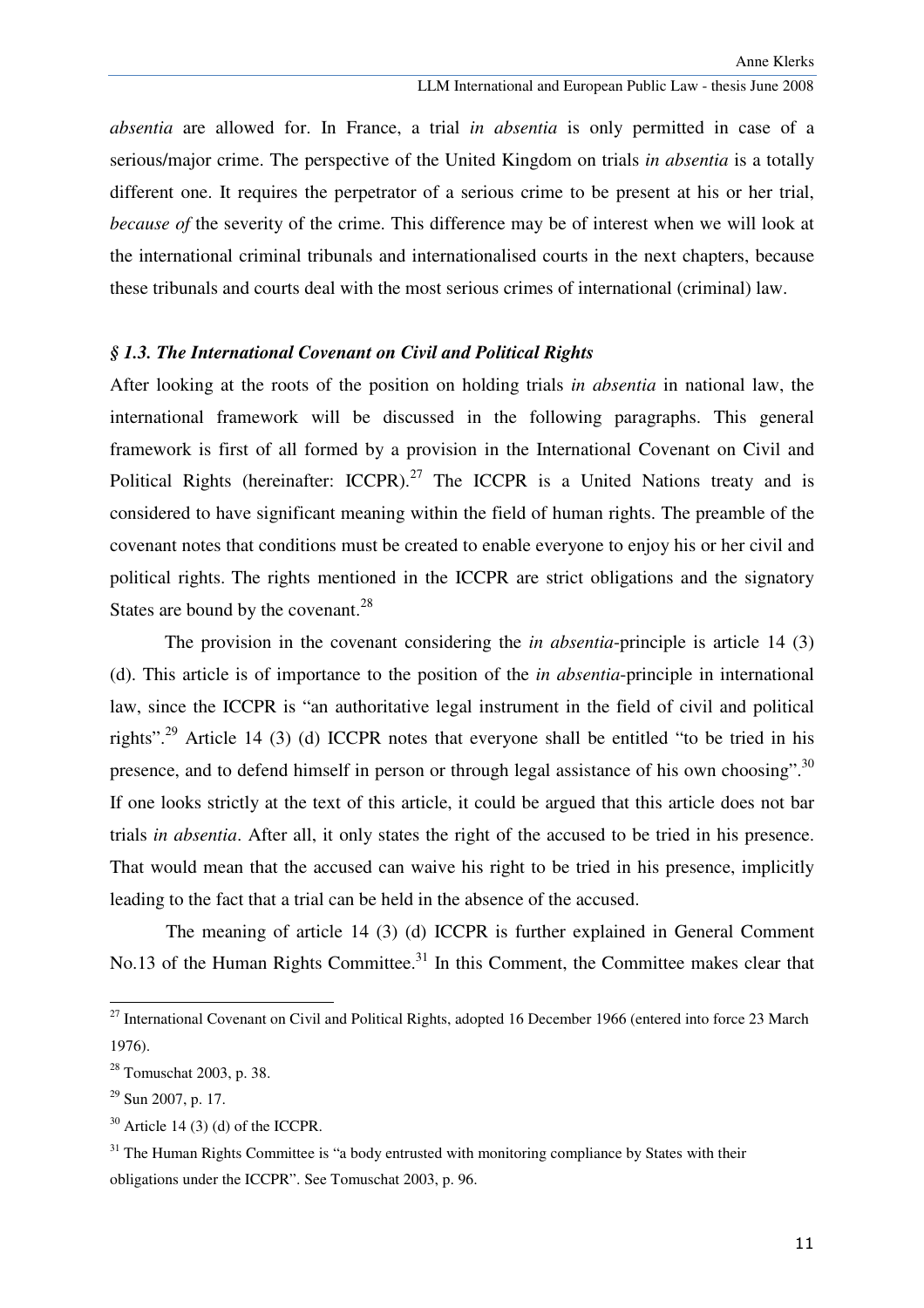*absentia* are allowed for. In France, a trial *in absentia* is only permitted in case of a serious/major crime. The perspective of the United Kingdom on trials *in absentia* is a totally different one. It requires the perpetrator of a serious crime to be present at his or her trial, *because of* the severity of the crime. This difference may be of interest when we will look at the international criminal tribunals and internationalised courts in the next chapters, because these tribunals and courts deal with the most serious crimes of international (criminal) law.

### *§ 1.3. The International Covenant on Civil and Political Rights*

After looking at the roots of the position on holding trials *in absentia* in national law, the international framework will be discussed in the following paragraphs. This general framework is first of all formed by a provision in the International Covenant on Civil and Political Rights (hereinafter: ICCPR).[27] The ICCPR is a United Nations treaty and is considered to have significant meaning within the field of human rights. The preamble of the covenant notes that conditions must be created to enable everyone to enjoy his or her civil and political rights. The rights mentioned in the ICCPR are strict obligations and the signatory States are bound by the covenant.[28]

The provision in the covenant considering the *in absentia*-principle is article 14 (3) (d). This article is of importance to the position of the *in absentia*-principle in international law, since the ICCPR is "an authoritative legal instrument in the field of civil and political rights".[29] Article 14 (3) (d) ICCPR notes that everyone shall be entitled "to be tried in his presence, and to defend himself in person or through legal assistance of his own choosing".[30] If one looks strictly at the text of this article, it could be argued that this article does not bar trials *in absentia*. After all, it only states the right of the accused to be tried in his presence. That would mean that the accused can waive his right to be tried in his presence, implicitly leading to the fact that a trial can be held in the absence of the accused.

The meaning of article 14 (3) (d) ICCPR is further explained in General Comment No.13 of the Human Rights Committee.[31] In this Comment, the Committee makes clear that

---

[27] International Covenant on Civil and Political Rights, adopted 16 December 1966 (entered into force 23 March 1976).

[28] Tomuschat 2003, p. 38.

[29] Sun 2007, p. 17.

[30] Article 14 (3) (d) of the ICCPR.

[31] The Human Rights Committee is "a body entrusted with monitoring compliance by States with their obligations under the ICCPR". See Tomuschat 2003, p. 96.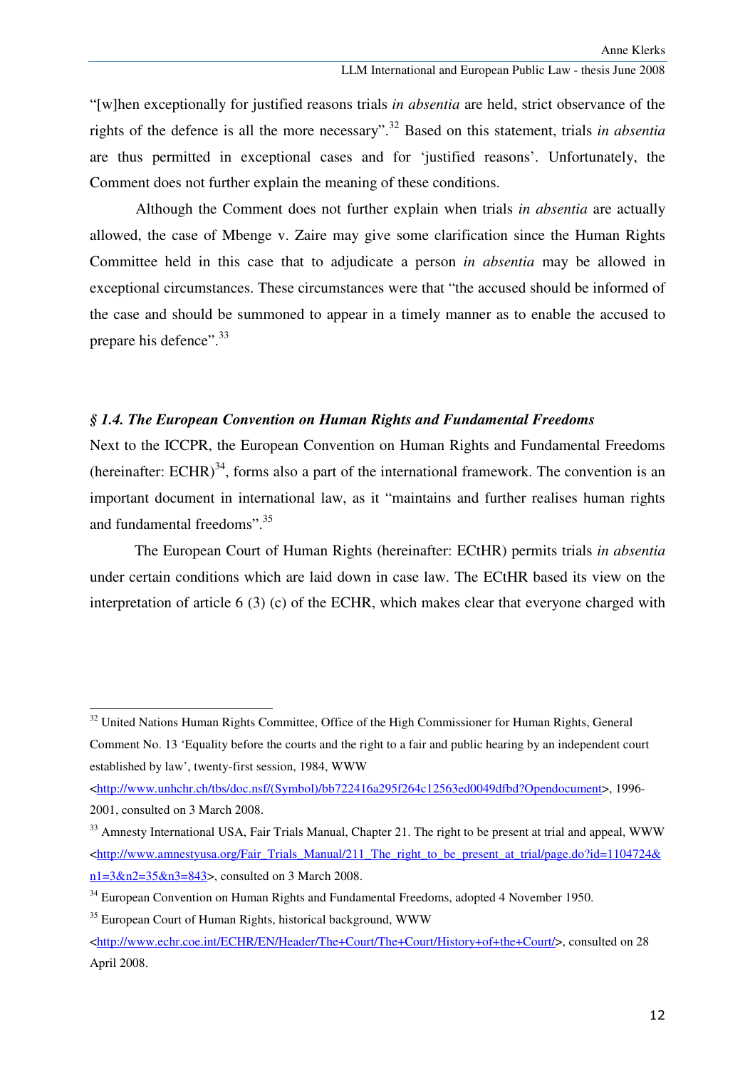"[w]hen exceptionally for justified reasons trials *in absentia* are held, strict observance of the rights of the defence is all the more necessary".[32] Based on this statement, trials *in absentia* are thus permitted in exceptional cases and for 'justified reasons'. Unfortunately, the Comment does not further explain the meaning of these conditions.

Although the Comment does not further explain when trials *in absentia* are actually allowed, the case of Mbenge v. Zaire may give some clarification since the Human Rights Committee held in this case that to adjudicate a person *in absentia* may be allowed in exceptional circumstances. These circumstances were that "the accused should be informed of the case and should be summoned to appear in a timely manner as to enable the accused to prepare his defence".[33]

### *§ 1.4. The European Convention on Human Rights and Fundamental Freedoms*

Next to the ICCPR, the European Convention on Human Rights and Fundamental Freedoms (hereinafter: ECHR)[34], forms also a part of the international framework. The convention is an important document in international law, as it "maintains and further realises human rights and fundamental freedoms".[35]

The European Court of Human Rights (hereinafter: ECtHR) permits trials *in absentia* under certain conditions which are laid down in case law. The ECtHR based its view on the interpretation of article 6 (3) (c) of the ECHR, which makes clear that everyone charged with

---

[32] United Nations Human Rights Committee, Office of the High Commissioner for Human Rights, General Comment No. 13 'Equality before the courts and the right to a fair and public hearing by an independent court established by law', twenty-first session, 1984, WWW <http://www.unhchr.ch/tbs/doc.nsf/(Symbol)/bb722416a295f264c12563ed0049dfbd?Opendocument>, 1996-2001, consulted on 3 March 2008.

[33] Amnesty International USA, Fair Trials Manual, Chapter 21. The right to be present at trial and appeal, WWW <http://www.amnestyusa.org/Fair_Trials_Manual/211_The_right_to_be_present_at_trial/page.do?id=1104724&n1=3&n2=35&n3=843>, consulted on 3 March 2008.

[34] European Convention on Human Rights and Fundamental Freedoms, adopted 4 November 1950.

[35] European Court of Human Rights, historical background, WWW <http://www.echr.coe.int/ECHR/EN/Header/The+Court/The+Court/History+of+the+Court/>, consulted on 28 April 2008.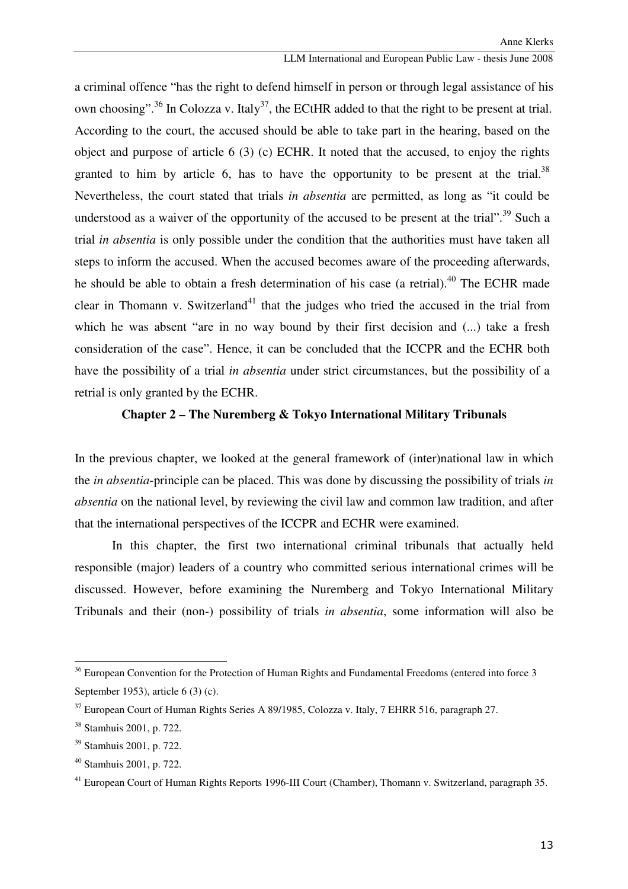a criminal offence "has the right to defend himself in person or through legal assistance of his own choosing".[36] In Colozza v. Italy[37], the ECtHR added to that the right to be present at trial. According to the court, the accused should be able to take part in the hearing, based on the object and purpose of article 6 (3) (c) ECHR. It noted that the accused, to enjoy the rights granted to him by article 6, has to have the opportunity to be present at the trial.[38] Nevertheless, the court stated that trials *in absentia* are permitted, as long as "it could be understood as a waiver of the opportunity of the accused to be present at the trial".[39] Such a trial *in absentia* is only possible under the condition that the authorities must have taken all steps to inform the accused. When the accused becomes aware of the proceeding afterwards, he should be able to obtain a fresh determination of his case (a retrial).[40] The ECHR made clear in Thomann v. Switzerland[41] that the judges who tried the accused in the trial from which he was absent "are in no way bound by their first decision and (...) take a fresh consideration of the case". Hence, it can be concluded that the ICCPR and the ECHR both have the possibility of a trial *in absentia* under strict circumstances, but the possibility of a retrial is only granted by the ECHR.

## Chapter 2 – The Nuremberg & Tokyo International Military Tribunals

In the previous chapter, we looked at the general framework of (inter)national law in which the *in absentia*-principle can be placed. This was done by discussing the possibility of trials *in absentia* on the national level, by reviewing the civil law and common law tradition, and after that the international perspectives of the ICCPR and ECHR were examined.

In this chapter, the first two international criminal tribunals that actually held responsible (major) leaders of a country who committed serious international crimes will be discussed. However, before examining the Nuremberg and Tokyo International Military Tribunals and their (non-) possibility of trials *in absentia*, some information will also be

---

[36] European Convention for the Protection of Human Rights and Fundamental Freedoms (entered into force 3 September 1953), article 6 (3) (c).

[37] European Court of Human Rights Series A 89/1985, Colozza v. Italy, 7 EHRR 516, paragraph 27.

[38] Stamhuis 2001, p. 722.

[39] Stamhuis 2001, p. 722.

[40] Stamhuis 2001, p. 722.

[41] European Court of Human Rights Reports 1996-III Court (Chamber), Thomann v. Switzerland, paragraph 35.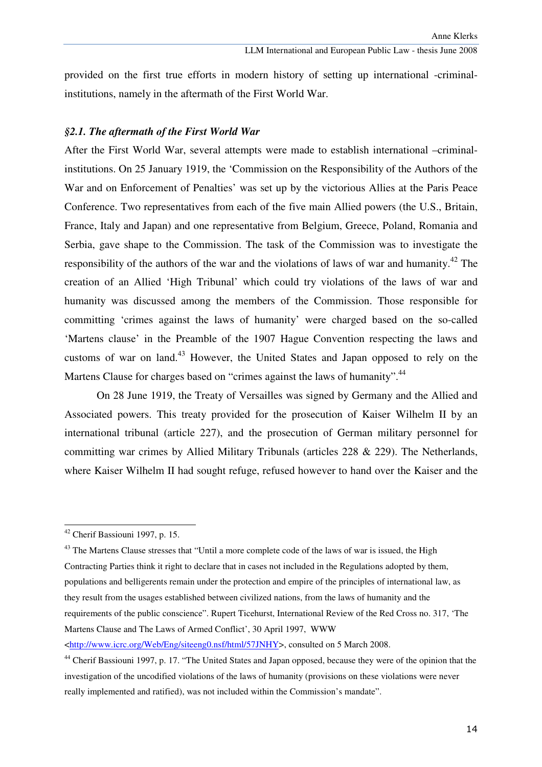provided on the first true efforts in modern history of setting up international -criminal- institutions, namely in the aftermath of the First World War.

### *§2.1. The aftermath of the First World War*

After the First World War, several attempts were made to establish international –criminal- institutions. On 25 January 1919, the 'Commission on the Responsibility of the Authors of the War and on Enforcement of Penalties' was set up by the victorious Allies at the Paris Peace Conference. Two representatives from each of the five main Allied powers (the U.S., Britain, France, Italy and Japan) and one representative from Belgium, Greece, Poland, Romania and Serbia, gave shape to the Commission. The task of the Commission was to investigate the responsibility of the authors of the war and the violations of laws of war and humanity.[42] The creation of an Allied 'High Tribunal' which could try violations of the laws of war and humanity was discussed among the members of the Commission. Those responsible for committing 'crimes against the laws of humanity' were charged based on the so-called 'Martens clause' in the Preamble of the 1907 Hague Convention respecting the laws and customs of war on land.[43] However, the United States and Japan opposed to rely on the Martens Clause for charges based on "crimes against the laws of humanity".[44]

On 28 June 1919, the Treaty of Versailles was signed by Germany and the Allied and Associated powers. This treaty provided for the prosecution of Kaiser Wilhelm II by an international tribunal (article 227), and the prosecution of German military personnel for committing war crimes by Allied Military Tribunals (articles 228 & 229). The Netherlands, where Kaiser Wilhelm II had sought refuge, refused however to hand over the Kaiser and the

---

[42] Cherif Bassiouni 1997, p. 15.

[43] The Martens Clause stresses that "Until a more complete code of the laws of war is issued, the High Contracting Parties think it right to declare that in cases not included in the Regulations adopted by them, populations and belligerents remain under the protection and empire of the principles of international law, as they result from the usages established between civilized nations, from the laws of humanity and the requirements of the public conscience". Rupert Ticehurst, International Review of the Red Cross no. 317, 'The Martens Clause and The Laws of Armed Conflict', 30 April 1997, WWW <http://www.icrc.org/Web/Eng/siteeng0.nsf/html/57JNHY>, consulted on 5 March 2008.

[44] Cherif Bassiouni 1997, p. 17. "The United States and Japan opposed, because they were of the opinion that the investigation of the uncodified violations of the laws of humanity (provisions on these violations were never really implemented and ratified), was not included within the Commission's mandate".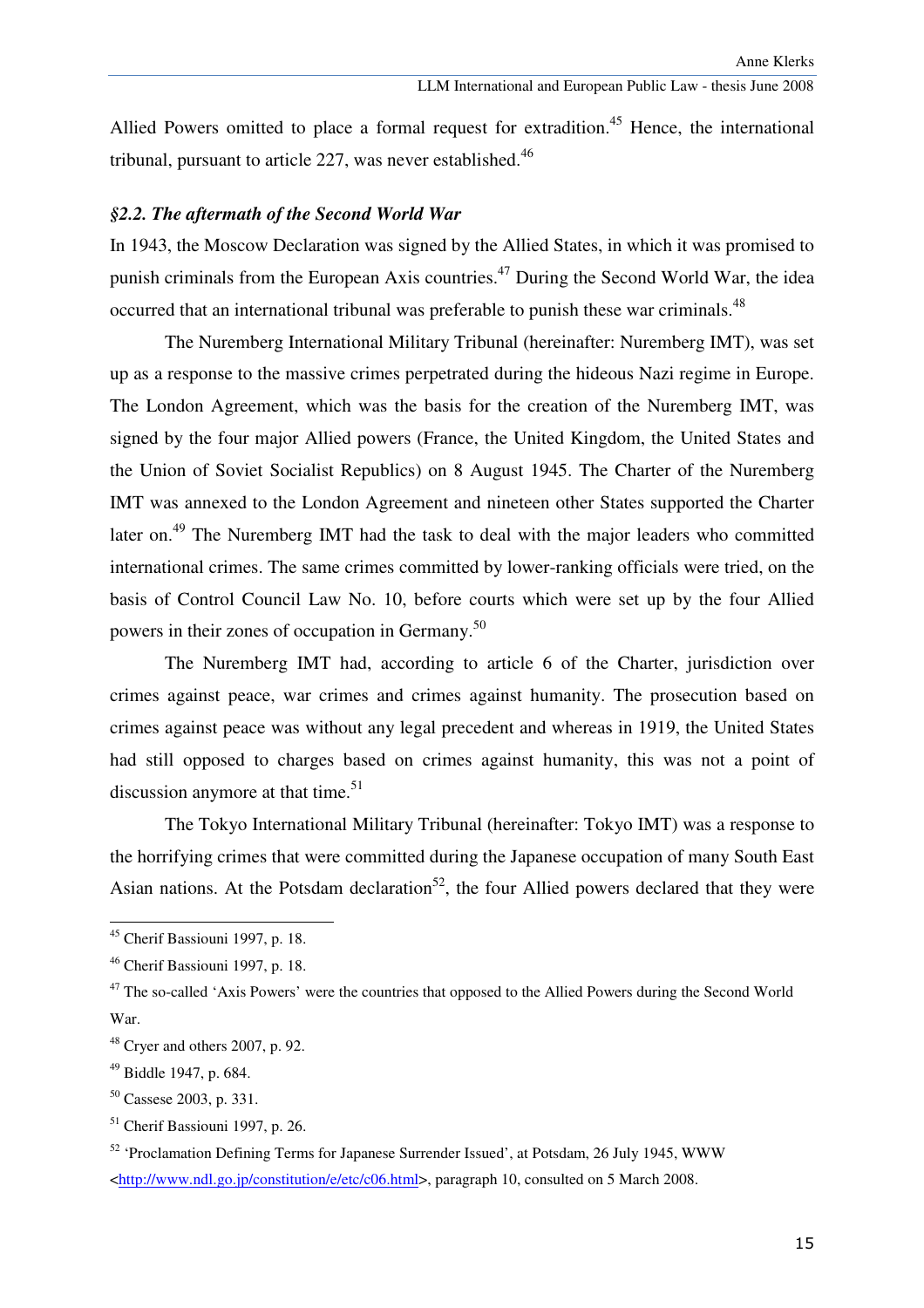Allied Powers omitted to place a formal request for extradition.[45] Hence, the international tribunal, pursuant to article 227, was never established.[46]

### *§2.2. The aftermath of the Second World War*

In 1943, the Moscow Declaration was signed by the Allied States, in which it was promised to punish criminals from the European Axis countries.[47] During the Second World War, the idea occurred that an international tribunal was preferable to punish these war criminals.[48]

The Nuremberg International Military Tribunal (hereinafter: Nuremberg IMT), was set up as a response to the massive crimes perpetrated during the hideous Nazi regime in Europe. The London Agreement, which was the basis for the creation of the Nuremberg IMT, was signed by the four major Allied powers (France, the United Kingdom, the United States and the Union of Soviet Socialist Republics) on 8 August 1945. The Charter of the Nuremberg IMT was annexed to the London Agreement and nineteen other States supported the Charter later on.[49] The Nuremberg IMT had the task to deal with the major leaders who committed international crimes. The same crimes committed by lower-ranking officials were tried, on the basis of Control Council Law No. 10, before courts which were set up by the four Allied powers in their zones of occupation in Germany.[50]

The Nuremberg IMT had, according to article 6 of the Charter, jurisdiction over crimes against peace, war crimes and crimes against humanity. The prosecution based on crimes against peace was without any legal precedent and whereas in 1919, the United States had still opposed to charges based on crimes against humanity, this was not a point of discussion anymore at that time.[51]

The Tokyo International Military Tribunal (hereinafter: Tokyo IMT) was a response to the horrifying crimes that were committed during the Japanese occupation of many South East Asian nations. At the Potsdam declaration[52], the four Allied powers declared that they were

---

[45] Cherif Bassiouni 1997, p. 18.

[46] Cherif Bassiouni 1997, p. 18.

[47] The so-called 'Axis Powers' were the countries that opposed to the Allied Powers during the Second World War.

[48] Cryer and others 2007, p. 92.

[49] Biddle 1947, p. 684.

[50] Cassese 2003, p. 331.

[51] Cherif Bassiouni 1997, p. 26.

[52] 'Proclamation Defining Terms for Japanese Surrender Issued', at Potsdam, 26 July 1945, WWW <http://www.ndl.go.jp/constitution/e/etc/c06.html>, paragraph 10, consulted on 5 March 2008.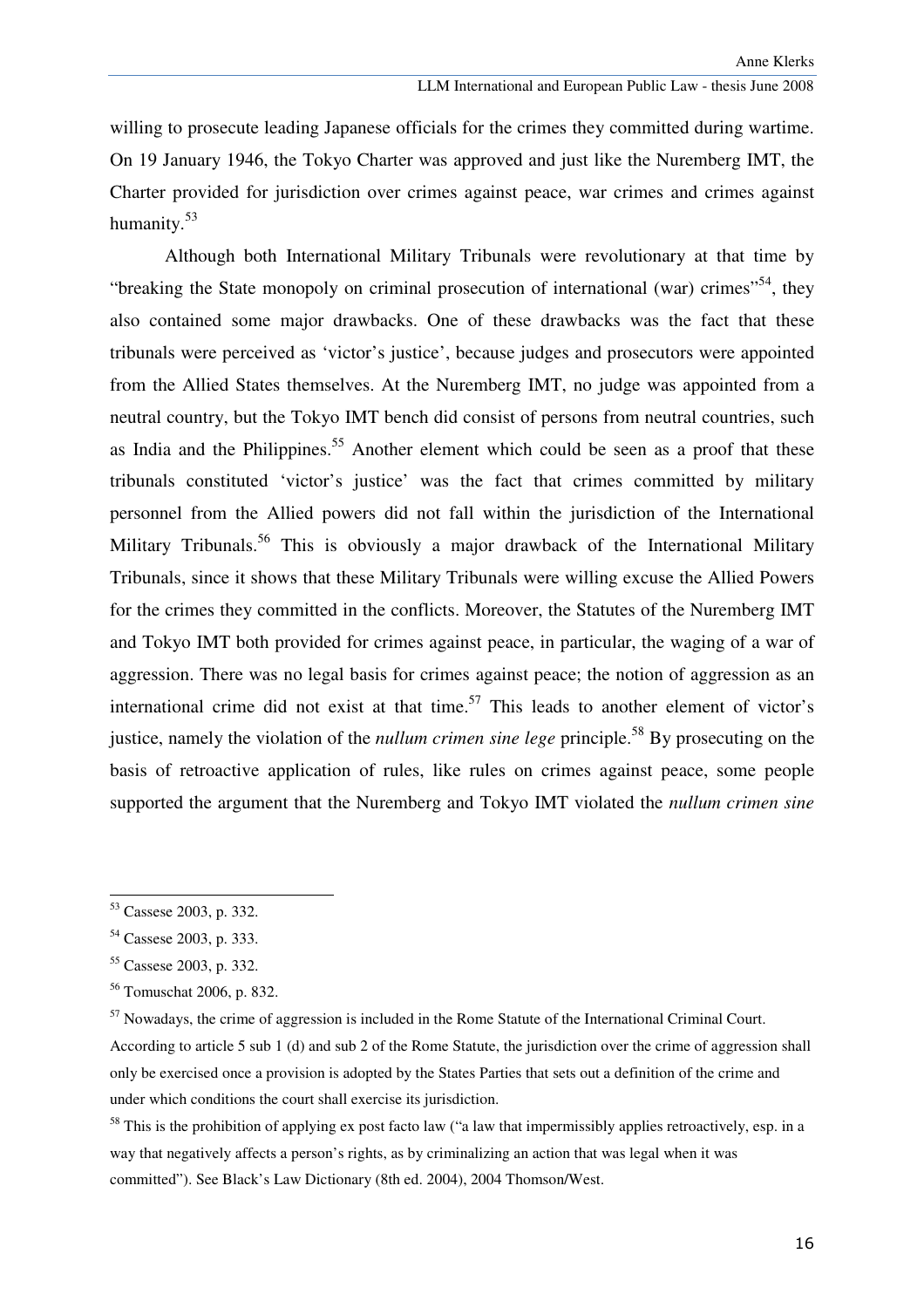willing to prosecute leading Japanese officials for the crimes they committed during wartime. On 19 January 1946, the Tokyo Charter was approved and just like the Nuremberg IMT, the Charter provided for jurisdiction over crimes against peace, war crimes and crimes against humanity.[53]

Although both International Military Tribunals were revolutionary at that time by "breaking the State monopoly on criminal prosecution of international (war) crimes"[54], they also contained some major drawbacks. One of these drawbacks was the fact that these tribunals were perceived as 'victor's justice', because judges and prosecutors were appointed from the Allied States themselves. At the Nuremberg IMT, no judge was appointed from a neutral country, but the Tokyo IMT bench did consist of persons from neutral countries, such as India and the Philippines.[55] Another element which could be seen as a proof that these tribunals constituted 'victor's justice' was the fact that crimes committed by military personnel from the Allied powers did not fall within the jurisdiction of the International Military Tribunals.[56] This is obviously a major drawback of the International Military Tribunals, since it shows that these Military Tribunals were willing excuse the Allied Powers for the crimes they committed in the conflicts. Moreover, the Statutes of the Nuremberg IMT and Tokyo IMT both provided for crimes against peace, in particular, the waging of a war of aggression. There was no legal basis for crimes against peace; the notion of aggression as an international crime did not exist at that time.[57] This leads to another element of victor's justice, namely the violation of the *nullum crimen sine lege* principle.[58] By prosecuting on the basis of retroactive application of rules, like rules on crimes against peace, some people supported the argument that the Nuremberg and Tokyo IMT violated the *nullum crimen sine*

---

[53] Cassese 2003, p. 332.

[54] Cassese 2003, p. 333.

[55] Cassese 2003, p. 332.

[56] Tomuschat 2006, p. 832.

[57] Nowadays, the crime of aggression is included in the Rome Statute of the International Criminal Court. According to article 5 sub 1 (d) and sub 2 of the Rome Statute, the jurisdiction over the crime of aggression shall only be exercised once a provision is adopted by the States Parties that sets out a definition of the crime and under which conditions the court shall exercise its jurisdiction.

[58] This is the prohibition of applying ex post facto law ("a law that impermissibly applies retroactively, esp. in a way that negatively affects a person's rights, as by criminalizing an action that was legal when it was committed"). See Black's Law Dictionary (8th ed. 2004), 2004 Thomson/West.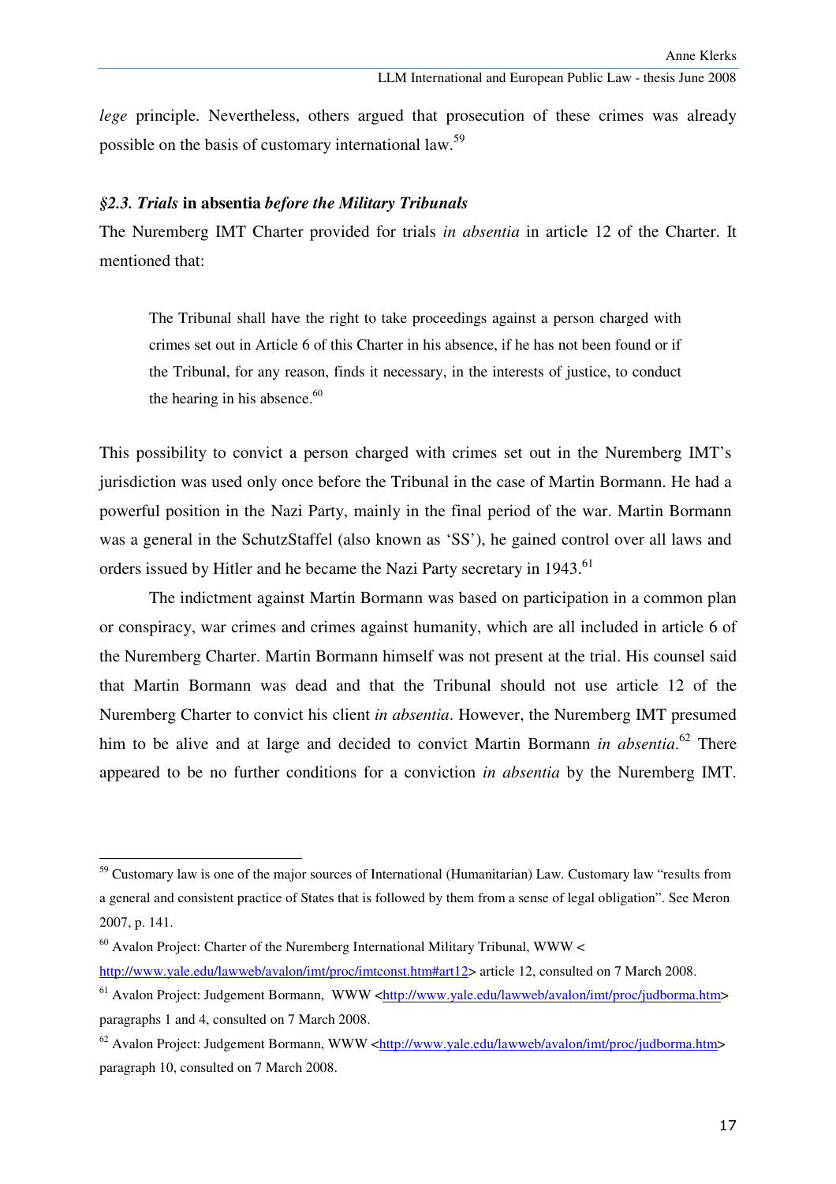*lege* principle. Nevertheless, others argued that prosecution of these crimes was already possible on the basis of customary international law.[59]

### *§2.3. Trials* **in absentia** *before the Military Tribunals*

The Nuremberg IMT Charter provided for trials *in absentia* in article 12 of the Charter. It mentioned that:

> The Tribunal shall have the right to take proceedings against a person charged with crimes set out in Article 6 of this Charter in his absence, if he has not been found or if the Tribunal, for any reason, finds it necessary, in the interests of justice, to conduct the hearing in his absence.[60]

This possibility to convict a person charged with crimes set out in the Nuremberg IMT's jurisdiction was used only once before the Tribunal in the case of Martin Bormann. He had a powerful position in the Nazi Party, mainly in the final period of the war. Martin Bormann was a general in the SchutzStaffel (also known as 'SS'), he gained control over all laws and orders issued by Hitler and he became the Nazi Party secretary in 1943.[61]

The indictment against Martin Bormann was based on participation in a common plan or conspiracy, war crimes and crimes against humanity, which are all included in article 6 of the Nuremberg Charter. Martin Bormann himself was not present at the trial. His counsel said that Martin Bormann was dead and that the Tribunal should not use article 12 of the Nuremberg Charter to convict his client *in absentia*. However, the Nuremberg IMT presumed him to be alive and at large and decided to convict Martin Bormann *in absentia*.[62] There appeared to be no further conditions for a conviction *in absentia* by the Nuremberg IMT.

---

[59] Customary law is one of the major sources of International (Humanitarian) Law. Customary law "results from a general and consistent practice of States that is followed by them from a sense of legal obligation". See Meron 2007, p. 141.

[60] Avalon Project: Charter of the Nuremberg International Military Tribunal, WWW < http://www.yale.edu/lawweb/avalon/imt/proc/imtconst.htm#art12> article 12, consulted on 7 March 2008.

[61] Avalon Project: Judgement Bormann, WWW <http://www.yale.edu/lawweb/avalon/imt/proc/judborma.htm> paragraphs 1 and 4, consulted on 7 March 2008.

[62] Avalon Project: Judgement Bormann, WWW <http://www.yale.edu/lawweb/avalon/imt/proc/judborma.htm> paragraph 10, consulted on 7 March 2008.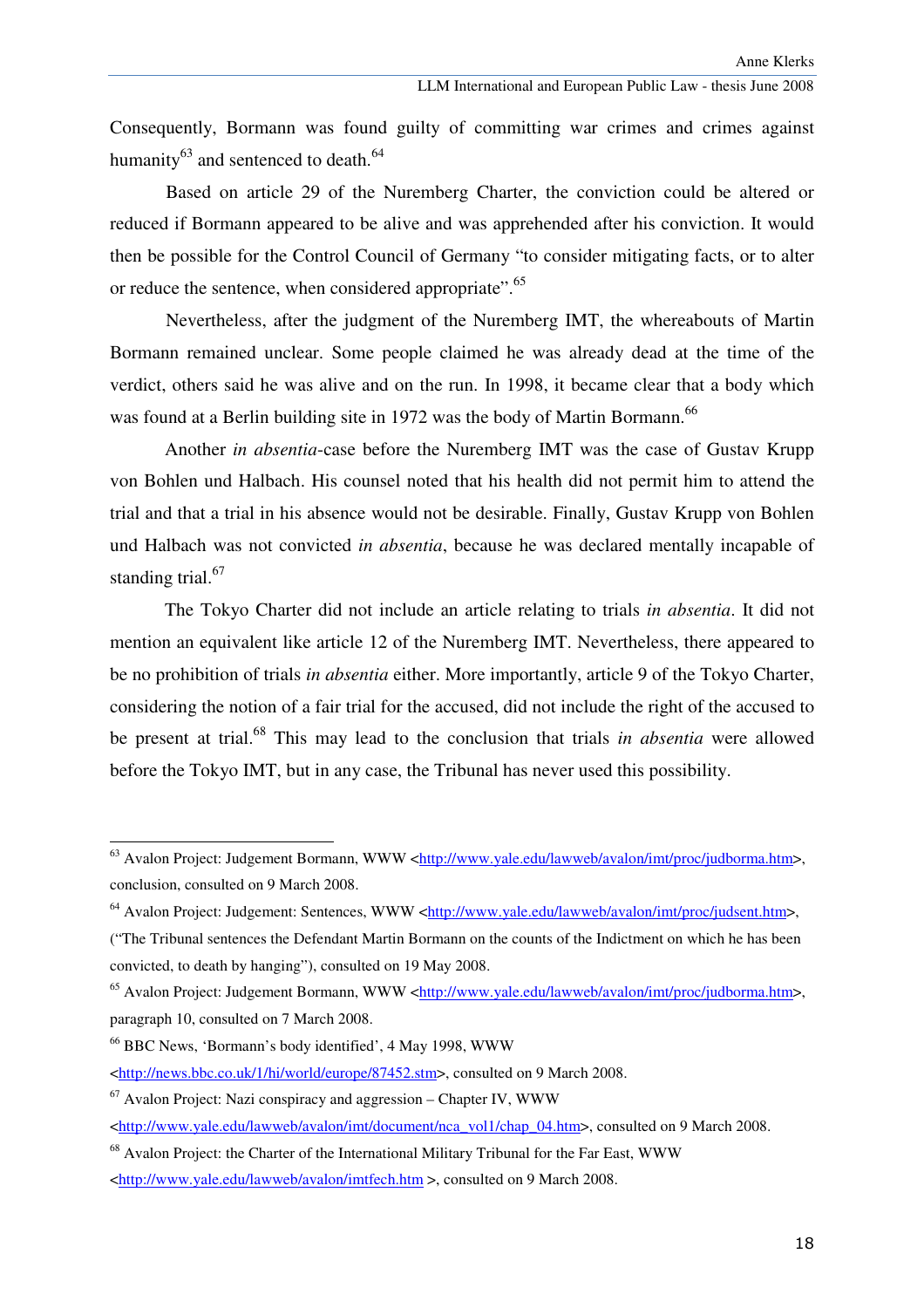Consequently, Bormann was found guilty of committing war crimes and crimes against humanity[63] and sentenced to death.[64]

Based on article 29 of the Nuremberg Charter, the conviction could be altered or reduced if Bormann appeared to be alive and was apprehended after his conviction. It would then be possible for the Control Council of Germany "to consider mitigating facts, or to alter or reduce the sentence, when considered appropriate".[65]

Nevertheless, after the judgment of the Nuremberg IMT, the whereabouts of Martin Bormann remained unclear. Some people claimed he was already dead at the time of the verdict, others said he was alive and on the run. In 1998, it became clear that a body which was found at a Berlin building site in 1972 was the body of Martin Bormann.[66]

Another *in absentia*-case before the Nuremberg IMT was the case of Gustav Krupp von Bohlen und Halbach. His counsel noted that his health did not permit him to attend the trial and that a trial in his absence would not be desirable. Finally, Gustav Krupp von Bohlen und Halbach was not convicted *in absentia*, because he was declared mentally incapable of standing trial.[67]

The Tokyo Charter did not include an article relating to trials *in absentia*. It did not mention an equivalent like article 12 of the Nuremberg IMT. Nevertheless, there appeared to be no prohibition of trials *in absentia* either. More importantly, article 9 of the Tokyo Charter, considering the notion of a fair trial for the accused, did not include the right of the accused to be present at trial.[68] This may lead to the conclusion that trials *in absentia* were allowed before the Tokyo IMT, but in any case, the Tribunal has never used this possibility.

---

[63] Avalon Project: Judgement Bormann, WWW <http://www.yale.edu/lawweb/avalon/imt/proc/judborma.htm>, conclusion, consulted on 9 March 2008.

[64] Avalon Project: Judgement: Sentences, WWW <http://www.yale.edu/lawweb/avalon/imt/proc/judsent.htm>, ("The Tribunal sentences the Defendant Martin Bormann on the counts of the Indictment on which he has been convicted, to death by hanging"), consulted on 19 May 2008.

[65] Avalon Project: Judgement Bormann, WWW <http://www.yale.edu/lawweb/avalon/imt/proc/judborma.htm>, paragraph 10, consulted on 7 March 2008.

[66] BBC News, 'Bormann's body identified', 4 May 1998, WWW <http://news.bbc.co.uk/1/hi/world/europe/87452.stm>, consulted on 9 March 2008.

[67] Avalon Project: Nazi conspiracy and aggression – Chapter IV, WWW <http://www.yale.edu/lawweb/avalon/imt/document/nca_vol1/chap_04.htm>, consulted on 9 March 2008.

[68] Avalon Project: the Charter of the International Military Tribunal for the Far East, WWW <http://www.yale.edu/lawweb/avalon/imtfech.htm >, consulted on 9 March 2008.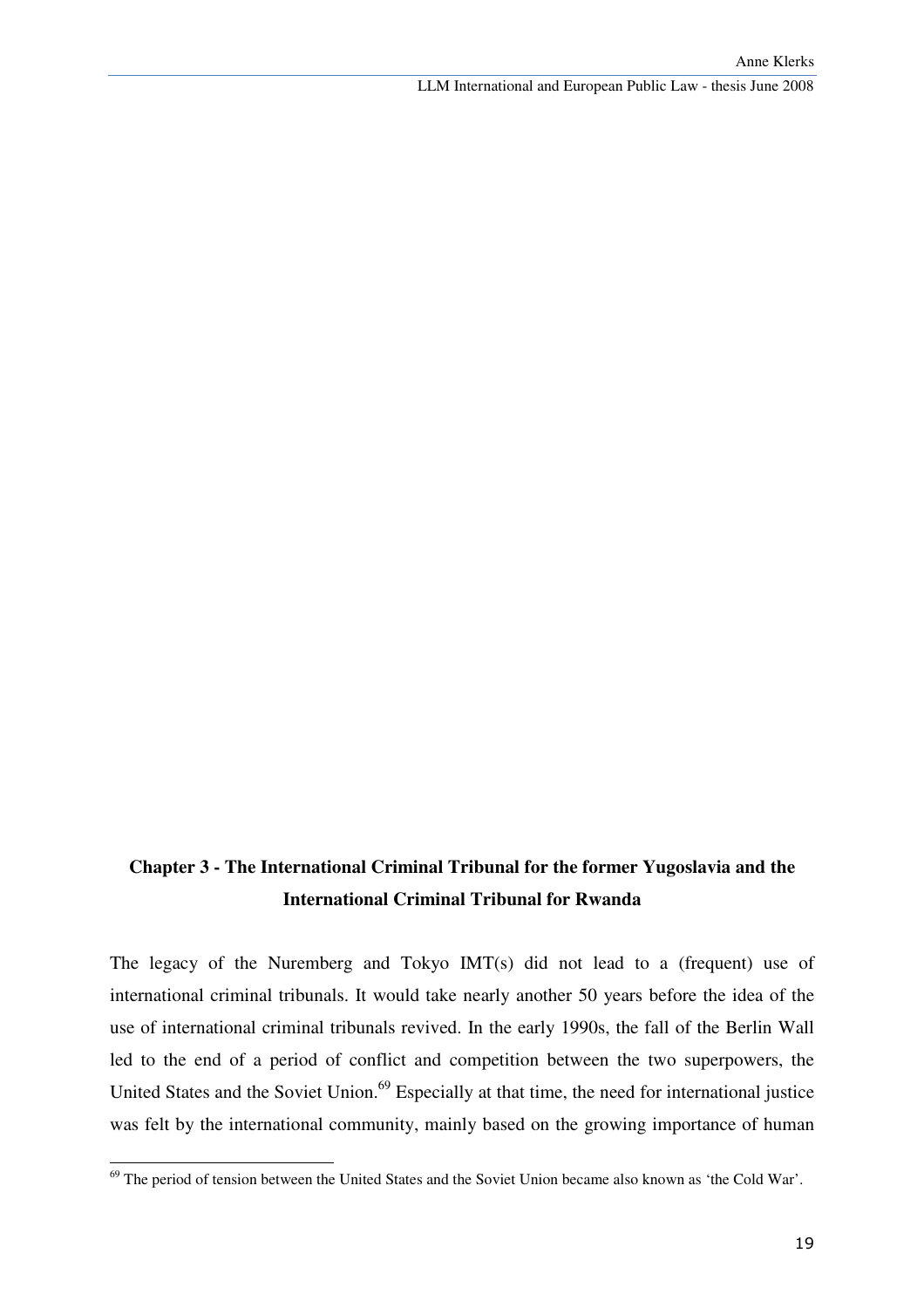## Chapter 3 - The International Criminal Tribunal for the former Yugoslavia and the International Criminal Tribunal for Rwanda

The legacy of the Nuremberg and Tokyo IMT(s) did not lead to a (frequent) use of international criminal tribunals. It would take nearly another 50 years before the idea of the use of international criminal tribunals revived. In the early 1990s, the fall of the Berlin Wall led to the end of a period of conflict and competition between the two superpowers, the United States and the Soviet Union.[69] Especially at that time, the need for international justice was felt by the international community, mainly based on the growing importance of human

[69] The period of tension between the United States and the Soviet Union became also known as 'the Cold War'.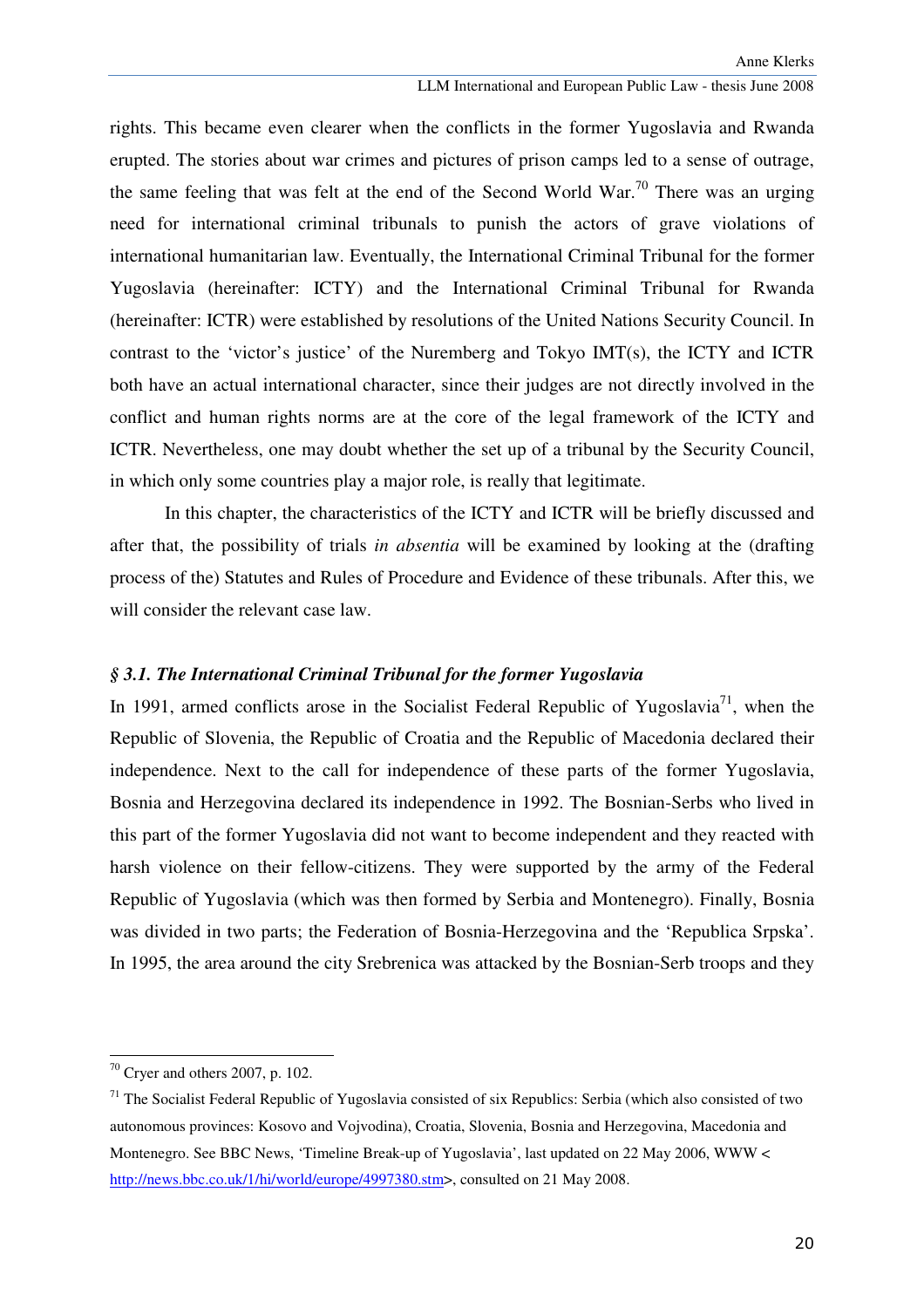rights. This became even clearer when the conflicts in the former Yugoslavia and Rwanda erupted. The stories about war crimes and pictures of prison camps led to a sense of outrage, the same feeling that was felt at the end of the Second World War.[70] There was an urging need for international criminal tribunals to punish the actors of grave violations of international humanitarian law. Eventually, the International Criminal Tribunal for the former Yugoslavia (hereinafter: ICTY) and the International Criminal Tribunal for Rwanda (hereinafter: ICTR) were established by resolutions of the United Nations Security Council. In contrast to the 'victor's justice' of the Nuremberg and Tokyo IMT(s), the ICTY and ICTR both have an actual international character, since their judges are not directly involved in the conflict and human rights norms are at the core of the legal framework of the ICTY and ICTR. Nevertheless, one may doubt whether the set up of a tribunal by the Security Council, in which only some countries play a major role, is really that legitimate.

In this chapter, the characteristics of the ICTY and ICTR will be briefly discussed and after that, the possibility of trials *in absentia* will be examined by looking at the (drafting process of the) Statutes and Rules of Procedure and Evidence of these tribunals. After this, we will consider the relevant case law.

### *§ 3.1. The International Criminal Tribunal for the former Yugoslavia*

In 1991, armed conflicts arose in the Socialist Federal Republic of Yugoslavia[71], when the Republic of Slovenia, the Republic of Croatia and the Republic of Macedonia declared their independence. Next to the call for independence of these parts of the former Yugoslavia, Bosnia and Herzegovina declared its independence in 1992. The Bosnian-Serbs who lived in this part of the former Yugoslavia did not want to become independent and they reacted with harsh violence on their fellow-citizens. They were supported by the army of the Federal Republic of Yugoslavia (which was then formed by Serbia and Montenegro). Finally, Bosnia was divided in two parts; the Federation of Bosnia-Herzegovina and the 'Republica Srpska'. In 1995, the area around the city Srebrenica was attacked by the Bosnian-Serb troops and they

---

[70] Cryer and others 2007, p. 102.

[71] The Socialist Federal Republic of Yugoslavia consisted of six Republics: Serbia (which also consisted of two autonomous provinces: Kosovo and Vojvodina), Croatia, Slovenia, Bosnia and Herzegovina, Macedonia and Montenegro. See BBC News, 'Timeline Break-up of Yugoslavia', last updated on 22 May 2006, WWW < http://news.bbc.co.uk/1/hi/world/europe/4997380.stm>, consulted on 21 May 2008.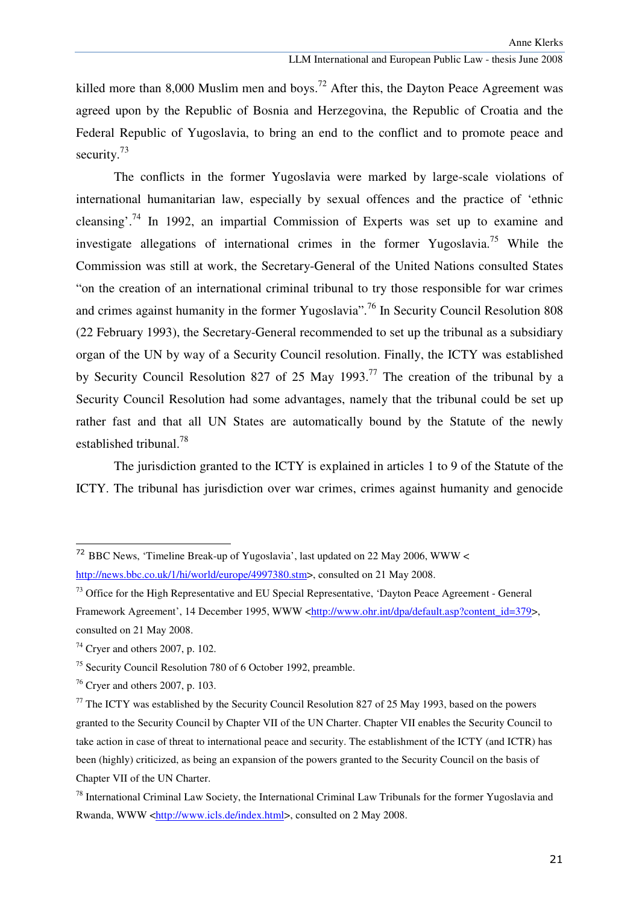killed more than 8,000 Muslim men and boys.[72] After this, the Dayton Peace Agreement was agreed upon by the Republic of Bosnia and Herzegovina, the Republic of Croatia and the Federal Republic of Yugoslavia, to bring an end to the conflict and to promote peace and security.[73]

The conflicts in the former Yugoslavia were marked by large-scale violations of international humanitarian law, especially by sexual offences and the practice of 'ethnic cleansing'.[74] In 1992, an impartial Commission of Experts was set up to examine and investigate allegations of international crimes in the former Yugoslavia.[75] While the Commission was still at work, the Secretary-General of the United Nations consulted States "on the creation of an international criminal tribunal to try those responsible for war crimes and crimes against humanity in the former Yugoslavia".[76] In Security Council Resolution 808 (22 February 1993), the Secretary-General recommended to set up the tribunal as a subsidiary organ of the UN by way of a Security Council resolution. Finally, the ICTY was established by Security Council Resolution 827 of 25 May 1993.[77] The creation of the tribunal by a Security Council Resolution had some advantages, namely that the tribunal could be set up rather fast and that all UN States are automatically bound by the Statute of the newly established tribunal.[78]

The jurisdiction granted to the ICTY is explained in articles 1 to 9 of the Statute of the ICTY. The tribunal has jurisdiction over war crimes, crimes against humanity and genocide

---

[72] BBC News, 'Timeline Break-up of Yugoslavia', last updated on 22 May 2006, WWW < http://news.bbc.co.uk/1/hi/world/europe/4997380.stm>, consulted on 21 May 2008.

[73] Office for the High Representative and EU Special Representative, 'Dayton Peace Agreement - General Framework Agreement', 14 December 1995, WWW <http://www.ohr.int/dpa/default.asp?content_id=379>, consulted on 21 May 2008.

[74] Cryer and others 2007, p. 102.

[75] Security Council Resolution 780 of 6 October 1992, preamble.

[76] Cryer and others 2007, p. 103.

[77] The ICTY was established by the Security Council Resolution 827 of 25 May 1993, based on the powers granted to the Security Council by Chapter VII of the UN Charter. Chapter VII enables the Security Council to take action in case of threat to international peace and security. The establishment of the ICTY (and ICTR) has been (highly) criticized, as being an expansion of the powers granted to the Security Council on the basis of Chapter VII of the UN Charter.

[78] International Criminal Law Society, the International Criminal Law Tribunals for the former Yugoslavia and Rwanda, WWW <http://www.icls.de/index.html>, consulted on 2 May 2008.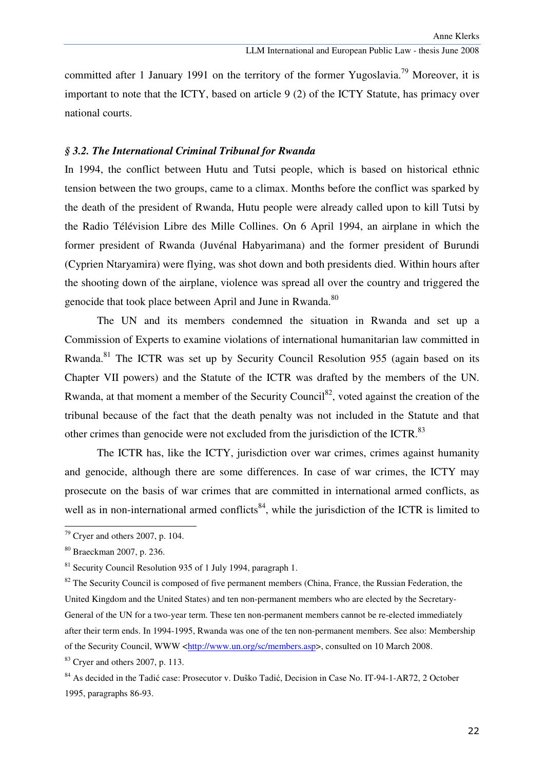committed after 1 January 1991 on the territory of the former Yugoslavia.[79] Moreover, it is important to note that the ICTY, based on article 9 (2) of the ICTY Statute, has primacy over national courts.

### *§ 3.2. The International Criminal Tribunal for Rwanda*

In 1994, the conflict between Hutu and Tutsi people, which is based on historical ethnic tension between the two groups, came to a climax. Months before the conflict was sparked by the death of the president of Rwanda, Hutu people were already called upon to kill Tutsi by the Radio Télévision Libre des Mille Collines. On 6 April 1994, an airplane in which the former president of Rwanda (Juvénal Habyarimana) and the former president of Burundi (Cyprien Ntaryamira) were flying, was shot down and both presidents died. Within hours after the shooting down of the airplane, violence was spread all over the country and triggered the genocide that took place between April and June in Rwanda.[80]

The UN and its members condemned the situation in Rwanda and set up a Commission of Experts to examine violations of international humanitarian law committed in Rwanda.[81] The ICTR was set up by Security Council Resolution 955 (again based on its Chapter VII powers) and the Statute of the ICTR was drafted by the members of the UN. Rwanda, at that moment a member of the Security Council[82], voted against the creation of the tribunal because of the fact that the death penalty was not included in the Statute and that other crimes than genocide were not excluded from the jurisdiction of the ICTR.[83]

The ICTR has, like the ICTY, jurisdiction over war crimes, crimes against humanity and genocide, although there are some differences. In case of war crimes, the ICTY may prosecute on the basis of war crimes that are committed in international armed conflicts, as well as in non-international armed conflicts[84], while the jurisdiction of the ICTR is limited to

---

[79] Cryer and others 2007, p. 104.

[80] Braeckman 2007, p. 236.

[81] Security Council Resolution 935 of 1 July 1994, paragraph 1.

[82] The Security Council is composed of five permanent members (China, France, the Russian Federation, the United Kingdom and the United States) and ten non-permanent members who are elected by the Secretary-General of the UN for a two-year term. These ten non-permanent members cannot be re-elected immediately after their term ends. In 1994-1995, Rwanda was one of the ten non-permanent members. See also: Membership of the Security Council, WWW <http://www.un.org/sc/members.asp>, consulted on 10 March 2008.

[83] Cryer and others 2007, p. 113.

[84] As decided in the Tadić case: Prosecutor v. Duško Tadić, Decision in Case No. IT-94-1-AR72, 2 October 1995, paragraphs 86-93.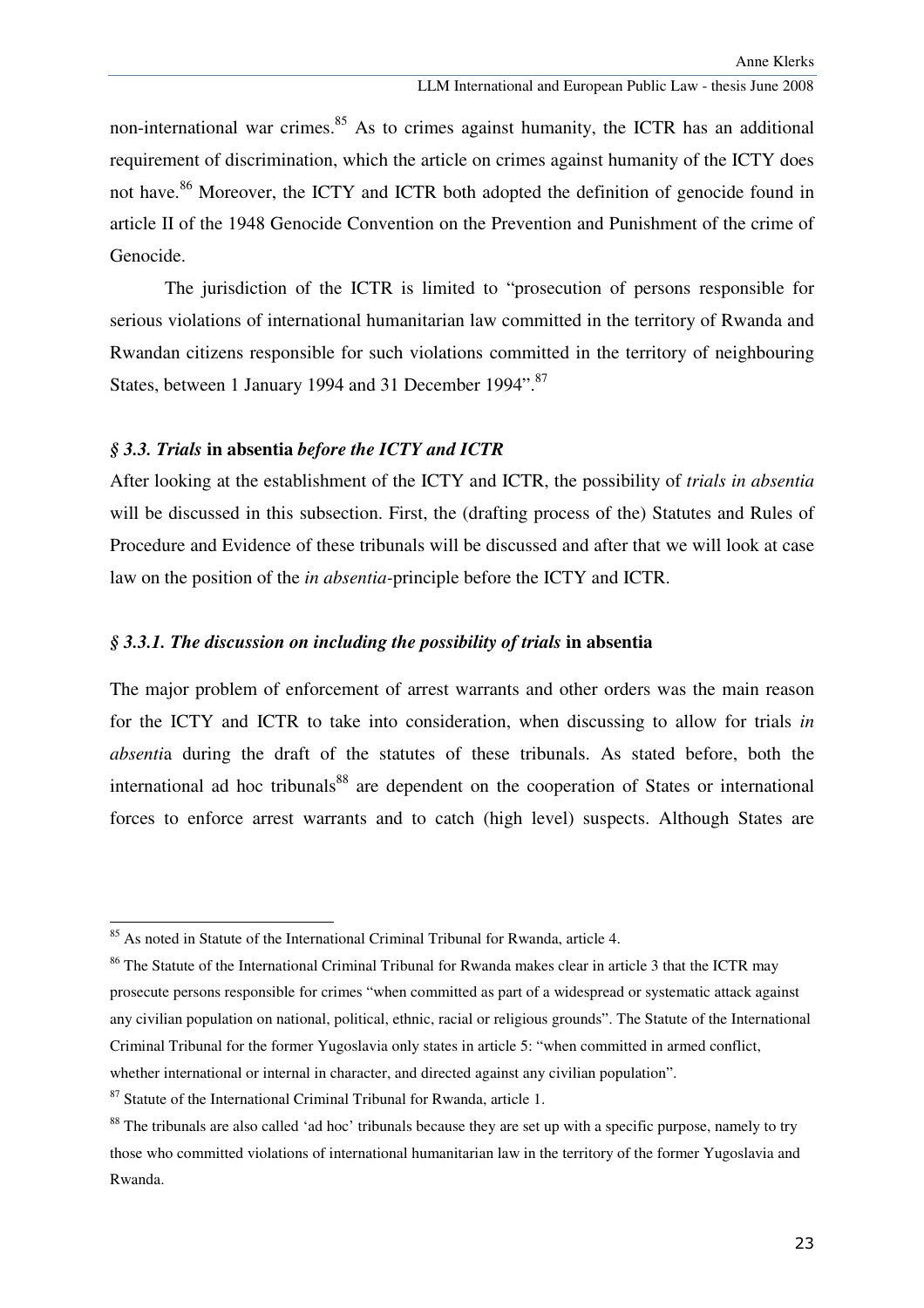non-international war crimes.[85] As to crimes against humanity, the ICTR has an additional requirement of discrimination, which the article on crimes against humanity of the ICTY does not have.[86] Moreover, the ICTY and ICTR both adopted the definition of genocide found in article II of the 1948 Genocide Convention on the Prevention and Punishment of the crime of Genocide.

The jurisdiction of the ICTR is limited to "prosecution of persons responsible for serious violations of international humanitarian law committed in the territory of Rwanda and Rwandan citizens responsible for such violations committed in the territory of neighbouring States, between 1 January 1994 and 31 December 1994".[87]

### *§ 3.3. Trials* **in absentia** *before the ICTY and ICTR*

After looking at the establishment of the ICTY and ICTR, the possibility of *trials in absentia* will be discussed in this subsection. First, the (drafting process of the) Statutes and Rules of Procedure and Evidence of these tribunals will be discussed and after that we will look at case law on the position of the *in absentia*-principle before the ICTY and ICTR.

#### *§ 3.3.1. The discussion on including the possibility of trials* **in absentia**

The major problem of enforcement of arrest warrants and other orders was the main reason for the ICTY and ICTR to take into consideration, when discussing to allow for trials *in absenti*a during the draft of the statutes of these tribunals. As stated before, both the international ad hoc tribunals[88] are dependent on the cooperation of States or international forces to enforce arrest warrants and to catch (high level) suspects. Although States are

---

[85] As noted in Statute of the International Criminal Tribunal for Rwanda, article 4.

[86] The Statute of the International Criminal Tribunal for Rwanda makes clear in article 3 that the ICTR may prosecute persons responsible for crimes "when committed as part of a widespread or systematic attack against any civilian population on national, political, ethnic, racial or religious grounds". The Statute of the International Criminal Tribunal for the former Yugoslavia only states in article 5: "when committed in armed conflict, whether international or internal in character, and directed against any civilian population".

[87] Statute of the International Criminal Tribunal for Rwanda, article 1.

[88] The tribunals are also called 'ad hoc' tribunals because they are set up with a specific purpose, namely to try those who committed violations of international humanitarian law in the territory of the former Yugoslavia and Rwanda.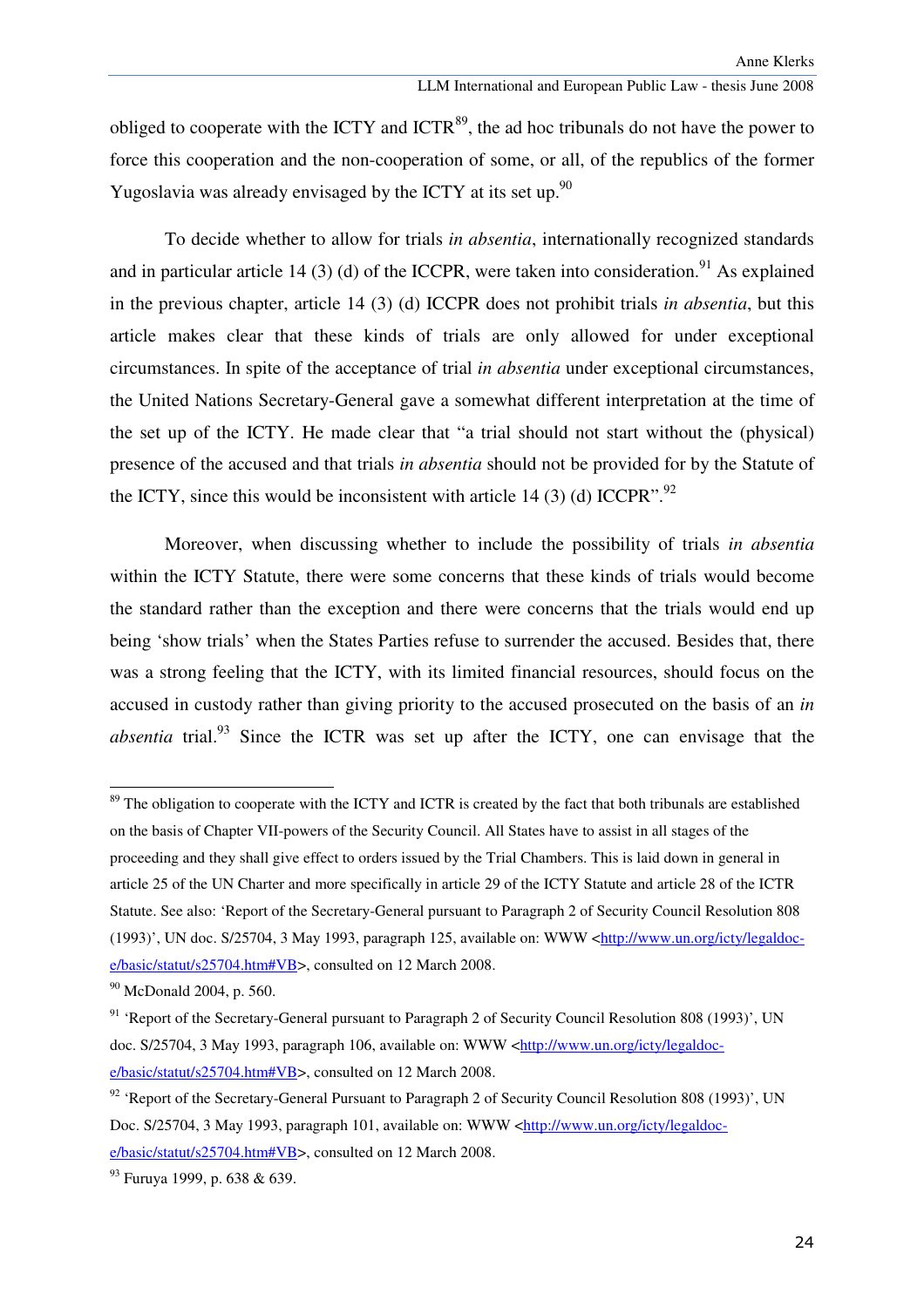obliged to cooperate with the ICTY and ICTR[89], the ad hoc tribunals do not have the power to force this cooperation and the non-cooperation of some, or all, of the republics of the former Yugoslavia was already envisaged by the ICTY at its set up.[90]

To decide whether to allow for trials *in absentia*, internationally recognized standards and in particular article 14 (3) (d) of the ICCPR, were taken into consideration.[91] As explained in the previous chapter, article 14 (3) (d) ICCPR does not prohibit trials *in absentia*, but this article makes clear that these kinds of trials are only allowed for under exceptional circumstances. In spite of the acceptance of trial *in absentia* under exceptional circumstances, the United Nations Secretary-General gave a somewhat different interpretation at the time of the set up of the ICTY. He made clear that "a trial should not start without the (physical) presence of the accused and that trials *in absentia* should not be provided for by the Statute of the ICTY, since this would be inconsistent with article 14 (3) (d) ICCPR".[92]

Moreover, when discussing whether to include the possibility of trials *in absentia* within the ICTY Statute, there were some concerns that these kinds of trials would become the standard rather than the exception and there were concerns that the trials would end up being 'show trials' when the States Parties refuse to surrender the accused. Besides that, there was a strong feeling that the ICTY, with its limited financial resources, should focus on the accused in custody rather than giving priority to the accused prosecuted on the basis of an *in absentia* trial.[93] Since the ICTR was set up after the ICTY, one can envisage that the

---

[89] The obligation to cooperate with the ICTY and ICTR is created by the fact that both tribunals are established on the basis of Chapter VII-powers of the Security Council. All States have to assist in all stages of the proceeding and they shall give effect to orders issued by the Trial Chambers. This is laid down in general in article 25 of the UN Charter and more specifically in article 29 of the ICTY Statute and article 28 of the ICTR Statute. See also: 'Report of the Secretary-General pursuant to Paragraph 2 of Security Council Resolution 808 (1993)', UN doc. S/25704, 3 May 1993, paragraph 125, available on: WWW <http://www.un.org/icty/legaldoc-e/basic/statut/s25704.htm#VB>, consulted on 12 March 2008.

[90] McDonald 2004, p. 560.

[91] 'Report of the Secretary-General pursuant to Paragraph 2 of Security Council Resolution 808 (1993)', UN doc. S/25704, 3 May 1993, paragraph 106, available on: WWW <http://www.un.org/icty/legaldoc-e/basic/statut/s25704.htm#VB>, consulted on 12 March 2008.

[92] 'Report of the Secretary-General Pursuant to Paragraph 2 of Security Council Resolution 808 (1993)', UN Doc. S/25704, 3 May 1993, paragraph 101, available on: WWW <http://www.un.org/icty/legaldoc-e/basic/statut/s25704.htm#VB>, consulted on 12 March 2008.

[93] Furuya 1999, p. 638 & 639.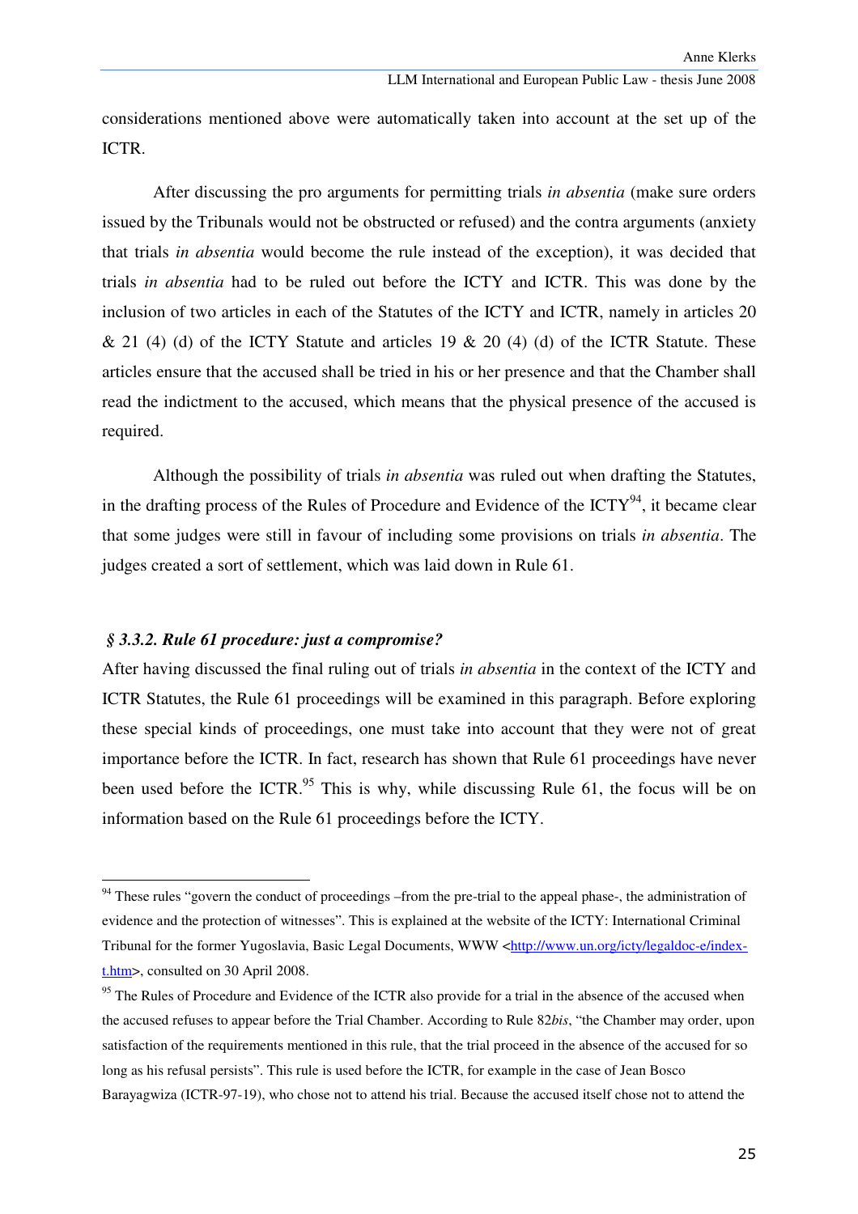considerations mentioned above were automatically taken into account at the set up of the ICTR.

After discussing the pro arguments for permitting trials *in absentia* (make sure orders issued by the Tribunals would not be obstructed or refused) and the contra arguments (anxiety that trials *in absentia* would become the rule instead of the exception), it was decided that trials *in absentia* had to be ruled out before the ICTY and ICTR. This was done by the inclusion of two articles in each of the Statutes of the ICTY and ICTR, namely in articles 20 & 21 (4) (d) of the ICTY Statute and articles 19 & 20 (4) (d) of the ICTR Statute. These articles ensure that the accused shall be tried in his or her presence and that the Chamber shall read the indictment to the accused, which means that the physical presence of the accused is required.

Although the possibility of trials *in absentia* was ruled out when drafting the Statutes, in the drafting process of the Rules of Procedure and Evidence of the ICTY[94], it became clear that some judges were still in favour of including some provisions on trials *in absentia*. The judges created a sort of settlement, which was laid down in Rule 61.

### *§ 3.3.2. Rule 61 procedure: just a compromise?*

After having discussed the final ruling out of trials *in absentia* in the context of the ICTY and ICTR Statutes, the Rule 61 proceedings will be examined in this paragraph. Before exploring these special kinds of proceedings, one must take into account that they were not of great importance before the ICTR. In fact, research has shown that Rule 61 proceedings have never been used before the ICTR.[95] This is why, while discussing Rule 61, the focus will be on information based on the Rule 61 proceedings before the ICTY.

---

[94] These rules "govern the conduct of proceedings –from the pre-trial to the appeal phase-, the administration of evidence and the protection of witnesses". This is explained at the website of the ICTY: International Criminal Tribunal for the former Yugoslavia, Basic Legal Documents, WWW <http://www.un.org/icty/legaldoc-e/index-t.htm>, consulted on 30 April 2008.

[95] The Rules of Procedure and Evidence of the ICTR also provide for a trial in the absence of the accused when the accused refuses to appear before the Trial Chamber. According to Rule 82*bis*, "the Chamber may order, upon satisfaction of the requirements mentioned in this rule, that the trial proceed in the absence of the accused for so long as his refusal persists". This rule is used before the ICTR, for example in the case of Jean Bosco Barayagwiza (ICTR-97-19), who chose not to attend his trial. Because the accused itself chose not to attend the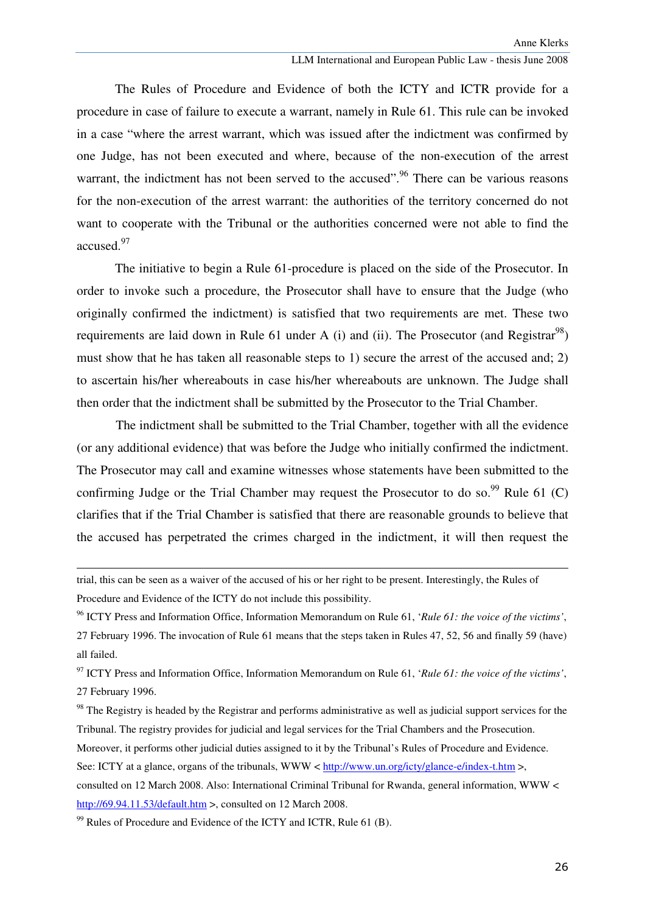The Rules of Procedure and Evidence of both the ICTY and ICTR provide for a procedure in case of failure to execute a warrant, namely in Rule 61. This rule can be invoked in a case "where the arrest warrant, which was issued after the indictment was confirmed by one Judge, has not been executed and where, because of the non-execution of the arrest warrant, the indictment has not been served to the accused".[96] There can be various reasons for the non-execution of the arrest warrant: the authorities of the territory concerned do not want to cooperate with the Tribunal or the authorities concerned were not able to find the accused.[97]

The initiative to begin a Rule 61-procedure is placed on the side of the Prosecutor. In order to invoke such a procedure, the Prosecutor shall have to ensure that the Judge (who originally confirmed the indictment) is satisfied that two requirements are met. These two requirements are laid down in Rule 61 under A (i) and (ii). The Prosecutor (and Registrar[98]) must show that he has taken all reasonable steps to 1) secure the arrest of the accused and; 2) to ascertain his/her whereabouts in case his/her whereabouts are unknown. The Judge shall then order that the indictment shall be submitted by the Prosecutor to the Trial Chamber.

The indictment shall be submitted to the Trial Chamber, together with all the evidence (or any additional evidence) that was before the Judge who initially confirmed the indictment. The Prosecutor may call and examine witnesses whose statements have been submitted to the confirming Judge or the Trial Chamber may request the Prosecutor to do so.[99] Rule 61 (C) clarifies that if the Trial Chamber is satisfied that there are reasonable grounds to believe that the accused has perpetrated the crimes charged in the indictment, it will then request the

---

trial, this can be seen as a waiver of the accused of his or her right to be present. Interestingly, the Rules of Procedure and Evidence of the ICTY do not include this possibility.

[96] ICTY Press and Information Office, Information Memorandum on Rule 61, '*Rule 61: the voice of the victims*', 27 February 1996. The invocation of Rule 61 means that the steps taken in Rules 47, 52, 56 and finally 59 (have) all failed.

[97] ICTY Press and Information Office, Information Memorandum on Rule 61, '*Rule 61: the voice of the victims*', 27 February 1996.

[98] The Registry is headed by the Registrar and performs administrative as well as judicial support services for the Tribunal. The registry provides for judicial and legal services for the Trial Chambers and the Prosecution. Moreover, it performs other judicial duties assigned to it by the Tribunal's Rules of Procedure and Evidence. See: ICTY at a glance, organs of the tribunals, WWW < http://www.un.org/icty/glance-e/index-t.htm >, consulted on 12 March 2008. Also: International Criminal Tribunal for Rwanda, general information, WWW < http://69.94.11.53/default.htm >, consulted on 12 March 2008.

[99] Rules of Procedure and Evidence of the ICTY and ICTR, Rule 61 (B).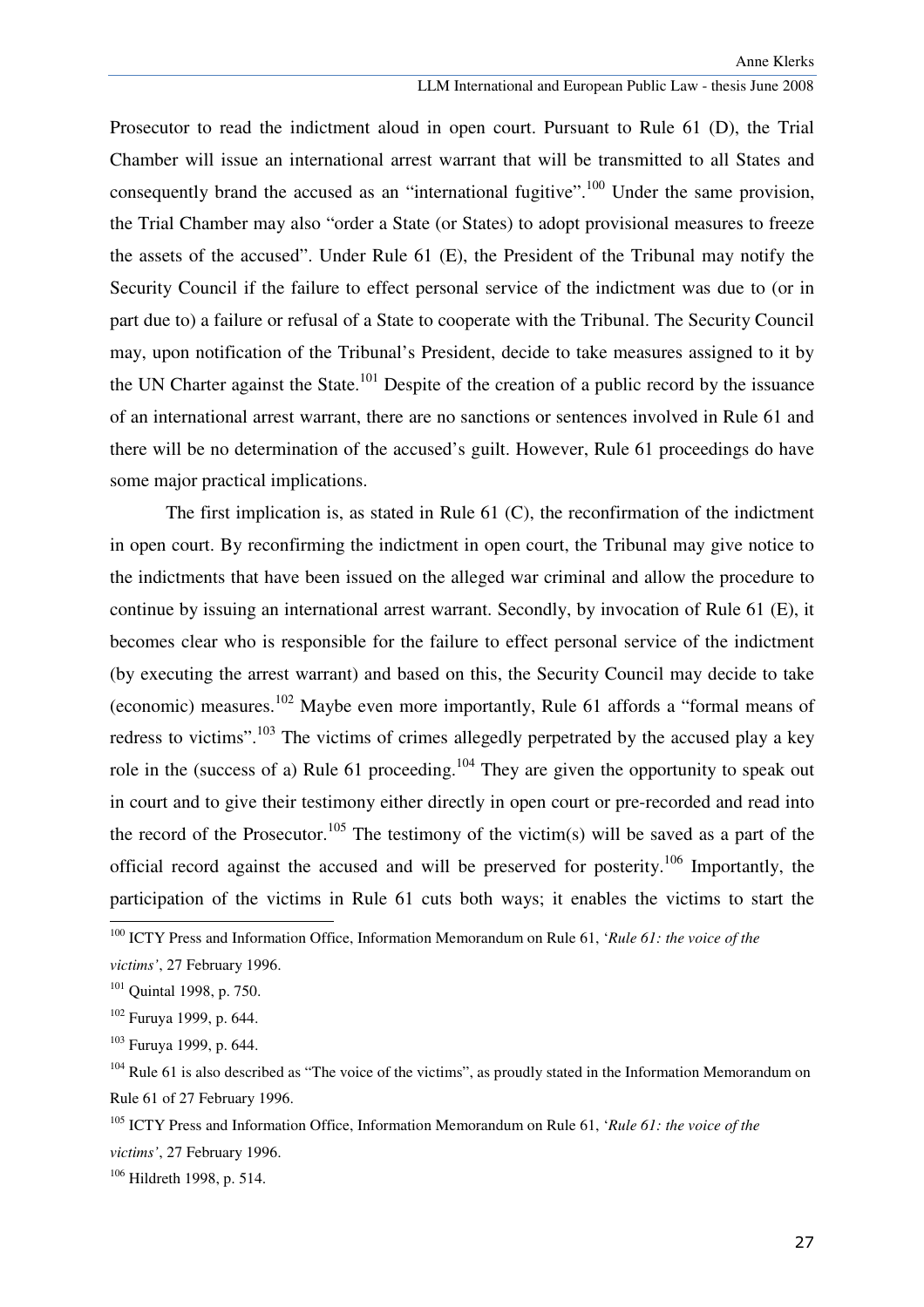Prosecutor to read the indictment aloud in open court. Pursuant to Rule 61 (D), the Trial Chamber will issue an international arrest warrant that will be transmitted to all States and consequently brand the accused as an "international fugitive".[100] Under the same provision, the Trial Chamber may also "order a State (or States) to adopt provisional measures to freeze the assets of the accused". Under Rule 61 (E), the President of the Tribunal may notify the Security Council if the failure to effect personal service of the indictment was due to (or in part due to) a failure or refusal of a State to cooperate with the Tribunal. The Security Council may, upon notification of the Tribunal's President, decide to take measures assigned to it by the UN Charter against the State.[101] Despite of the creation of a public record by the issuance of an international arrest warrant, there are no sanctions or sentences involved in Rule 61 and there will be no determination of the accused's guilt. However, Rule 61 proceedings do have some major practical implications.

The first implication is, as stated in Rule 61 (C), the reconfirmation of the indictment in open court. By reconfirming the indictment in open court, the Tribunal may give notice to the indictments that have been issued on the alleged war criminal and allow the procedure to continue by issuing an international arrest warrant. Secondly, by invocation of Rule 61 (E), it becomes clear who is responsible for the failure to effect personal service of the indictment (by executing the arrest warrant) and based on this, the Security Council may decide to take (economic) measures.[102] Maybe even more importantly, Rule 61 affords a "formal means of redress to victims".[103] The victims of crimes allegedly perpetrated by the accused play a key role in the (success of a) Rule 61 proceeding.[104] They are given the opportunity to speak out in court and to give their testimony either directly in open court or pre-recorded and read into the record of the Prosecutor.[105] The testimony of the victim(s) will be saved as a part of the official record against the accused and will be preserved for posterity.[106] Importantly, the participation of the victims in Rule 61 cuts both ways; it enables the victims to start the

---

[100] ICTY Press and Information Office, Information Memorandum on Rule 61, '*Rule 61: the voice of the victims'*, 27 February 1996.

[101] Quintal 1998, p. 750.

[102] Furuya 1999, p. 644.

[103] Furuya 1999, p. 644.

[104] Rule 61 is also described as "The voice of the victims", as proudly stated in the Information Memorandum on Rule 61 of 27 February 1996.

[105] ICTY Press and Information Office, Information Memorandum on Rule 61, '*Rule 61: the voice of the victims'*, 27 February 1996.

[106] Hildreth 1998, p. 514.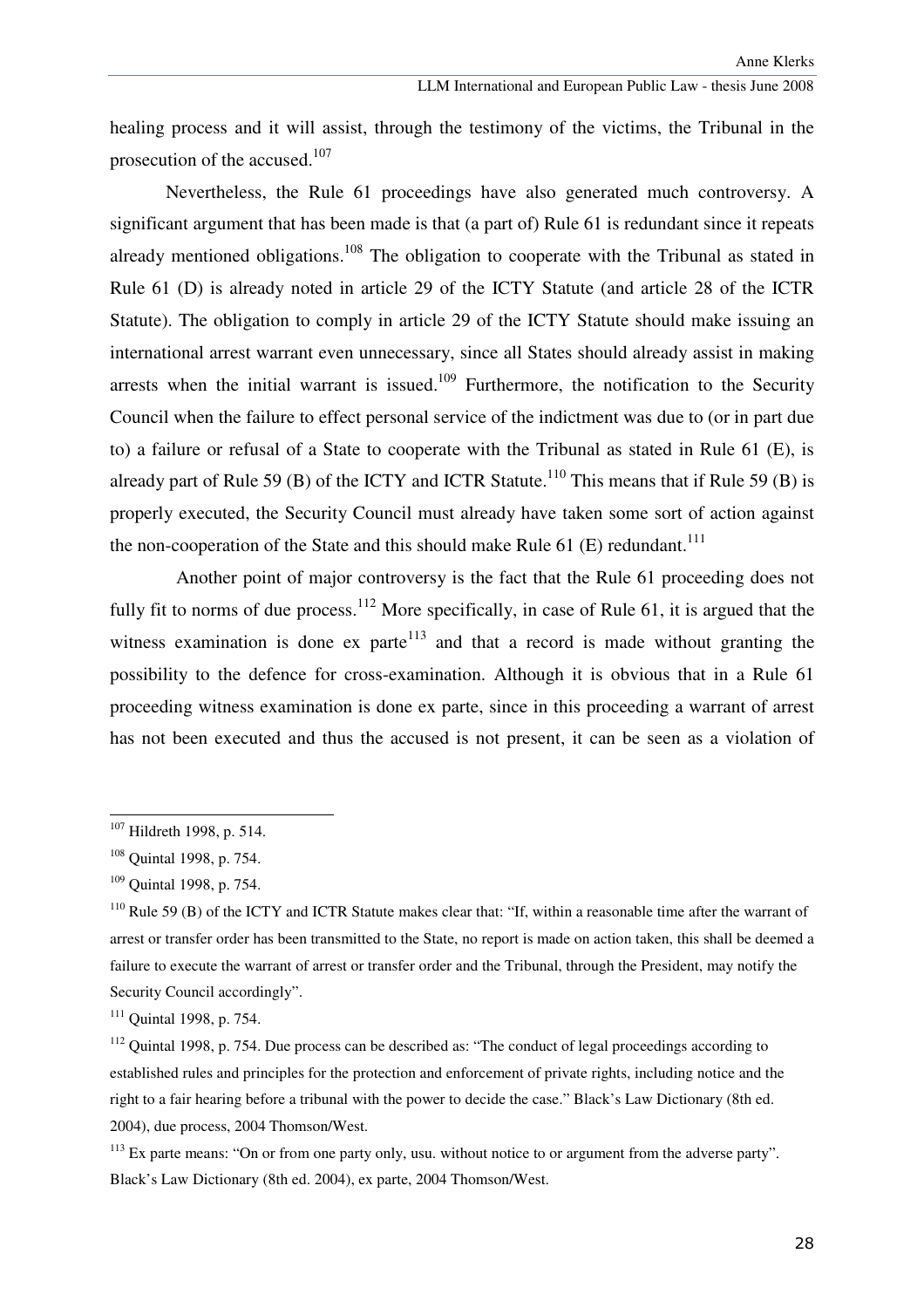healing process and it will assist, through the testimony of the victims, the Tribunal in the prosecution of the accused.[107]

Nevertheless, the Rule 61 proceedings have also generated much controversy. A significant argument that has been made is that (a part of) Rule 61 is redundant since it repeats already mentioned obligations.[108] The obligation to cooperate with the Tribunal as stated in Rule 61 (D) is already noted in article 29 of the ICTY Statute (and article 28 of the ICTR Statute). The obligation to comply in article 29 of the ICTY Statute should make issuing an international arrest warrant even unnecessary, since all States should already assist in making arrests when the initial warrant is issued.[109] Furthermore, the notification to the Security Council when the failure to effect personal service of the indictment was due to (or in part due to) a failure or refusal of a State to cooperate with the Tribunal as stated in Rule 61 (E), is already part of Rule 59 (B) of the ICTY and ICTR Statute.[110] This means that if Rule 59 (B) is properly executed, the Security Council must already have taken some sort of action against the non-cooperation of the State and this should make Rule 61 (E) redundant.[111]

Another point of major controversy is the fact that the Rule 61 proceeding does not fully fit to norms of due process.[112] More specifically, in case of Rule 61, it is argued that the witness examination is done ex parte[113] and that a record is made without granting the possibility to the defence for cross-examination. Although it is obvious that in a Rule 61 proceeding witness examination is done ex parte, since in this proceeding a warrant of arrest has not been executed and thus the accused is not present, it can be seen as a violation of

---

[107] Hildreth 1998, p. 514.

[108] Quintal 1998, p. 754.

[109] Quintal 1998, p. 754.

[110] Rule 59 (B) of the ICTY and ICTR Statute makes clear that: "If, within a reasonable time after the warrant of arrest or transfer order has been transmitted to the State, no report is made on action taken, this shall be deemed a failure to execute the warrant of arrest or transfer order and the Tribunal, through the President, may notify the Security Council accordingly".

[111] Quintal 1998, p. 754.

[112] Quintal 1998, p. 754. Due process can be described as: "The conduct of legal proceedings according to established rules and principles for the protection and enforcement of private rights, including notice and the right to a fair hearing before a tribunal with the power to decide the case." Black's Law Dictionary (8th ed. 2004), due process, 2004 Thomson/West.

[113] Ex parte means: "On or from one party only, usu. without notice to or argument from the adverse party". Black's Law Dictionary (8th ed. 2004), ex parte, 2004 Thomson/West.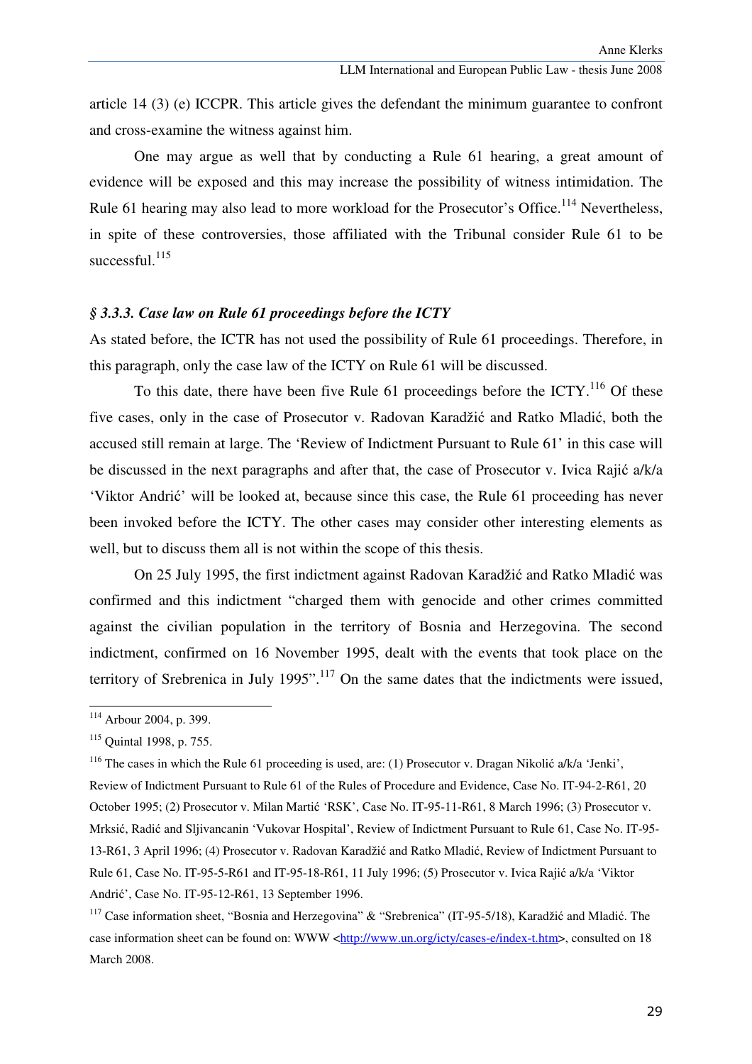article 14 (3) (e) ICCPR. This article gives the defendant the minimum guarantee to confront and cross-examine the witness against him.

One may argue as well that by conducting a Rule 61 hearing, a great amount of evidence will be exposed and this may increase the possibility of witness intimidation. The Rule 61 hearing may also lead to more workload for the Prosecutor's Office.[114] Nevertheless, in spite of these controversies, those affiliated with the Tribunal consider Rule 61 to be successful.[115]

### *§ 3.3.3. Case law on Rule 61 proceedings before the ICTY*

As stated before, the ICTR has not used the possibility of Rule 61 proceedings. Therefore, in this paragraph, only the case law of the ICTY on Rule 61 will be discussed.

To this date, there have been five Rule 61 proceedings before the ICTY.[116] Of these five cases, only in the case of Prosecutor v. Radovan Karadžić and Ratko Mladić, both the accused still remain at large. The 'Review of Indictment Pursuant to Rule 61' in this case will be discussed in the next paragraphs and after that, the case of Prosecutor v. Ivica Rajić a/k/a 'Viktor Andrić' will be looked at, because since this case, the Rule 61 proceeding has never been invoked before the ICTY. The other cases may consider other interesting elements as well, but to discuss them all is not within the scope of this thesis.

On 25 July 1995, the first indictment against Radovan Karadžić and Ratko Mladić was confirmed and this indictment "charged them with genocide and other crimes committed against the civilian population in the territory of Bosnia and Herzegovina. The second indictment, confirmed on 16 November 1995, dealt with the events that took place on the territory of Srebrenica in July 1995".[117] On the same dates that the indictments were issued,

---

[114] Arbour 2004, p. 399.

[115] Quintal 1998, p. 755.

[116] The cases in which the Rule 61 proceeding is used, are: (1) Prosecutor v. Dragan Nikolić a/k/a 'Jenki', Review of Indictment Pursuant to Rule 61 of the Rules of Procedure and Evidence, Case No. IT-94-2-R61, 20 October 1995; (2) Prosecutor v. Milan Martić 'RSK', Case No. IT-95-11-R61, 8 March 1996; (3) Prosecutor v. Mrksić, Radić and Sljivancanin 'Vukovar Hospital', Review of Indictment Pursuant to Rule 61, Case No. IT-95-13-R61, 3 April 1996; (4) Prosecutor v. Radovan Karadžić and Ratko Mladić, Review of Indictment Pursuant to Rule 61, Case No. IT-95-5-R61 and IT-95-18-R61, 11 July 1996; (5) Prosecutor v. Ivica Rajić a/k/a 'Viktor Andrić', Case No. IT-95-12-R61, 13 September 1996.

[117] Case information sheet, "Bosnia and Herzegovina" & "Srebrenica" (IT-95-5/18), Karadžić and Mladić. The case information sheet can be found on: WWW <http://www.un.org/icty/cases-e/index-t.htm>, consulted on 18 March 2008.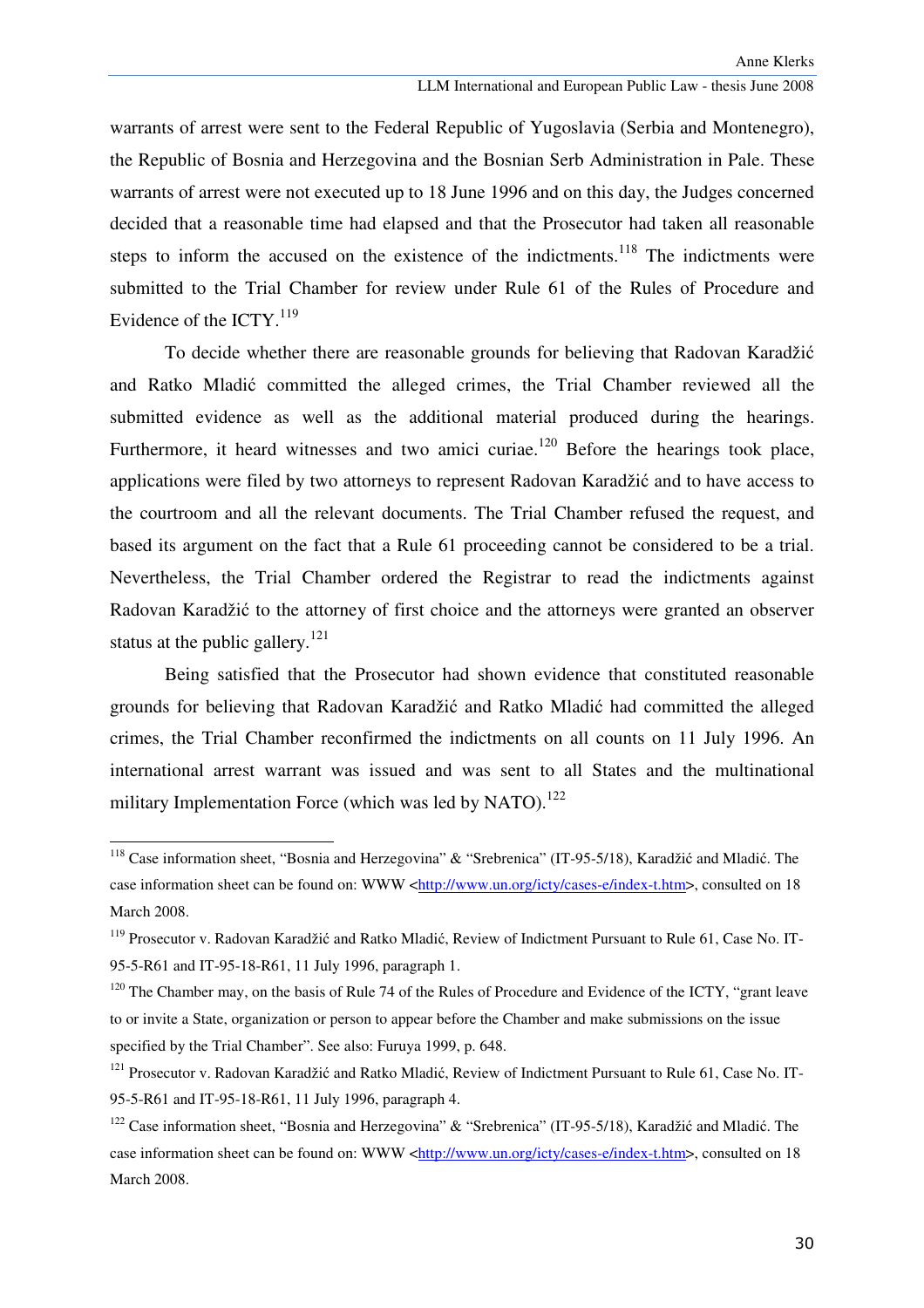warrants of arrest were sent to the Federal Republic of Yugoslavia (Serbia and Montenegro), the Republic of Bosnia and Herzegovina and the Bosnian Serb Administration in Pale. These warrants of arrest were not executed up to 18 June 1996 and on this day, the Judges concerned decided that a reasonable time had elapsed and that the Prosecutor had taken all reasonable steps to inform the accused on the existence of the indictments.[118] The indictments were submitted to the Trial Chamber for review under Rule 61 of the Rules of Procedure and Evidence of the ICTY.[119]

To decide whether there are reasonable grounds for believing that Radovan Karadžić and Ratko Mladić committed the alleged crimes, the Trial Chamber reviewed all the submitted evidence as well as the additional material produced during the hearings. Furthermore, it heard witnesses and two amici curiae.[120] Before the hearings took place, applications were filed by two attorneys to represent Radovan Karadžić and to have access to the courtroom and all the relevant documents. The Trial Chamber refused the request, and based its argument on the fact that a Rule 61 proceeding cannot be considered to be a trial. Nevertheless, the Trial Chamber ordered the Registrar to read the indictments against Radovan Karadžić to the attorney of first choice and the attorneys were granted an observer status at the public gallery.[121]

Being satisfied that the Prosecutor had shown evidence that constituted reasonable grounds for believing that Radovan Karadžić and Ratko Mladić had committed the alleged crimes, the Trial Chamber reconfirmed the indictments on all counts on 11 July 1996. An international arrest warrant was issued and was sent to all States and the multinational military Implementation Force (which was led by NATO).[122]

---

[118] Case information sheet, "Bosnia and Herzegovina" & "Srebrenica" (IT-95-5/18), Karadžić and Mladić. The case information sheet can be found on: WWW <http://www.un.org/icty/cases-e/index-t.htm>, consulted on 18 March 2008.

[119] Prosecutor v. Radovan Karadžić and Ratko Mladić, Review of Indictment Pursuant to Rule 61, Case No. IT-95-5-R61 and IT-95-18-R61, 11 July 1996, paragraph 1.

[120] The Chamber may, on the basis of Rule 74 of the Rules of Procedure and Evidence of the ICTY, "grant leave to or invite a State, organization or person to appear before the Chamber and make submissions on the issue specified by the Trial Chamber". See also: Furuya 1999, p. 648.

[121] Prosecutor v. Radovan Karadžić and Ratko Mladić, Review of Indictment Pursuant to Rule 61, Case No. IT-95-5-R61 and IT-95-18-R61, 11 July 1996, paragraph 4.

[122] Case information sheet, "Bosnia and Herzegovina" & "Srebrenica" (IT-95-5/18), Karadžić and Mladić. The case information sheet can be found on: WWW <http://www.un.org/icty/cases-e/index-t.htm>, consulted on 18 March 2008.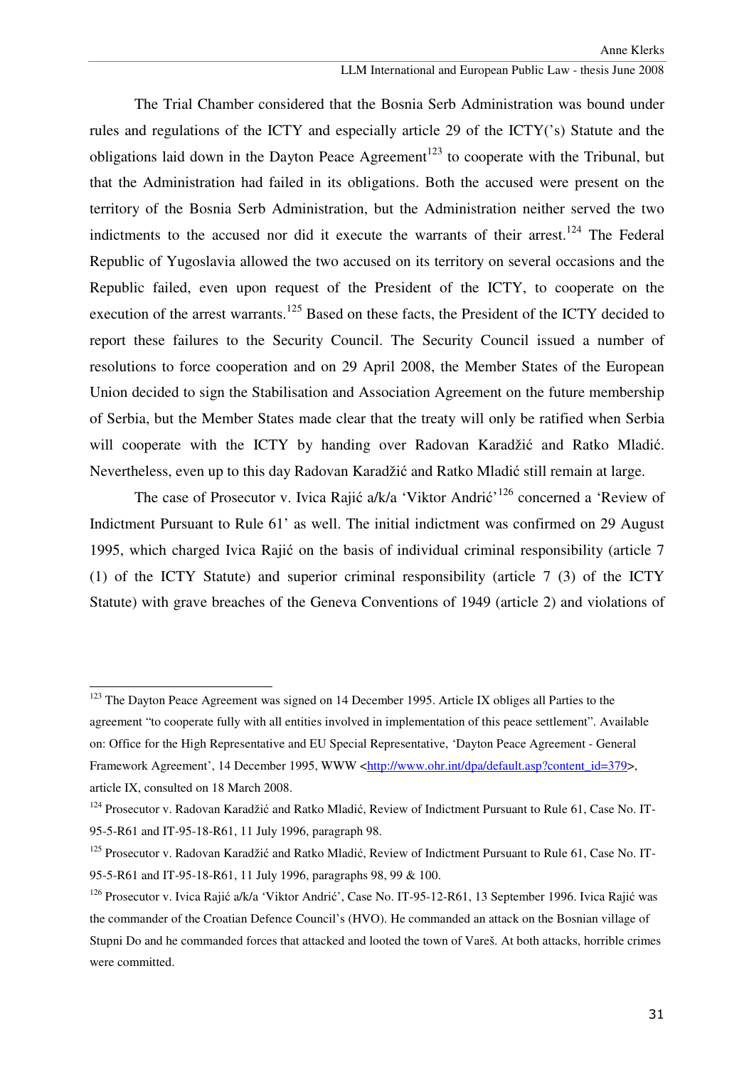The Trial Chamber considered that the Bosnia Serb Administration was bound under rules and regulations of the ICTY and especially article 29 of the ICTY('s) Statute and the obligations laid down in the Dayton Peace Agreement[123] to cooperate with the Tribunal, but that the Administration had failed in its obligations. Both the accused were present on the territory of the Bosnia Serb Administration, but the Administration neither served the two indictments to the accused nor did it execute the warrants of their arrest.[124] The Federal Republic of Yugoslavia allowed the two accused on its territory on several occasions and the Republic failed, even upon request of the President of the ICTY, to cooperate on the execution of the arrest warrants.[125] Based on these facts, the President of the ICTY decided to report these failures to the Security Council. The Security Council issued a number of resolutions to force cooperation and on 29 April 2008, the Member States of the European Union decided to sign the Stabilisation and Association Agreement on the future membership of Serbia, but the Member States made clear that the treaty will only be ratified when Serbia will cooperate with the ICTY by handing over Radovan Karadžić and Ratko Mladić. Nevertheless, even up to this day Radovan Karadžić and Ratko Mladić still remain at large.

The case of Prosecutor v. Ivica Rajić a/k/a 'Viktor Andrić'[126] concerned a 'Review of Indictment Pursuant to Rule 61' as well. The initial indictment was confirmed on 29 August 1995, which charged Ivica Rajić on the basis of individual criminal responsibility (article 7 (1) of the ICTY Statute) and superior criminal responsibility (article 7 (3) of the ICTY Statute) with grave breaches of the Geneva Conventions of 1949 (article 2) and violations of

---

[123] The Dayton Peace Agreement was signed on 14 December 1995. Article IX obliges all Parties to the agreement "to cooperate fully with all entities involved in implementation of this peace settlement". Available on: Office for the High Representative and EU Special Representative, 'Dayton Peace Agreement - General Framework Agreement', 14 December 1995, WWW <http://www.ohr.int/dpa/default.asp?content_id=379>, article IX, consulted on 18 March 2008.

[124] Prosecutor v. Radovan Karadžić and Ratko Mladić, Review of Indictment Pursuant to Rule 61, Case No. IT-95-5-R61 and IT-95-18-R61, 11 July 1996, paragraph 98.

[125] Prosecutor v. Radovan Karadžić and Ratko Mladić, Review of Indictment Pursuant to Rule 61, Case No. IT-95-5-R61 and IT-95-18-R61, 11 July 1996, paragraphs 98, 99 & 100.

[126] Prosecutor v. Ivica Rajić a/k/a 'Viktor Andrić', Case No. IT-95-12-R61, 13 September 1996. Ivica Rajić was the commander of the Croatian Defence Council's (HVO). He commanded an attack on the Bosnian village of Stupni Do and he commanded forces that attacked and looted the town of Vareš. At both attacks, horrible crimes were committed.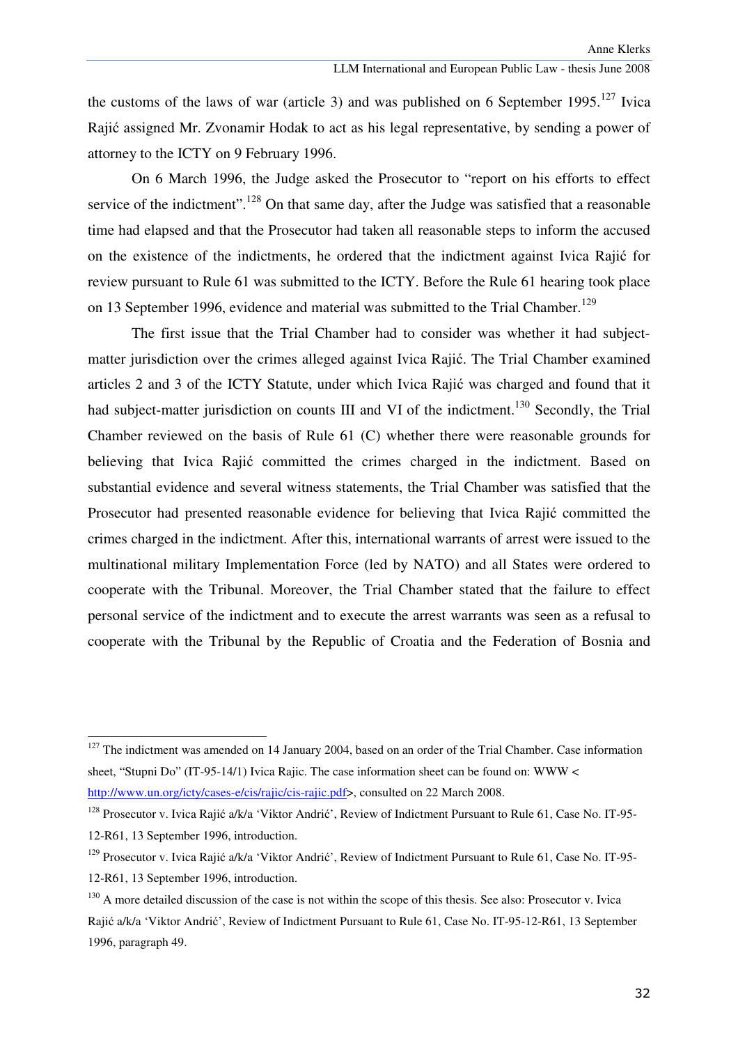the customs of the laws of war (article 3) and was published on 6 September 1995.[127] Ivica Rajić assigned Mr. Zvonamir Hodak to act as his legal representative, by sending a power of attorney to the ICTY on 9 February 1996.

On 6 March 1996, the Judge asked the Prosecutor to "report on his efforts to effect service of the indictment".[128] On that same day, after the Judge was satisfied that a reasonable time had elapsed and that the Prosecutor had taken all reasonable steps to inform the accused on the existence of the indictments, he ordered that the indictment against Ivica Rajić for review pursuant to Rule 61 was submitted to the ICTY. Before the Rule 61 hearing took place on 13 September 1996, evidence and material was submitted to the Trial Chamber.[129]

The first issue that the Trial Chamber had to consider was whether it had subject-matter jurisdiction over the crimes alleged against Ivica Rajić. The Trial Chamber examined articles 2 and 3 of the ICTY Statute, under which Ivica Rajić was charged and found that it had subject-matter jurisdiction on counts III and VI of the indictment.[130] Secondly, the Trial Chamber reviewed on the basis of Rule 61 (C) whether there were reasonable grounds for believing that Ivica Rajić committed the crimes charged in the indictment. Based on substantial evidence and several witness statements, the Trial Chamber was satisfied that the Prosecutor had presented reasonable evidence for believing that Ivica Rajić committed the crimes charged in the indictment. After this, international warrants of arrest were issued to the multinational military Implementation Force (led by NATO) and all States were ordered to cooperate with the Tribunal. Moreover, the Trial Chamber stated that the failure to effect personal service of the indictment and to execute the arrest warrants was seen as a refusal to cooperate with the Tribunal by the Republic of Croatia and the Federation of Bosnia and

---

[127] The indictment was amended on 14 January 2004, based on an order of the Trial Chamber. Case information sheet, "Stupni Do" (IT-95-14/1) Ivica Rajic. The case information sheet can be found on: WWW < http://www.un.org/icty/cases-e/cis/rajic/cis-rajic.pdf>, consulted on 22 March 2008.

[128] Prosecutor v. Ivica Rajić a/k/a 'Viktor Andrić', Review of Indictment Pursuant to Rule 61, Case No. IT-95-12-R61, 13 September 1996, introduction.

[129] Prosecutor v. Ivica Rajić a/k/a 'Viktor Andrić', Review of Indictment Pursuant to Rule 61, Case No. IT-95-12-R61, 13 September 1996, introduction.

[130] A more detailed discussion of the case is not within the scope of this thesis. See also: Prosecutor v. Ivica Rajić a/k/a 'Viktor Andrić', Review of Indictment Pursuant to Rule 61, Case No. IT-95-12-R61, 13 September 1996, paragraph 49.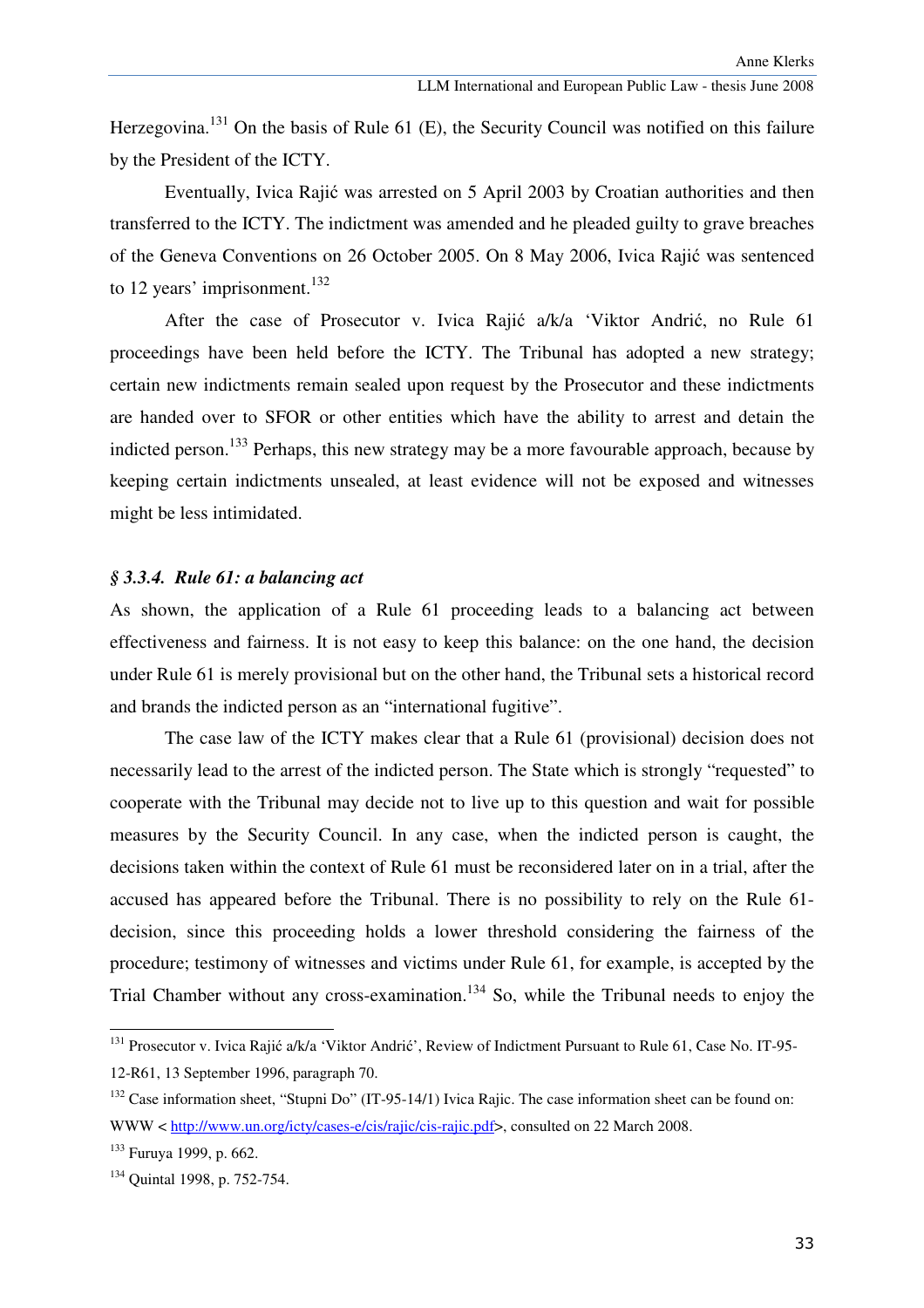Herzegovina.[131] On the basis of Rule 61 (E), the Security Council was notified on this failure by the President of the ICTY.

Eventually, Ivica Rajić was arrested on 5 April 2003 by Croatian authorities and then transferred to the ICTY. The indictment was amended and he pleaded guilty to grave breaches of the Geneva Conventions on 26 October 2005. On 8 May 2006, Ivica Rajić was sentenced to 12 years' imprisonment.[132]

After the case of Prosecutor v. Ivica Rajić a/k/a 'Viktor Andrić, no Rule 61 proceedings have been held before the ICTY. The Tribunal has adopted a new strategy; certain new indictments remain sealed upon request by the Prosecutor and these indictments are handed over to SFOR or other entities which have the ability to arrest and detain the indicted person.[133] Perhaps, this new strategy may be a more favourable approach, because by keeping certain indictments unsealed, at least evidence will not be exposed and witnesses might be less intimidated.

### *§ 3.3.4. Rule 61: a balancing act*

As shown, the application of a Rule 61 proceeding leads to a balancing act between effectiveness and fairness. It is not easy to keep this balance: on the one hand, the decision under Rule 61 is merely provisional but on the other hand, the Tribunal sets a historical record and brands the indicted person as an "international fugitive".

The case law of the ICTY makes clear that a Rule 61 (provisional) decision does not necessarily lead to the arrest of the indicted person. The State which is strongly "requested" to cooperate with the Tribunal may decide not to live up to this question and wait for possible measures by the Security Council. In any case, when the indicted person is caught, the decisions taken within the context of Rule 61 must be reconsidered later on in a trial, after the accused has appeared before the Tribunal. There is no possibility to rely on the Rule 61-decision, since this proceeding holds a lower threshold considering the fairness of the procedure; testimony of witnesses and victims under Rule 61, for example, is accepted by the Trial Chamber without any cross-examination.[134] So, while the Tribunal needs to enjoy the

---

[131] Prosecutor v. Ivica Rajić a/k/a 'Viktor Andrić', Review of Indictment Pursuant to Rule 61, Case No. IT-95-12-R61, 13 September 1996, paragraph 70.

[132] Case information sheet, "Stupni Do" (IT-95-14/1) Ivica Rajic. The case information sheet can be found on: WWW < http://www.un.org/icty/cases-e/cis/rajic/cis-rajic.pdf>, consulted on 22 March 2008.

[133] Furuya 1999, p. 662.

[134] Quintal 1998, p. 752-754.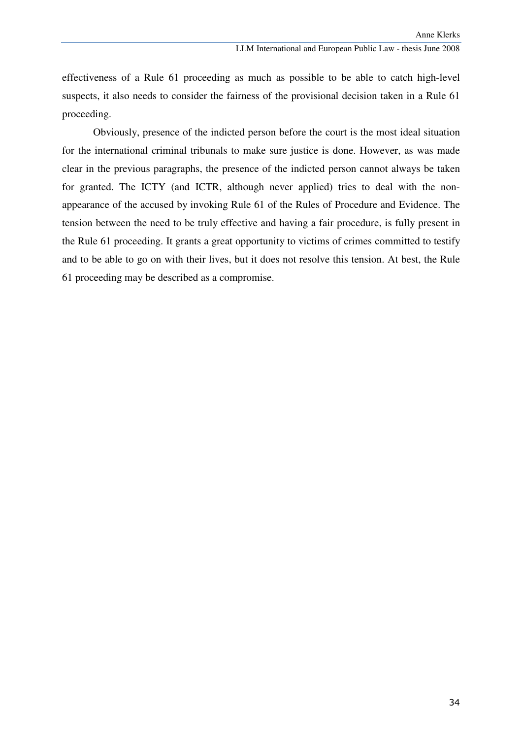effectiveness of a Rule 61 proceeding as much as possible to be able to catch high-level suspects, it also needs to consider the fairness of the provisional decision taken in a Rule 61 proceeding.

Obviously, presence of the indicted person before the court is the most ideal situation for the international criminal tribunals to make sure justice is done. However, as was made clear in the previous paragraphs, the presence of the indicted person cannot always be taken for granted. The ICTY (and ICTR, although never applied) tries to deal with the non-appearance of the accused by invoking Rule 61 of the Rules of Procedure and Evidence. The tension between the need to be truly effective and having a fair procedure, is fully present in the Rule 61 proceeding. It grants a great opportunity to victims of crimes committed to testify and to be able to go on with their lives, but it does not resolve this tension. At best, the Rule 61 proceeding may be described as a compromise.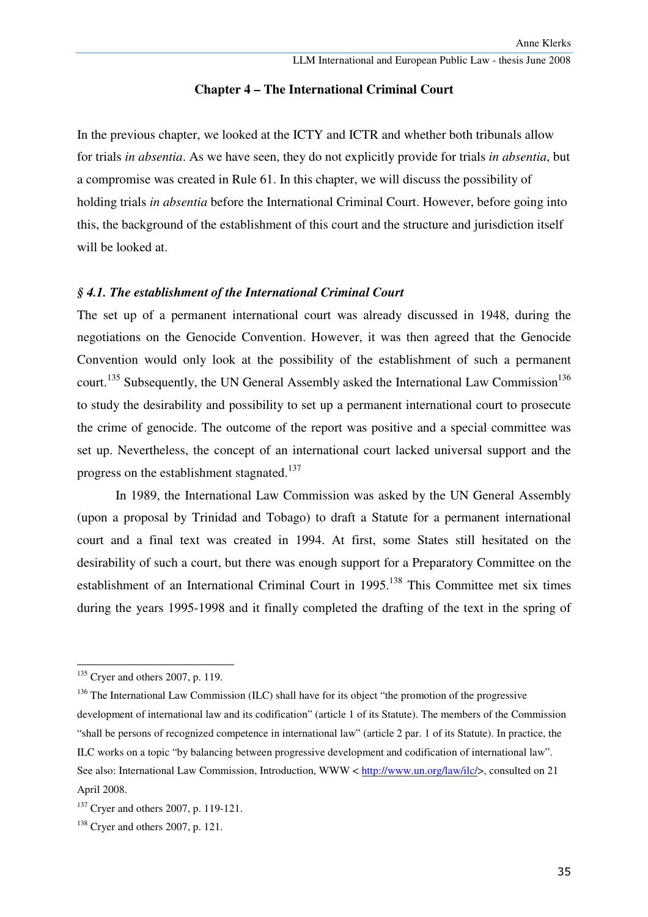## Chapter 4 – The International Criminal Court

In the previous chapter, we looked at the ICTY and ICTR and whether both tribunals allow for trials *in absentia*. As we have seen, they do not explicitly provide for trials *in absentia*, but a compromise was created in Rule 61. In this chapter, we will discuss the possibility of holding trials *in absentia* before the International Criminal Court. However, before going into this, the background of the establishment of this court and the structure and jurisdiction itself will be looked at.

### *§ 4.1. The establishment of the International Criminal Court*

The set up of a permanent international court was already discussed in 1948, during the negotiations on the Genocide Convention. However, it was then agreed that the Genocide Convention would only look at the possibility of the establishment of such a permanent court.[135] Subsequently, the UN General Assembly asked the International Law Commission[136] to study the desirability and possibility to set up a permanent international court to prosecute the crime of genocide. The outcome of the report was positive and a special committee was set up. Nevertheless, the concept of an international court lacked universal support and the progress on the establishment stagnated.[137]

In 1989, the International Law Commission was asked by the UN General Assembly (upon a proposal by Trinidad and Tobago) to draft a Statute for a permanent international court and a final text was created in 1994. At first, some States still hesitated on the desirability of such a court, but there was enough support for a Preparatory Committee on the establishment of an International Criminal Court in 1995.[138] This Committee met six times during the years 1995-1998 and it finally completed the drafting of the text in the spring of

---

[135] Cryer and others 2007, p. 119.

[136] The International Law Commission (ILC) shall have for its object "the promotion of the progressive development of international law and its codification" (article 1 of its Statute). The members of the Commission "shall be persons of recognized competence in international law" (article 2 par. 1 of its Statute). In practice, the ILC works on a topic "by balancing between progressive development and codification of international law". See also: International Law Commission, Introduction, WWW < http://www.un.org/law/ilc/>, consulted on 21 April 2008.

[137] Cryer and others 2007, p. 119-121.

[138] Cryer and others 2007, p. 121.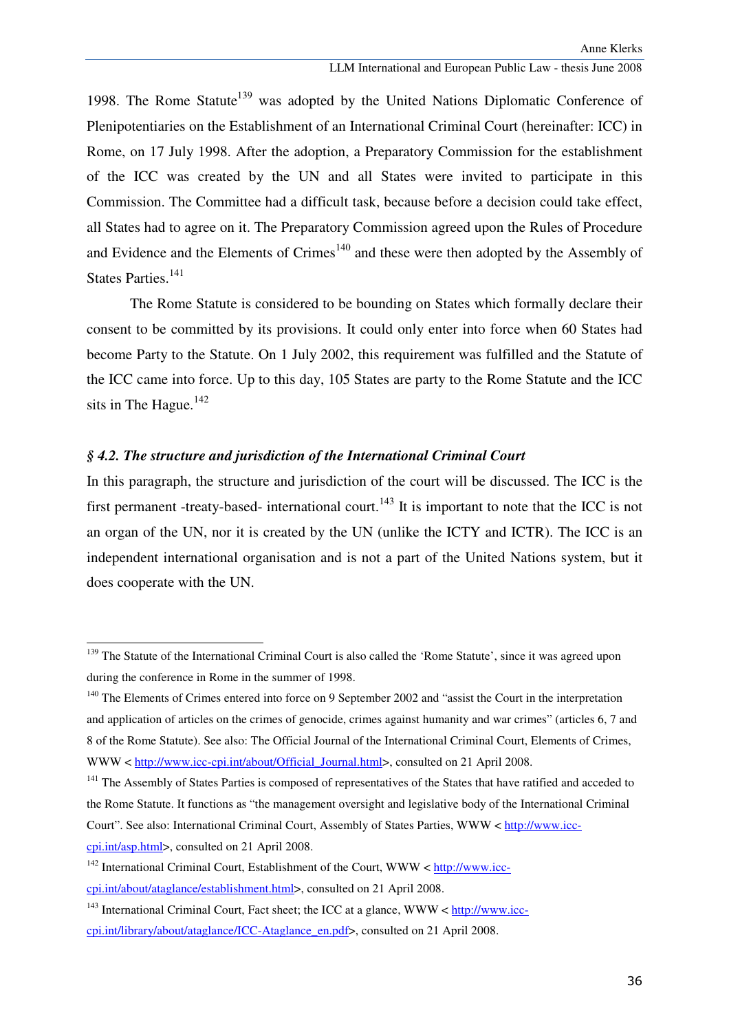1998. The Rome Statute[139] was adopted by the United Nations Diplomatic Conference of Plenipotentiaries on the Establishment of an International Criminal Court (hereinafter: ICC) in Rome, on 17 July 1998. After the adoption, a Preparatory Commission for the establishment of the ICC was created by the UN and all States were invited to participate in this Commission. The Committee had a difficult task, because before a decision could take effect, all States had to agree on it. The Preparatory Commission agreed upon the Rules of Procedure and Evidence and the Elements of Crimes[140] and these were then adopted by the Assembly of States Parties.[141]

The Rome Statute is considered to be bounding on States which formally declare their consent to be committed by its provisions. It could only enter into force when 60 States had become Party to the Statute. On 1 July 2002, this requirement was fulfilled and the Statute of the ICC came into force. Up to this day, 105 States are party to the Rome Statute and the ICC sits in The Hague.[142]

### *§ 4.2. The structure and jurisdiction of the International Criminal Court*

In this paragraph, the structure and jurisdiction of the court will be discussed. The ICC is the first permanent -treaty-based- international court.[143] It is important to note that the ICC is not an organ of the UN, nor it is created by the UN (unlike the ICTY and ICTR). The ICC is an independent international organisation and is not a part of the United Nations system, but it does cooperate with the UN.

---

[139] The Statute of the International Criminal Court is also called the 'Rome Statute', since it was agreed upon during the conference in Rome in the summer of 1998.

[140] The Elements of Crimes entered into force on 9 September 2002 and "assist the Court in the interpretation and application of articles on the crimes of genocide, crimes against humanity and war crimes" (articles 6, 7 and 8 of the Rome Statute). See also: The Official Journal of the International Criminal Court, Elements of Crimes, WWW < http://www.icc-cpi.int/about/Official_Journal.html>, consulted on 21 April 2008.

[141] The Assembly of States Parties is composed of representatives of the States that have ratified and acceded to the Rome Statute. It functions as "the management oversight and legislative body of the International Criminal Court". See also: International Criminal Court, Assembly of States Parties, WWW < http://www.icc-cpi.int/asp.html>, consulted on 21 April 2008.

[142] International Criminal Court, Establishment of the Court, WWW < http://www.icc-cpi.int/about/ataglance/establishment.html>, consulted on 21 April 2008.

[143] International Criminal Court, Fact sheet; the ICC at a glance, WWW < http://www.icc-cpi.int/library/about/ataglance/ICC-Ataglance_en.pdf>, consulted on 21 April 2008.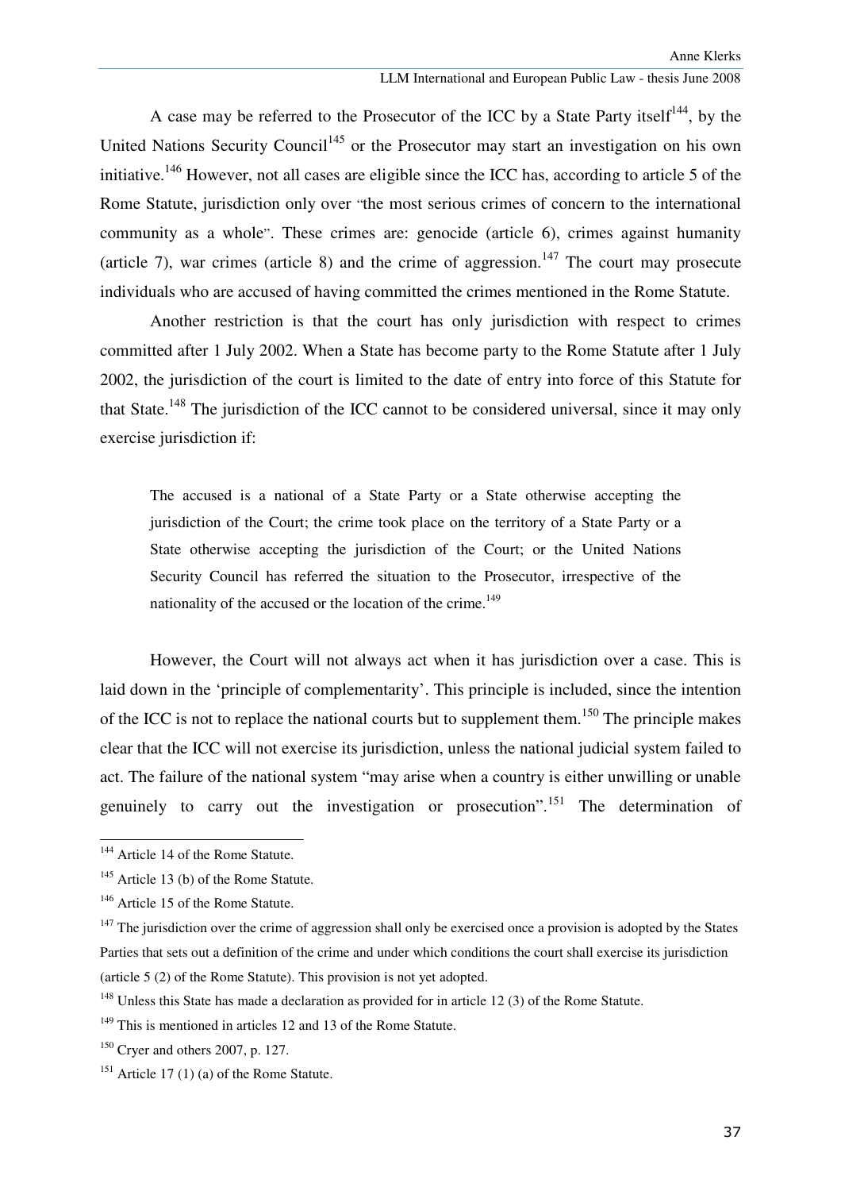A case may be referred to the Prosecutor of the ICC by a State Party itself[144], by the United Nations Security Council[145] or the Prosecutor may start an investigation on his own initiative.[146] However, not all cases are eligible since the ICC has, according to article 5 of the Rome Statute, jurisdiction only over "the most serious crimes of concern to the international community as a whole". These crimes are: genocide (article 6), crimes against humanity (article 7), war crimes (article 8) and the crime of aggression.[147] The court may prosecute individuals who are accused of having committed the crimes mentioned in the Rome Statute.

Another restriction is that the court has only jurisdiction with respect to crimes committed after 1 July 2002. When a State has become party to the Rome Statute after 1 July 2002, the jurisdiction of the court is limited to the date of entry into force of this Statute for that State.[148] The jurisdiction of the ICC cannot to be considered universal, since it may only exercise jurisdiction if:

> The accused is a national of a State Party or a State otherwise accepting the jurisdiction of the Court; the crime took place on the territory of a State Party or a State otherwise accepting the jurisdiction of the Court; or the United Nations Security Council has referred the situation to the Prosecutor, irrespective of the nationality of the accused or the location of the crime.[149]

However, the Court will not always act when it has jurisdiction over a case. This is laid down in the 'principle of complementarity'. This principle is included, since the intention of the ICC is not to replace the national courts but to supplement them.[150] The principle makes clear that the ICC will not exercise its jurisdiction, unless the national judicial system failed to act. The failure of the national system "may arise when a country is either unwilling or unable genuinely to carry out the investigation or prosecution".[151] The determination of

---

[144] Article 14 of the Rome Statute.

[145] Article 13 (b) of the Rome Statute.

[146] Article 15 of the Rome Statute.

[147] The jurisdiction over the crime of aggression shall only be exercised once a provision is adopted by the States Parties that sets out a definition of the crime and under which conditions the court shall exercise its jurisdiction (article 5 (2) of the Rome Statute). This provision is not yet adopted.

[148] Unless this State has made a declaration as provided for in article 12 (3) of the Rome Statute.

[149] This is mentioned in articles 12 and 13 of the Rome Statute.

[150] Cryer and others 2007, p. 127.

[151] Article 17 (1) (a) of the Rome Statute.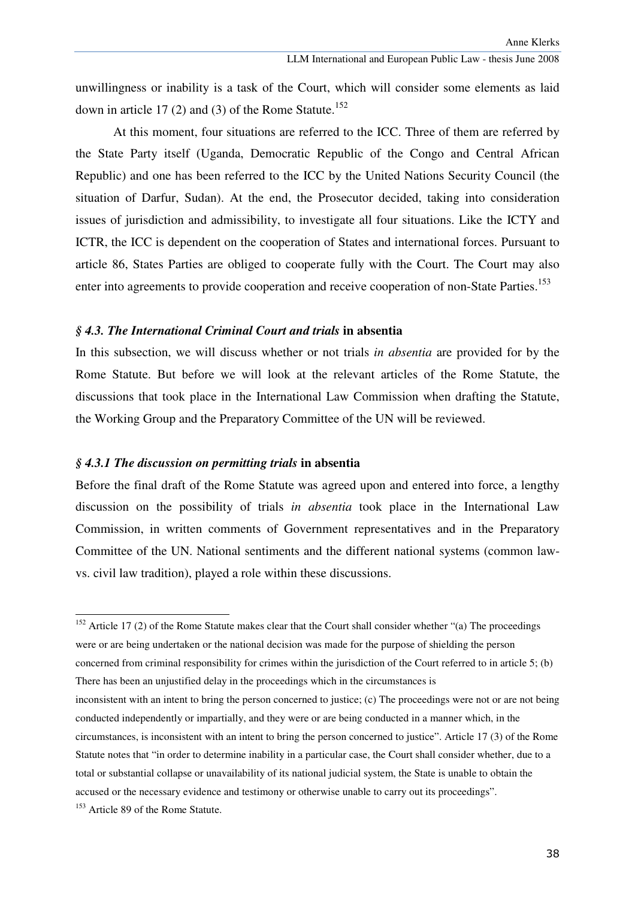unwillingness or inability is a task of the Court, which will consider some elements as laid down in article 17 (2) and (3) of the Rome Statute.[152]

At this moment, four situations are referred to the ICC. Three of them are referred by the State Party itself (Uganda, Democratic Republic of the Congo and Central African Republic) and one has been referred to the ICC by the United Nations Security Council (the situation of Darfur, Sudan). At the end, the Prosecutor decided, taking into consideration issues of jurisdiction and admissibility, to investigate all four situations. Like the ICTY and ICTR, the ICC is dependent on the cooperation of States and international forces. Pursuant to article 86, States Parties are obliged to cooperate fully with the Court. The Court may also enter into agreements to provide cooperation and receive cooperation of non-State Parties.[153]

### *§ 4.3. The International Criminal Court and trials* in absentia

In this subsection, we will discuss whether or not trials *in absentia* are provided for by the Rome Statute. But before we will look at the relevant articles of the Rome Statute, the discussions that took place in the International Law Commission when drafting the Statute, the Working Group and the Preparatory Committee of the UN will be reviewed.

#### *§ 4.3.1 The discussion on permitting trials* in absentia

Before the final draft of the Rome Statute was agreed upon and entered into force, a lengthy discussion on the possibility of trials *in absentia* took place in the International Law Commission, in written comments of Government representatives and in the Preparatory Committee of the UN. National sentiments and the different national systems (common law- vs. civil law tradition), played a role within these discussions.

---

[152] Article 17 (2) of the Rome Statute makes clear that the Court shall consider whether "(a) The proceedings were or are being undertaken or the national decision was made for the purpose of shielding the person concerned from criminal responsibility for crimes within the jurisdiction of the Court referred to in article 5; (b) There has been an unjustified delay in the proceedings which in the circumstances is inconsistent with an intent to bring the person concerned to justice; (c) The proceedings were not or are not being conducted independently or impartially, and they were or are being conducted in a manner which, in the circumstances, is inconsistent with an intent to bring the person concerned to justice". Article 17 (3) of the Rome Statute notes that "in order to determine inability in a particular case, the Court shall consider whether, due to a total or substantial collapse or unavailability of its national judicial system, the State is unable to obtain the accused or the necessary evidence and testimony or otherwise unable to carry out its proceedings".

[153] Article 89 of the Rome Statute.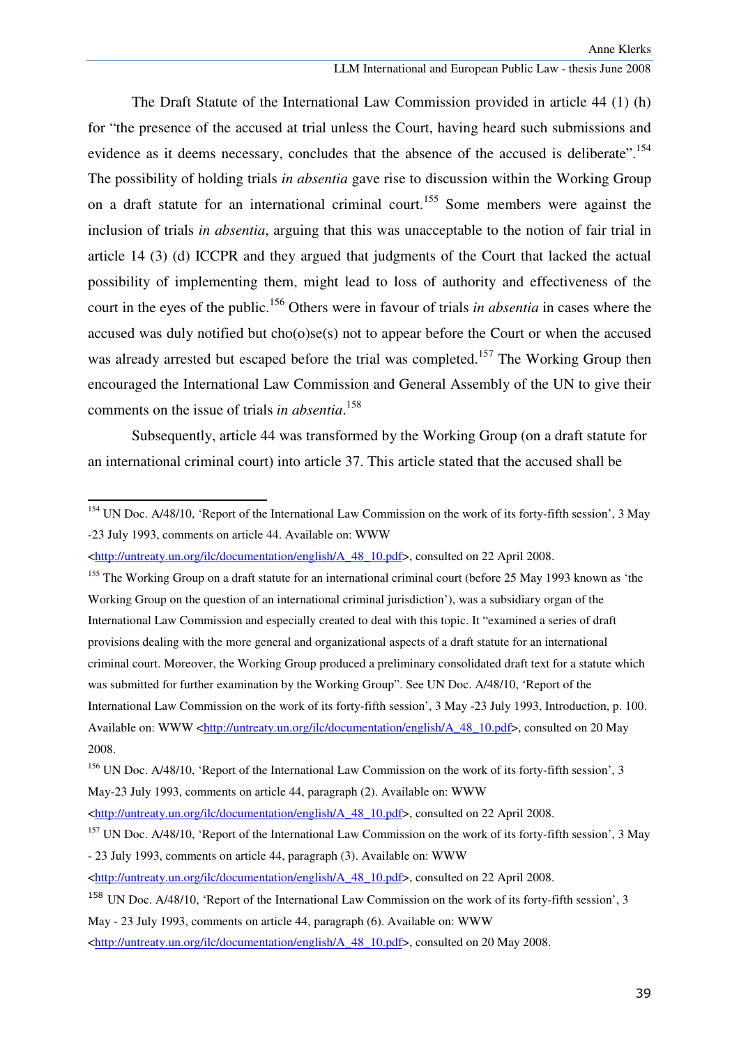The Draft Statute of the International Law Commission provided in article 44 (1) (h) for "the presence of the accused at trial unless the Court, having heard such submissions and evidence as it deems necessary, concludes that the absence of the accused is deliberate".[154] The possibility of holding trials *in absentia* gave rise to discussion within the Working Group on a draft statute for an international criminal court.[155] Some members were against the inclusion of trials *in absentia*, arguing that this was unacceptable to the notion of fair trial in article 14 (3) (d) ICCPR and they argued that judgments of the Court that lacked the actual possibility of implementing them, might lead to loss of authority and effectiveness of the court in the eyes of the public.[156] Others were in favour of trials *in absentia* in cases where the accused was duly notified but cho(o)se(s) not to appear before the Court or when the accused was already arrested but escaped before the trial was completed.[157] The Working Group then encouraged the International Law Commission and General Assembly of the UN to give their comments on the issue of trials *in absentia*.[158]

Subsequently, article 44 was transformed by the Working Group (on a draft statute for an international criminal court) into article 37. This article stated that the accused shall be

---

[154] UN Doc. A/48/10, 'Report of the International Law Commission on the work of its forty-fifth session', 3 May -23 July 1993, comments on article 44. Available on: WWW <http://untreaty.un.org/ilc/documentation/english/A_48_10.pdf>, consulted on 22 April 2008.

[155] The Working Group on a draft statute for an international criminal court (before 25 May 1993 known as 'the Working Group on the question of an international criminal jurisdiction'), was a subsidiary organ of the International Law Commission and especially created to deal with this topic. It "examined a series of draft provisions dealing with the more general and organizational aspects of a draft statute for an international criminal court. Moreover, the Working Group produced a preliminary consolidated draft text for a statute which was submitted for further examination by the Working Group". See UN Doc. A/48/10, 'Report of the International Law Commission on the work of its forty-fifth session', 3 May -23 July 1993, Introduction, p. 100. Available on: WWW <http://untreaty.un.org/ilc/documentation/english/A_48_10.pdf>, consulted on 20 May 2008.

[156] UN Doc. A/48/10, 'Report of the International Law Commission on the work of its forty-fifth session', 3 May-23 July 1993, comments on article 44, paragraph (2). Available on: WWW <http://untreaty.un.org/ilc/documentation/english/A_48_10.pdf>, consulted on 22 April 2008.

[157] UN Doc. A/48/10, 'Report of the International Law Commission on the work of its forty-fifth session', 3 May - 23 July 1993, comments on article 44, paragraph (3). Available on: WWW <http://untreaty.un.org/ilc/documentation/english/A_48_10.pdf>, consulted on 22 April 2008.

[158] UN Doc. A/48/10, 'Report of the International Law Commission on the work of its forty-fifth session', 3 May - 23 July 1993, comments on article 44, paragraph (6). Available on: WWW <http://untreaty.un.org/ilc/documentation/english/A_48_10.pdf>, consulted on 20 May 2008.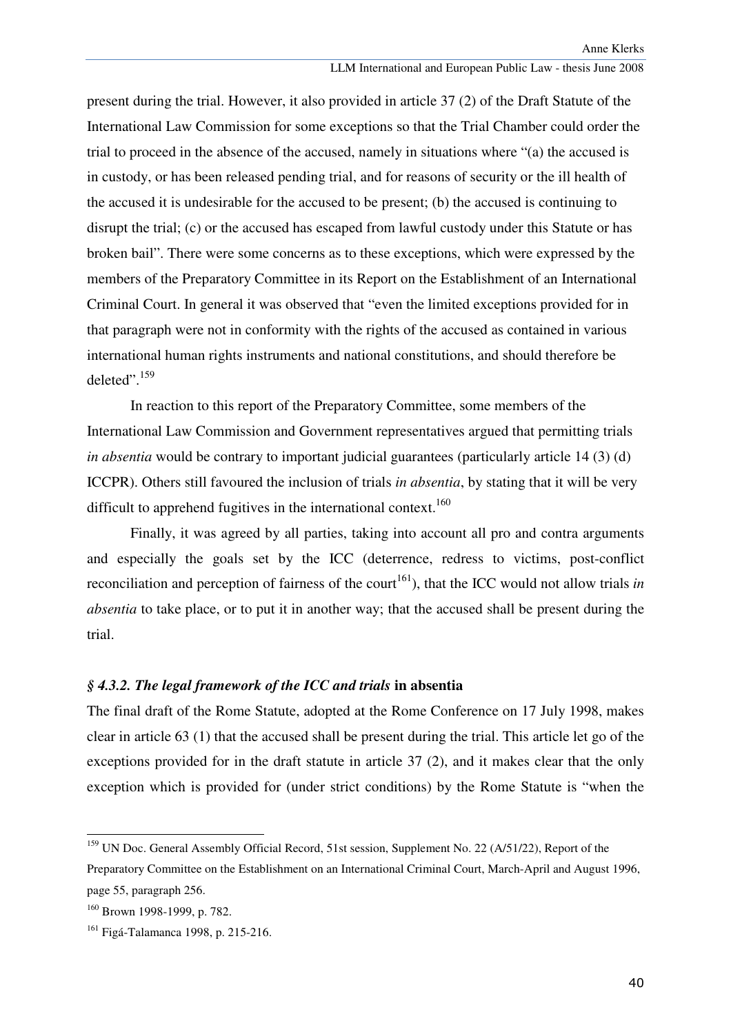present during the trial. However, it also provided in article 37 (2) of the Draft Statute of the International Law Commission for some exceptions so that the Trial Chamber could order the trial to proceed in the absence of the accused, namely in situations where "(a) the accused is in custody, or has been released pending trial, and for reasons of security or the ill health of the accused it is undesirable for the accused to be present; (b) the accused is continuing to disrupt the trial; (c) or the accused has escaped from lawful custody under this Statute or has broken bail". There were some concerns as to these exceptions, which were expressed by the members of the Preparatory Committee in its Report on the Establishment of an International Criminal Court. In general it was observed that "even the limited exceptions provided for in that paragraph were not in conformity with the rights of the accused as contained in various international human rights instruments and national constitutions, and should therefore be deleted".[159]

In reaction to this report of the Preparatory Committee, some members of the International Law Commission and Government representatives argued that permitting trials *in absentia* would be contrary to important judicial guarantees (particularly article 14 (3) (d) ICCPR). Others still favoured the inclusion of trials *in absentia*, by stating that it will be very difficult to apprehend fugitives in the international context.[160]

Finally, it was agreed by all parties, taking into account all pro and contra arguments and especially the goals set by the ICC (deterrence, redress to victims, post-conflict reconciliation and perception of fairness of the court[161]), that the ICC would not allow trials *in absentia* to take place, or to put it in another way; that the accused shall be present during the trial.

### *§ 4.3.2. The legal framework of the ICC and trials* **in absentia**

The final draft of the Rome Statute, adopted at the Rome Conference on 17 July 1998, makes clear in article 63 (1) that the accused shall be present during the trial. This article let go of the exceptions provided for in the draft statute in article 37 (2), and it makes clear that the only exception which is provided for (under strict conditions) by the Rome Statute is "when the

---

[159] UN Doc. General Assembly Official Record, 51st session, Supplement No. 22 (A/51/22), Report of the Preparatory Committee on the Establishment on an International Criminal Court, March-April and August 1996, page 55, paragraph 256.

[160] Brown 1998-1999, p. 782.

[161] Figá-Talamanca 1998, p. 215-216.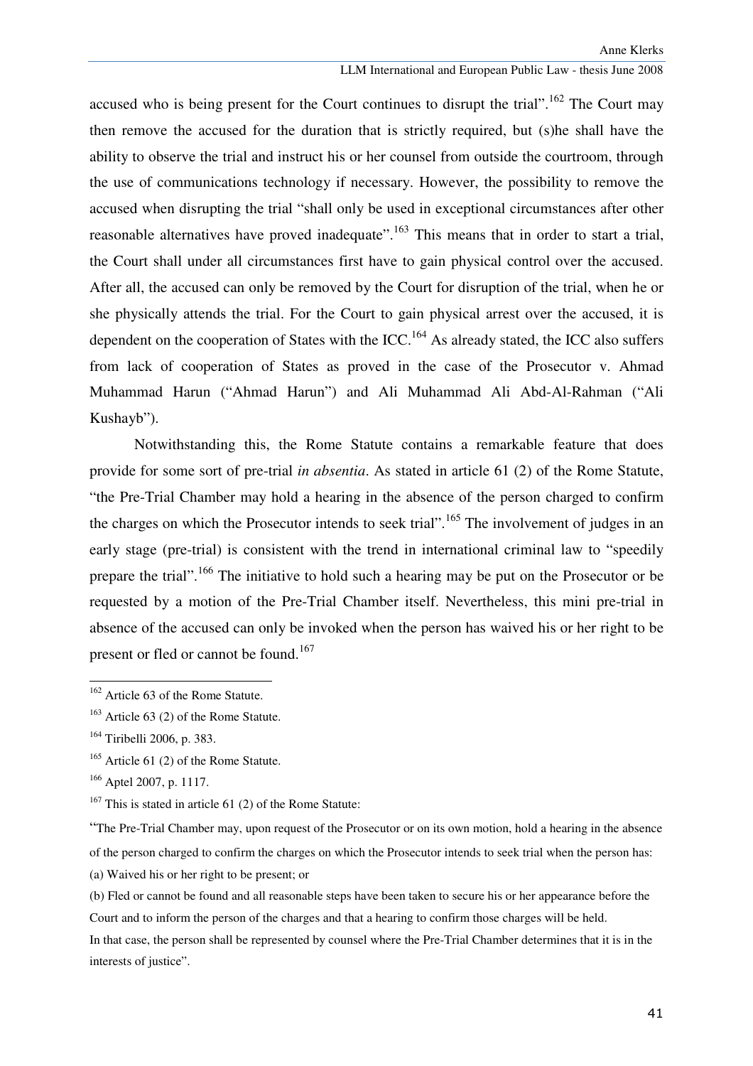accused who is being present for the Court continues to disrupt the trial".[162] The Court may then remove the accused for the duration that is strictly required, but (s)he shall have the ability to observe the trial and instruct his or her counsel from outside the courtroom, through the use of communications technology if necessary. However, the possibility to remove the accused when disrupting the trial "shall only be used in exceptional circumstances after other reasonable alternatives have proved inadequate".[163] This means that in order to start a trial, the Court shall under all circumstances first have to gain physical control over the accused. After all, the accused can only be removed by the Court for disruption of the trial, when he or she physically attends the trial. For the Court to gain physical arrest over the accused, it is dependent on the cooperation of States with the ICC.[164] As already stated, the ICC also suffers from lack of cooperation of States as proved in the case of the Prosecutor v. Ahmad Muhammad Harun ("Ahmad Harun") and Ali Muhammad Ali Abd-Al-Rahman ("Ali Kushayb").

Notwithstanding this, the Rome Statute contains a remarkable feature that does provide for some sort of pre-trial *in absentia*. As stated in article 61 (2) of the Rome Statute, "the Pre-Trial Chamber may hold a hearing in the absence of the person charged to confirm the charges on which the Prosecutor intends to seek trial".[165] The involvement of judges in an early stage (pre-trial) is consistent with the trend in international criminal law to "speedily prepare the trial".[166] The initiative to hold such a hearing may be put on the Prosecutor or be requested by a motion of the Pre-Trial Chamber itself. Nevertheless, this mini pre-trial in absence of the accused can only be invoked when the person has waived his or her right to be present or fled or cannot be found.[167]

---

[162] Article 63 of the Rome Statute.

[163] Article 63 (2) of the Rome Statute.

[164] Tiribelli 2006, p. 383.

[165] Article 61 (2) of the Rome Statute.

[166] Aptel 2007, p. 1117.

[167] This is stated in article 61 (2) of the Rome Statute:

"The Pre-Trial Chamber may, upon request of the Prosecutor or on its own motion, hold a hearing in the absence of the person charged to confirm the charges on which the Prosecutor intends to seek trial when the person has:

(a) Waived his or her right to be present; or

(b) Fled or cannot be found and all reasonable steps have been taken to secure his or her appearance before the Court and to inform the person of the charges and that a hearing to confirm those charges will be held.

In that case, the person shall be represented by counsel where the Pre-Trial Chamber determines that it is in the interests of justice".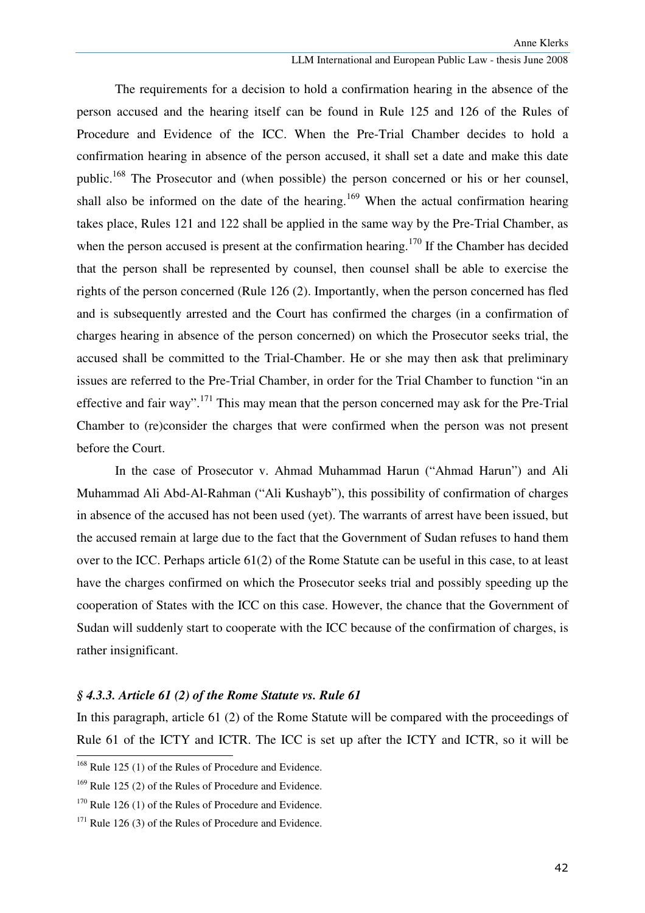The requirements for a decision to hold a confirmation hearing in the absence of the person accused and the hearing itself can be found in Rule 125 and 126 of the Rules of Procedure and Evidence of the ICC. When the Pre-Trial Chamber decides to hold a confirmation hearing in absence of the person accused, it shall set a date and make this date public.[168] The Prosecutor and (when possible) the person concerned or his or her counsel, shall also be informed on the date of the hearing.[169] When the actual confirmation hearing takes place, Rules 121 and 122 shall be applied in the same way by the Pre-Trial Chamber, as when the person accused is present at the confirmation hearing.[170] If the Chamber has decided that the person shall be represented by counsel, then counsel shall be able to exercise the rights of the person concerned (Rule 126 (2). Importantly, when the person concerned has fled and is subsequently arrested and the Court has confirmed the charges (in a confirmation of charges hearing in absence of the person concerned) on which the Prosecutor seeks trial, the accused shall be committed to the Trial-Chamber. He or she may then ask that preliminary issues are referred to the Pre-Trial Chamber, in order for the Trial Chamber to function "in an effective and fair way".[171] This may mean that the person concerned may ask for the Pre-Trial Chamber to (re)consider the charges that were confirmed when the person was not present before the Court.

In the case of Prosecutor v. Ahmad Muhammad Harun ("Ahmad Harun") and Ali Muhammad Ali Abd-Al-Rahman ("Ali Kushayb"), this possibility of confirmation of charges in absence of the accused has not been used (yet). The warrants of arrest have been issued, but the accused remain at large due to the fact that the Government of Sudan refuses to hand them over to the ICC. Perhaps article 61(2) of the Rome Statute can be useful in this case, to at least have the charges confirmed on which the Prosecutor seeks trial and possibly speeding up the cooperation of States with the ICC on this case. However, the chance that the Government of Sudan will suddenly start to cooperate with the ICC because of the confirmation of charges, is rather insignificant.

### *§ 4.3.3. Article 61 (2) of the Rome Statute vs. Rule 61*

In this paragraph, article 61 (2) of the Rome Statute will be compared with the proceedings of Rule 61 of the ICTY and ICTR. The ICC is set up after the ICTY and ICTR, so it will be

---

[168] Rule 125 (1) of the Rules of Procedure and Evidence.

[169] Rule 125 (2) of the Rules of Procedure and Evidence.

[170] Rule 126 (1) of the Rules of Procedure and Evidence.

[171] Rule 126 (3) of the Rules of Procedure and Evidence.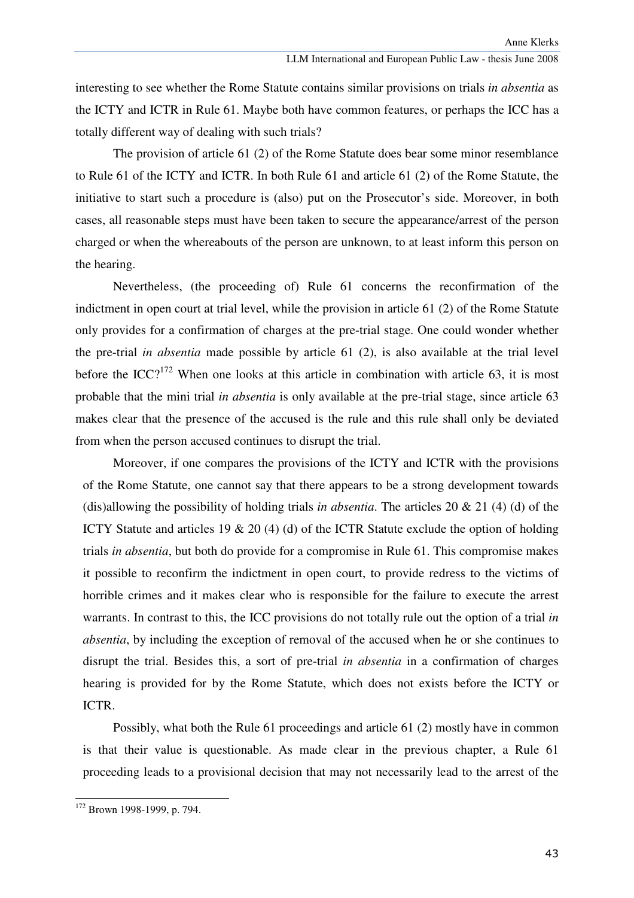interesting to see whether the Rome Statute contains similar provisions on trials *in absentia* as the ICTY and ICTR in Rule 61. Maybe both have common features, or perhaps the ICC has a totally different way of dealing with such trials?

The provision of article 61 (2) of the Rome Statute does bear some minor resemblance to Rule 61 of the ICTY and ICTR. In both Rule 61 and article 61 (2) of the Rome Statute, the initiative to start such a procedure is (also) put on the Prosecutor's side. Moreover, in both cases, all reasonable steps must have been taken to secure the appearance/arrest of the person charged or when the whereabouts of the person are unknown, to at least inform this person on the hearing.

Nevertheless, (the proceeding of) Rule 61 concerns the reconfirmation of the indictment in open court at trial level, while the provision in article 61 (2) of the Rome Statute only provides for a confirmation of charges at the pre-trial stage. One could wonder whether the pre-trial *in absentia* made possible by article 61 (2), is also available at the trial level before the ICC?[172] When one looks at this article in combination with article 63, it is most probable that the mini trial *in absentia* is only available at the pre-trial stage, since article 63 makes clear that the presence of the accused is the rule and this rule shall only be deviated from when the person accused continues to disrupt the trial.

Moreover, if one compares the provisions of the ICTY and ICTR with the provisions of the Rome Statute, one cannot say that there appears to be a strong development towards (dis)allowing the possibility of holding trials *in absentia*. The articles 20 & 21 (4) (d) of the ICTY Statute and articles 19 & 20 (4) (d) of the ICTR Statute exclude the option of holding trials *in absentia*, but both do provide for a compromise in Rule 61. This compromise makes it possible to reconfirm the indictment in open court, to provide redress to the victims of horrible crimes and it makes clear who is responsible for the failure to execute the arrest warrants. In contrast to this, the ICC provisions do not totally rule out the option of a trial *in absentia*, by including the exception of removal of the accused when he or she continues to disrupt the trial. Besides this, a sort of pre-trial *in absentia* in a confirmation of charges hearing is provided for by the Rome Statute, which does not exists before the ICTY or ICTR.

Possibly, what both the Rule 61 proceedings and article 61 (2) mostly have in common is that their value is questionable. As made clear in the previous chapter, a Rule 61 proceeding leads to a provisional decision that may not necessarily lead to the arrest of the

---

[172] Brown 1998-1999, p. 794.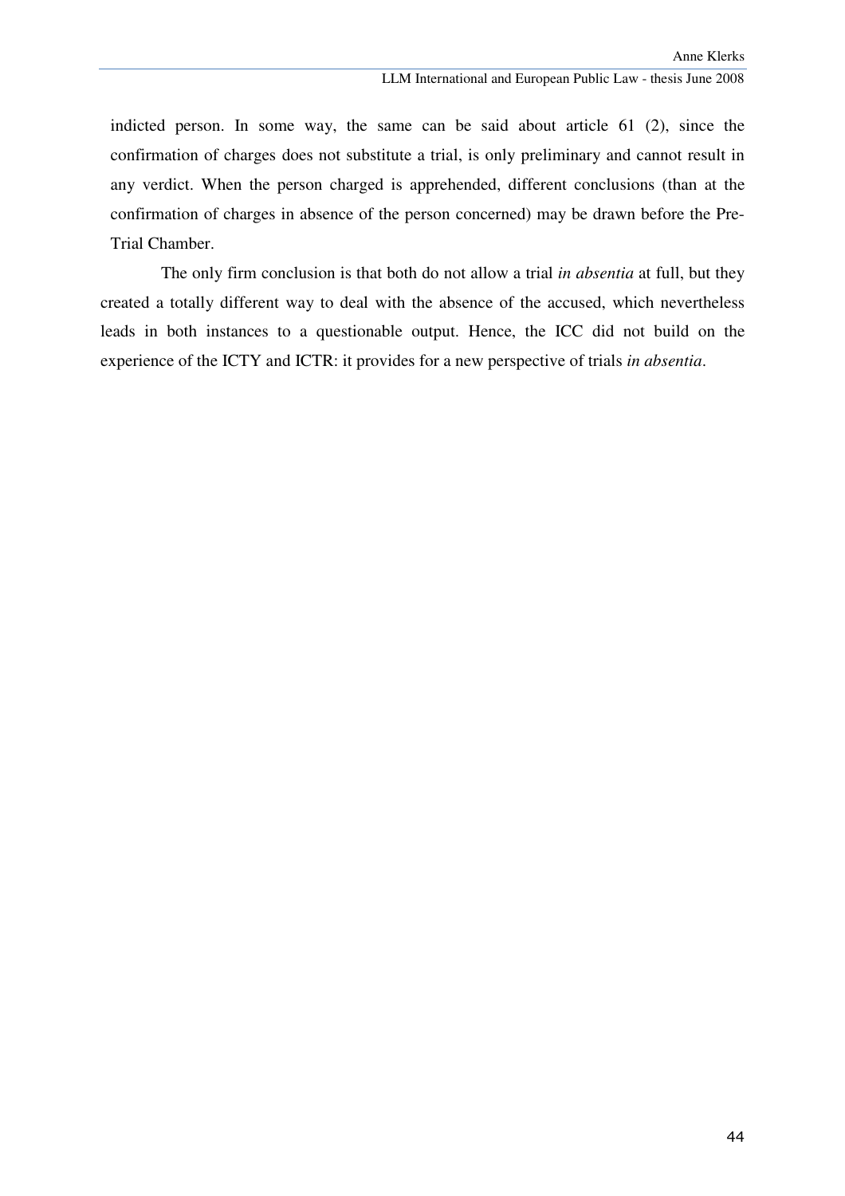indicted person. In some way, the same can be said about article 61 (2), since the confirmation of charges does not substitute a trial, is only preliminary and cannot result in any verdict. When the person charged is apprehended, different conclusions (than at the confirmation of charges in absence of the person concerned) may be drawn before the Pre-Trial Chamber.

The only firm conclusion is that both do not allow a trial *in absentia* at full, but they created a totally different way to deal with the absence of the accused, which nevertheless leads in both instances to a questionable output. Hence, the ICC did not build on the experience of the ICTY and ICTR: it provides for a new perspective of trials *in absentia*.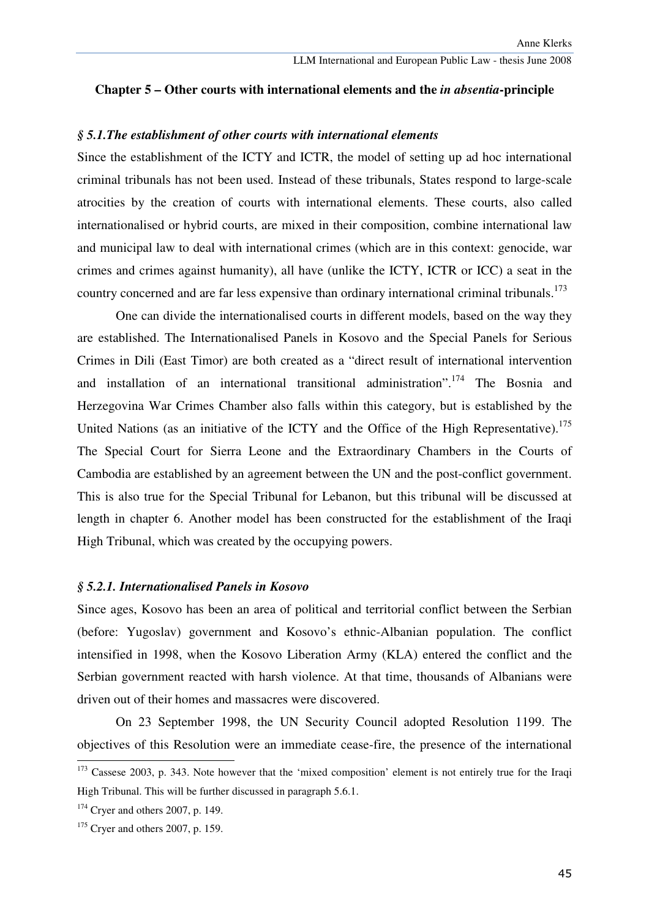## Chapter 5 – Other courts with international elements and the *in absentia*-principle

### *§ 5.1.The establishment of other courts with international elements*

Since the establishment of the ICTY and ICTR, the model of setting up ad hoc international criminal tribunals has not been used. Instead of these tribunals, States respond to large-scale atrocities by the creation of courts with international elements. These courts, also called internationalised or hybrid courts, are mixed in their composition, combine international law and municipal law to deal with international crimes (which are in this context: genocide, war crimes and crimes against humanity), all have (unlike the ICTY, ICTR or ICC) a seat in the country concerned and are far less expensive than ordinary international criminal tribunals.[173]

One can divide the internationalised courts in different models, based on the way they are established. The Internationalised Panels in Kosovo and the Special Panels for Serious Crimes in Dili (East Timor) are both created as a "direct result of international intervention and installation of an international transitional administration".[174] The Bosnia and Herzegovina War Crimes Chamber also falls within this category, but is established by the United Nations (as an initiative of the ICTY and the Office of the High Representative).[175] The Special Court for Sierra Leone and the Extraordinary Chambers in the Courts of Cambodia are established by an agreement between the UN and the post-conflict government. This is also true for the Special Tribunal for Lebanon, but this tribunal will be discussed at length in chapter 6. Another model has been constructed for the establishment of the Iraqi High Tribunal, which was created by the occupying powers.

### *§ 5.2.1. Internationalised Panels in Kosovo*

Since ages, Kosovo has been an area of political and territorial conflict between the Serbian (before: Yugoslav) government and Kosovo's ethnic-Albanian population. The conflict intensified in 1998, when the Kosovo Liberation Army (KLA) entered the conflict and the Serbian government reacted with harsh violence. At that time, thousands of Albanians were driven out of their homes and massacres were discovered.

On 23 September 1998, the UN Security Council adopted Resolution 1199. The objectives of this Resolution were an immediate cease-fire, the presence of the international

---

[173] Cassese 2003, p. 343. Note however that the 'mixed composition' element is not entirely true for the Iraqi High Tribunal. This will be further discussed in paragraph 5.6.1.

[174] Cryer and others 2007, p. 149.

[175] Cryer and others 2007, p. 159.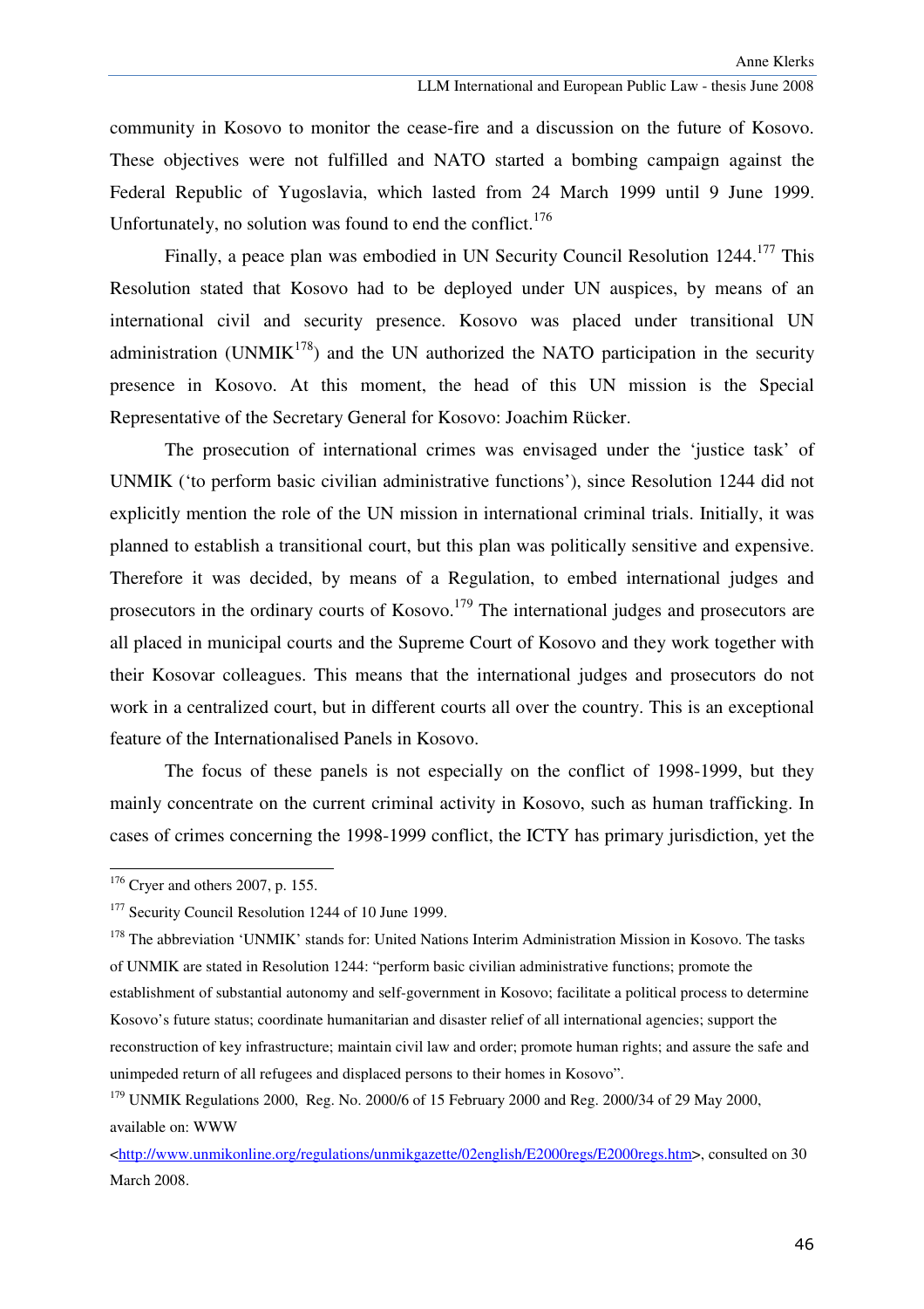community in Kosovo to monitor the cease-fire and a discussion on the future of Kosovo. These objectives were not fulfilled and NATO started a bombing campaign against the Federal Republic of Yugoslavia, which lasted from 24 March 1999 until 9 June 1999. Unfortunately, no solution was found to end the conflict.[176]

Finally, a peace plan was embodied in UN Security Council Resolution 1244.[177] This Resolution stated that Kosovo had to be deployed under UN auspices, by means of an international civil and security presence. Kosovo was placed under transitional UN administration (UNMIK[178]) and the UN authorized the NATO participation in the security presence in Kosovo. At this moment, the head of this UN mission is the Special Representative of the Secretary General for Kosovo: Joachim Rücker.

The prosecution of international crimes was envisaged under the 'justice task' of UNMIK ('to perform basic civilian administrative functions'), since Resolution 1244 did not explicitly mention the role of the UN mission in international criminal trials. Initially, it was planned to establish a transitional court, but this plan was politically sensitive and expensive. Therefore it was decided, by means of a Regulation, to embed international judges and prosecutors in the ordinary courts of Kosovo.[179] The international judges and prosecutors are all placed in municipal courts and the Supreme Court of Kosovo and they work together with their Kosovar colleagues. This means that the international judges and prosecutors do not work in a centralized court, but in different courts all over the country. This is an exceptional feature of the Internationalised Panels in Kosovo.

The focus of these panels is not especially on the conflict of 1998-1999, but they mainly concentrate on the current criminal activity in Kosovo, such as human trafficking. In cases of crimes concerning the 1998-1999 conflict, the ICTY has primary jurisdiction, yet the

---

[176] Cryer and others 2007, p. 155.

[177] Security Council Resolution 1244 of 10 June 1999.

[178] The abbreviation 'UNMIK' stands for: United Nations Interim Administration Mission in Kosovo. The tasks of UNMIK are stated in Resolution 1244: "perform basic civilian administrative functions; promote the establishment of substantial autonomy and self-government in Kosovo; facilitate a political process to determine Kosovo's future status; coordinate humanitarian and disaster relief of all international agencies; support the reconstruction of key infrastructure; maintain civil law and order; promote human rights; and assure the safe and unimpeded return of all refugees and displaced persons to their homes in Kosovo".

[179] UNMIK Regulations 2000, Reg. No. 2000/6 of 15 February 2000 and Reg. 2000/34 of 29 May 2000, available on: WWW <http://www.unmikonline.org/regulations/unmikgazette/02english/E2000regs/E2000regs.htm>, consulted on 30 March 2008.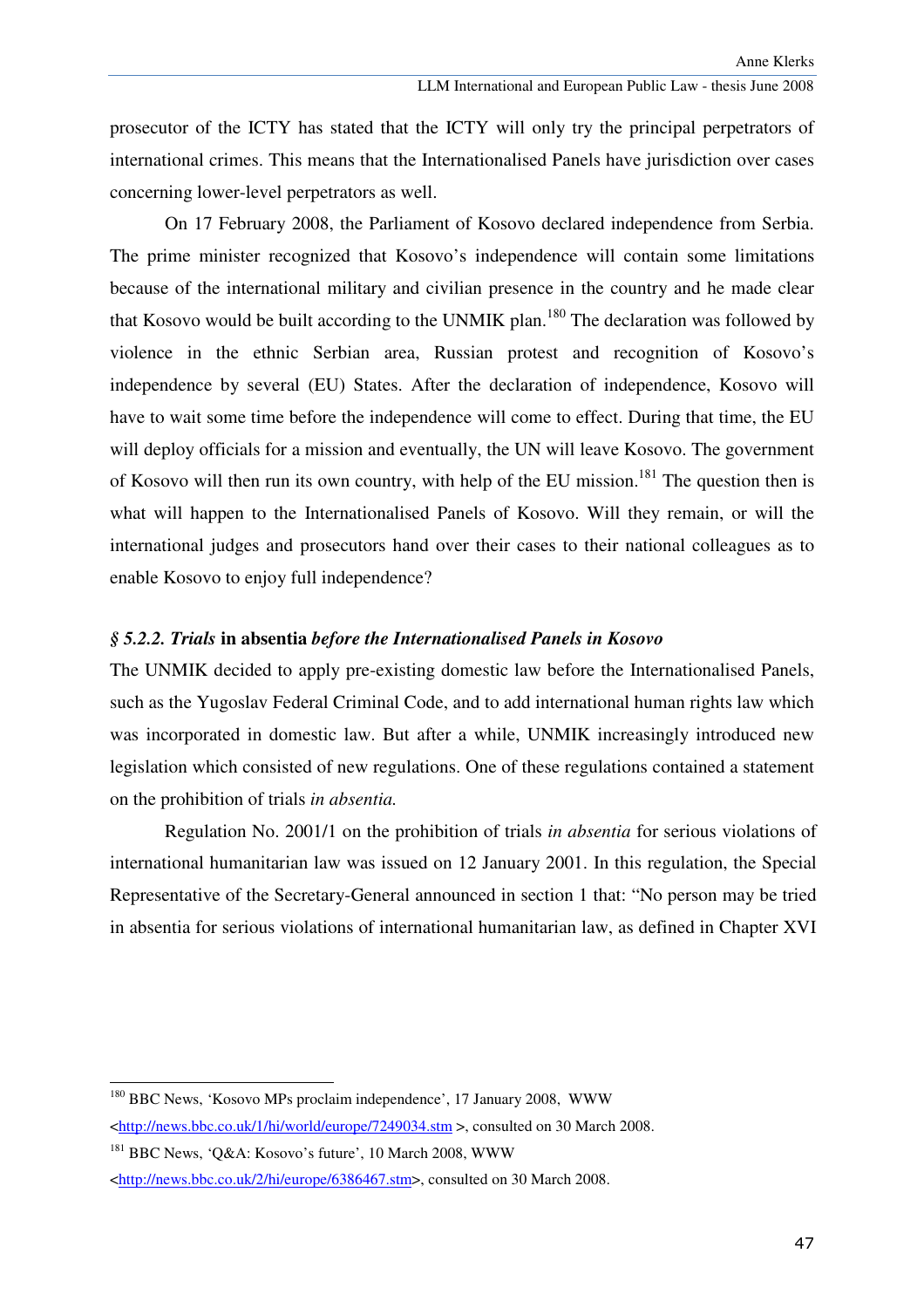prosecutor of the ICTY has stated that the ICTY will only try the principal perpetrators of international crimes. This means that the Internationalised Panels have jurisdiction over cases concerning lower-level perpetrators as well.

On 17 February 2008, the Parliament of Kosovo declared independence from Serbia. The prime minister recognized that Kosovo's independence will contain some limitations because of the international military and civilian presence in the country and he made clear that Kosovo would be built according to the UNMIK plan.[180] The declaration was followed by violence in the ethnic Serbian area, Russian protest and recognition of Kosovo's independence by several (EU) States. After the declaration of independence, Kosovo will have to wait some time before the independence will come to effect. During that time, the EU will deploy officials for a mission and eventually, the UN will leave Kosovo. The government of Kosovo will then run its own country, with help of the EU mission.[181] The question then is what will happen to the Internationalised Panels of Kosovo. Will they remain, or will the international judges and prosecutors hand over their cases to their national colleagues as to enable Kosovo to enjoy full independence?

#### *§ 5.2.2. Trials* **in absentia** *before the Internationalised Panels in Kosovo*

The UNMIK decided to apply pre-existing domestic law before the Internationalised Panels, such as the Yugoslav Federal Criminal Code, and to add international human rights law which was incorporated in domestic law. But after a while, UNMIK increasingly introduced new legislation which consisted of new regulations. One of these regulations contained a statement on the prohibition of trials *in absentia.*

Regulation No. 2001/1 on the prohibition of trials *in absentia* for serious violations of international humanitarian law was issued on 12 January 2001. In this regulation, the Special Representative of the Secretary-General announced in section 1 that: "No person may be tried in absentia for serious violations of international humanitarian law, as defined in Chapter XVI

---

[180] BBC News, 'Kosovo MPs proclaim independence', 17 January 2008, WWW <http://news.bbc.co.uk/1/hi/world/europe/7249034.stm >, consulted on 30 March 2008.

[181] BBC News, 'Q&A: Kosovo's future', 10 March 2008, WWW <http://news.bbc.co.uk/2/hi/europe/6386467.stm>, consulted on 30 March 2008.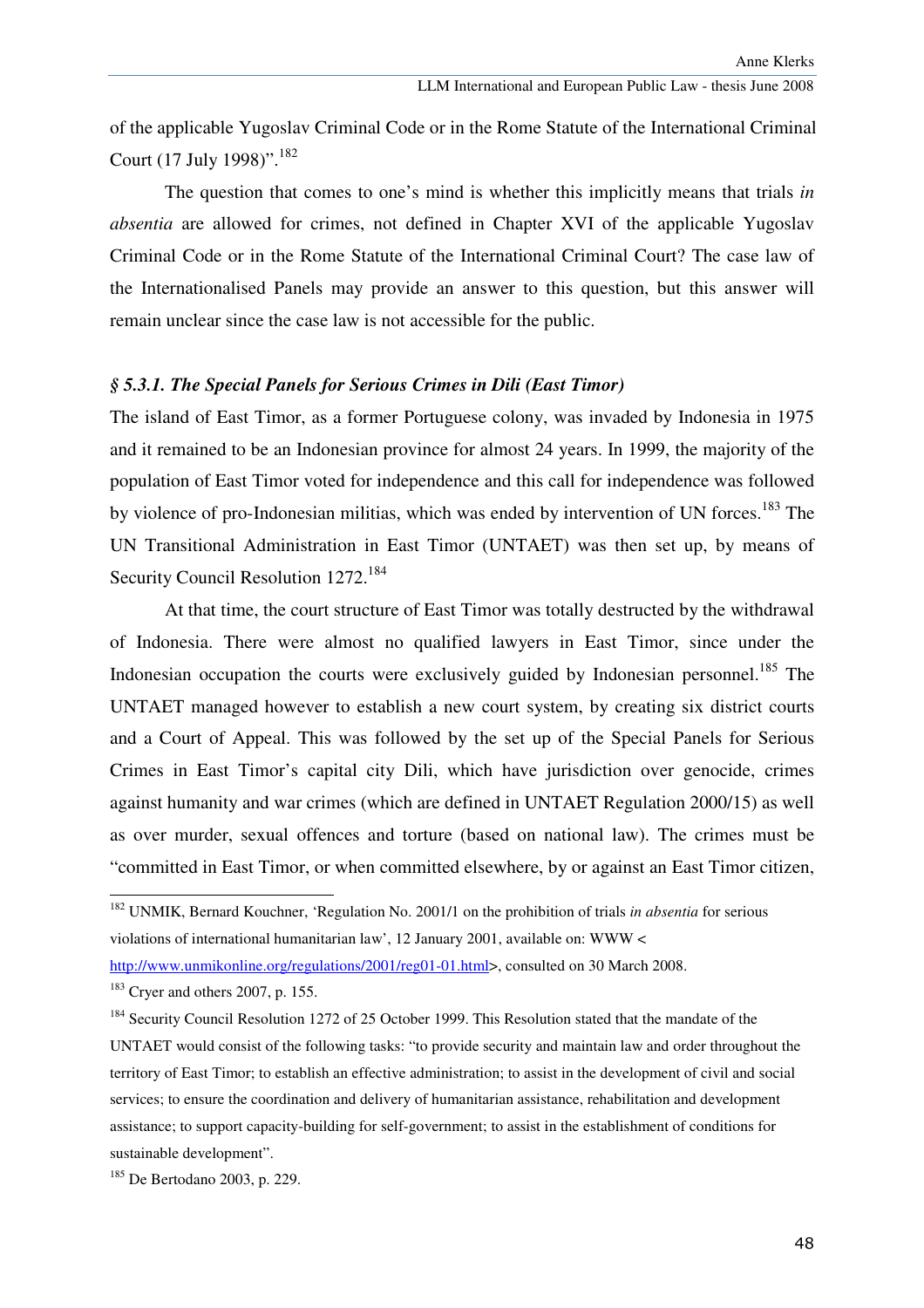of the applicable Yugoslav Criminal Code or in the Rome Statute of the International Criminal Court (17 July 1998)".[182]

The question that comes to one's mind is whether this implicitly means that trials *in absentia* are allowed for crimes, not defined in Chapter XVI of the applicable Yugoslav Criminal Code or in the Rome Statute of the International Criminal Court? The case law of the Internationalised Panels may provide an answer to this question, but this answer will remain unclear since the case law is not accessible for the public.

### *§ 5.3.1. The Special Panels for Serious Crimes in Dili (East Timor)*

The island of East Timor, as a former Portuguese colony, was invaded by Indonesia in 1975 and it remained to be an Indonesian province for almost 24 years. In 1999, the majority of the population of East Timor voted for independence and this call for independence was followed by violence of pro-Indonesian militias, which was ended by intervention of UN forces.[183] The UN Transitional Administration in East Timor (UNTAET) was then set up, by means of Security Council Resolution 1272.[184]

At that time, the court structure of East Timor was totally destructed by the withdrawal of Indonesia. There were almost no qualified lawyers in East Timor, since under the Indonesian occupation the courts were exclusively guided by Indonesian personnel.[185] The UNTAET managed however to establish a new court system, by creating six district courts and a Court of Appeal. This was followed by the set up of the Special Panels for Serious Crimes in East Timor's capital city Dili, which have jurisdiction over genocide, crimes against humanity and war crimes (which are defined in UNTAET Regulation 2000/15) as well as over murder, sexual offences and torture (based on national law). The crimes must be "committed in East Timor, or when committed elsewhere, by or against an East Timor citizen,

---

[182] UNMIK, Bernard Kouchner, 'Regulation No. 2001/1 on the prohibition of trials *in absentia* for serious violations of international humanitarian law', 12 January 2001, available on: WWW < http://www.unmikonline.org/regulations/2001/reg01-01.html>, consulted on 30 March 2008.

[183] Cryer and others 2007, p. 155.

[184] Security Council Resolution 1272 of 25 October 1999. This Resolution stated that the mandate of the UNTAET would consist of the following tasks: "to provide security and maintain law and order throughout the territory of East Timor; to establish an effective administration; to assist in the development of civil and social services; to ensure the coordination and delivery of humanitarian assistance, rehabilitation and development assistance; to support capacity-building for self-government; to assist in the establishment of conditions for sustainable development".

[185] De Bertodano 2003, p. 229.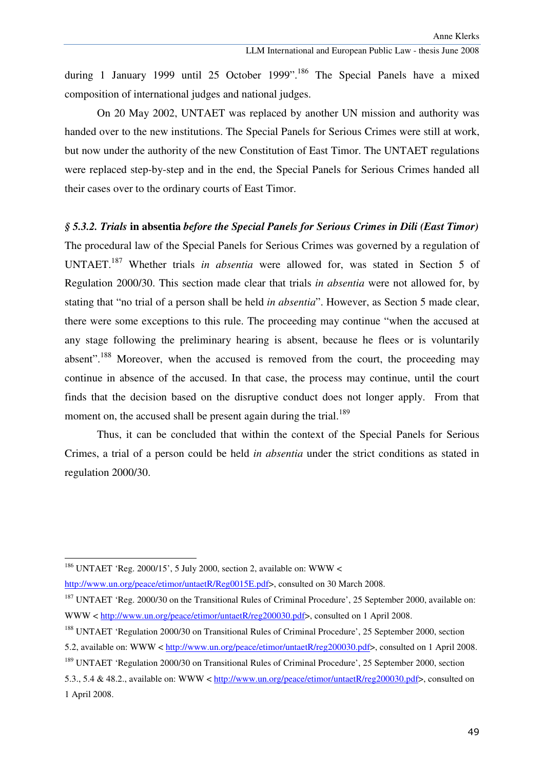during 1 January 1999 until 25 October 1999".[186] The Special Panels have a mixed composition of international judges and national judges.

On 20 May 2002, UNTAET was replaced by another UN mission and authority was handed over to the new institutions. The Special Panels for Serious Crimes were still at work, but now under the authority of the new Constitution of East Timor. The UNTAET regulations were replaced step-by-step and in the end, the Special Panels for Serious Crimes handed all their cases over to the ordinary courts of East Timor.

### *§ 5.3.2. Trials* **in absentia** *before the Special Panels for Serious Crimes in Dili (East Timor)*

The procedural law of the Special Panels for Serious Crimes was governed by a regulation of UNTAET.[187] Whether trials *in absentia* were allowed for, was stated in Section 5 of Regulation 2000/30. This section made clear that trials *in absentia* were not allowed for, by stating that "no trial of a person shall be held *in absentia*". However, as Section 5 made clear, there were some exceptions to this rule. The proceeding may continue "when the accused at any stage following the preliminary hearing is absent, because he flees or is voluntarily absent".[188] Moreover, when the accused is removed from the court, the proceeding may continue in absence of the accused. In that case, the process may continue, until the court finds that the decision based on the disruptive conduct does not longer apply. From that moment on, the accused shall be present again during the trial.[189]

Thus, it can be concluded that within the context of the Special Panels for Serious Crimes, a trial of a person could be held *in absentia* under the strict conditions as stated in regulation 2000/30.

---

[186] UNTAET 'Reg. 2000/15', 5 July 2000, section 2, available on: WWW < http://www.un.org/peace/etimor/untaetR/Reg0015E.pdf>, consulted on 30 March 2008.

[187] UNTAET 'Reg. 2000/30 on the Transitional Rules of Criminal Procedure', 25 September 2000, available on: WWW < http://www.un.org/peace/etimor/untaetR/reg200030.pdf>, consulted on 1 April 2008.

[188] UNTAET 'Regulation 2000/30 on Transitional Rules of Criminal Procedure', 25 September 2000, section 5.2, available on: WWW < http://www.un.org/peace/etimor/untaetR/reg200030.pdf>, consulted on 1 April 2008.

[189] UNTAET 'Regulation 2000/30 on Transitional Rules of Criminal Procedure', 25 September 2000, section 5.3., 5.4 & 48.2., available on: WWW < http://www.un.org/peace/etimor/untaetR/reg200030.pdf>, consulted on 1 April 2008.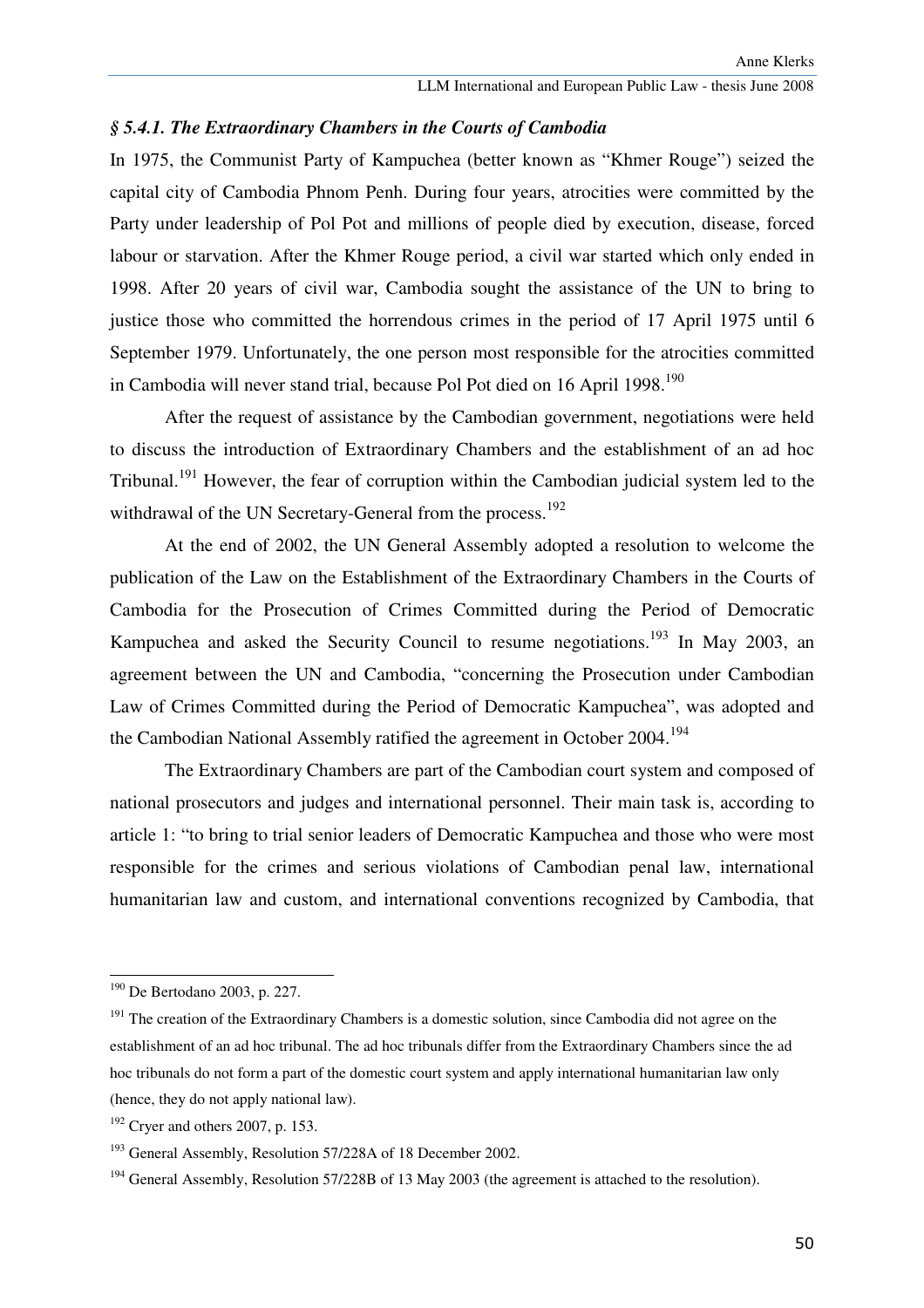### *§ 5.4.1. The Extraordinary Chambers in the Courts of Cambodia*

In 1975, the Communist Party of Kampuchea (better known as "Khmer Rouge") seized the capital city of Cambodia Phnom Penh. During four years, atrocities were committed by the Party under leadership of Pol Pot and millions of people died by execution, disease, forced labour or starvation. After the Khmer Rouge period, a civil war started which only ended in 1998. After 20 years of civil war, Cambodia sought the assistance of the UN to bring to justice those who committed the horrendous crimes in the period of 17 April 1975 until 6 September 1979. Unfortunately, the one person most responsible for the atrocities committed in Cambodia will never stand trial, because Pol Pot died on 16 April 1998.[190]

After the request of assistance by the Cambodian government, negotiations were held to discuss the introduction of Extraordinary Chambers and the establishment of an ad hoc Tribunal.[191] However, the fear of corruption within the Cambodian judicial system led to the withdrawal of the UN Secretary-General from the process.[192]

At the end of 2002, the UN General Assembly adopted a resolution to welcome the publication of the Law on the Establishment of the Extraordinary Chambers in the Courts of Cambodia for the Prosecution of Crimes Committed during the Period of Democratic Kampuchea and asked the Security Council to resume negotiations.[193] In May 2003, an agreement between the UN and Cambodia, "concerning the Prosecution under Cambodian Law of Crimes Committed during the Period of Democratic Kampuchea", was adopted and the Cambodian National Assembly ratified the agreement in October 2004.[194]

The Extraordinary Chambers are part of the Cambodian court system and composed of national prosecutors and judges and international personnel. Their main task is, according to article 1: "to bring to trial senior leaders of Democratic Kampuchea and those who were most responsible for the crimes and serious violations of Cambodian penal law, international humanitarian law and custom, and international conventions recognized by Cambodia, that

---

[190] De Bertodano 2003, p. 227.

[191] The creation of the Extraordinary Chambers is a domestic solution, since Cambodia did not agree on the establishment of an ad hoc tribunal. The ad hoc tribunals differ from the Extraordinary Chambers since the ad hoc tribunals do not form a part of the domestic court system and apply international humanitarian law only (hence, they do not apply national law).

[192] Cryer and others 2007, p. 153.

[193] General Assembly, Resolution 57/228A of 18 December 2002.

[194] General Assembly, Resolution 57/228B of 13 May 2003 (the agreement is attached to the resolution).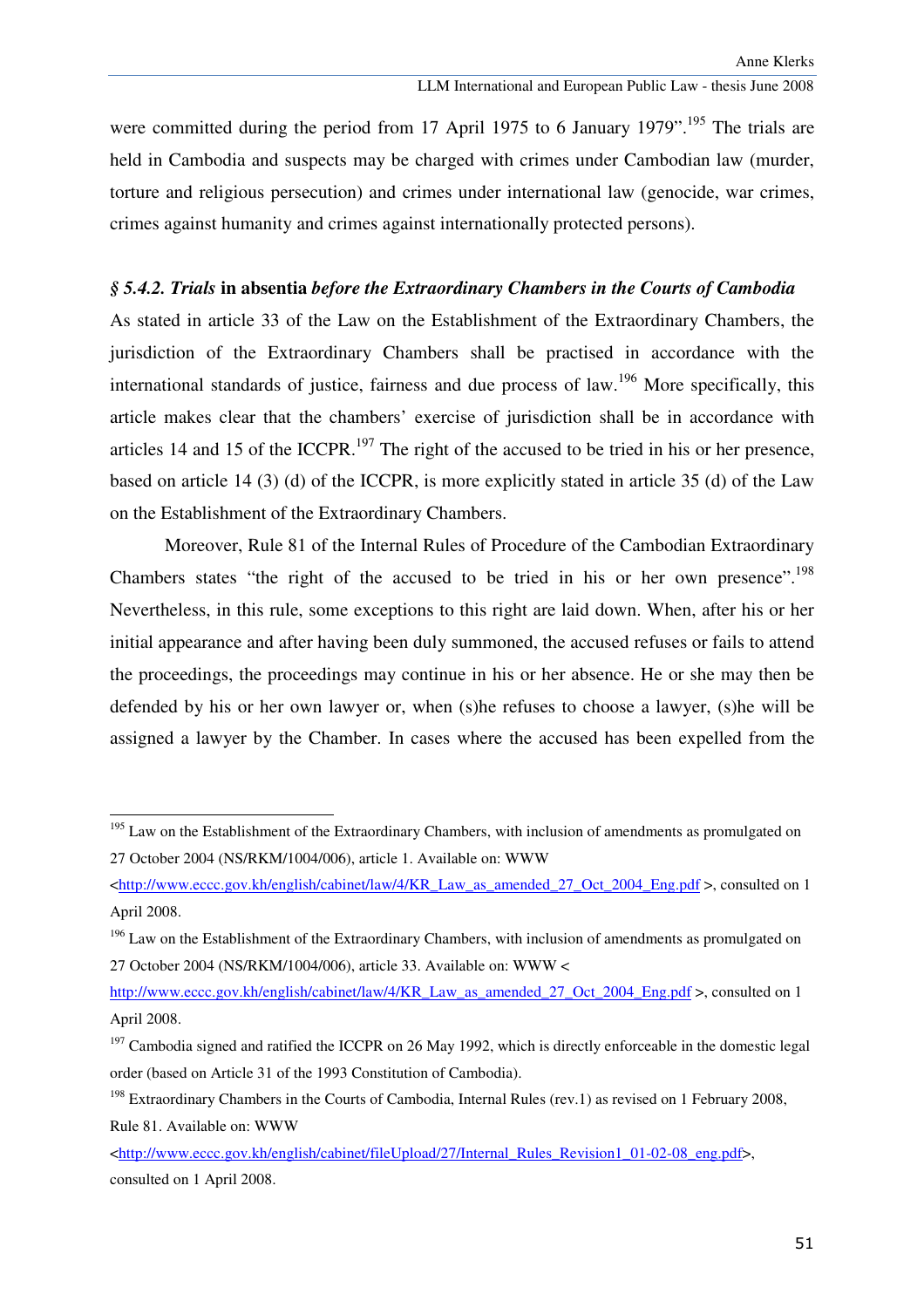were committed during the period from 17 April 1975 to 6 January 1979".[195] The trials are held in Cambodia and suspects may be charged with crimes under Cambodian law (murder, torture and religious persecution) and crimes under international law (genocide, war crimes, crimes against humanity and crimes against internationally protected persons).

### *§ 5.4.2. Trials* **in absentia** *before the Extraordinary Chambers in the Courts of Cambodia*

As stated in article 33 of the Law on the Establishment of the Extraordinary Chambers, the jurisdiction of the Extraordinary Chambers shall be practised in accordance with the international standards of justice, fairness and due process of law.[196] More specifically, this article makes clear that the chambers' exercise of jurisdiction shall be in accordance with articles 14 and 15 of the ICCPR.[197] The right of the accused to be tried in his or her presence, based on article 14 (3) (d) of the ICCPR, is more explicitly stated in article 35 (d) of the Law on the Establishment of the Extraordinary Chambers.

Moreover, Rule 81 of the Internal Rules of Procedure of the Cambodian Extraordinary Chambers states "the right of the accused to be tried in his or her own presence".[198] Nevertheless, in this rule, some exceptions to this right are laid down. When, after his or her initial appearance and after having been duly summoned, the accused refuses or fails to attend the proceedings, the proceedings may continue in his or her absence. He or she may then be defended by his or her own lawyer or, when (s)he refuses to choose a lawyer, (s)he will be assigned a lawyer by the Chamber. In cases where the accused has been expelled from the

---

[195] Law on the Establishment of the Extraordinary Chambers, with inclusion of amendments as promulgated on 27 October 2004 (NS/RKM/1004/006), article 1. Available on: WWW <http://www.eccc.gov.kh/english/cabinet/law/4/KR_Law_as_amended_27_Oct_2004_Eng.pdf >, consulted on 1 April 2008.

[196] Law on the Establishment of the Extraordinary Chambers, with inclusion of amendments as promulgated on 27 October 2004 (NS/RKM/1004/006), article 33. Available on: WWW < http://www.eccc.gov.kh/english/cabinet/law/4/KR_Law_as_amended_27_Oct_2004_Eng.pdf >, consulted on 1 April 2008.

[197] Cambodia signed and ratified the ICCPR on 26 May 1992, which is directly enforceable in the domestic legal order (based on Article 31 of the 1993 Constitution of Cambodia).

[198] Extraordinary Chambers in the Courts of Cambodia, Internal Rules (rev.1) as revised on 1 February 2008, Rule 81. Available on: WWW <http://www.eccc.gov.kh/english/cabinet/fileUpload/27/Internal_Rules_Revision1_01-02-08_eng.pdf>, consulted on 1 April 2008.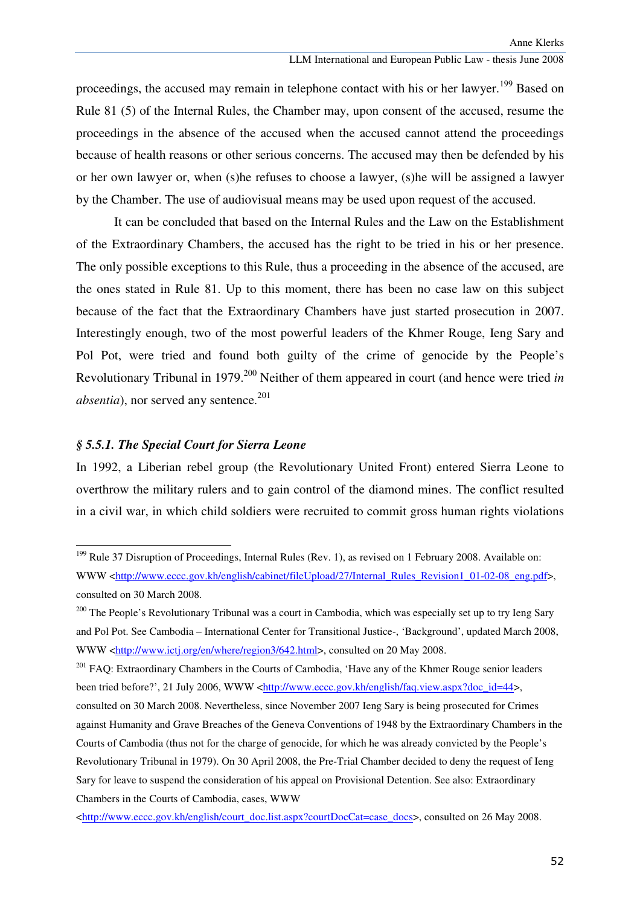proceedings, the accused may remain in telephone contact with his or her lawyer.[199] Based on Rule 81 (5) of the Internal Rules, the Chamber may, upon consent of the accused, resume the proceedings in the absence of the accused when the accused cannot attend the proceedings because of health reasons or other serious concerns. The accused may then be defended by his or her own lawyer or, when (s)he refuses to choose a lawyer, (s)he will be assigned a lawyer by the Chamber. The use of audiovisual means may be used upon request of the accused.

It can be concluded that based on the Internal Rules and the Law on the Establishment of the Extraordinary Chambers, the accused has the right to be tried in his or her presence. The only possible exceptions to this Rule, thus a proceeding in the absence of the accused, are the ones stated in Rule 81. Up to this moment, there has been no case law on this subject because of the fact that the Extraordinary Chambers have just started prosecution in 2007. Interestingly enough, two of the most powerful leaders of the Khmer Rouge, Ieng Sary and Pol Pot, were tried and found both guilty of the crime of genocide by the People's Revolutionary Tribunal in 1979.[200] Neither of them appeared in court (and hence were tried *in absentia*), nor served any sentence.[201]

### *§ 5.5.1. The Special Court for Sierra Leone*

In 1992, a Liberian rebel group (the Revolutionary United Front) entered Sierra Leone to overthrow the military rulers and to gain control of the diamond mines. The conflict resulted in a civil war, in which child soldiers were recruited to commit gross human rights violations

---

[199] Rule 37 Disruption of Proceedings, Internal Rules (Rev. 1), as revised on 1 February 2008. Available on: WWW <http://www.eccc.gov.kh/english/cabinet/fileUpload/27/Internal_Rules_Revision1_01-02-08_eng.pdf>, consulted on 30 March 2008.

[200] The People's Revolutionary Tribunal was a court in Cambodia, which was especially set up to try Ieng Sary and Pol Pot. See Cambodia – International Center for Transitional Justice-, 'Background', updated March 2008, WWW <http://www.ictj.org/en/where/region3/642.html>, consulted on 20 May 2008.

[201] FAQ: Extraordinary Chambers in the Courts of Cambodia, 'Have any of the Khmer Rouge senior leaders been tried before?', 21 July 2006, WWW <http://www.eccc.gov.kh/english/faq.view.aspx?doc_id=44>, consulted on 30 March 2008. Nevertheless, since November 2007 Ieng Sary is being prosecuted for Crimes against Humanity and Grave Breaches of the Geneva Conventions of 1948 by the Extraordinary Chambers in the Courts of Cambodia (thus not for the charge of genocide, for which he was already convicted by the People's Revolutionary Tribunal in 1979). On 30 April 2008, the Pre-Trial Chamber decided to deny the request of Ieng Sary for leave to suspend the consideration of his appeal on Provisional Detention. See also: Extraordinary Chambers in the Courts of Cambodia, cases, WWW <http://www.eccc.gov.kh/english/court_doc.list.aspx?courtDocCat=case_docs>, consulted on 26 May 2008.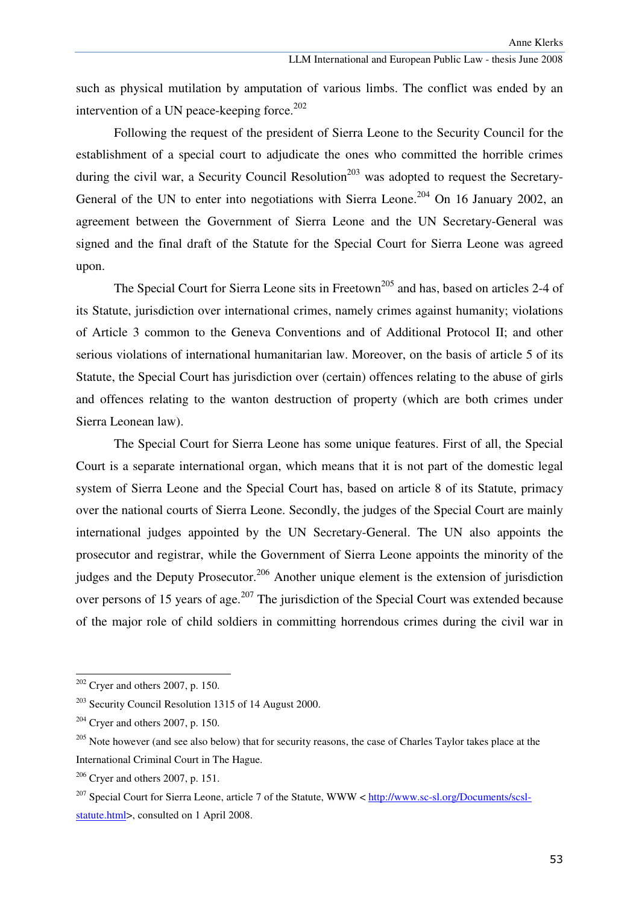such as physical mutilation by amputation of various limbs. The conflict was ended by an intervention of a UN peace-keeping force.[202]

Following the request of the president of Sierra Leone to the Security Council for the establishment of a special court to adjudicate the ones who committed the horrible crimes during the civil war, a Security Council Resolution[203] was adopted to request the Secretary-General of the UN to enter into negotiations with Sierra Leone.[204] On 16 January 2002, an agreement between the Government of Sierra Leone and the UN Secretary-General was signed and the final draft of the Statute for the Special Court for Sierra Leone was agreed upon.

The Special Court for Sierra Leone sits in Freetown[205] and has, based on articles 2-4 of its Statute, jurisdiction over international crimes, namely crimes against humanity; violations of Article 3 common to the Geneva Conventions and of Additional Protocol II; and other serious violations of international humanitarian law. Moreover, on the basis of article 5 of its Statute, the Special Court has jurisdiction over (certain) offences relating to the abuse of girls and offences relating to the wanton destruction of property (which are both crimes under Sierra Leonean law).

The Special Court for Sierra Leone has some unique features. First of all, the Special Court is a separate international organ, which means that it is not part of the domestic legal system of Sierra Leone and the Special Court has, based on article 8 of its Statute, primacy over the national courts of Sierra Leone. Secondly, the judges of the Special Court are mainly international judges appointed by the UN Secretary-General. The UN also appoints the prosecutor and registrar, while the Government of Sierra Leone appoints the minority of the judges and the Deputy Prosecutor.[206] Another unique element is the extension of jurisdiction over persons of 15 years of age.[207] The jurisdiction of the Special Court was extended because of the major role of child soldiers in committing horrendous crimes during the civil war in

---

[202] Cryer and others 2007, p. 150.

[203] Security Council Resolution 1315 of 14 August 2000.

[204] Cryer and others 2007, p. 150.

[205] Note however (and see also below) that for security reasons, the case of Charles Taylor takes place at the International Criminal Court in The Hague.

[206] Cryer and others 2007, p. 151.

[207] Special Court for Sierra Leone, article 7 of the Statute, WWW < http://www.sc-sl.org/Documents/scsl-statute.html>, consulted on 1 April 2008.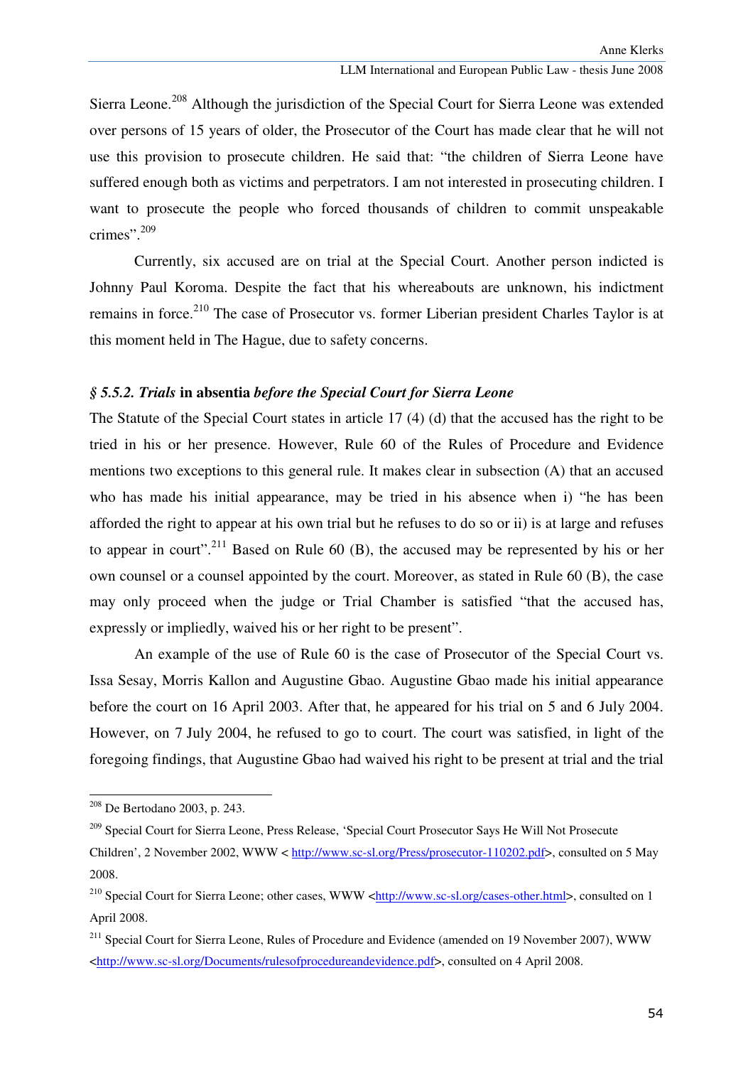Sierra Leone.[208] Although the jurisdiction of the Special Court for Sierra Leone was extended over persons of 15 years of older, the Prosecutor of the Court has made clear that he will not use this provision to prosecute children. He said that: "the children of Sierra Leone have suffered enough both as victims and perpetrators. I am not interested in prosecuting children. I want to prosecute the people who forced thousands of children to commit unspeakable crimes".[209]

Currently, six accused are on trial at the Special Court. Another person indicted is Johnny Paul Koroma. Despite the fact that his whereabouts are unknown, his indictment remains in force.[210] The case of Prosecutor vs. former Liberian president Charles Taylor is at this moment held in The Hague, due to safety concerns.

### *§ 5.5.2. Trials* **in absentia** *before the Special Court for Sierra Leone*

The Statute of the Special Court states in article 17 (4) (d) that the accused has the right to be tried in his or her presence. However, Rule 60 of the Rules of Procedure and Evidence mentions two exceptions to this general rule. It makes clear in subsection (A) that an accused who has made his initial appearance, may be tried in his absence when i) "he has been afforded the right to appear at his own trial but he refuses to do so or ii) is at large and refuses to appear in court".[211] Based on Rule 60 (B), the accused may be represented by his or her own counsel or a counsel appointed by the court. Moreover, as stated in Rule 60 (B), the case may only proceed when the judge or Trial Chamber is satisfied "that the accused has, expressly or impliedly, waived his or her right to be present".

An example of the use of Rule 60 is the case of Prosecutor of the Special Court vs. Issa Sesay, Morris Kallon and Augustine Gbao. Augustine Gbao made his initial appearance before the court on 16 April 2003. After that, he appeared for his trial on 5 and 6 July 2004. However, on 7 July 2004, he refused to go to court. The court was satisfied, in light of the foregoing findings, that Augustine Gbao had waived his right to be present at trial and the trial

---

[208] De Bertodano 2003, p. 243.

[209] Special Court for Sierra Leone, Press Release, 'Special Court Prosecutor Says He Will Not Prosecute Children', 2 November 2002, WWW < http://www.sc-sl.org/Press/prosecutor-110202.pdf>, consulted on 5 May 2008.

[210] Special Court for Sierra Leone; other cases, WWW <http://www.sc-sl.org/cases-other.html>, consulted on 1 April 2008.

[211] Special Court for Sierra Leone, Rules of Procedure and Evidence (amended on 19 November 2007), WWW <http://www.sc-sl.org/Documents/rulesofprocedureandevidence.pdf>, consulted on 4 April 2008.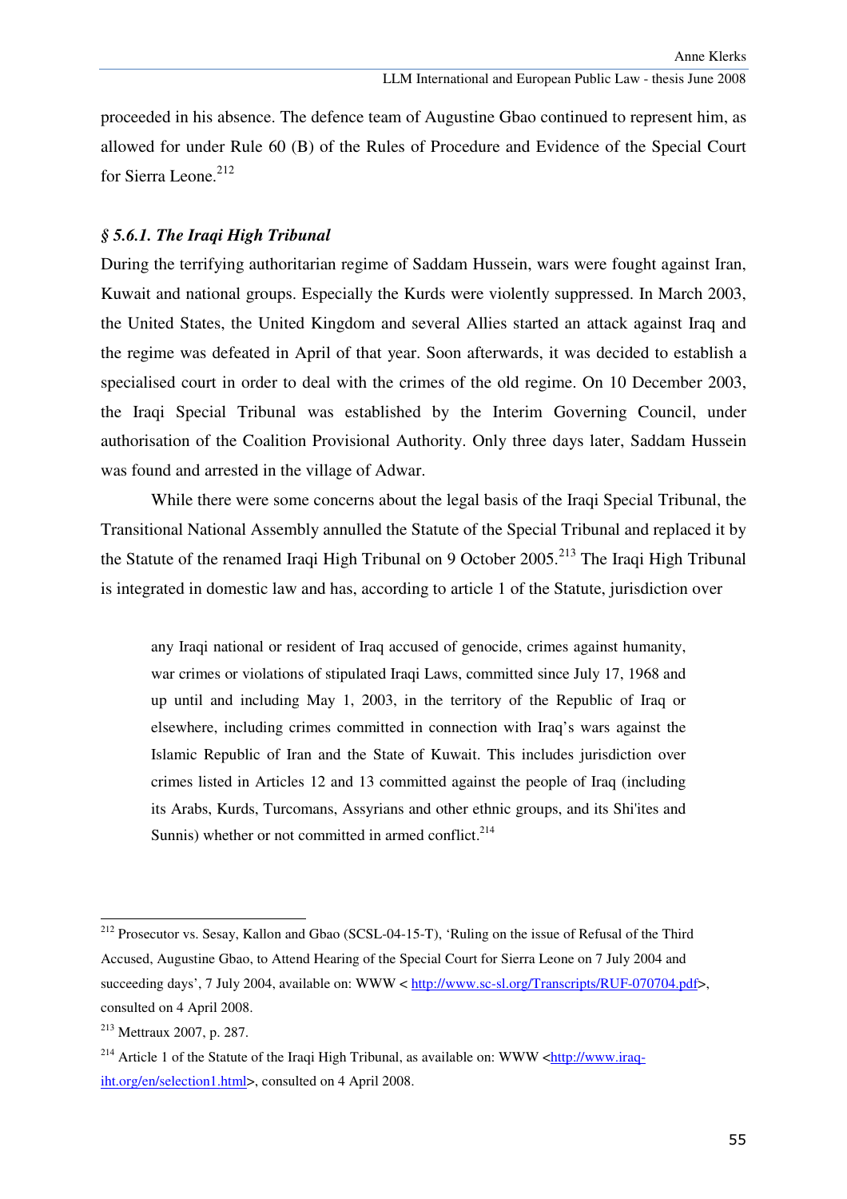proceeded in his absence. The defence team of Augustine Gbao continued to represent him, as allowed for under Rule 60 (B) of the Rules of Procedure and Evidence of the Special Court for Sierra Leone.[212]

### *§ 5.6.1. The Iraqi High Tribunal*

During the terrifying authoritarian regime of Saddam Hussein, wars were fought against Iran, Kuwait and national groups. Especially the Kurds were violently suppressed. In March 2003, the United States, the United Kingdom and several Allies started an attack against Iraq and the regime was defeated in April of that year. Soon afterwards, it was decided to establish a specialised court in order to deal with the crimes of the old regime. On 10 December 2003, the Iraqi Special Tribunal was established by the Interim Governing Council, under authorisation of the Coalition Provisional Authority. Only three days later, Saddam Hussein was found and arrested in the village of Adwar.

While there were some concerns about the legal basis of the Iraqi Special Tribunal, the Transitional National Assembly annulled the Statute of the Special Tribunal and replaced it by the Statute of the renamed Iraqi High Tribunal on 9 October 2005.[213] The Iraqi High Tribunal is integrated in domestic law and has, according to article 1 of the Statute, jurisdiction over

> any Iraqi national or resident of Iraq accused of genocide, crimes against humanity, war crimes or violations of stipulated Iraqi Laws, committed since July 17, 1968 and up until and including May 1, 2003, in the territory of the Republic of Iraq or elsewhere, including crimes committed in connection with Iraq's wars against the Islamic Republic of Iran and the State of Kuwait. This includes jurisdiction over crimes listed in Articles 12 and 13 committed against the people of Iraq (including its Arabs, Kurds, Turcomans, Assyrians and other ethnic groups, and its Shi'ites and Sunnis) whether or not committed in armed conflict.[214]

---

[212] Prosecutor vs. Sesay, Kallon and Gbao (SCSL-04-15-T), 'Ruling on the issue of Refusal of the Third Accused, Augustine Gbao, to Attend Hearing of the Special Court for Sierra Leone on 7 July 2004 and succeeding days', 7 July 2004, available on: WWW < http://www.sc-sl.org/Transcripts/RUF-070704.pdf>, consulted on 4 April 2008.

[213] Mettraux 2007, p. 287.

[214] Article 1 of the Statute of the Iraqi High Tribunal, as available on: WWW <http://www.iraq-iht.org/en/selection1.html>, consulted on 4 April 2008.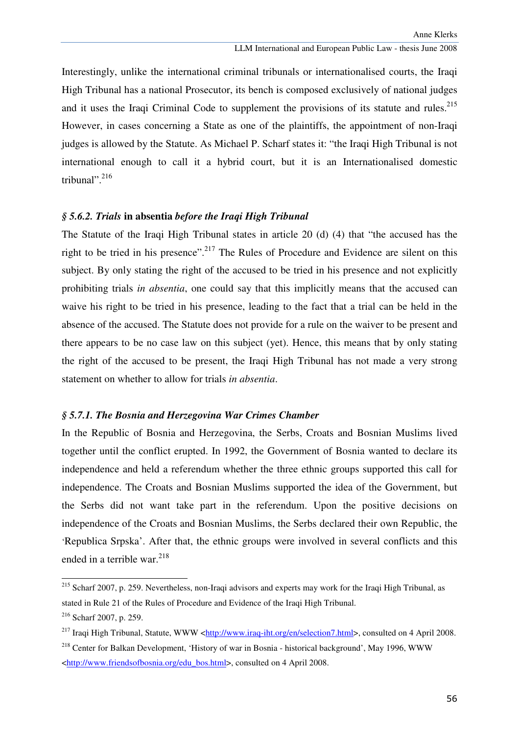Interestingly, unlike the international criminal tribunals or internationalised courts, the Iraqi High Tribunal has a national Prosecutor, its bench is composed exclusively of national judges and it uses the Iraqi Criminal Code to supplement the provisions of its statute and rules.[215] However, in cases concerning a State as one of the plaintiffs, the appointment of non-Iraqi judges is allowed by the Statute. As Michael P. Scharf states it: "the Iraqi High Tribunal is not international enough to call it a hybrid court, but it is an Internationalised domestic tribunal".[216]

### *§ 5.6.2. Trials* **in absentia** *before the Iraqi High Tribunal*

The Statute of the Iraqi High Tribunal states in article 20 (d) (4) that "the accused has the right to be tried in his presence".[217] The Rules of Procedure and Evidence are silent on this subject. By only stating the right of the accused to be tried in his presence and not explicitly prohibiting trials *in absentia*, one could say that this implicitly means that the accused can waive his right to be tried in his presence, leading to the fact that a trial can be held in the absence of the accused. The Statute does not provide for a rule on the waiver to be present and there appears to be no case law on this subject (yet). Hence, this means that by only stating the right of the accused to be present, the Iraqi High Tribunal has not made a very strong statement on whether to allow for trials *in absentia*.

### *§ 5.7.1. The Bosnia and Herzegovina War Crimes Chamber*

In the Republic of Bosnia and Herzegovina, the Serbs, Croats and Bosnian Muslims lived together until the conflict erupted. In 1992, the Government of Bosnia wanted to declare its independence and held a referendum whether the three ethnic groups supported this call for independence. The Croats and Bosnian Muslims supported the idea of the Government, but the Serbs did not want take part in the referendum. Upon the positive decisions on independence of the Croats and Bosnian Muslims, the Serbs declared their own Republic, the 'Republica Srpska'. After that, the ethnic groups were involved in several conflicts and this ended in a terrible war.[218]

---

[215] Scharf 2007, p. 259. Nevertheless, non-Iraqi advisors and experts may work for the Iraqi High Tribunal, as stated in Rule 21 of the Rules of Procedure and Evidence of the Iraqi High Tribunal.

[216] Scharf 2007, p. 259.

[217] Iraqi High Tribunal, Statute, WWW <http://www.iraq-iht.org/en/selection7.html>, consulted on 4 April 2008.

[218] Center for Balkan Development, 'History of war in Bosnia - historical background', May 1996, WWW <http://www.friendsofbosnia.org/edu_bos.html>, consulted on 4 April 2008.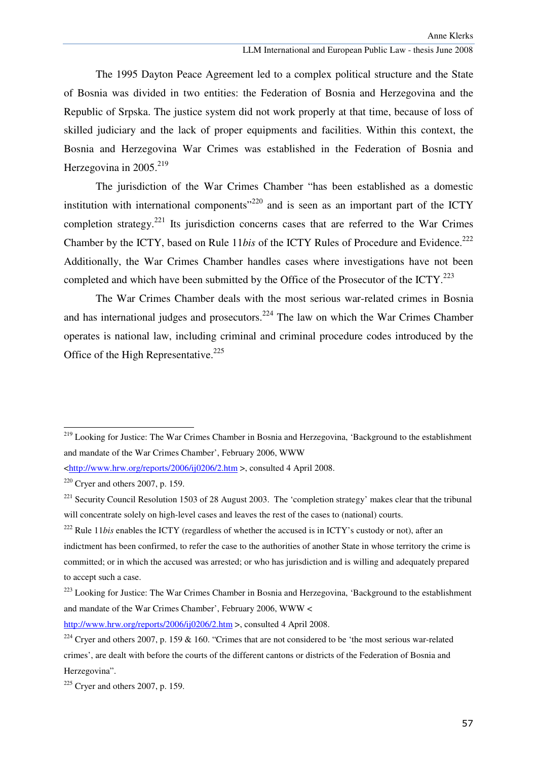The 1995 Dayton Peace Agreement led to a complex political structure and the State of Bosnia was divided in two entities: the Federation of Bosnia and Herzegovina and the Republic of Srpska. The justice system did not work properly at that time, because of loss of skilled judiciary and the lack of proper equipments and facilities. Within this context, the Bosnia and Herzegovina War Crimes was established in the Federation of Bosnia and Herzegovina in 2005.[219]

The jurisdiction of the War Crimes Chamber "has been established as a domestic institution with international components"[220] and is seen as an important part of the ICTY completion strategy.[221] Its jurisdiction concerns cases that are referred to the War Crimes Chamber by the ICTY, based on Rule 11*bis* of the ICTY Rules of Procedure and Evidence.[222] Additionally, the War Crimes Chamber handles cases where investigations have not been completed and which have been submitted by the Office of the Prosecutor of the ICTY.[223]

The War Crimes Chamber deals with the most serious war-related crimes in Bosnia and has international judges and prosecutors.[224] The law on which the War Crimes Chamber operates is national law, including criminal and criminal procedure codes introduced by the Office of the High Representative.[225]

---

[219] Looking for Justice: The War Crimes Chamber in Bosnia and Herzegovina, 'Background to the establishment and mandate of the War Crimes Chamber', February 2006, WWW <http://www.hrw.org/reports/2006/ij0206/2.htm >, consulted 4 April 2008.

[220] Cryer and others 2007, p. 159.

[221] Security Council Resolution 1503 of 28 August 2003. The 'completion strategy' makes clear that the tribunal will concentrate solely on high-level cases and leaves the rest of the cases to (national) courts.

[222] Rule 11*bis* enables the ICTY (regardless of whether the accused is in ICTY's custody or not), after an indictment has been confirmed, to refer the case to the authorities of another State in whose territory the crime is committed; or in which the accused was arrested; or who has jurisdiction and is willing and adequately prepared to accept such a case.

[223] Looking for Justice: The War Crimes Chamber in Bosnia and Herzegovina, 'Background to the establishment and mandate of the War Crimes Chamber', February 2006, WWW < http://www.hrw.org/reports/2006/ij0206/2.htm >, consulted 4 April 2008.

[224] Cryer and others 2007, p. 159 & 160. "Crimes that are not considered to be 'the most serious war-related crimes', are dealt with before the courts of the different cantons or districts of the Federation of Bosnia and Herzegovina".

[225] Cryer and others 2007, p. 159.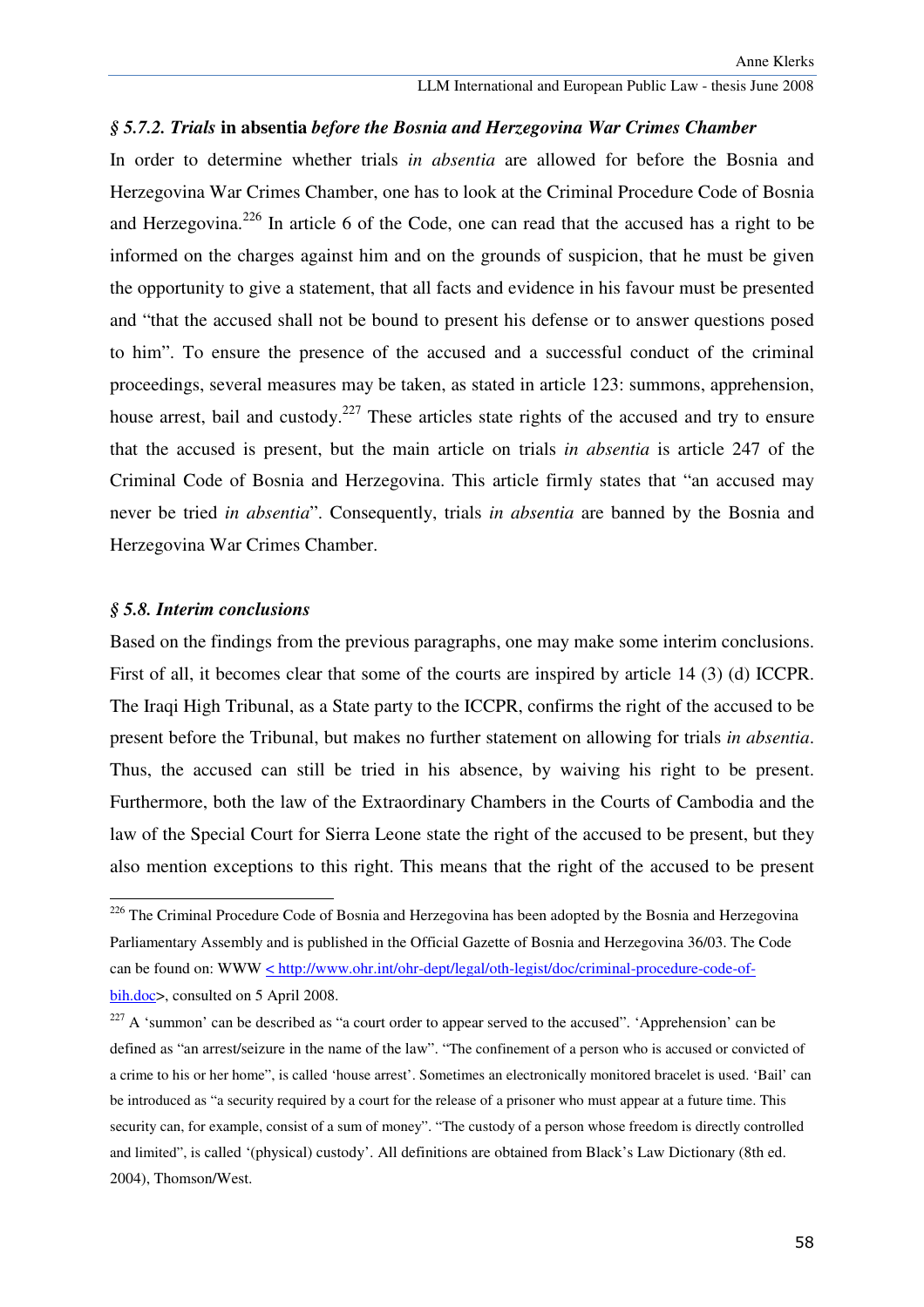### § 5.7.2. *Trials* **in absentia** *before the Bosnia and Herzegovina War Crimes Chamber*

In order to determine whether trials *in absentia* are allowed for before the Bosnia and Herzegovina War Crimes Chamber, one has to look at the Criminal Procedure Code of Bosnia and Herzegovina.[226] In article 6 of the Code, one can read that the accused has a right to be informed on the charges against him and on the grounds of suspicion, that he must be given the opportunity to give a statement, that all facts and evidence in his favour must be presented and "that the accused shall not be bound to present his defense or to answer questions posed to him". To ensure the presence of the accused and a successful conduct of the criminal proceedings, several measures may be taken, as stated in article 123: summons, apprehension, house arrest, bail and custody.[227] These articles state rights of the accused and try to ensure that the accused is present, but the main article on trials *in absentia* is article 247 of the Criminal Code of Bosnia and Herzegovina. This article firmly states that "an accused may never be tried *in absentia*". Consequently, trials *in absentia* are banned by the Bosnia and Herzegovina War Crimes Chamber.

### § 5.8. *Interim conclusions*

Based on the findings from the previous paragraphs, one may make some interim conclusions. First of all, it becomes clear that some of the courts are inspired by article 14 (3) (d) ICCPR. The Iraqi High Tribunal, as a State party to the ICCPR, confirms the right of the accused to be present before the Tribunal, but makes no further statement on allowing for trials *in absentia*. Thus, the accused can still be tried in his absence, by waiving his right to be present. Furthermore, both the law of the Extraordinary Chambers in the Courts of Cambodia and the law of the Special Court for Sierra Leone state the right of the accused to be present, but they also mention exceptions to this right. This means that the right of the accused to be present

---

[226] The Criminal Procedure Code of Bosnia and Herzegovina has been adopted by the Bosnia and Herzegovina Parliamentary Assembly and is published in the Official Gazette of Bosnia and Herzegovina 36/03. The Code can be found on: WWW < http://www.ohr.int/ohr-dept/legal/oth-legist/doc/criminal-procedure-code-of-bih.doc>, consulted on 5 April 2008.

[227] A 'summon' can be described as "a court order to appear served to the accused". 'Apprehension' can be defined as "an arrest/seizure in the name of the law". "The confinement of a person who is accused or convicted of a crime to his or her home", is called 'house arrest'. Sometimes an electronically monitored bracelet is used. 'Bail' can be introduced as "a security required by a court for the release of a prisoner who must appear at a future time. This security can, for example, consist of a sum of money". "The custody of a person whose freedom is directly controlled and limited", is called '(physical) custody'. All definitions are obtained from Black's Law Dictionary (8th ed. 2004), Thomson/West.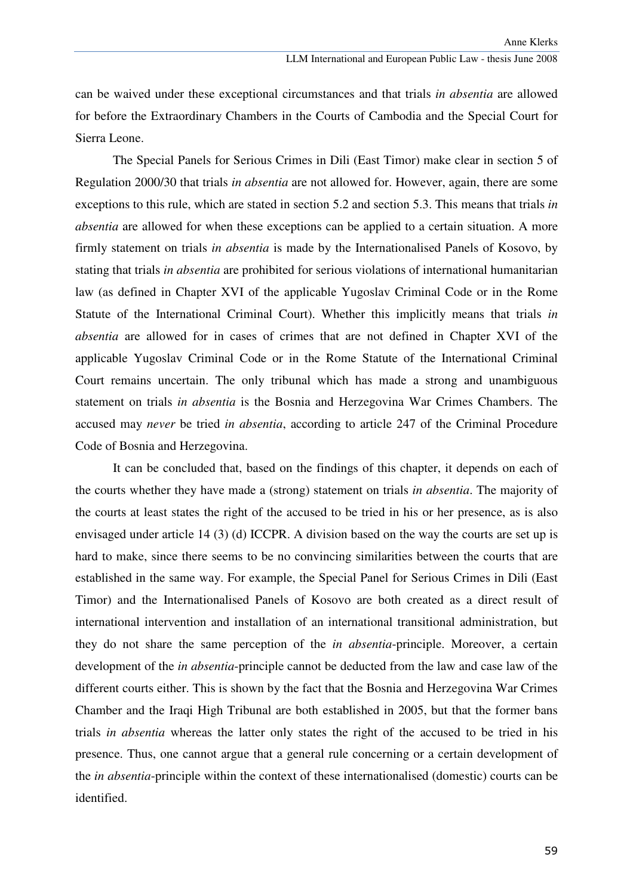can be waived under these exceptional circumstances and that trials *in absentia* are allowed for before the Extraordinary Chambers in the Courts of Cambodia and the Special Court for Sierra Leone.

The Special Panels for Serious Crimes in Dili (East Timor) make clear in section 5 of Regulation 2000/30 that trials *in absentia* are not allowed for. However, again, there are some exceptions to this rule, which are stated in section 5.2 and section 5.3. This means that trials *in absentia* are allowed for when these exceptions can be applied to a certain situation. A more firmly statement on trials *in absentia* is made by the Internationalised Panels of Kosovo, by stating that trials *in absentia* are prohibited for serious violations of international humanitarian law (as defined in Chapter XVI of the applicable Yugoslav Criminal Code or in the Rome Statute of the International Criminal Court). Whether this implicitly means that trials *in absentia* are allowed for in cases of crimes that are not defined in Chapter XVI of the applicable Yugoslav Criminal Code or in the Rome Statute of the International Criminal Court remains uncertain. The only tribunal which has made a strong and unambiguous statement on trials *in absentia* is the Bosnia and Herzegovina War Crimes Chambers. The accused may *never* be tried *in absentia*, according to article 247 of the Criminal Procedure Code of Bosnia and Herzegovina.

It can be concluded that, based on the findings of this chapter, it depends on each of the courts whether they have made a (strong) statement on trials *in absentia*. The majority of the courts at least states the right of the accused to be tried in his or her presence, as is also envisaged under article 14 (3) (d) ICCPR. A division based on the way the courts are set up is hard to make, since there seems to be no convincing similarities between the courts that are established in the same way. For example, the Special Panel for Serious Crimes in Dili (East Timor) and the Internationalised Panels of Kosovo are both created as a direct result of international intervention and installation of an international transitional administration, but they do not share the same perception of the *in absentia*-principle. Moreover, a certain development of the *in absentia*-principle cannot be deducted from the law and case law of the different courts either. This is shown by the fact that the Bosnia and Herzegovina War Crimes Chamber and the Iraqi High Tribunal are both established in 2005, but that the former bans trials *in absentia* whereas the latter only states the right of the accused to be tried in his presence. Thus, one cannot argue that a general rule concerning or a certain development of the *in absentia*-principle within the context of these internationalised (domestic) courts can be identified.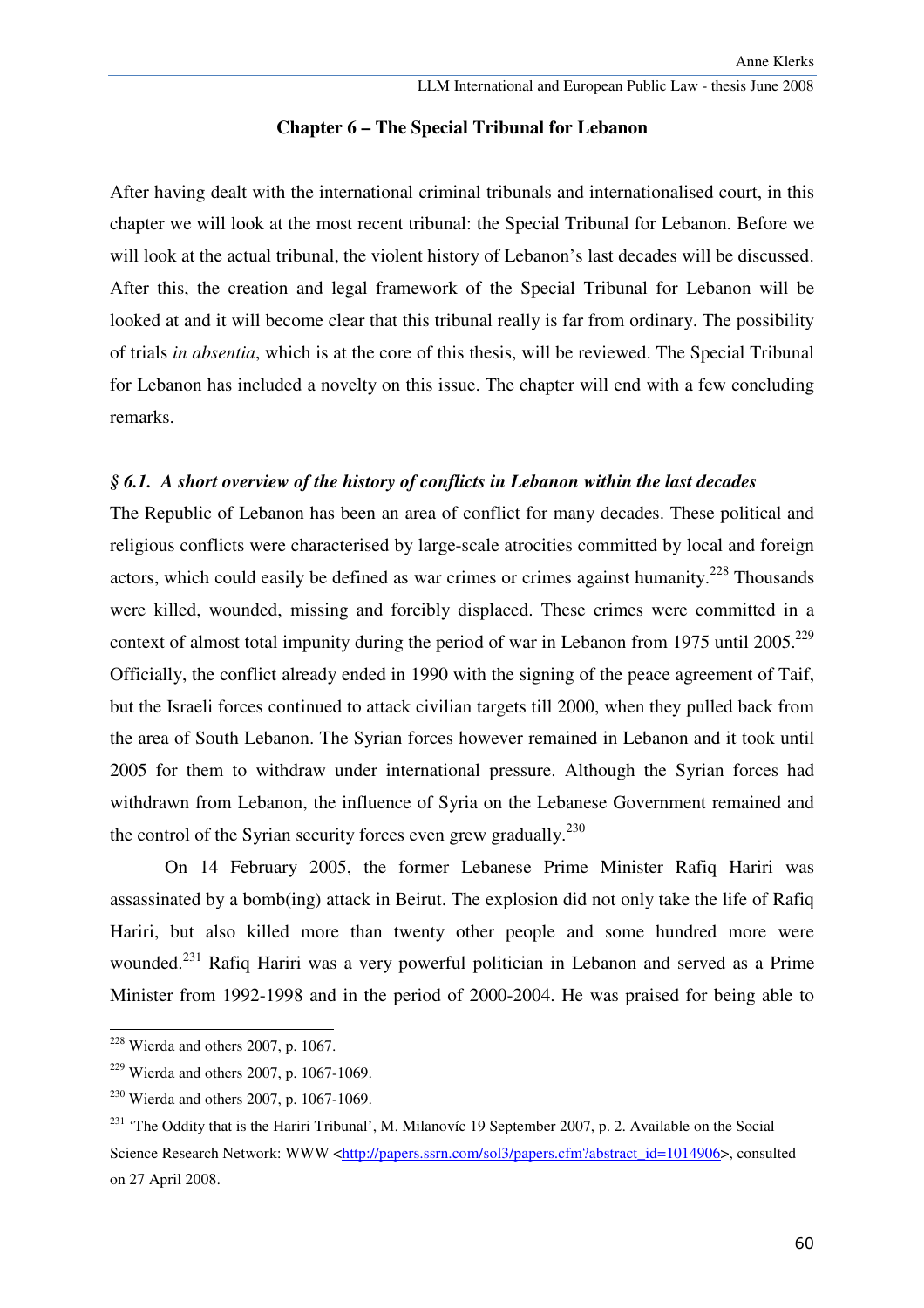# Chapter 6 – The Special Tribunal for Lebanon

After having dealt with the international criminal tribunals and internationalised court, in this chapter we will look at the most recent tribunal: the Special Tribunal for Lebanon. Before we will look at the actual tribunal, the violent history of Lebanon's last decades will be discussed. After this, the creation and legal framework of the Special Tribunal for Lebanon will be looked at and it will become clear that this tribunal really is far from ordinary. The possibility of trials *in absentia*, which is at the core of this thesis, will be reviewed. The Special Tribunal for Lebanon has included a novelty on this issue. The chapter will end with a few concluding remarks.

## *§ 6.1. A short overview of the history of conflicts in Lebanon within the last decades*

The Republic of Lebanon has been an area of conflict for many decades. These political and religious conflicts were characterised by large-scale atrocities committed by local and foreign actors, which could easily be defined as war crimes or crimes against humanity.[228] Thousands were killed, wounded, missing and forcibly displaced. These crimes were committed in a context of almost total impunity during the period of war in Lebanon from 1975 until 2005.[229] Officially, the conflict already ended in 1990 with the signing of the peace agreement of Taif, but the Israeli forces continued to attack civilian targets till 2000, when they pulled back from the area of South Lebanon. The Syrian forces however remained in Lebanon and it took until 2005 for them to withdraw under international pressure. Although the Syrian forces had withdrawn from Lebanon, the influence of Syria on the Lebanese Government remained and the control of the Syrian security forces even grew gradually.[230]

On 14 February 2005, the former Lebanese Prime Minister Rafiq Hariri was assassinated by a bomb(ing) attack in Beirut. The explosion did not only take the life of Rafiq Hariri, but also killed more than twenty other people and some hundred more were wounded.[231] Rafiq Hariri was a very powerful politician in Lebanon and served as a Prime Minister from 1992-1998 and in the period of 2000-2004. He was praised for being able to

---

[228] Wierda and others 2007, p. 1067.

[229] Wierda and others 2007, p. 1067-1069.

[230] Wierda and others 2007, p. 1067-1069.

[231] 'The Oddity that is the Hariri Tribunal', M. Milanovíc 19 September 2007, p. 2. Available on the Social Science Research Network: WWW <http://papers.ssrn.com/sol3/papers.cfm?abstract_id=1014906>, consulted on 27 April 2008.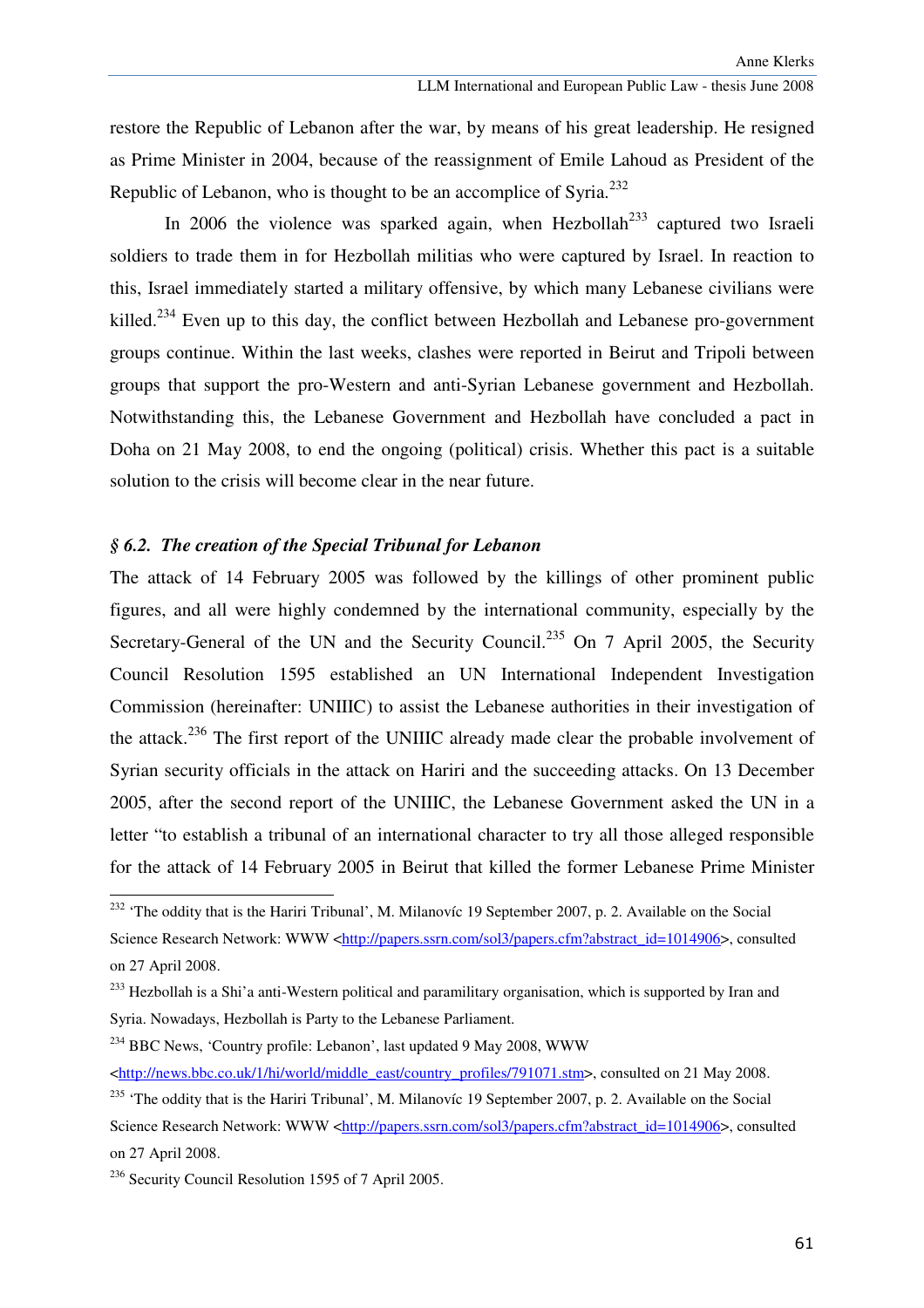restore the Republic of Lebanon after the war, by means of his great leadership. He resigned as Prime Minister in 2004, because of the reassignment of Emile Lahoud as President of the Republic of Lebanon, who is thought to be an accomplice of Syria.[232]

In 2006 the violence was sparked again, when Hezbollah[233] captured two Israeli soldiers to trade them in for Hezbollah militias who were captured by Israel. In reaction to this, Israel immediately started a military offensive, by which many Lebanese civilians were killed.[234] Even up to this day, the conflict between Hezbollah and Lebanese pro-government groups continue. Within the last weeks, clashes were reported in Beirut and Tripoli between groups that support the pro-Western and anti-Syrian Lebanese government and Hezbollah. Notwithstanding this, the Lebanese Government and Hezbollah have concluded a pact in Doha on 21 May 2008, to end the ongoing (political) crisis. Whether this pact is a suitable solution to the crisis will become clear in the near future.

### *§ 6.2. The creation of the Special Tribunal for Lebanon*

The attack of 14 February 2005 was followed by the killings of other prominent public figures, and all were highly condemned by the international community, especially by the Secretary-General of the UN and the Security Council.[235] On 7 April 2005, the Security Council Resolution 1595 established an UN International Independent Investigation Commission (hereinafter: UNIIIC) to assist the Lebanese authorities in their investigation of the attack.[236] The first report of the UNIIIC already made clear the probable involvement of Syrian security officials in the attack on Hariri and the succeeding attacks. On 13 December 2005, after the second report of the UNIIIC, the Lebanese Government asked the UN in a letter "to establish a tribunal of an international character to try all those alleged responsible for the attack of 14 February 2005 in Beirut that killed the former Lebanese Prime Minister

---

[232] 'The oddity that is the Hariri Tribunal', M. Milanovíc 19 September 2007, p. 2. Available on the Social Science Research Network: WWW <http://papers.ssrn.com/sol3/papers.cfm?abstract_id=1014906>, consulted on 27 April 2008.

[233] Hezbollah is a Shi'a anti-Western political and paramilitary organisation, which is supported by Iran and Syria. Nowadays, Hezbollah is Party to the Lebanese Parliament.

[234] BBC News, 'Country profile: Lebanon', last updated 9 May 2008, WWW <http://news.bbc.co.uk/1/hi/world/middle_east/country_profiles/791071.stm>, consulted on 21 May 2008.

[235] 'The oddity that is the Hariri Tribunal', M. Milanovíc 19 September 2007, p. 2. Available on the Social Science Research Network: WWW <http://papers.ssrn.com/sol3/papers.cfm?abstract_id=1014906>, consulted on 27 April 2008.

[236] Security Council Resolution 1595 of 7 April 2005.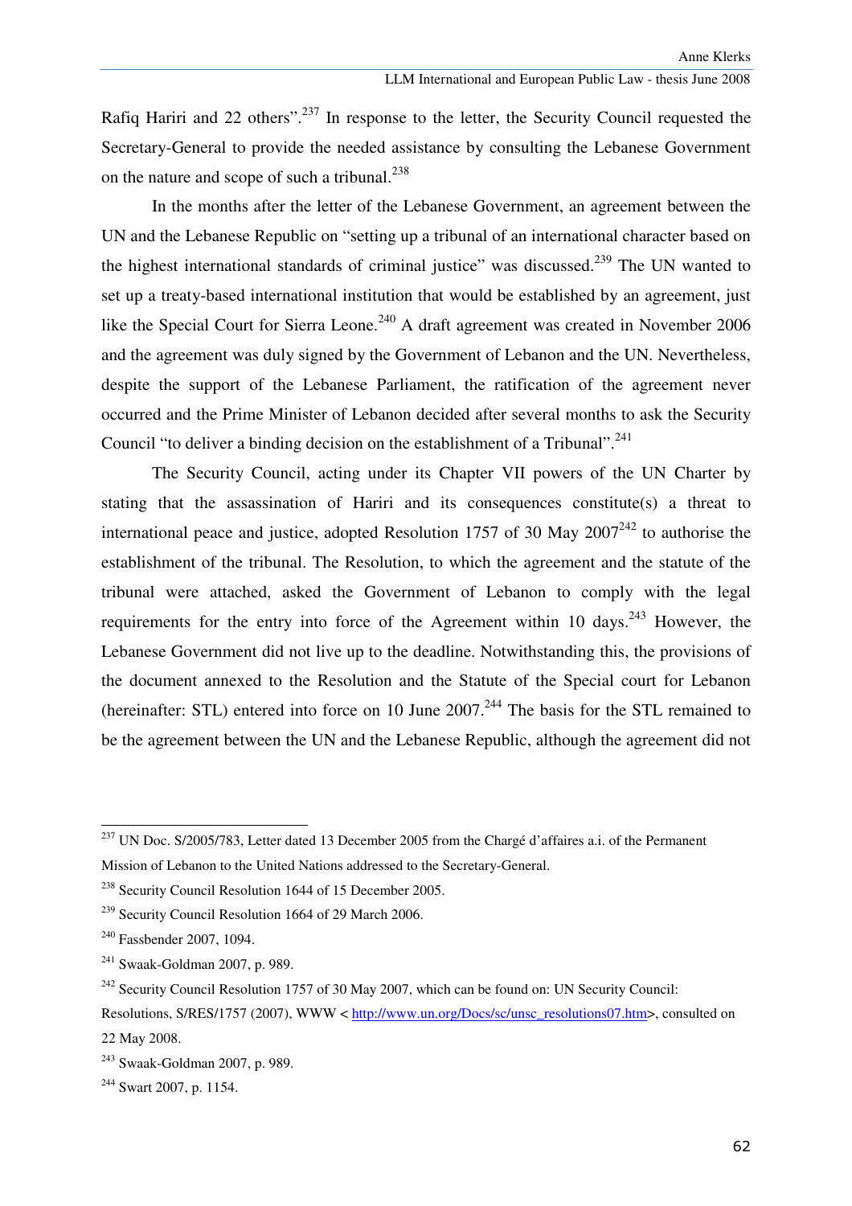Rafiq Hariri and 22 others".[237] In response to the letter, the Security Council requested the Secretary-General to provide the needed assistance by consulting the Lebanese Government on the nature and scope of such a tribunal.[238]

In the months after the letter of the Lebanese Government, an agreement between the UN and the Lebanese Republic on "setting up a tribunal of an international character based on the highest international standards of criminal justice" was discussed.[239] The UN wanted to set up a treaty-based international institution that would be established by an agreement, just like the Special Court for Sierra Leone.[240] A draft agreement was created in November 2006 and the agreement was duly signed by the Government of Lebanon and the UN. Nevertheless, despite the support of the Lebanese Parliament, the ratification of the agreement never occurred and the Prime Minister of Lebanon decided after several months to ask the Security Council "to deliver a binding decision on the establishment of a Tribunal".[241]

The Security Council, acting under its Chapter VII powers of the UN Charter by stating that the assassination of Hariri and its consequences constitute(s) a threat to international peace and justice, adopted Resolution 1757 of 30 May 2007[242] to authorise the establishment of the tribunal. The Resolution, to which the agreement and the statute of the tribunal were attached, asked the Government of Lebanon to comply with the legal requirements for the entry into force of the Agreement within 10 days.[243] However, the Lebanese Government did not live up to the deadline. Notwithstanding this, the provisions of the document annexed to the Resolution and the Statute of the Special court for Lebanon (hereinafter: STL) entered into force on 10 June 2007.[244] The basis for the STL remained to be the agreement between the UN and the Lebanese Republic, although the agreement did not

---

[237] UN Doc. S/2005/783, Letter dated 13 December 2005 from the Chargé d'affaires a.i. of the Permanent Mission of Lebanon to the United Nations addressed to the Secretary-General.

[238] Security Council Resolution 1644 of 15 December 2005.

[239] Security Council Resolution 1664 of 29 March 2006.

[240] Fassbender 2007, 1094.

[241] Swaak-Goldman 2007, p. 989.

[242] Security Council Resolution 1757 of 30 May 2007, which can be found on: UN Security Council: Resolutions, S/RES/1757 (2007), WWW < http://www.un.org/Docs/sc/unsc_resolutions07.htm>, consulted on 22 May 2008.

[243] Swaak-Goldman 2007, p. 989.

[244] Swart 2007, p. 1154.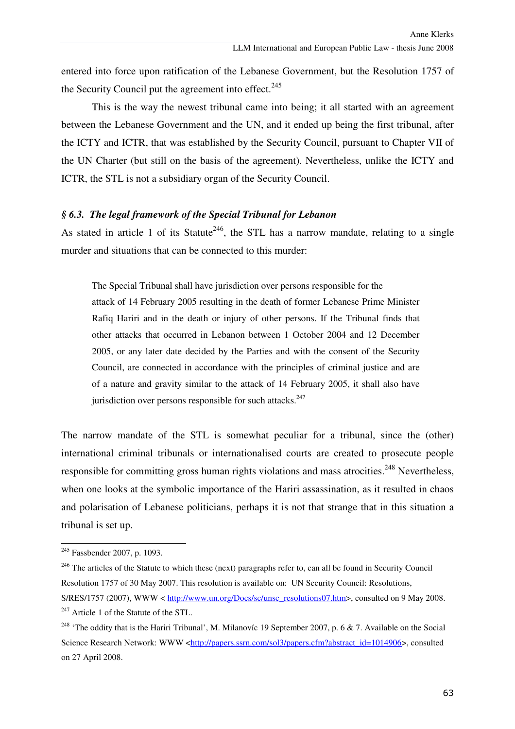entered into force upon ratification of the Lebanese Government, but the Resolution 1757 of the Security Council put the agreement into effect.[245]

This is the way the newest tribunal came into being; it all started with an agreement between the Lebanese Government and the UN, and it ended up being the first tribunal, after the ICTY and ICTR, that was established by the Security Council, pursuant to Chapter VII of the UN Charter (but still on the basis of the agreement). Nevertheless, unlike the ICTY and ICTR, the STL is not a subsidiary organ of the Security Council.

### *§ 6.3. The legal framework of the Special Tribunal for Lebanon*

As stated in article 1 of its Statute[246], the STL has a narrow mandate, relating to a single murder and situations that can be connected to this murder:

> The Special Tribunal shall have jurisdiction over persons responsible for the attack of 14 February 2005 resulting in the death of former Lebanese Prime Minister Rafiq Hariri and in the death or injury of other persons. If the Tribunal finds that other attacks that occurred in Lebanon between 1 October 2004 and 12 December 2005, or any later date decided by the Parties and with the consent of the Security Council, are connected in accordance with the principles of criminal justice and are of a nature and gravity similar to the attack of 14 February 2005, it shall also have jurisdiction over persons responsible for such attacks.[247]

The narrow mandate of the STL is somewhat peculiar for a tribunal, since the (other) international criminal tribunals or internationalised courts are created to prosecute people responsible for committing gross human rights violations and mass atrocities.[248] Nevertheless, when one looks at the symbolic importance of the Hariri assassination, as it resulted in chaos and polarisation of Lebanese politicians, perhaps it is not that strange that in this situation a tribunal is set up.

---

[245] Fassbender 2007, p. 1093.

[246] The articles of the Statute to which these (next) paragraphs refer to, can all be found in Security Council Resolution 1757 of 30 May 2007. This resolution is available on: UN Security Council: Resolutions, S/RES/1757 (2007), WWW < http://www.un.org/Docs/sc/unsc_resolutions07.htm>, consulted on 9 May 2008.

[247] Article 1 of the Statute of the STL.

[248] 'The oddity that is the Hariri Tribunal', M. Milanovíc 19 September 2007, p. 6 & 7. Available on the Social Science Research Network: WWW <http://papers.ssrn.com/sol3/papers.cfm?abstract_id=1014906>, consulted on 27 April 2008.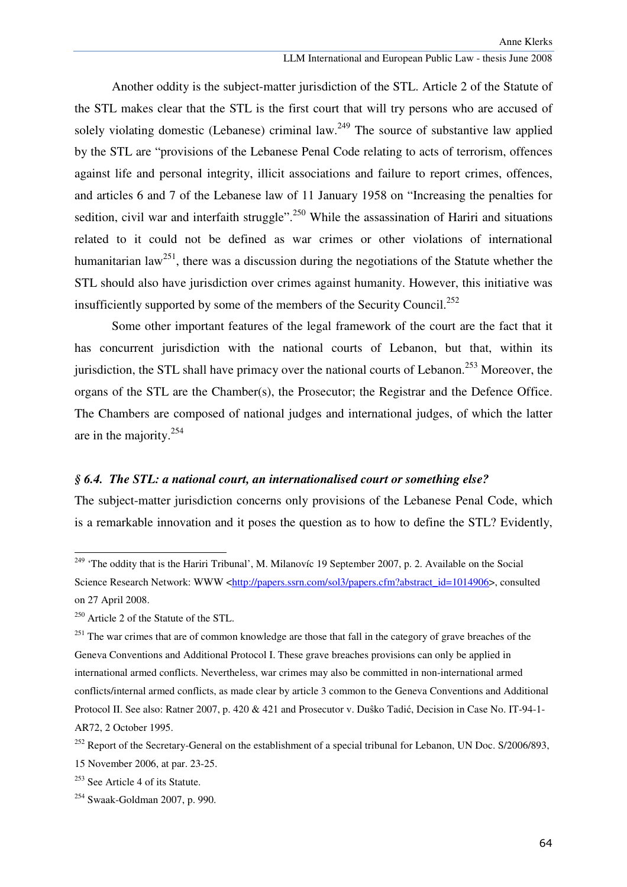Another oddity is the subject-matter jurisdiction of the STL. Article 2 of the Statute of the STL makes clear that the STL is the first court that will try persons who are accused of solely violating domestic (Lebanese) criminal law.[249] The source of substantive law applied by the STL are "provisions of the Lebanese Penal Code relating to acts of terrorism, offences against life and personal integrity, illicit associations and failure to report crimes, offences, and articles 6 and 7 of the Lebanese law of 11 January 1958 on "Increasing the penalties for sedition, civil war and interfaith struggle".[250] While the assassination of Hariri and situations related to it could not be defined as war crimes or other violations of international humanitarian law[251], there was a discussion during the negotiations of the Statute whether the STL should also have jurisdiction over crimes against humanity. However, this initiative was insufficiently supported by some of the members of the Security Council.[252]

Some other important features of the legal framework of the court are the fact that it has concurrent jurisdiction with the national courts of Lebanon, but that, within its jurisdiction, the STL shall have primacy over the national courts of Lebanon.[253] Moreover, the organs of the STL are the Chamber(s), the Prosecutor; the Registrar and the Defence Office. The Chambers are composed of national judges and international judges, of which the latter are in the majority.[254]

### *§ 6.4. The STL: a national court, an internationalised court or something else?*

The subject-matter jurisdiction concerns only provisions of the Lebanese Penal Code, which is a remarkable innovation and it poses the question as to how to define the STL? Evidently,

---

[249] 'The oddity that is the Hariri Tribunal', M. Milanovíc 19 September 2007, p. 2. Available on the Social Science Research Network: WWW <http://papers.ssrn.com/sol3/papers.cfm?abstract_id=1014906>, consulted on 27 April 2008.

[250] Article 2 of the Statute of the STL.

[251] The war crimes that are of common knowledge are those that fall in the category of grave breaches of the Geneva Conventions and Additional Protocol I. These grave breaches provisions can only be applied in international armed conflicts. Nevertheless, war crimes may also be committed in non-international armed conflicts/internal armed conflicts, as made clear by article 3 common to the Geneva Conventions and Additional Protocol II. See also: Ratner 2007, p. 420 & 421 and Prosecutor v. Duško Tadić, Decision in Case No. IT-94-1-AR72, 2 October 1995.

[252] Report of the Secretary-General on the establishment of a special tribunal for Lebanon, UN Doc. S/2006/893, 15 November 2006, at par. 23-25.

[253] See Article 4 of its Statute.

[254] Swaak-Goldman 2007, p. 990.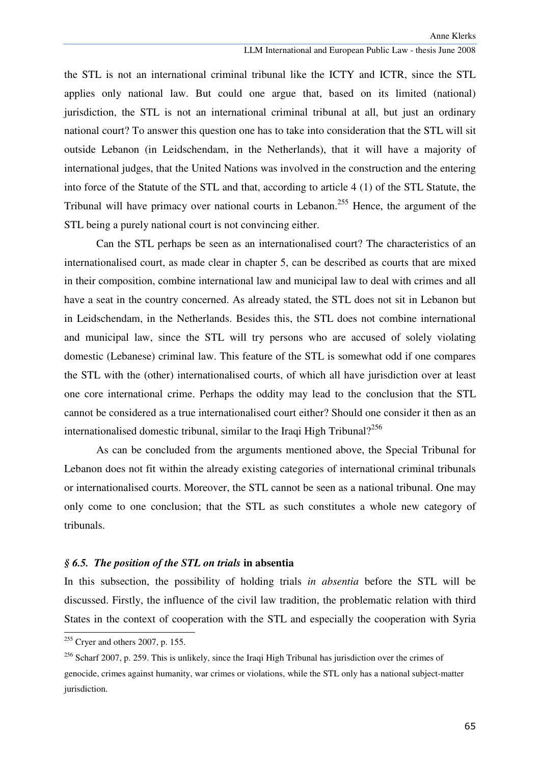the STL is not an international criminal tribunal like the ICTY and ICTR, since the STL applies only national law. But could one argue that, based on its limited (national) jurisdiction, the STL is not an international criminal tribunal at all, but just an ordinary national court? To answer this question one has to take into consideration that the STL will sit outside Lebanon (in Leidschendam, in the Netherlands), that it will have a majority of international judges, that the United Nations was involved in the construction and the entering into force of the Statute of the STL and that, according to article 4 (1) of the STL Statute, the Tribunal will have primacy over national courts in Lebanon.[255] Hence, the argument of the STL being a purely national court is not convincing either.

Can the STL perhaps be seen as an internationalised court? The characteristics of an internationalised court, as made clear in chapter 5, can be described as courts that are mixed in their composition, combine international law and municipal law to deal with crimes and all have a seat in the country concerned. As already stated, the STL does not sit in Lebanon but in Leidschendam, in the Netherlands. Besides this, the STL does not combine international and municipal law, since the STL will try persons who are accused of solely violating domestic (Lebanese) criminal law. This feature of the STL is somewhat odd if one compares the STL with the (other) internationalised courts, of which all have jurisdiction over at least one core international crime. Perhaps the oddity may lead to the conclusion that the STL cannot be considered as a true internationalised court either? Should one consider it then as an internationalised domestic tribunal, similar to the Iraqi High Tribunal?[256]

As can be concluded from the arguments mentioned above, the Special Tribunal for Lebanon does not fit within the already existing categories of international criminal tribunals or internationalised courts. Moreover, the STL cannot be seen as a national tribunal. One may only come to one conclusion; that the STL as such constitutes a whole new category of tribunals.

### *§ 6.5. The position of the STL on trials* **in absentia**

In this subsection, the possibility of holding trials *in absentia* before the STL will be discussed. Firstly, the influence of the civil law tradition, the problematic relation with third States in the context of cooperation with the STL and especially the cooperation with Syria

---

[255] Cryer and others 2007, p. 155.

[256] Scharf 2007, p. 259. This is unlikely, since the Iraqi High Tribunal has jurisdiction over the crimes of genocide, crimes against humanity, war crimes or violations, while the STL only has a national subject-matter jurisdiction.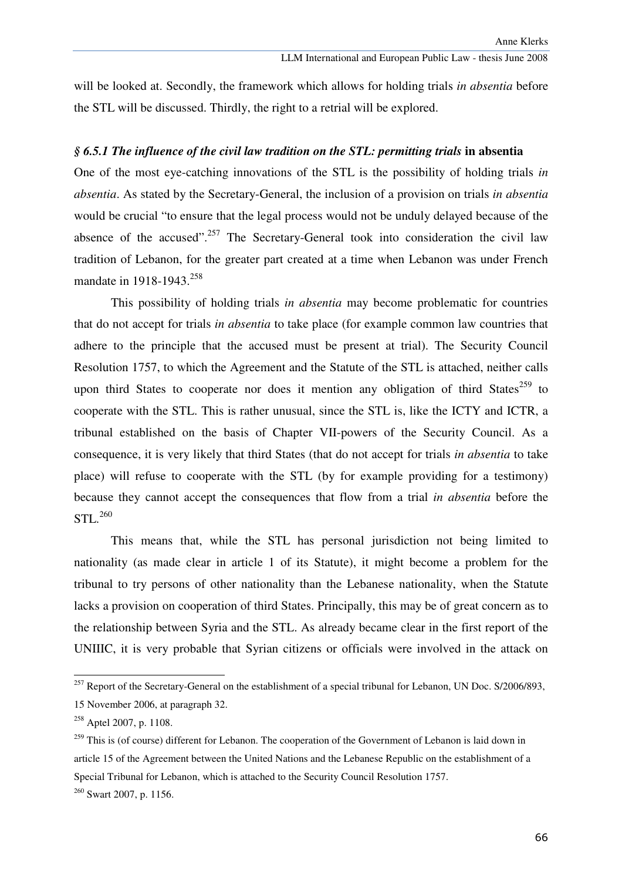will be looked at. Secondly, the framework which allows for holding trials *in absentia* before the STL will be discussed. Thirdly, the right to a retrial will be explored.

### *§ 6.5.1 The influence of the civil law tradition on the STL: permitting trials* **in absentia**

One of the most eye-catching innovations of the STL is the possibility of holding trials *in absentia*. As stated by the Secretary-General, the inclusion of a provision on trials *in absentia* would be crucial "to ensure that the legal process would not be unduly delayed because of the absence of the accused".[257] The Secretary-General took into consideration the civil law tradition of Lebanon, for the greater part created at a time when Lebanon was under French mandate in 1918-1943.[258]

This possibility of holding trials *in absentia* may become problematic for countries that do not accept for trials *in absentia* to take place (for example common law countries that adhere to the principle that the accused must be present at trial). The Security Council Resolution 1757, to which the Agreement and the Statute of the STL is attached, neither calls upon third States to cooperate nor does it mention any obligation of third States[259] to cooperate with the STL. This is rather unusual, since the STL is, like the ICTY and ICTR, a tribunal established on the basis of Chapter VII-powers of the Security Council. As a consequence, it is very likely that third States (that do not accept for trials *in absentia* to take place) will refuse to cooperate with the STL (by for example providing for a testimony) because they cannot accept the consequences that flow from a trial *in absentia* before the STL.[260]

This means that, while the STL has personal jurisdiction not being limited to nationality (as made clear in article 1 of its Statute), it might become a problem for the tribunal to try persons of other nationality than the Lebanese nationality, when the Statute lacks a provision on cooperation of third States. Principally, this may be of great concern as to the relationship between Syria and the STL. As already became clear in the first report of the UNIIIC, it is very probable that Syrian citizens or officials were involved in the attack on

---

[257] Report of the Secretary-General on the establishment of a special tribunal for Lebanon, UN Doc. S/2006/893, 15 November 2006, at paragraph 32.

[258] Aptel 2007, p. 1108.

[259] This is (of course) different for Lebanon. The cooperation of the Government of Lebanon is laid down in article 15 of the Agreement between the United Nations and the Lebanese Republic on the establishment of a Special Tribunal for Lebanon, which is attached to the Security Council Resolution 1757.

[260] Swart 2007, p. 1156.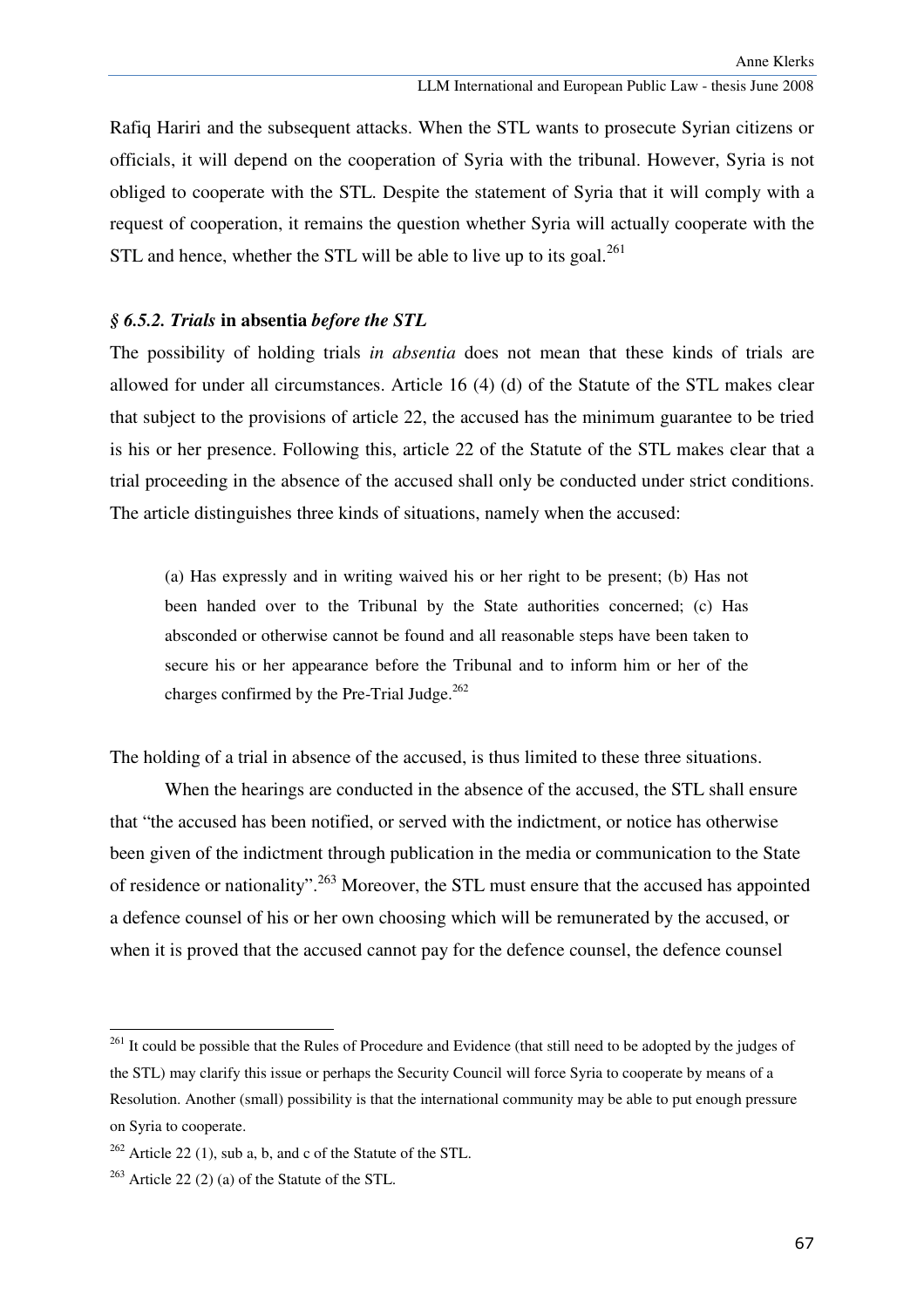Rafiq Hariri and the subsequent attacks. When the STL wants to prosecute Syrian citizens or officials, it will depend on the cooperation of Syria with the tribunal. However, Syria is not obliged to cooperate with the STL. Despite the statement of Syria that it will comply with a request of cooperation, it remains the question whether Syria will actually cooperate with the STL and hence, whether the STL will be able to live up to its goal.[261]

### *§ 6.5.2. Trials* **in absentia** *before the STL*

The possibility of holding trials *in absentia* does not mean that these kinds of trials are allowed for under all circumstances. Article 16 (4) (d) of the Statute of the STL makes clear that subject to the provisions of article 22, the accused has the minimum guarantee to be tried is his or her presence. Following this, article 22 of the Statute of the STL makes clear that a trial proceeding in the absence of the accused shall only be conducted under strict conditions. The article distinguishes three kinds of situations, namely when the accused:

> (a) Has expressly and in writing waived his or her right to be present; (b) Has not been handed over to the Tribunal by the State authorities concerned; (c) Has absconded or otherwise cannot be found and all reasonable steps have been taken to secure his or her appearance before the Tribunal and to inform him or her of the charges confirmed by the Pre-Trial Judge.[262]

The holding of a trial in absence of the accused, is thus limited to these three situations.

When the hearings are conducted in the absence of the accused, the STL shall ensure that "the accused has been notified, or served with the indictment, or notice has otherwise been given of the indictment through publication in the media or communication to the State of residence or nationality".[263] Moreover, the STL must ensure that the accused has appointed a defence counsel of his or her own choosing which will be remunerated by the accused, or when it is proved that the accused cannot pay for the defence counsel, the defence counsel

---

[261] It could be possible that the Rules of Procedure and Evidence (that still need to be adopted by the judges of the STL) may clarify this issue or perhaps the Security Council will force Syria to cooperate by means of a Resolution. Another (small) possibility is that the international community may be able to put enough pressure on Syria to cooperate.

[262] Article 22 (1), sub a, b, and c of the Statute of the STL.

[263] Article 22 (2) (a) of the Statute of the STL.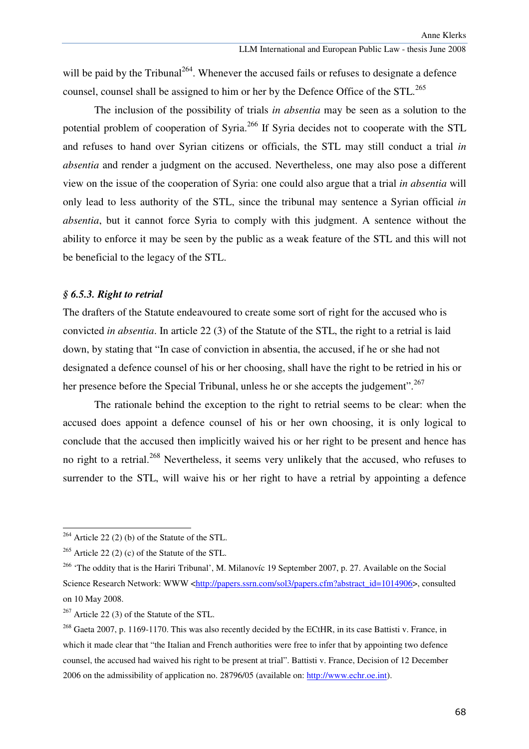will be paid by the Tribunal[264]. Whenever the accused fails or refuses to designate a defence counsel, counsel shall be assigned to him or her by the Defence Office of the STL.[265]

The inclusion of the possibility of trials *in absentia* may be seen as a solution to the potential problem of cooperation of Syria.[266] If Syria decides not to cooperate with the STL and refuses to hand over Syrian citizens or officials, the STL may still conduct a trial *in absentia* and render a judgment on the accused. Nevertheless, one may also pose a different view on the issue of the cooperation of Syria: one could also argue that a trial *in absentia* will only lead to less authority of the STL, since the tribunal may sentence a Syrian official *in absentia*, but it cannot force Syria to comply with this judgment. A sentence without the ability to enforce it may be seen by the public as a weak feature of the STL and this will not be beneficial to the legacy of the STL.

### *§ 6.5.3. Right to retrial*

The drafters of the Statute endeavoured to create some sort of right for the accused who is convicted *in absentia*. In article 22 (3) of the Statute of the STL, the right to a retrial is laid down, by stating that "In case of conviction in absentia, the accused, if he or she had not designated a defence counsel of his or her choosing, shall have the right to be retried in his or her presence before the Special Tribunal, unless he or she accepts the judgement".[267]

The rationale behind the exception to the right to retrial seems to be clear: when the accused does appoint a defence counsel of his or her own choosing, it is only logical to conclude that the accused then implicitly waived his or her right to be present and hence has no right to a retrial.[268] Nevertheless, it seems very unlikely that the accused, who refuses to surrender to the STL, will waive his or her right to have a retrial by appointing a defence

---

[264] Article 22 (2) (b) of the Statute of the STL.

[265] Article 22 (2) (c) of the Statute of the STL.

[266] 'The oddity that is the Hariri Tribunal', M. Milanovíc 19 September 2007, p. 27. Available on the Social Science Research Network: WWW <http://papers.ssrn.com/sol3/papers.cfm?abstract_id=1014906>, consulted on 10 May 2008.

[267] Article 22 (3) of the Statute of the STL.

[268] Gaeta 2007, p. 1169-1170. This was also recently decided by the ECtHR, in its case Battisti v. France, in which it made clear that "the Italian and French authorities were free to infer that by appointing two defence counsel, the accused had waived his right to be present at trial". Battisti v. France, Decision of 12 December 2006 on the admissibility of application no. 28796/05 (available on: http://www.echr.oe.int).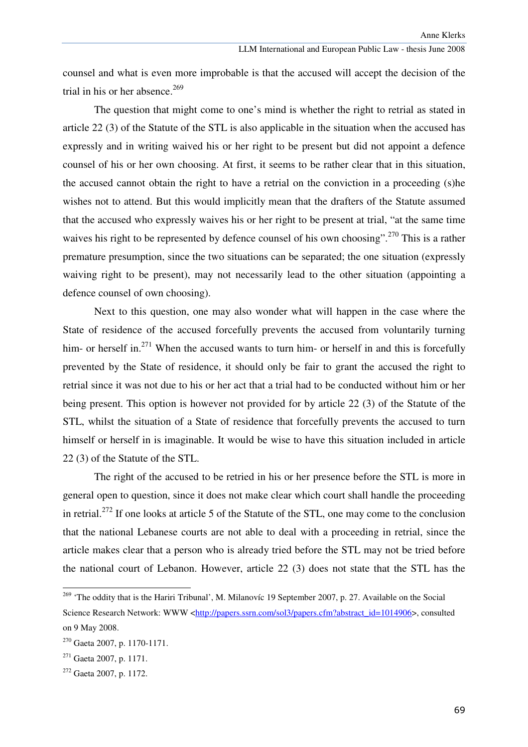counsel and what is even more improbable is that the accused will accept the decision of the trial in his or her absence.[269]

The question that might come to one's mind is whether the right to retrial as stated in article 22 (3) of the Statute of the STL is also applicable in the situation when the accused has expressly and in writing waived his or her right to be present but did not appoint a defence counsel of his or her own choosing. At first, it seems to be rather clear that in this situation, the accused cannot obtain the right to have a retrial on the conviction in a proceeding (s)he wishes not to attend. But this would implicitly mean that the drafters of the Statute assumed that the accused who expressly waives his or her right to be present at trial, "at the same time waives his right to be represented by defence counsel of his own choosing".[270] This is a rather premature presumption, since the two situations can be separated; the one situation (expressly waiving right to be present), may not necessarily lead to the other situation (appointing a defence counsel of own choosing).

Next to this question, one may also wonder what will happen in the case where the State of residence of the accused forcefully prevents the accused from voluntarily turning him- or herself in.[271] When the accused wants to turn him- or herself in and this is forcefully prevented by the State of residence, it should only be fair to grant the accused the right to retrial since it was not due to his or her act that a trial had to be conducted without him or her being present. This option is however not provided for by article 22 (3) of the Statute of the STL, whilst the situation of a State of residence that forcefully prevents the accused to turn himself or herself in is imaginable. It would be wise to have this situation included in article 22 (3) of the Statute of the STL.

The right of the accused to be retried in his or her presence before the STL is more in general open to question, since it does not make clear which court shall handle the proceeding in retrial.[272] If one looks at article 5 of the Statute of the STL, one may come to the conclusion that the national Lebanese courts are not able to deal with a proceeding in retrial, since the article makes clear that a person who is already tried before the STL may not be tried before the national court of Lebanon. However, article 22 (3) does not state that the STL has the

---

[269] 'The oddity that is the Hariri Tribunal', M. Milanovíc 19 September 2007, p. 27. Available on the Social Science Research Network: WWW <http://papers.ssrn.com/sol3/papers.cfm?abstract_id=1014906>, consulted on 9 May 2008.

[270] Gaeta 2007, p. 1170-1171.

[271] Gaeta 2007, p. 1171.

[272] Gaeta 2007, p. 1172.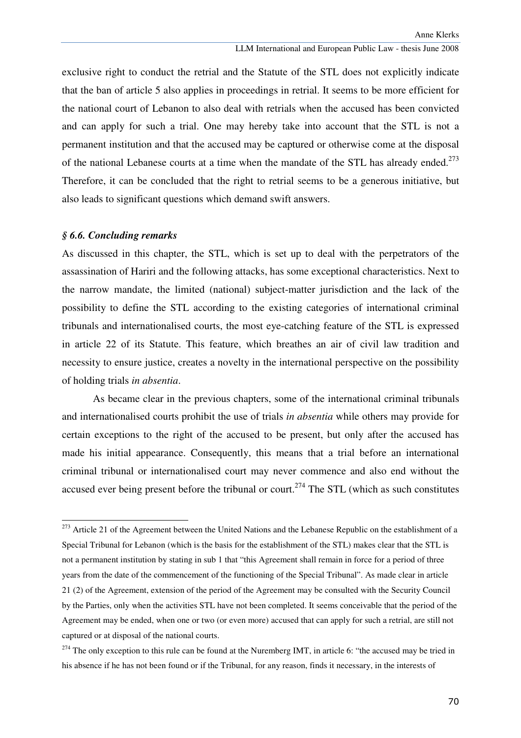exclusive right to conduct the retrial and the Statute of the STL does not explicitly indicate that the ban of article 5 also applies in proceedings in retrial. It seems to be more efficient for the national court of Lebanon to also deal with retrials when the accused has been convicted and can apply for such a trial. One may hereby take into account that the STL is not a permanent institution and that the accused may be captured or otherwise come at the disposal of the national Lebanese courts at a time when the mandate of the STL has already ended.[273] Therefore, it can be concluded that the right to retrial seems to be a generous initiative, but also leads to significant questions which demand swift answers.

### *§ 6.6. Concluding remarks*

As discussed in this chapter, the STL, which is set up to deal with the perpetrators of the assassination of Hariri and the following attacks, has some exceptional characteristics. Next to the narrow mandate, the limited (national) subject-matter jurisdiction and the lack of the possibility to define the STL according to the existing categories of international criminal tribunals and internationalised courts, the most eye-catching feature of the STL is expressed in article 22 of its Statute. This feature, which breathes an air of civil law tradition and necessity to ensure justice, creates a novelty in the international perspective on the possibility of holding trials *in absentia*.

As became clear in the previous chapters, some of the international criminal tribunals and internationalised courts prohibit the use of trials *in absentia* while others may provide for certain exceptions to the right of the accused to be present, but only after the accused has made his initial appearance. Consequently, this means that a trial before an international criminal tribunal or internationalised court may never commence and also end without the accused ever being present before the tribunal or court.[274] The STL (which as such constitutes

---

[273] Article 21 of the Agreement between the United Nations and the Lebanese Republic on the establishment of a Special Tribunal for Lebanon (which is the basis for the establishment of the STL) makes clear that the STL is not a permanent institution by stating in sub 1 that "this Agreement shall remain in force for a period of three years from the date of the commencement of the functioning of the Special Tribunal". As made clear in article 21 (2) of the Agreement, extension of the period of the Agreement may be consulted with the Security Council by the Parties, only when the activities STL have not been completed. It seems conceivable that the period of the Agreement may be ended, when one or two (or even more) accused that can apply for such a retrial, are still not captured or at disposal of the national courts.

[274] The only exception to this rule can be found at the Nuremberg IMT, in article 6: "the accused may be tried in his absence if he has not been found or if the Tribunal, for any reason, finds it necessary, in the interests of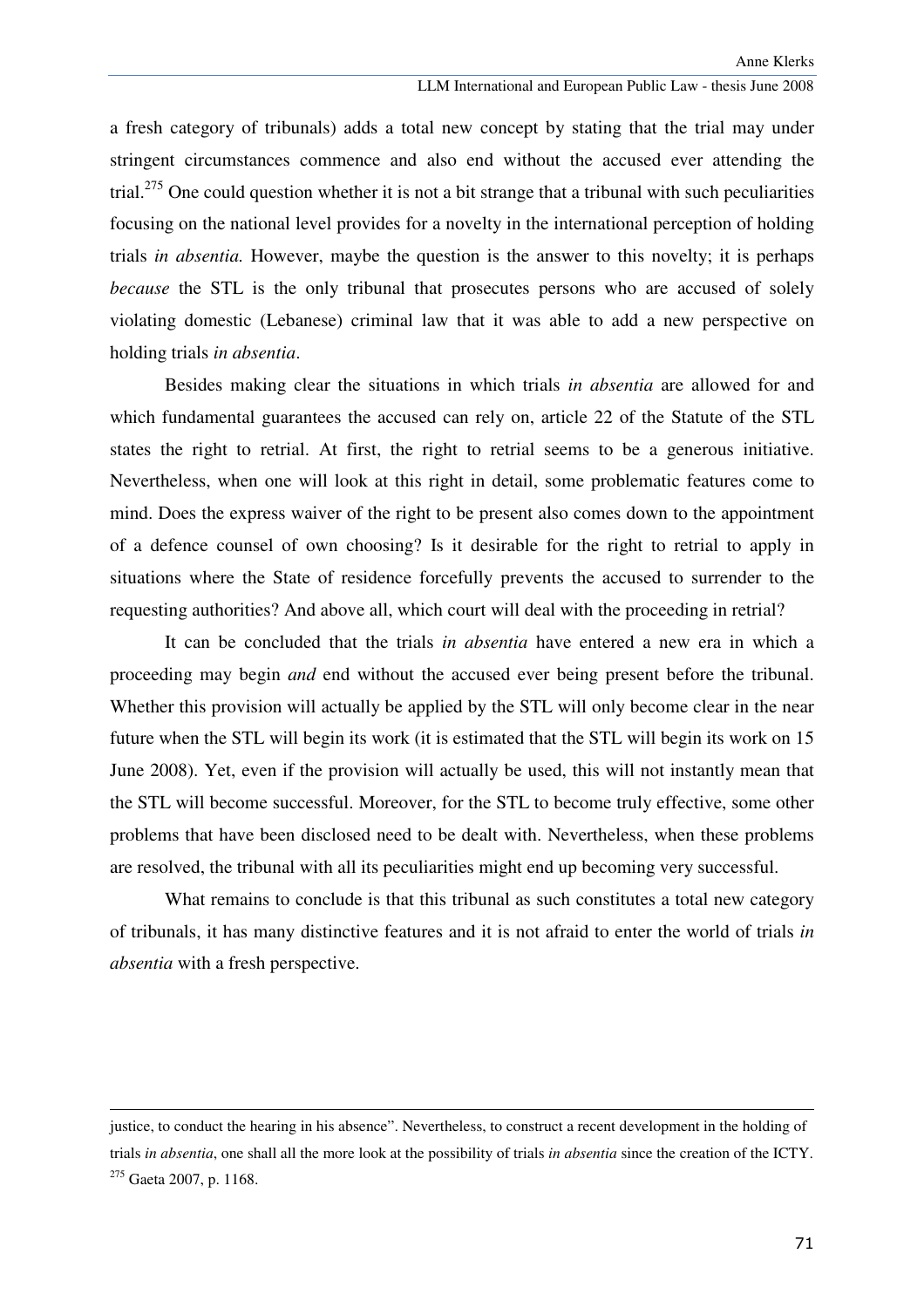a fresh category of tribunals) adds a total new concept by stating that the trial may under stringent circumstances commence and also end without the accused ever attending the trial.[275] One could question whether it is not a bit strange that a tribunal with such peculiarities focusing on the national level provides for a novelty in the international perception of holding trials *in absentia.* However, maybe the question is the answer to this novelty; it is perhaps *because* the STL is the only tribunal that prosecutes persons who are accused of solely violating domestic (Lebanese) criminal law that it was able to add a new perspective on holding trials *in absentia*.

Besides making clear the situations in which trials *in absentia* are allowed for and which fundamental guarantees the accused can rely on, article 22 of the Statute of the STL states the right to retrial. At first, the right to retrial seems to be a generous initiative. Nevertheless, when one will look at this right in detail, some problematic features come to mind. Does the express waiver of the right to be present also comes down to the appointment of a defence counsel of own choosing? Is it desirable for the right to retrial to apply in situations where the State of residence forcefully prevents the accused to surrender to the requesting authorities? And above all, which court will deal with the proceeding in retrial?

It can be concluded that the trials *in absentia* have entered a new era in which a proceeding may begin *and* end without the accused ever being present before the tribunal. Whether this provision will actually be applied by the STL will only become clear in the near future when the STL will begin its work (it is estimated that the STL will begin its work on 15 June 2008). Yet, even if the provision will actually be used, this will not instantly mean that the STL will become successful. Moreover, for the STL to become truly effective, some other problems that have been disclosed need to be dealt with. Nevertheless, when these problems are resolved, the tribunal with all its peculiarities might end up becoming very successful.

What remains to conclude is that this tribunal as such constitutes a total new category of tribunals, it has many distinctive features and it is not afraid to enter the world of trials *in absentia* with a fresh perspective.

---

justice, to conduct the hearing in his absence". Nevertheless, to construct a recent development in the holding of trials *in absentia*, one shall all the more look at the possibility of trials *in absentia* since the creation of the ICTY.

[275] Gaeta 2007, p. 1168.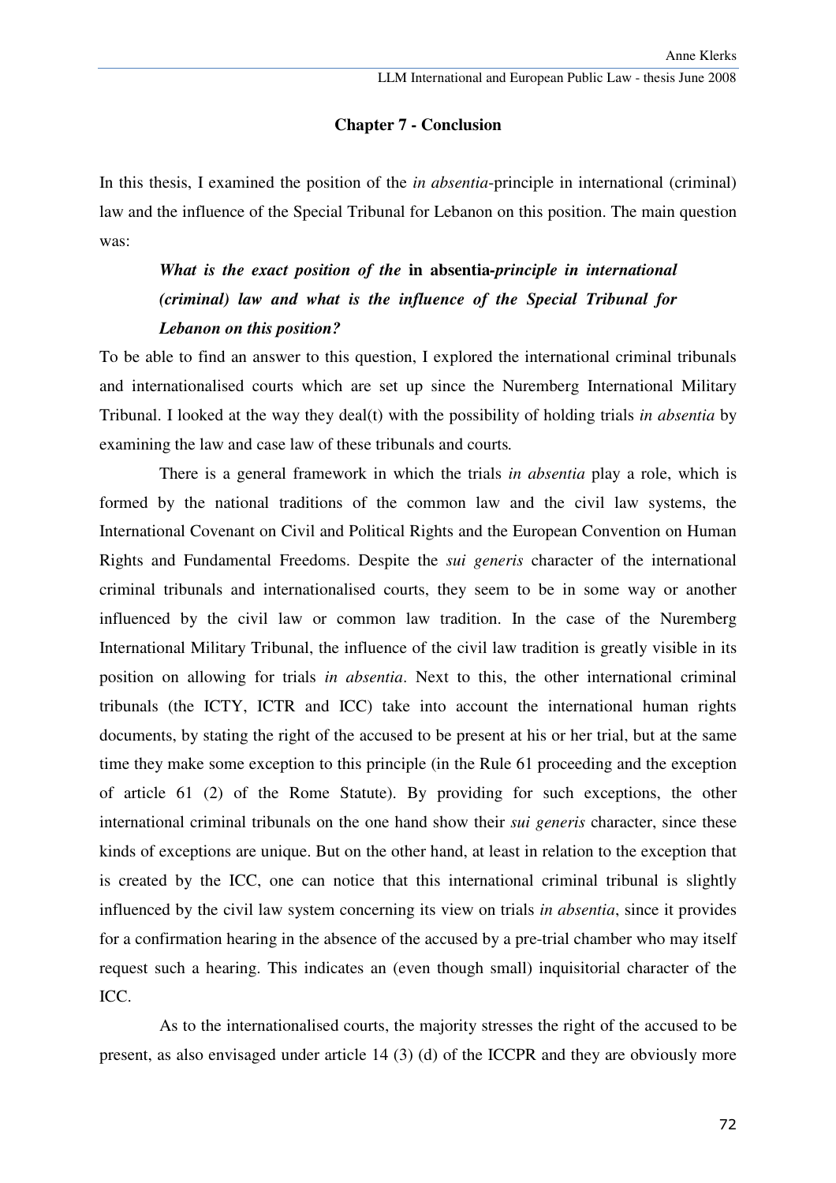## Chapter 7 - Conclusion

In this thesis, I examined the position of the *in absentia*-principle in international (criminal) law and the influence of the Special Tribunal for Lebanon on this position. The main question was:

> ***What is the exact position of the* in absentia*-principle in international (criminal) law and what is the influence of the Special Tribunal for Lebanon on this position?***

To be able to find an answer to this question, I explored the international criminal tribunals and internationalised courts which are set up since the Nuremberg International Military Tribunal. I looked at the way they deal(t) with the possibility of holding trials *in absentia* by examining the law and case law of these tribunals and courts.

There is a general framework in which the trials *in absentia* play a role, which is formed by the national traditions of the common law and the civil law systems, the International Covenant on Civil and Political Rights and the European Convention on Human Rights and Fundamental Freedoms. Despite the *sui generis* character of the international criminal tribunals and internationalised courts, they seem to be in some way or another influenced by the civil law or common law tradition. In the case of the Nuremberg International Military Tribunal, the influence of the civil law tradition is greatly visible in its position on allowing for trials *in absentia*. Next to this, the other international criminal tribunals (the ICTY, ICTR and ICC) take into account the international human rights documents, by stating the right of the accused to be present at his or her trial, but at the same time they make some exception to this principle (in the Rule 61 proceeding and the exception of article 61 (2) of the Rome Statute). By providing for such exceptions, the other international criminal tribunals on the one hand show their *sui generis* character, since these kinds of exceptions are unique. But on the other hand, at least in relation to the exception that is created by the ICC, one can notice that this international criminal tribunal is slightly influenced by the civil law system concerning its view on trials *in absentia*, since it provides for a confirmation hearing in the absence of the accused by a pre-trial chamber who may itself request such a hearing. This indicates an (even though small) inquisitorial character of the ICC.

As to the internationalised courts, the majority stresses the right of the accused to be present, as also envisaged under article 14 (3) (d) of the ICCPR and they are obviously more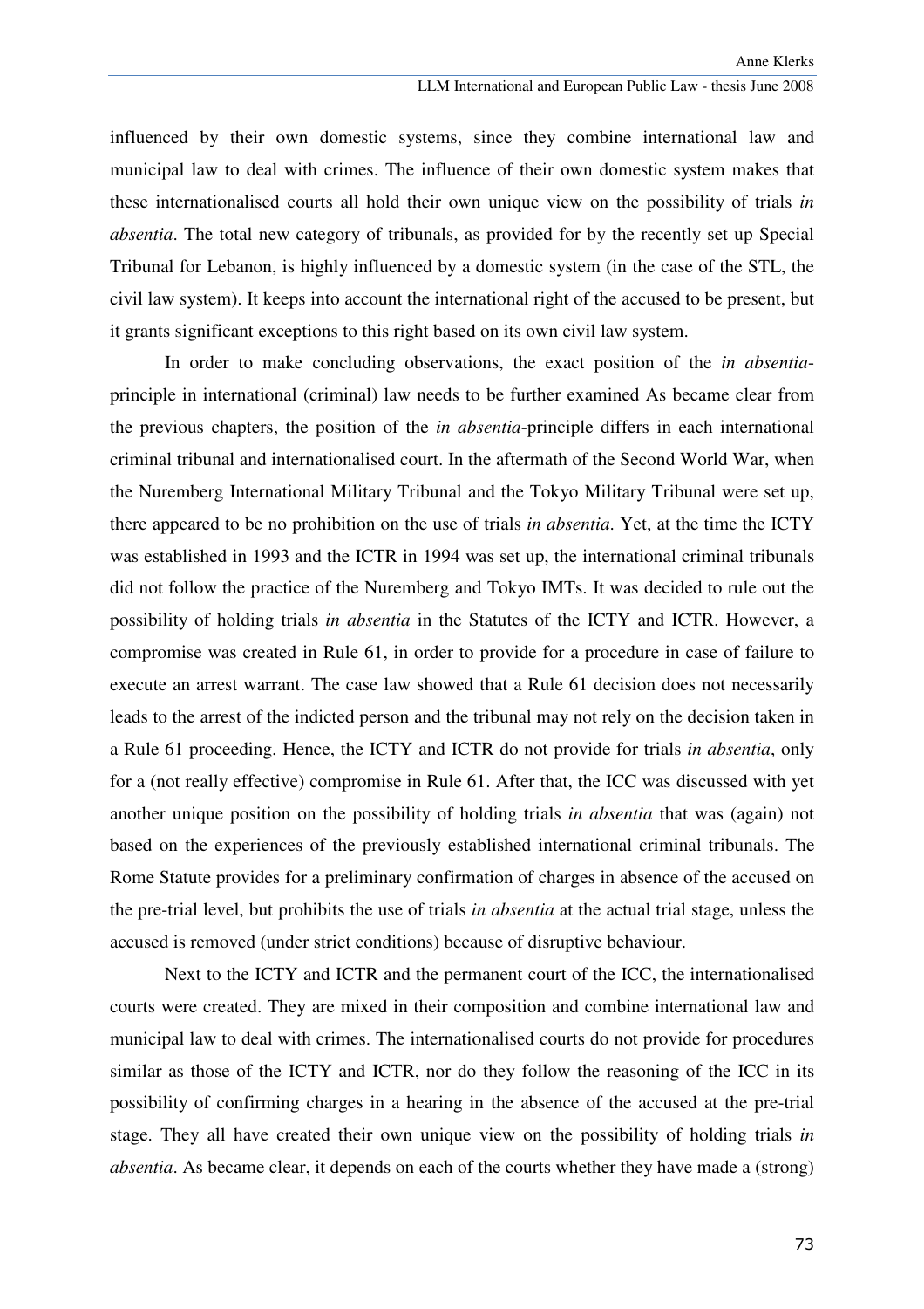influenced by their own domestic systems, since they combine international law and municipal law to deal with crimes. The influence of their own domestic system makes that these internationalised courts all hold their own unique view on the possibility of trials *in absentia*. The total new category of tribunals, as provided for by the recently set up Special Tribunal for Lebanon, is highly influenced by a domestic system (in the case of the STL, the civil law system). It keeps into account the international right of the accused to be present, but it grants significant exceptions to this right based on its own civil law system.

In order to make concluding observations, the exact position of the *in absentia*-principle in international (criminal) law needs to be further examined As became clear from the previous chapters, the position of the *in absentia*-principle differs in each international criminal tribunal and internationalised court. In the aftermath of the Second World War, when the Nuremberg International Military Tribunal and the Tokyo Military Tribunal were set up, there appeared to be no prohibition on the use of trials *in absentia*. Yet, at the time the ICTY was established in 1993 and the ICTR in 1994 was set up, the international criminal tribunals did not follow the practice of the Nuremberg and Tokyo IMTs. It was decided to rule out the possibility of holding trials *in absentia* in the Statutes of the ICTY and ICTR. However, a compromise was created in Rule 61, in order to provide for a procedure in case of failure to execute an arrest warrant. The case law showed that a Rule 61 decision does not necessarily leads to the arrest of the indicted person and the tribunal may not rely on the decision taken in a Rule 61 proceeding. Hence, the ICTY and ICTR do not provide for trials *in absentia*, only for a (not really effective) compromise in Rule 61. After that, the ICC was discussed with yet another unique position on the possibility of holding trials *in absentia* that was (again) not based on the experiences of the previously established international criminal tribunals. The Rome Statute provides for a preliminary confirmation of charges in absence of the accused on the pre-trial level, but prohibits the use of trials *in absentia* at the actual trial stage, unless the accused is removed (under strict conditions) because of disruptive behaviour.

Next to the ICTY and ICTR and the permanent court of the ICC, the internationalised courts were created. They are mixed in their composition and combine international law and municipal law to deal with crimes. The internationalised courts do not provide for procedures similar as those of the ICTY and ICTR, nor do they follow the reasoning of the ICC in its possibility of confirming charges in a hearing in the absence of the accused at the pre-trial stage. They all have created their own unique view on the possibility of holding trials *in absentia*. As became clear, it depends on each of the courts whether they have made a (strong)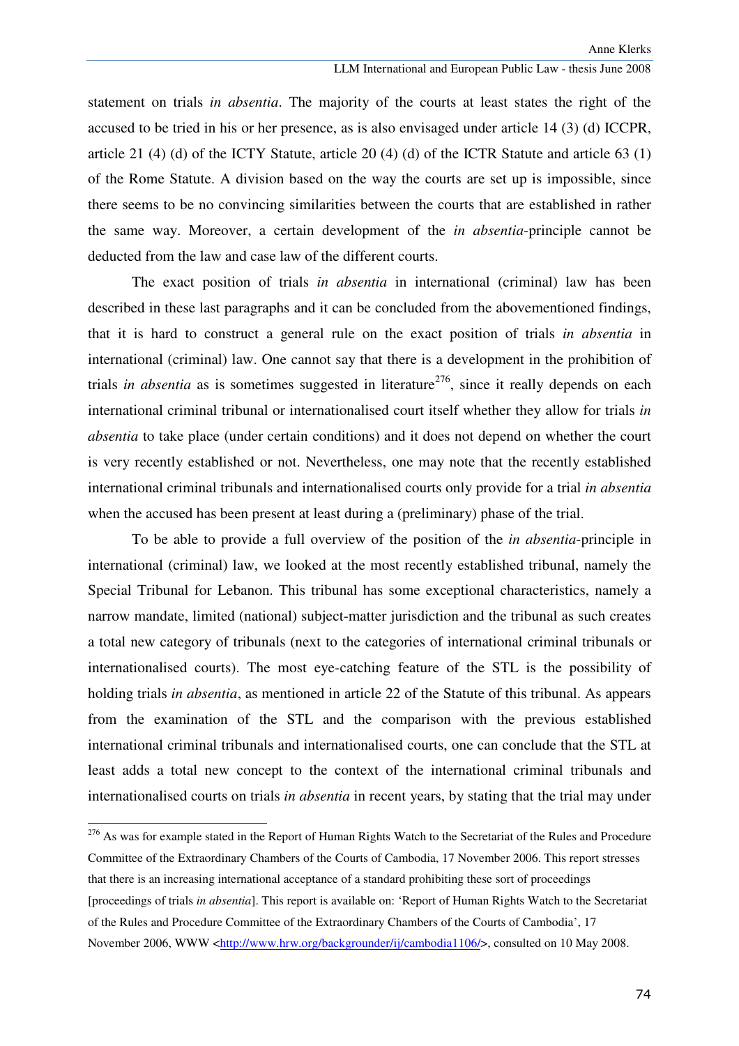statement on trials *in absentia*. The majority of the courts at least states the right of the accused to be tried in his or her presence, as is also envisaged under article 14 (3) (d) ICCPR, article 21 (4) (d) of the ICTY Statute, article 20 (4) (d) of the ICTR Statute and article 63 (1) of the Rome Statute. A division based on the way the courts are set up is impossible, since there seems to be no convincing similarities between the courts that are established in rather the same way. Moreover, a certain development of the *in absentia*-principle cannot be deducted from the law and case law of the different courts.

The exact position of trials *in absentia* in international (criminal) law has been described in these last paragraphs and it can be concluded from the abovementioned findings, that it is hard to construct a general rule on the exact position of trials *in absentia* in international (criminal) law. One cannot say that there is a development in the prohibition of trials *in absentia* as is sometimes suggested in literature[276], since it really depends on each international criminal tribunal or internationalised court itself whether they allow for trials *in absentia* to take place (under certain conditions) and it does not depend on whether the court is very recently established or not. Nevertheless, one may note that the recently established international criminal tribunals and internationalised courts only provide for a trial *in absentia* when the accused has been present at least during a (preliminary) phase of the trial.

To be able to provide a full overview of the position of the *in absentia*-principle in international (criminal) law, we looked at the most recently established tribunal, namely the Special Tribunal for Lebanon. This tribunal has some exceptional characteristics, namely a narrow mandate, limited (national) subject-matter jurisdiction and the tribunal as such creates a total new category of tribunals (next to the categories of international criminal tribunals or internationalised courts). The most eye-catching feature of the STL is the possibility of holding trials *in absentia*, as mentioned in article 22 of the Statute of this tribunal. As appears from the examination of the STL and the comparison with the previous established international criminal tribunals and internationalised courts, one can conclude that the STL at least adds a total new concept to the context of the international criminal tribunals and internationalised courts on trials *in absentia* in recent years, by stating that the trial may under

---

[276] As was for example stated in the Report of Human Rights Watch to the Secretariat of the Rules and Procedure Committee of the Extraordinary Chambers of the Courts of Cambodia, 17 November 2006. This report stresses that there is an increasing international acceptance of a standard prohibiting these sort of proceedings [proceedings of trials *in absentia*]. This report is available on: 'Report of Human Rights Watch to the Secretariat of the Rules and Procedure Committee of the Extraordinary Chambers of the Courts of Cambodia', 17 November 2006, WWW <http://www.hrw.org/backgrounder/ij/cambodia1106/>, consulted on 10 May 2008.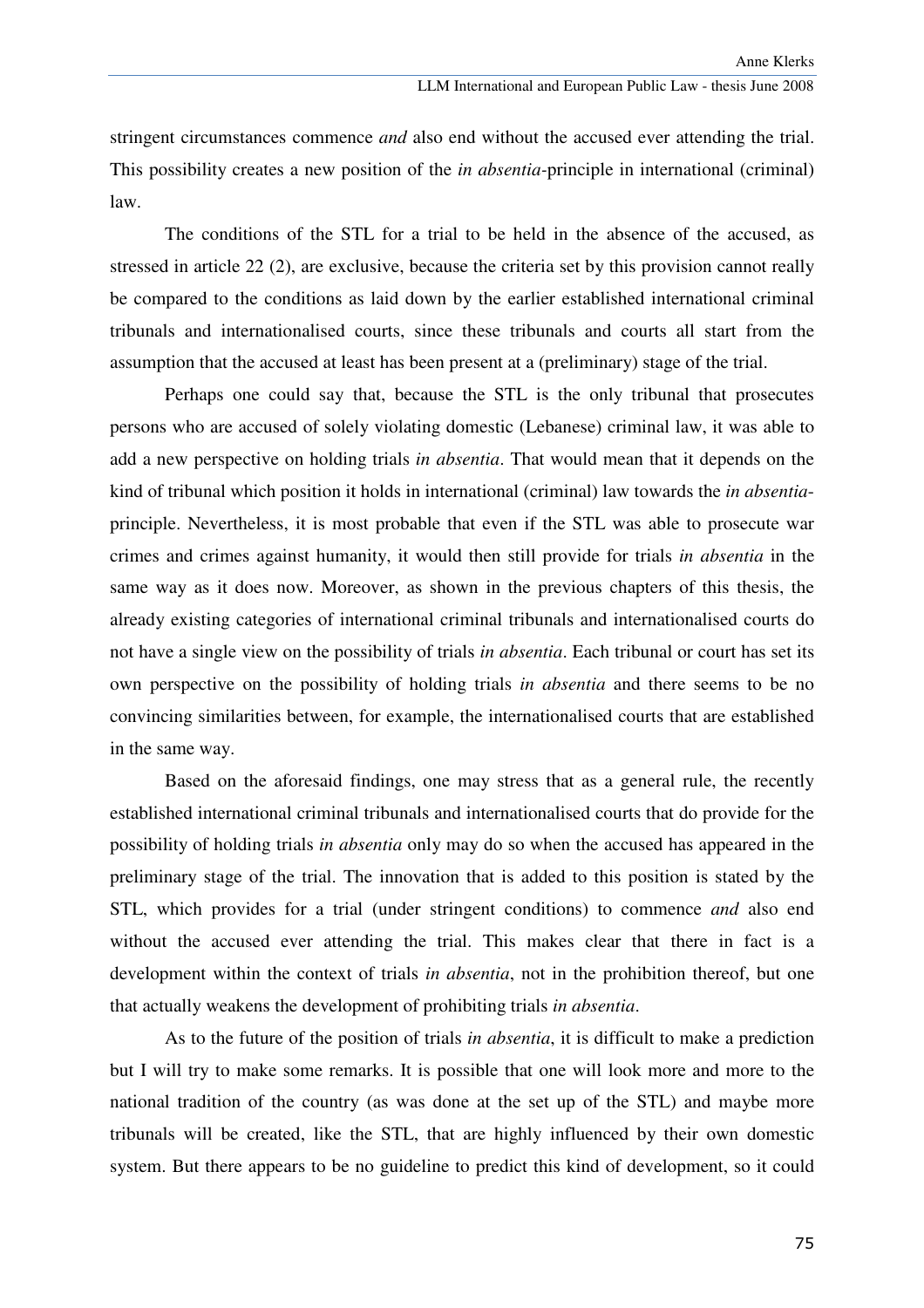stringent circumstances commence *and* also end without the accused ever attending the trial. This possibility creates a new position of the *in absentia*-principle in international (criminal) law.

The conditions of the STL for a trial to be held in the absence of the accused, as stressed in article 22 (2), are exclusive, because the criteria set by this provision cannot really be compared to the conditions as laid down by the earlier established international criminal tribunals and internationalised courts, since these tribunals and courts all start from the assumption that the accused at least has been present at a (preliminary) stage of the trial.

Perhaps one could say that, because the STL is the only tribunal that prosecutes persons who are accused of solely violating domestic (Lebanese) criminal law, it was able to add a new perspective on holding trials *in absentia*. That would mean that it depends on the kind of tribunal which position it holds in international (criminal) law towards the *in absentia*-principle. Nevertheless, it is most probable that even if the STL was able to prosecute war crimes and crimes against humanity, it would then still provide for trials *in absentia* in the same way as it does now. Moreover, as shown in the previous chapters of this thesis, the already existing categories of international criminal tribunals and internationalised courts do not have a single view on the possibility of trials *in absentia*. Each tribunal or court has set its own perspective on the possibility of holding trials *in absentia* and there seems to be no convincing similarities between, for example, the internationalised courts that are established in the same way.

Based on the aforesaid findings, one may stress that as a general rule, the recently established international criminal tribunals and internationalised courts that do provide for the possibility of holding trials *in absentia* only may do so when the accused has appeared in the preliminary stage of the trial. The innovation that is added to this position is stated by the STL, which provides for a trial (under stringent conditions) to commence *and* also end without the accused ever attending the trial. This makes clear that there in fact is a development within the context of trials *in absentia*, not in the prohibition thereof, but one that actually weakens the development of prohibiting trials *in absentia*.

As to the future of the position of trials *in absentia*, it is difficult to make a prediction but I will try to make some remarks. It is possible that one will look more and more to the national tradition of the country (as was done at the set up of the STL) and maybe more tribunals will be created, like the STL, that are highly influenced by their own domestic system. But there appears to be no guideline to predict this kind of development, so it could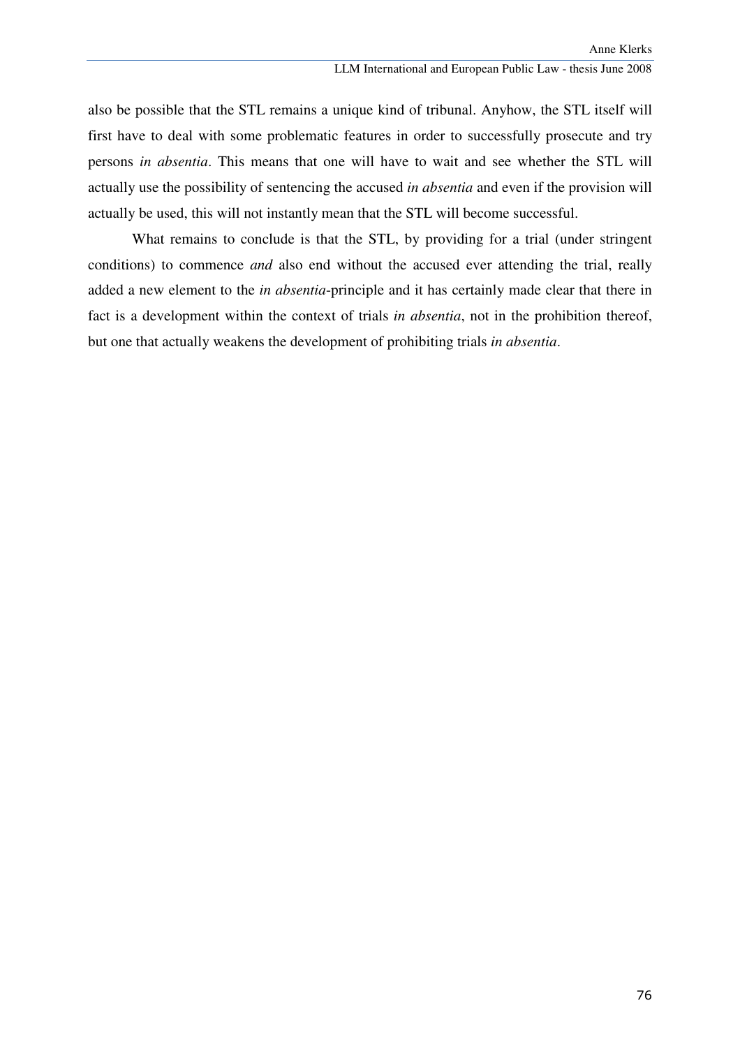also be possible that the STL remains a unique kind of tribunal. Anyhow, the STL itself will first have to deal with some problematic features in order to successfully prosecute and try persons *in absentia*. This means that one will have to wait and see whether the STL will actually use the possibility of sentencing the accused *in absentia* and even if the provision will actually be used, this will not instantly mean that the STL will become successful.

What remains to conclude is that the STL, by providing for a trial (under stringent conditions) to commence *and* also end without the accused ever attending the trial, really added a new element to the *in absentia*-principle and it has certainly made clear that there in fact is a development within the context of trials *in absentia*, not in the prohibition thereof, but one that actually weakens the development of prohibiting trials *in absentia*.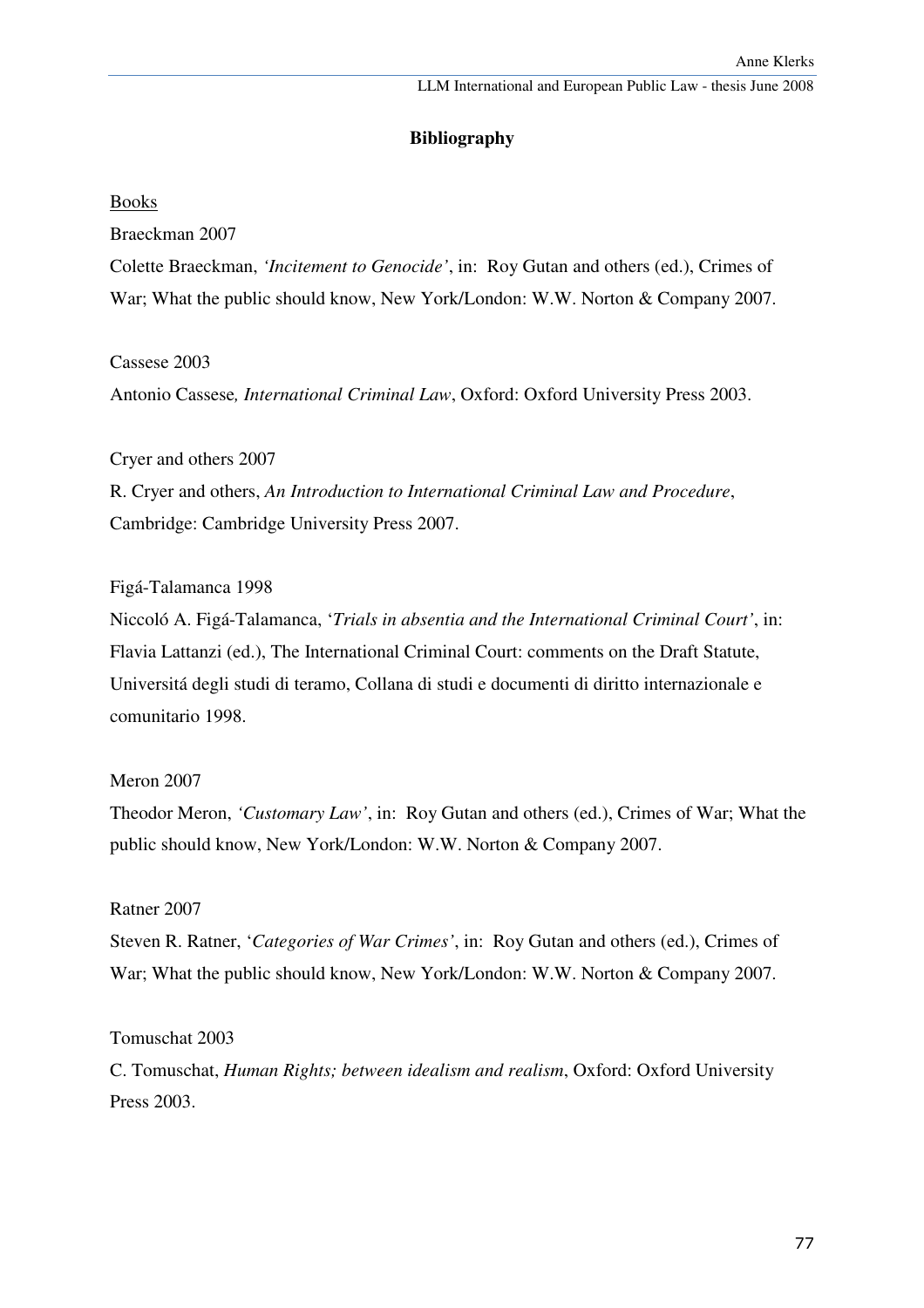## Bibliography

<u>Books</u>

Braeckman 2007

Colette Braeckman, *'Incitement to Genocide'*, in: Roy Gutan and others (ed.), Crimes of War; What the public should know, New York/London: W.W. Norton & Company 2007.

Cassese 2003

Antonio Cassese*, International Criminal Law*, Oxford: Oxford University Press 2003.

Cryer and others 2007

R. Cryer and others, *An Introduction to International Criminal Law and Procedure*, Cambridge: Cambridge University Press 2007.

Figá-Talamanca 1998

Niccoló A. Figá-Talamanca, '*Trials in absentia and the International Criminal Court'*, in: Flavia Lattanzi (ed.), The International Criminal Court: comments on the Draft Statute, Universitá degli studi di teramo, Collana di studi e documenti di diritto internazionale e comunitario 1998.

Meron 2007

Theodor Meron, *'Customary Law'*, in: Roy Gutan and others (ed.), Crimes of War; What the public should know, New York/London: W.W. Norton & Company 2007.

Ratner 2007

Steven R. Ratner, '*Categories of War Crimes'*, in: Roy Gutan and others (ed.), Crimes of War; What the public should know, New York/London: W.W. Norton & Company 2007.

Tomuschat 2003

C. Tomuschat, *Human Rights; between idealism and realism*, Oxford: Oxford University Press 2003.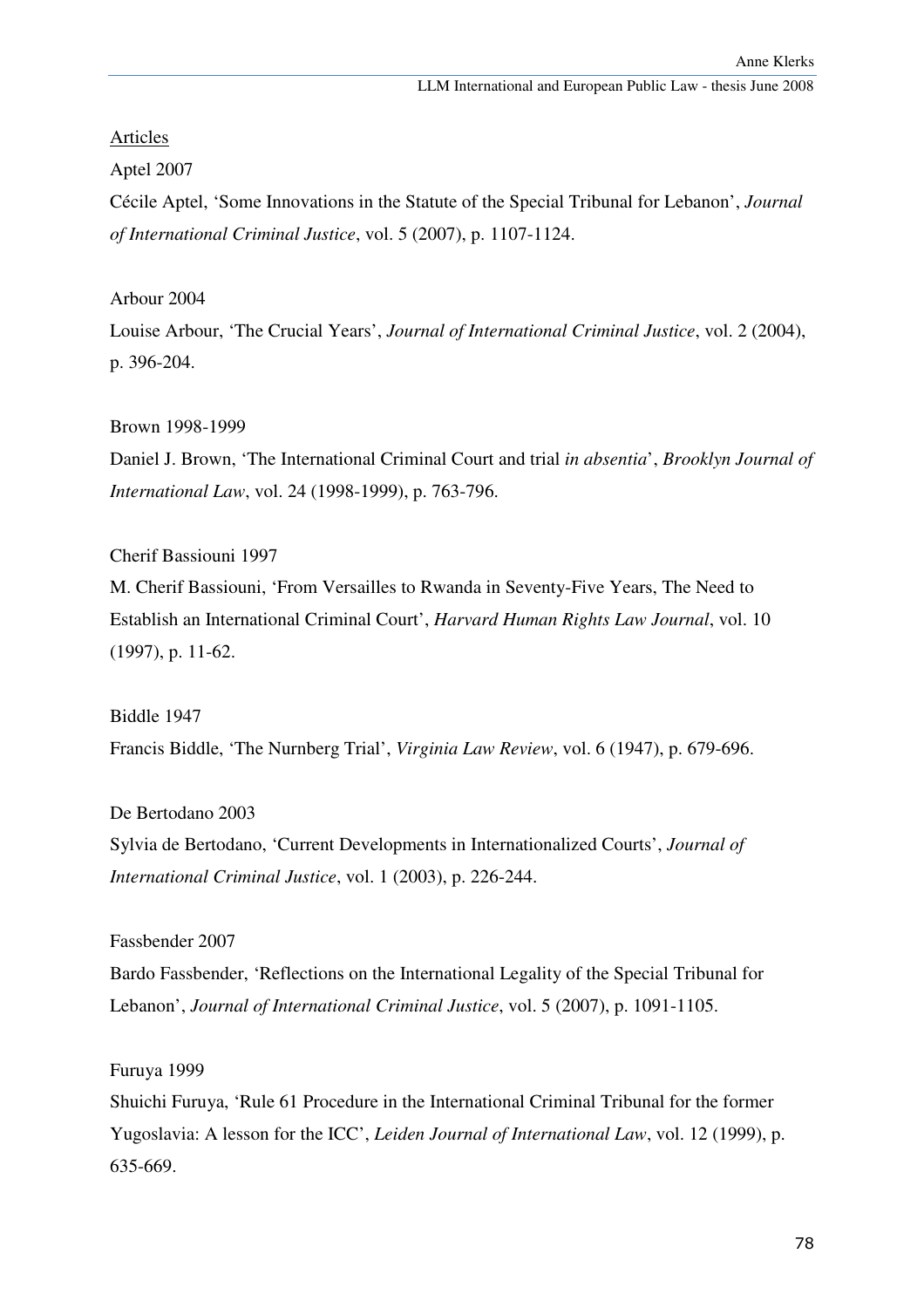Articles

Aptel 2007

Cécile Aptel, 'Some Innovations in the Statute of the Special Tribunal for Lebanon', *Journal of International Criminal Justice*, vol. 5 (2007), p. 1107-1124.

Arbour 2004

Louise Arbour, 'The Crucial Years', *Journal of International Criminal Justice*, vol. 2 (2004), p. 396-204.

Brown 1998-1999

Daniel J. Brown, 'The International Criminal Court and trial *in absentia*', *Brooklyn Journal of International Law*, vol. 24 (1998-1999), p. 763-796.

Cherif Bassiouni 1997

M. Cherif Bassiouni, 'From Versailles to Rwanda in Seventy-Five Years, The Need to Establish an International Criminal Court', *Harvard Human Rights Law Journal*, vol. 10 (1997), p. 11-62.

Biddle 1947

Francis Biddle, 'The Nurnberg Trial', *Virginia Law Review*, vol. 6 (1947), p. 679-696.

De Bertodano 2003

Sylvia de Bertodano, 'Current Developments in Internationalized Courts', *Journal of International Criminal Justice*, vol. 1 (2003), p. 226-244.

Fassbender 2007

Bardo Fassbender, 'Reflections on the International Legality of the Special Tribunal for Lebanon', *Journal of International Criminal Justice*, vol. 5 (2007), p. 1091-1105.

Furuya 1999

Shuichi Furuya, 'Rule 61 Procedure in the International Criminal Tribunal for the former Yugoslavia: A lesson for the ICC', *Leiden Journal of International Law*, vol. 12 (1999), p. 635-669.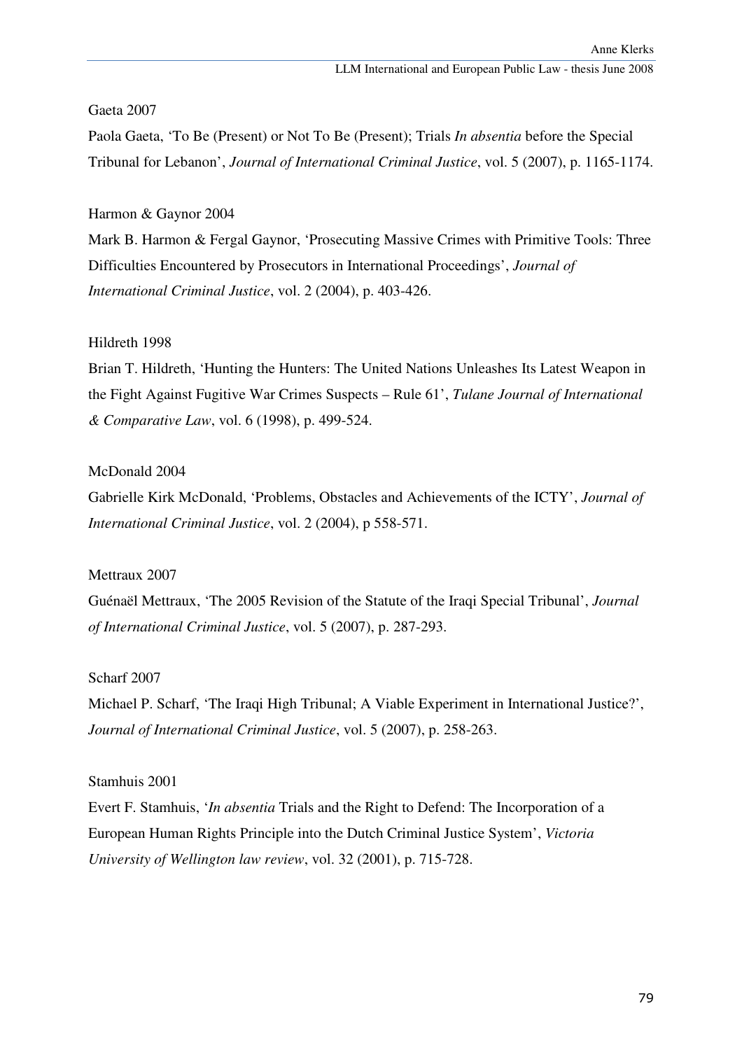Gaeta 2007

Paola Gaeta, 'To Be (Present) or Not To Be (Present); Trials *In absentia* before the Special Tribunal for Lebanon', *Journal of International Criminal Justice*, vol. 5 (2007), p. 1165-1174.

Harmon & Gaynor 2004

Mark B. Harmon & Fergal Gaynor, 'Prosecuting Massive Crimes with Primitive Tools: Three Difficulties Encountered by Prosecutors in International Proceedings', *Journal of International Criminal Justice*, vol. 2 (2004), p. 403-426.

Hildreth 1998

Brian T. Hildreth, 'Hunting the Hunters: The United Nations Unleashes Its Latest Weapon in the Fight Against Fugitive War Crimes Suspects – Rule 61', *Tulane Journal of International & Comparative Law*, vol. 6 (1998), p. 499-524.

McDonald 2004

Gabrielle Kirk McDonald, 'Problems, Obstacles and Achievements of the ICTY', *Journal of International Criminal Justice*, vol. 2 (2004), p 558-571.

Mettraux 2007

Guénaël Mettraux, 'The 2005 Revision of the Statute of the Iraqi Special Tribunal', *Journal of International Criminal Justice*, vol. 5 (2007), p. 287-293.

Scharf 2007

Michael P. Scharf, 'The Iraqi High Tribunal; A Viable Experiment in International Justice?', *Journal of International Criminal Justice*, vol. 5 (2007), p. 258-263.

Stamhuis 2001

Evert F. Stamhuis, '*In absentia* Trials and the Right to Defend: The Incorporation of a European Human Rights Principle into the Dutch Criminal Justice System', *Victoria University of Wellington law review*, vol. 32 (2001), p. 715-728.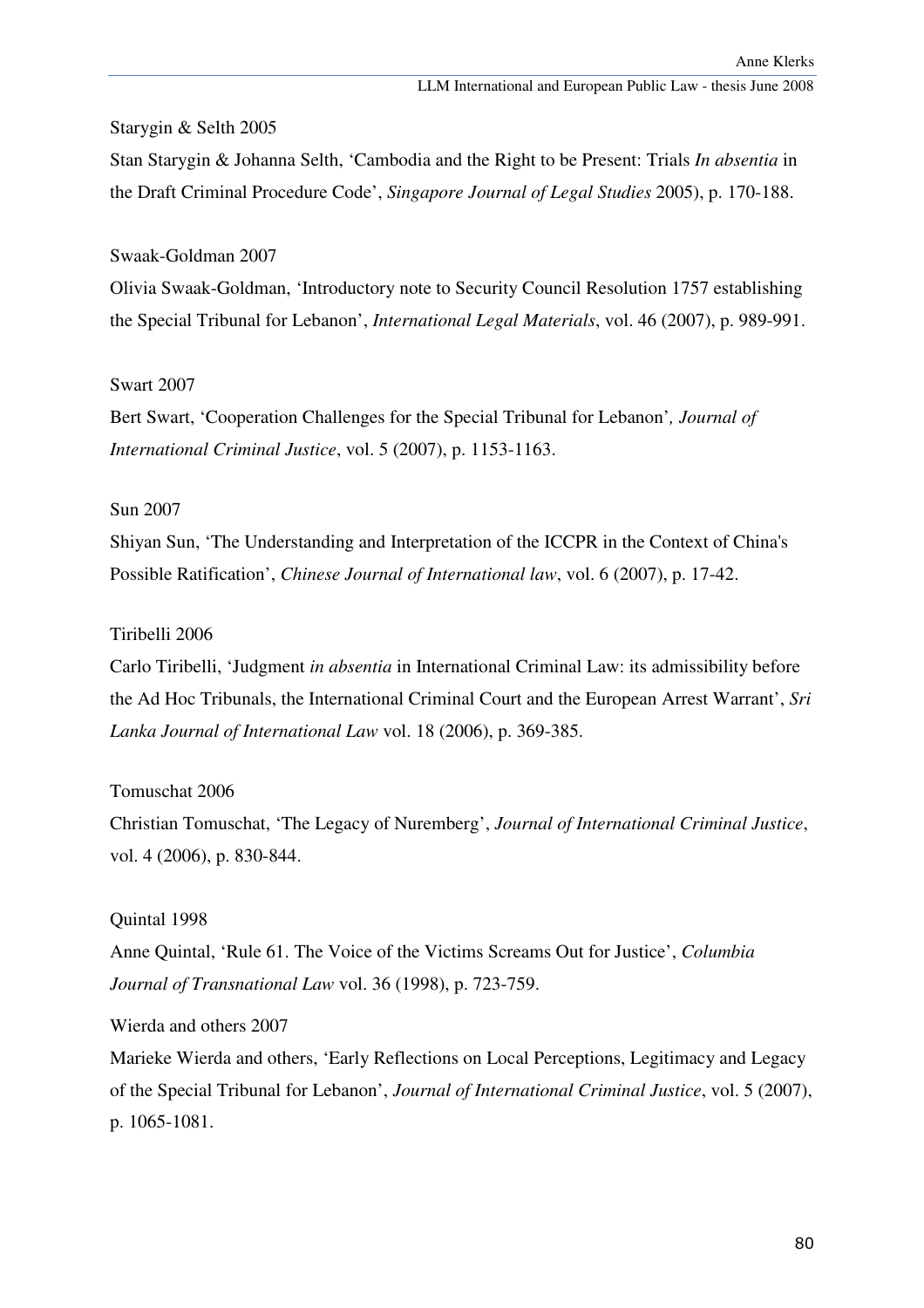Starygin & Selth 2005

Stan Starygin & Johanna Selth, 'Cambodia and the Right to be Present: Trials *In absentia* in the Draft Criminal Procedure Code', *Singapore Journal of Legal Studies* 2005), p. 170-188.

Swaak-Goldman 2007

Olivia Swaak-Goldman, 'Introductory note to Security Council Resolution 1757 establishing the Special Tribunal for Lebanon', *International Legal Materials*, vol. 46 (2007), p. 989-991.

Swart 2007

Bert Swart, 'Cooperation Challenges for the Special Tribunal for Lebanon'*, Journal of International Criminal Justice*, vol. 5 (2007), p. 1153-1163.

Sun 2007

Shiyan Sun, 'The Understanding and Interpretation of the ICCPR in the Context of China's Possible Ratification', *Chinese Journal of International law*, vol. 6 (2007), p. 17-42.

Tiribelli 2006

Carlo Tiribelli, 'Judgment *in absentia* in International Criminal Law: its admissibility before the Ad Hoc Tribunals, the International Criminal Court and the European Arrest Warrant', *Sri Lanka Journal of International Law* vol. 18 (2006), p. 369-385.

Tomuschat 2006

Christian Tomuschat, 'The Legacy of Nuremberg', *Journal of International Criminal Justice*, vol. 4 (2006), p. 830-844.

Quintal 1998

Anne Quintal, 'Rule 61. The Voice of the Victims Screams Out for Justice', *Columbia Journal of Transnational Law* vol. 36 (1998), p. 723-759.

Wierda and others 2007

Marieke Wierda and others, 'Early Reflections on Local Perceptions, Legitimacy and Legacy of the Special Tribunal for Lebanon', *Journal of International Criminal Justice*, vol. 5 (2007), p. 1065-1081.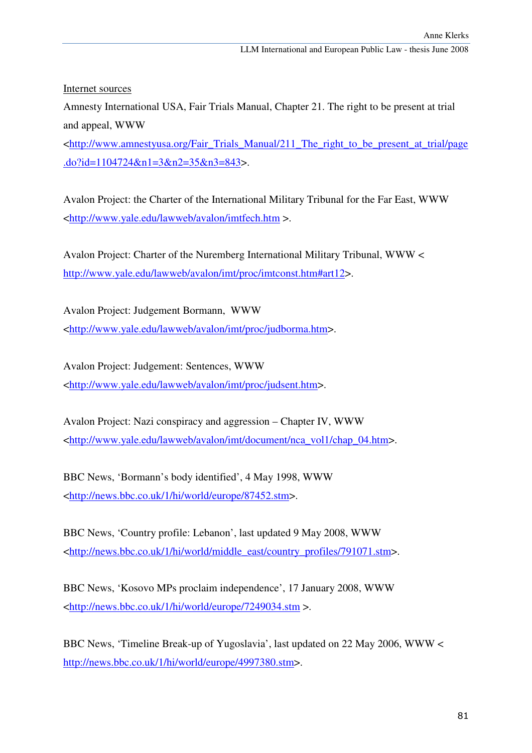Internet sources

Amnesty International USA, Fair Trials Manual, Chapter 21. The right to be present at trial and appeal, WWW <http://www.amnestyusa.org/Fair_Trials_Manual/211_The_right_to_be_present_at_trial/page.do?id=1104724&n1=3&n2=35&n3=843>.

Avalon Project: the Charter of the International Military Tribunal for the Far East, WWW <http://www.yale.edu/lawweb/avalon/imtfech.htm >.

Avalon Project: Charter of the Nuremberg International Military Tribunal, WWW < http://www.yale.edu/lawweb/avalon/imt/proc/imtconst.htm#art12>.

Avalon Project: Judgement Bormann, WWW <http://www.yale.edu/lawweb/avalon/imt/proc/judborma.htm>.

Avalon Project: Judgement: Sentences, WWW <http://www.yale.edu/lawweb/avalon/imt/proc/judsent.htm>.

Avalon Project: Nazi conspiracy and aggression – Chapter IV, WWW <http://www.yale.edu/lawweb/avalon/imt/document/nca_vol1/chap_04.htm>.

BBC News, 'Bormann's body identified', 4 May 1998, WWW <http://news.bbc.co.uk/1/hi/world/europe/87452.stm>.

BBC News, 'Country profile: Lebanon', last updated 9 May 2008, WWW <http://news.bbc.co.uk/1/hi/world/middle_east/country_profiles/791071.stm>.

BBC News, 'Kosovo MPs proclaim independence', 17 January 2008, WWW <http://news.bbc.co.uk/1/hi/world/europe/7249034.stm >.

BBC News, 'Timeline Break-up of Yugoslavia', last updated on 22 May 2006, WWW < http://news.bbc.co.uk/1/hi/world/europe/4997380.stm>.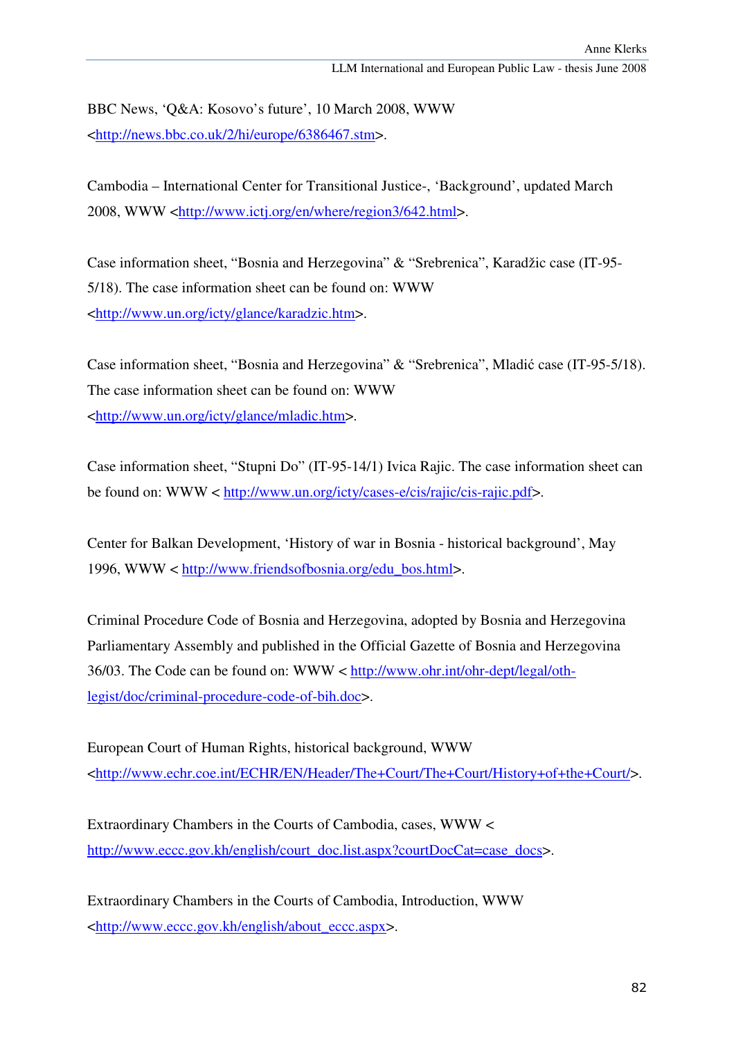BBC News, 'Q&A: Kosovo's future', 10 March 2008, WWW <http://news.bbc.co.uk/2/hi/europe/6386467.stm>.

Cambodia – International Center for Transitional Justice-, 'Background', updated March 2008, WWW <http://www.ictj.org/en/where/region3/642.html>.

Case information sheet, "Bosnia and Herzegovina" & "Srebrenica", Karadžic case (IT-95-5/18). The case information sheet can be found on: WWW <http://www.un.org/icty/glance/karadzic.htm>.

Case information sheet, "Bosnia and Herzegovina" & "Srebrenica", Mladić case (IT-95-5/18). The case information sheet can be found on: WWW <http://www.un.org/icty/glance/mladic.htm>.

Case information sheet, "Stupni Do" (IT-95-14/1) Ivica Rajic. The case information sheet can be found on: WWW < http://www.un.org/icty/cases-e/cis/rajic/cis-rajic.pdf>.

Center for Balkan Development, 'History of war in Bosnia - historical background', May 1996, WWW < http://www.friendsofbosnia.org/edu_bos.html>.

Criminal Procedure Code of Bosnia and Herzegovina, adopted by Bosnia and Herzegovina Parliamentary Assembly and published in the Official Gazette of Bosnia and Herzegovina 36/03. The Code can be found on: WWW < http://www.ohr.int/ohr-dept/legal/oth-legist/doc/criminal-procedure-code-of-bih.doc>.

European Court of Human Rights, historical background, WWW <http://www.echr.coe.int/ECHR/EN/Header/The+Court/The+Court/History+of+the+Court/>.

Extraordinary Chambers in the Courts of Cambodia, cases, WWW < http://www.eccc.gov.kh/english/court_doc.list.aspx?courtDocCat=case_docs>.

Extraordinary Chambers in the Courts of Cambodia, Introduction, WWW <http://www.eccc.gov.kh/english/about_eccc.aspx>.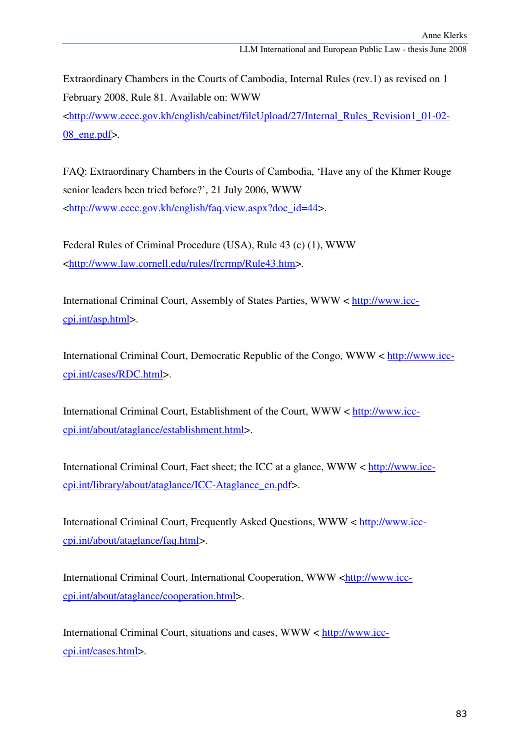Extraordinary Chambers in the Courts of Cambodia, Internal Rules (rev.1) as revised on 1 February 2008, Rule 81. Available on: WWW <http://www.eccc.gov.kh/english/cabinet/fileUpload/27/Internal_Rules_Revision1_01-02-08_eng.pdf>.

FAQ: Extraordinary Chambers in the Courts of Cambodia, 'Have any of the Khmer Rouge senior leaders been tried before?', 21 July 2006, WWW <http://www.eccc.gov.kh/english/faq.view.aspx?doc_id=44>.

Federal Rules of Criminal Procedure (USA), Rule 43 (c) (1), WWW <http://www.law.cornell.edu/rules/frcrmp/Rule43.htm>.

International Criminal Court, Assembly of States Parties, WWW < http://www.icc-cpi.int/asp.html>.

International Criminal Court, Democratic Republic of the Congo, WWW < http://www.icc-cpi.int/cases/RDC.html>.

International Criminal Court, Establishment of the Court, WWW < http://www.icc-cpi.int/about/ataglance/establishment.html>.

International Criminal Court, Fact sheet; the ICC at a glance, WWW < http://www.icc-cpi.int/library/about/ataglance/ICC-Ataglance_en.pdf>.

International Criminal Court, Frequently Asked Questions, WWW < http://www.icc-cpi.int/about/ataglance/faq.html>.

International Criminal Court, International Cooperation, WWW <http://www.icc-cpi.int/about/ataglance/cooperation.html>.

International Criminal Court, situations and cases, WWW < http://www.icc-cpi.int/cases.html>.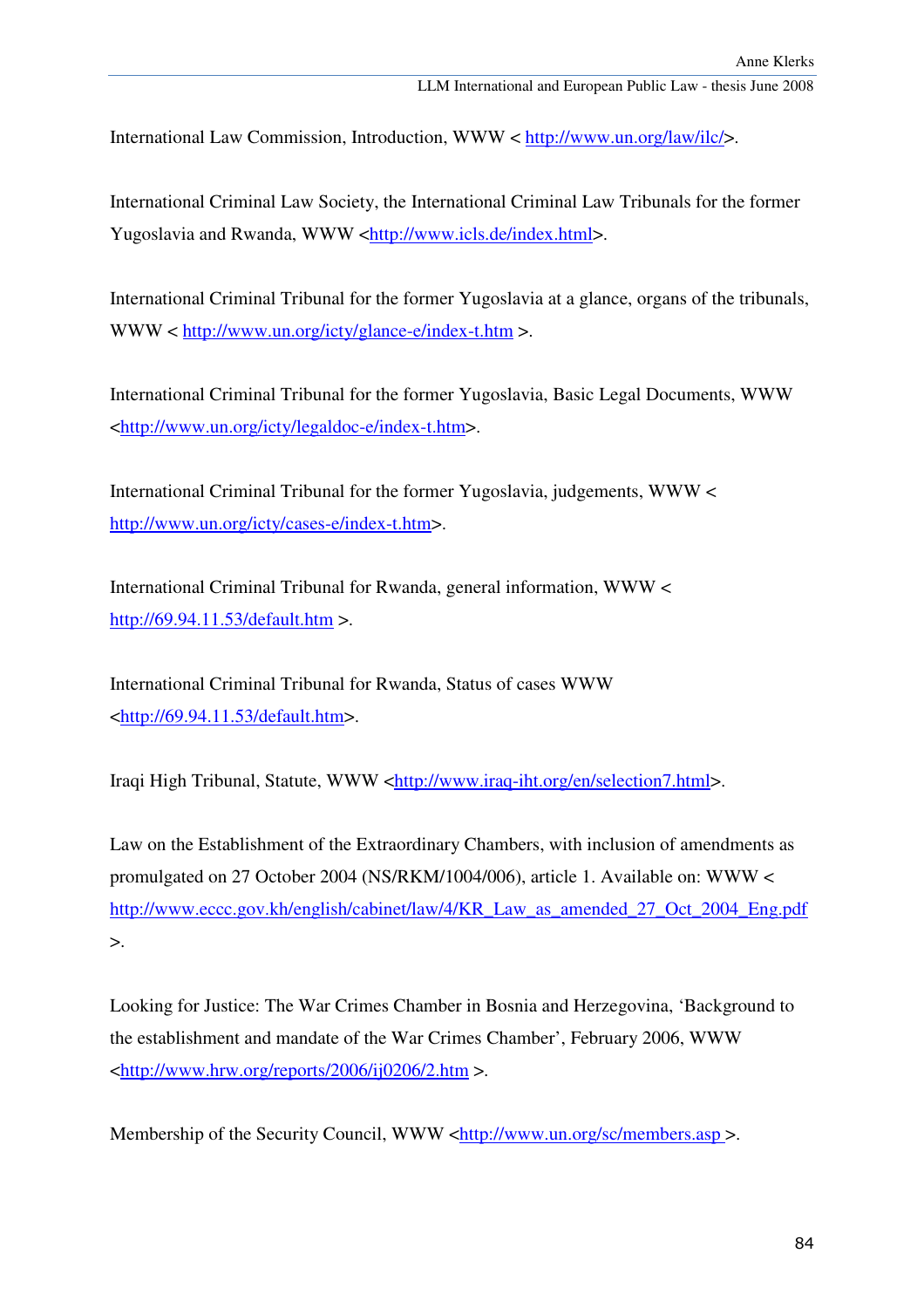International Law Commission, Introduction, WWW < http://www.un.org/law/ilc/>.

International Criminal Law Society, the International Criminal Law Tribunals for the former Yugoslavia and Rwanda, WWW <http://www.icls.de/index.html>.

International Criminal Tribunal for the former Yugoslavia at a glance, organs of the tribunals, WWW < http://www.un.org/icty/glance-e/index-t.htm >.

International Criminal Tribunal for the former Yugoslavia, Basic Legal Documents, WWW <http://www.un.org/icty/legaldoc-e/index-t.htm>.

International Criminal Tribunal for the former Yugoslavia, judgements, WWW < http://www.un.org/icty/cases-e/index-t.htm>.

International Criminal Tribunal for Rwanda, general information, WWW < http://69.94.11.53/default.htm >.

International Criminal Tribunal for Rwanda, Status of cases WWW <http://69.94.11.53/default.htm>.

Iraqi High Tribunal, Statute, WWW <http://www.iraq-iht.org/en/selection7.html>.

Law on the Establishment of the Extraordinary Chambers, with inclusion of amendments as promulgated on 27 October 2004 (NS/RKM/1004/006), article 1. Available on: WWW < http://www.eccc.gov.kh/english/cabinet/law/4/KR_Law_as_amended_27_Oct_2004_Eng.pdf >.

Looking for Justice: The War Crimes Chamber in Bosnia and Herzegovina, 'Background to the establishment and mandate of the War Crimes Chamber', February 2006, WWW <http://www.hrw.org/reports/2006/ij0206/2.htm >.

Membership of the Security Council, WWW <http://www.un.org/sc/members.asp >.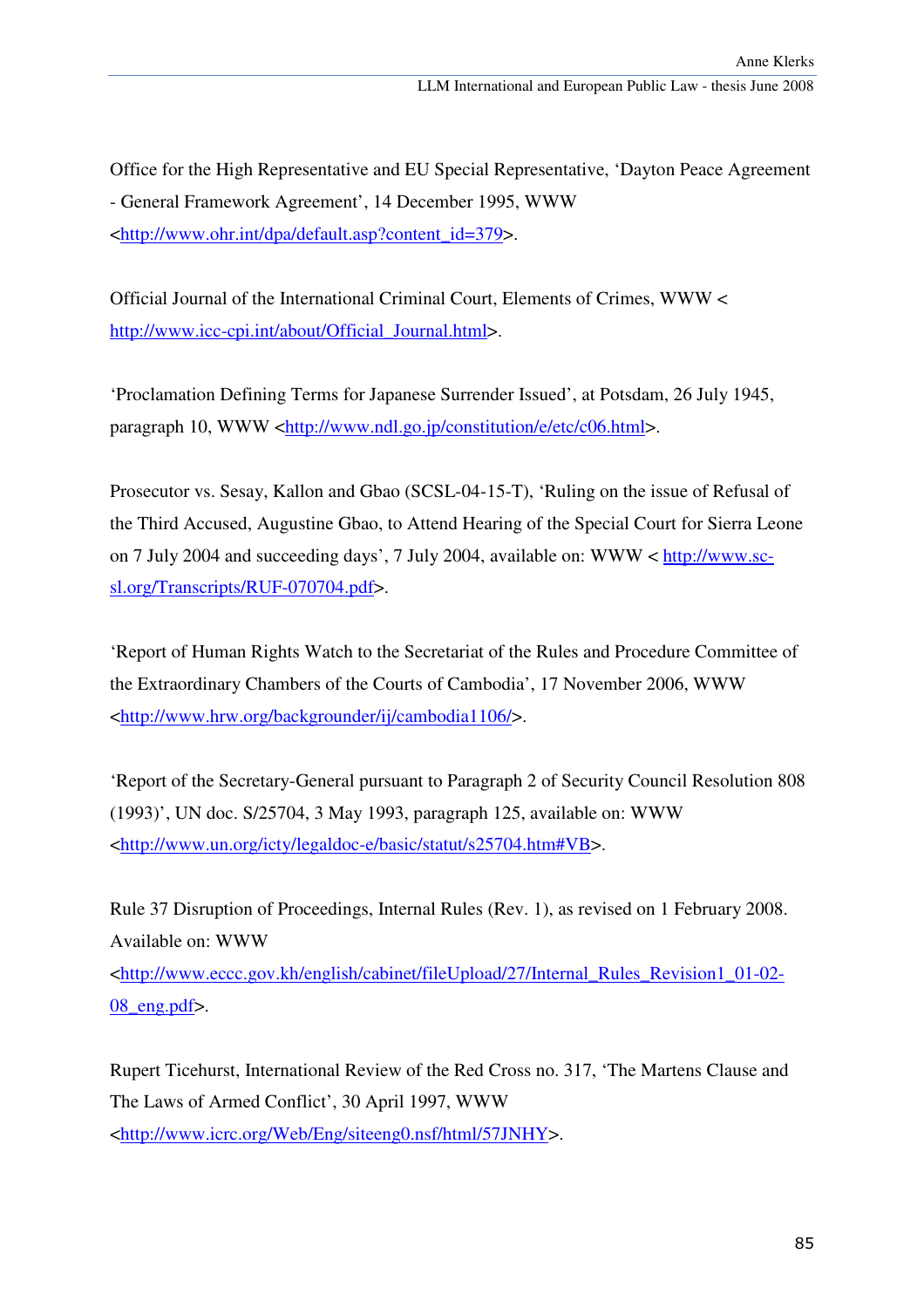Office for the High Representative and EU Special Representative, 'Dayton Peace Agreement - General Framework Agreement', 14 December 1995, WWW <http://www.ohr.int/dpa/default.asp?content_id=379>.

Official Journal of the International Criminal Court, Elements of Crimes, WWW < http://www.icc-cpi.int/about/Official_Journal.html>.

'Proclamation Defining Terms for Japanese Surrender Issued', at Potsdam, 26 July 1945, paragraph 10, WWW <http://www.ndl.go.jp/constitution/e/etc/c06.html>.

Prosecutor vs. Sesay, Kallon and Gbao (SCSL-04-15-T), 'Ruling on the issue of Refusal of the Third Accused, Augustine Gbao, to Attend Hearing of the Special Court for Sierra Leone on 7 July 2004 and succeeding days', 7 July 2004, available on: WWW < http://www.sc-sl.org/Transcripts/RUF-070704.pdf>.

'Report of Human Rights Watch to the Secretariat of the Rules and Procedure Committee of the Extraordinary Chambers of the Courts of Cambodia', 17 November 2006, WWW <http://www.hrw.org/backgrounder/ij/cambodia1106/>.

'Report of the Secretary-General pursuant to Paragraph 2 of Security Council Resolution 808 (1993)', UN doc. S/25704, 3 May 1993, paragraph 125, available on: WWW <http://www.un.org/icty/legaldoc-e/basic/statut/s25704.htm#VB>.

Rule 37 Disruption of Proceedings, Internal Rules (Rev. 1), as revised on 1 February 2008. Available on: WWW <http://www.eccc.gov.kh/english/cabinet/fileUpload/27/Internal_Rules_Revision1_01-02-08_eng.pdf>.

Rupert Ticehurst, International Review of the Red Cross no. 317, 'The Martens Clause and The Laws of Armed Conflict', 30 April 1997, WWW <http://www.icrc.org/Web/Eng/siteeng0.nsf/html/57JNHY>.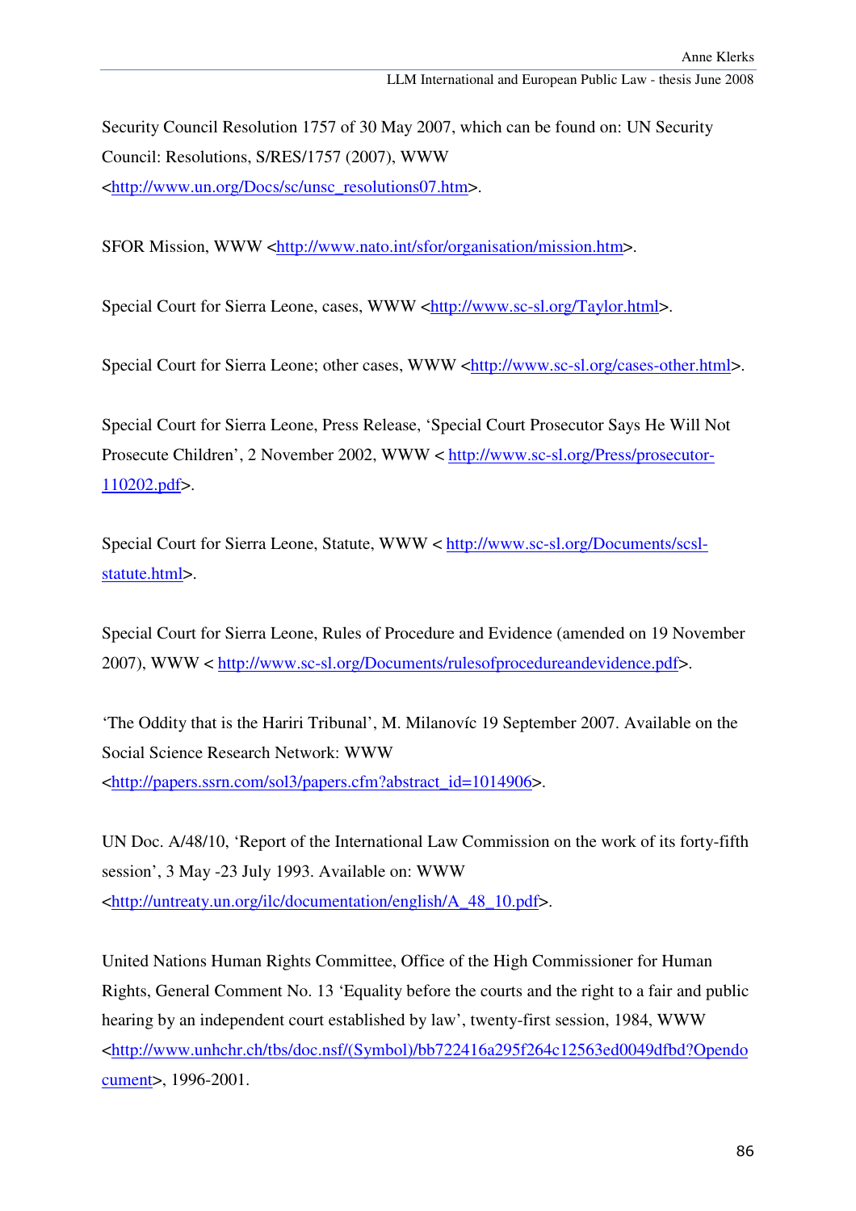Security Council Resolution 1757 of 30 May 2007, which can be found on: UN Security Council: Resolutions, S/RES/1757 (2007), WWW <http://www.un.org/Docs/sc/unsc_resolutions07.htm>.

SFOR Mission, WWW <http://www.nato.int/sfor/organisation/mission.htm>.

Special Court for Sierra Leone, cases, WWW <http://www.sc-sl.org/Taylor.html>.

Special Court for Sierra Leone; other cases, WWW <http://www.sc-sl.org/cases-other.html>.

Special Court for Sierra Leone, Press Release, 'Special Court Prosecutor Says He Will Not Prosecute Children', 2 November 2002, WWW < http://www.sc-sl.org/Press/prosecutor-110202.pdf>.

Special Court for Sierra Leone, Statute, WWW < http://www.sc-sl.org/Documents/scsl-statute.html>.

Special Court for Sierra Leone, Rules of Procedure and Evidence (amended on 19 November 2007), WWW < http://www.sc-sl.org/Documents/rulesofprocedureandevidence.pdf>.

'The Oddity that is the Hariri Tribunal', M. Milanovíc 19 September 2007. Available on the Social Science Research Network: WWW <http://papers.ssrn.com/sol3/papers.cfm?abstract_id=1014906>.

UN Doc. A/48/10, 'Report of the International Law Commission on the work of its forty-fifth session', 3 May -23 July 1993. Available on: WWW <http://untreaty.un.org/ilc/documentation/english/A_48_10.pdf>.

United Nations Human Rights Committee, Office of the High Commissioner for Human Rights, General Comment No. 13 'Equality before the courts and the right to a fair and public hearing by an independent court established by law', twenty-first session, 1984, WWW <http://www.unhchr.ch/tbs/doc.nsf/(Symbol)/bb722416a295f264c12563ed0049dfbd?Opendocument>, 1996-2001.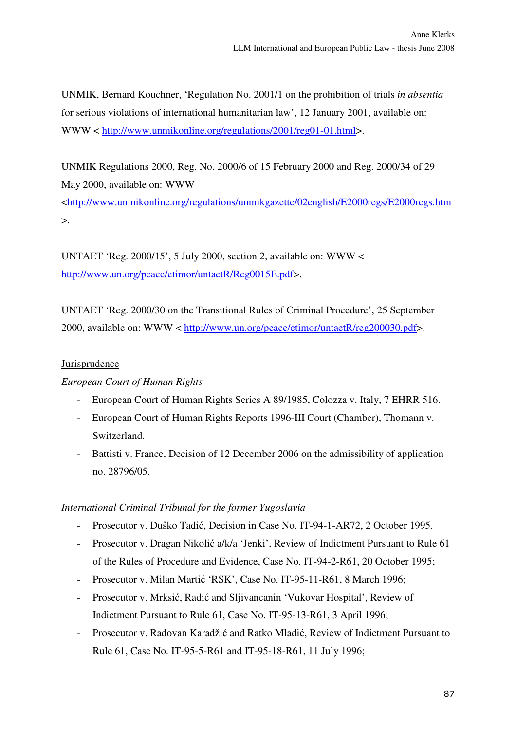UNMIK, Bernard Kouchner, 'Regulation No. 2001/1 on the prohibition of trials *in absentia* for serious violations of international humanitarian law', 12 January 2001, available on: WWW < http://www.unmikonline.org/regulations/2001/reg01-01.html>.

UNMIK Regulations 2000, Reg. No. 2000/6 of 15 February 2000 and Reg. 2000/34 of 29 May 2000, available on: WWW <http://www.unmikonline.org/regulations/unmikgazette/02english/E2000regs/E2000regs.htm>.

UNTAET 'Reg. 2000/15', 5 July 2000, section 2, available on: WWW < http://www.un.org/peace/etimor/untaetR/Reg0015E.pdf>.

UNTAET 'Reg. 2000/30 on the Transitional Rules of Criminal Procedure', 25 September 2000, available on: WWW < http://www.un.org/peace/etimor/untaetR/reg200030.pdf>.

<u>Jurisprudence</u>

*European Court of Human Rights*

- European Court of Human Rights Series A 89/1985, Colozza v. Italy, 7 EHRR 516.
- European Court of Human Rights Reports 1996-III Court (Chamber), Thomann v. Switzerland.
- Battisti v. France, Decision of 12 December 2006 on the admissibility of application no. 28796/05.

*International Criminal Tribunal for the former Yugoslavia*

- Prosecutor v. Duŝko Tadić, Decision in Case No. IT-94-1-AR72, 2 October 1995.
- Prosecutor v. Dragan Nikolić a/k/a 'Jenki', Review of Indictment Pursuant to Rule 61 of the Rules of Procedure and Evidence, Case No. IT-94-2-R61, 20 October 1995;
- Prosecutor v. Milan Martić 'RSK', Case No. IT-95-11-R61, 8 March 1996;
- Prosecutor v. Mrksić, Radić and Sljivancanin 'Vukovar Hospital', Review of Indictment Pursuant to Rule 61, Case No. IT-95-13-R61, 3 April 1996;
- Prosecutor v. Radovan Karadžić and Ratko Mladić, Review of Indictment Pursuant to Rule 61, Case No. IT-95-5-R61 and IT-95-18-R61, 11 July 1996;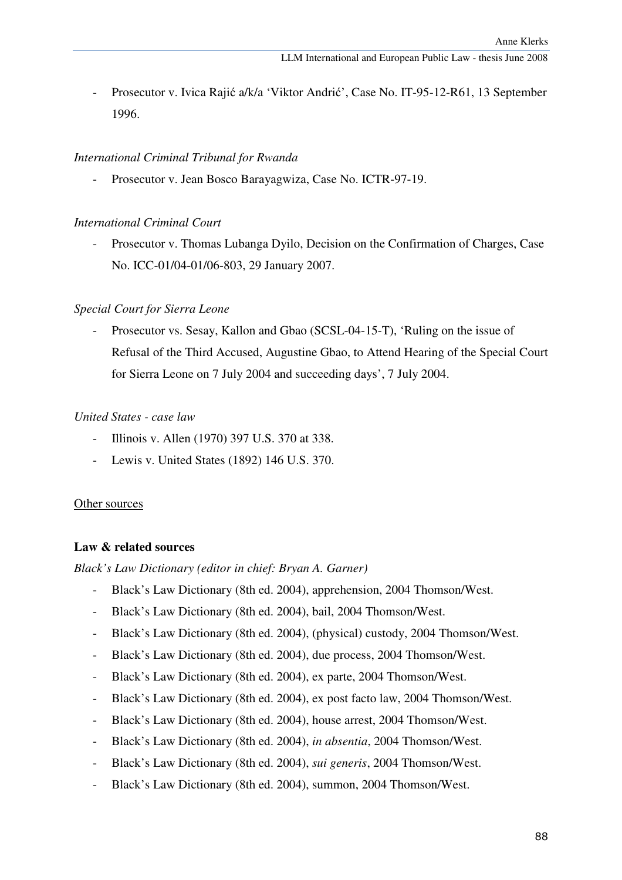- Prosecutor v. Ivica Rajić a/k/a 'Viktor Andrić', Case No. IT-95-12-R61, 13 September 1996.

*International Criminal Tribunal for Rwanda*

- Prosecutor v. Jean Bosco Barayagwiza, Case No. ICTR-97-19.

*International Criminal Court*

- Prosecutor v. Thomas Lubanga Dyilo, Decision on the Confirmation of Charges, Case No. ICC-01/04-01/06-803, 29 January 2007.

*Special Court for Sierra Leone*

- Prosecutor vs. Sesay, Kallon and Gbao (SCSL-04-15-T), 'Ruling on the issue of Refusal of the Third Accused, Augustine Gbao, to Attend Hearing of the Special Court for Sierra Leone on 7 July 2004 and succeeding days', 7 July 2004.

*United States - case law*

- Illinois v. Allen (1970) 397 U.S. 370 at 338.
- Lewis v. United States (1892) 146 U.S. 370.

<u>Other sources</u>

**Law & related sources**

*Black's Law Dictionary (editor in chief: Bryan A. Garner)*

- Black's Law Dictionary (8th ed. 2004), apprehension, 2004 Thomson/West.
- Black's Law Dictionary (8th ed. 2004), bail, 2004 Thomson/West.
- Black's Law Dictionary (8th ed. 2004), (physical) custody, 2004 Thomson/West.
- Black's Law Dictionary (8th ed. 2004), due process, 2004 Thomson/West.
- Black's Law Dictionary (8th ed. 2004), ex parte, 2004 Thomson/West.
- Black's Law Dictionary (8th ed. 2004), ex post facto law, 2004 Thomson/West.
- Black's Law Dictionary (8th ed. 2004), house arrest, 2004 Thomson/West.
- Black's Law Dictionary (8th ed. 2004), *in absentia*, 2004 Thomson/West.
- Black's Law Dictionary (8th ed. 2004), *sui generis*, 2004 Thomson/West.
- Black's Law Dictionary (8th ed. 2004), summon, 2004 Thomson/West.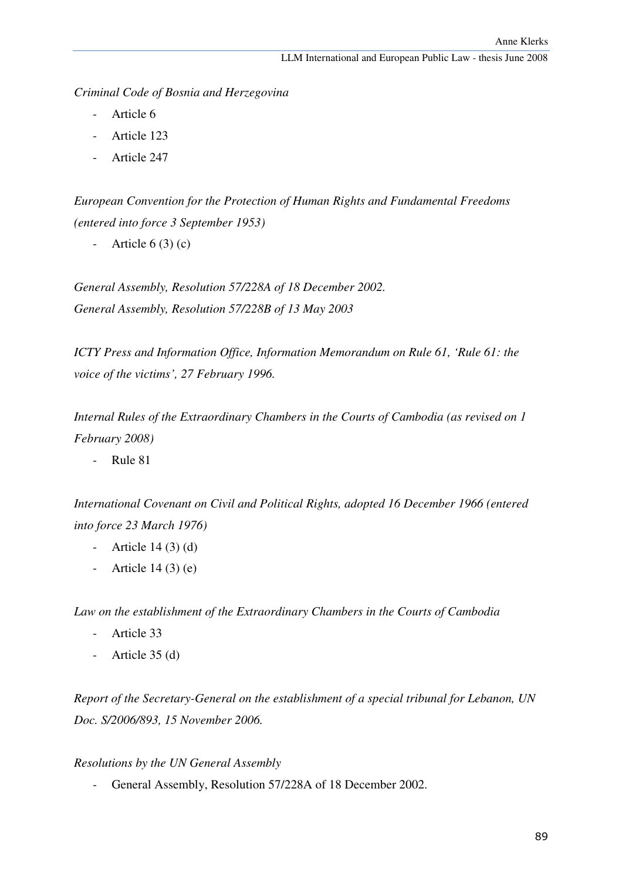*Criminal Code of Bosnia and Herzegovina*

- Article 6
- Article 123
- Article 247

*European Convention for the Protection of Human Rights and Fundamental Freedoms (entered into force 3 September 1953)*

- Article 6 (3) (c)

*General Assembly, Resolution 57/228A of 18 December 2002.*
*General Assembly, Resolution 57/228B of 13 May 2003*

*ICTY Press and Information Office, Information Memorandum on Rule 61, 'Rule 61: the voice of the victims', 27 February 1996.*

*Internal Rules of the Extraordinary Chambers in the Courts of Cambodia (as revised on 1 February 2008)*

- Rule 81

*International Covenant on Civil and Political Rights, adopted 16 December 1966 (entered into force 23 March 1976)*

- Article 14 (3) (d)
- Article 14 (3) (e)

*Law on the establishment of the Extraordinary Chambers in the Courts of Cambodia*

- Article 33
- Article 35 (d)

*Report of the Secretary-General on the establishment of a special tribunal for Lebanon, UN Doc. S/2006/893, 15 November 2006.*

*Resolutions by the UN General Assembly*

- General Assembly, Resolution 57/228A of 18 December 2002.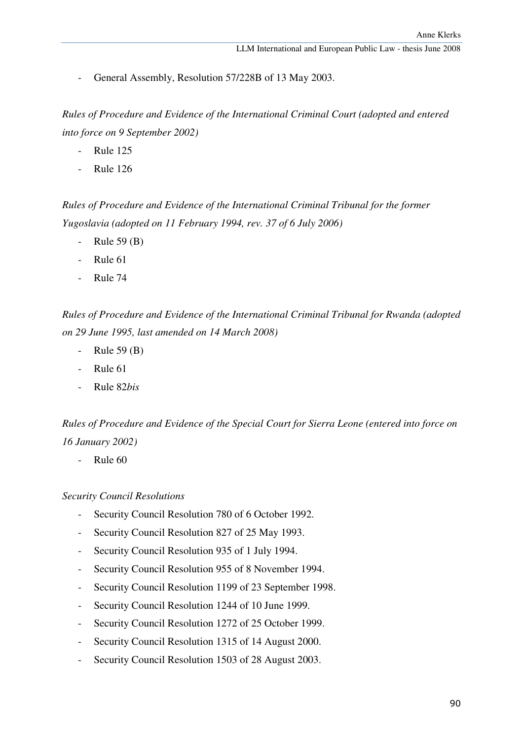- General Assembly, Resolution 57/228B of 13 May 2003.

*Rules of Procedure and Evidence of the International Criminal Court (adopted and entered into force on 9 September 2002)*

- Rule 125
- Rule 126

*Rules of Procedure and Evidence of the International Criminal Tribunal for the former Yugoslavia (adopted on 11 February 1994, rev. 37 of 6 July 2006)*

- Rule 59 (B)
- Rule 61
- Rule 74

*Rules of Procedure and Evidence of the International Criminal Tribunal for Rwanda (adopted on 29 June 1995, last amended on 14 March 2008)*

- Rule 59 (B)
- Rule 61
- Rule 82*bis*

*Rules of Procedure and Evidence of the Special Court for Sierra Leone (entered into force on 16 January 2002)*

- Rule 60

*Security Council Resolutions*

- Security Council Resolution 780 of 6 October 1992.
- Security Council Resolution 827 of 25 May 1993.
- Security Council Resolution 935 of 1 July 1994.
- Security Council Resolution 955 of 8 November 1994.
- Security Council Resolution 1199 of 23 September 1998.
- Security Council Resolution 1244 of 10 June 1999.
- Security Council Resolution 1272 of 25 October 1999.
- Security Council Resolution 1315 of 14 August 2000.
- Security Council Resolution 1503 of 28 August 2003.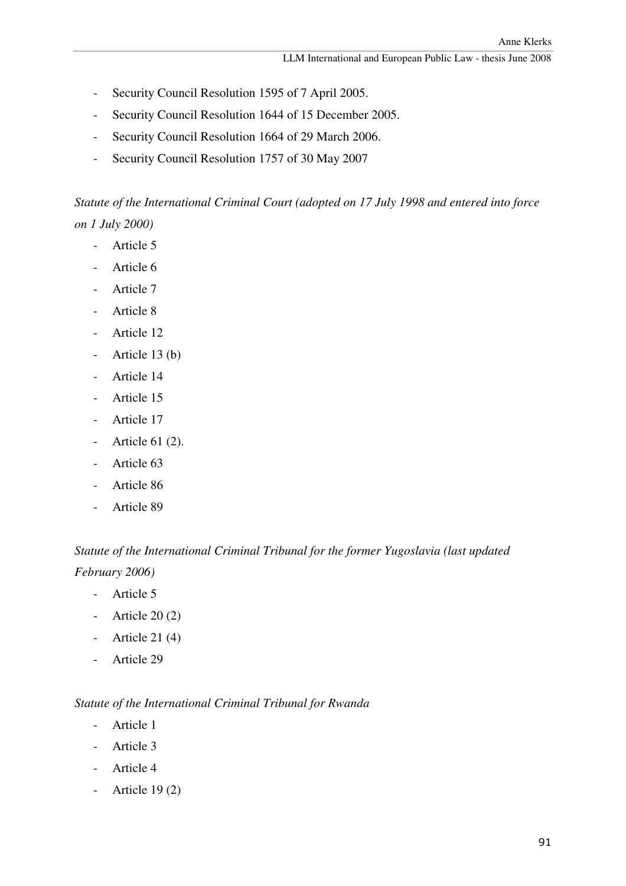- Security Council Resolution 1595 of 7 April 2005.
- Security Council Resolution 1644 of 15 December 2005.
- Security Council Resolution 1664 of 29 March 2006.
- Security Council Resolution 1757 of 30 May 2007

*Statute of the International Criminal Court (adopted on 17 July 1998 and entered into force on 1 July 2000)*

- Article 5
- Article 6
- Article 7
- Article 8
- Article 12
- Article 13 (b)
- Article 14
- Article 15
- Article 17
- Article 61 (2).
- Article 63
- Article 86
- Article 89

*Statute of the International Criminal Tribunal for the former Yugoslavia (last updated February 2006)*

- Article 5
- Article 20 (2)
- Article 21 (4)
- Article 29

*Statute of the International Criminal Tribunal for Rwanda*

- Article 1
- Article 3
- Article 4
- Article 19 (2)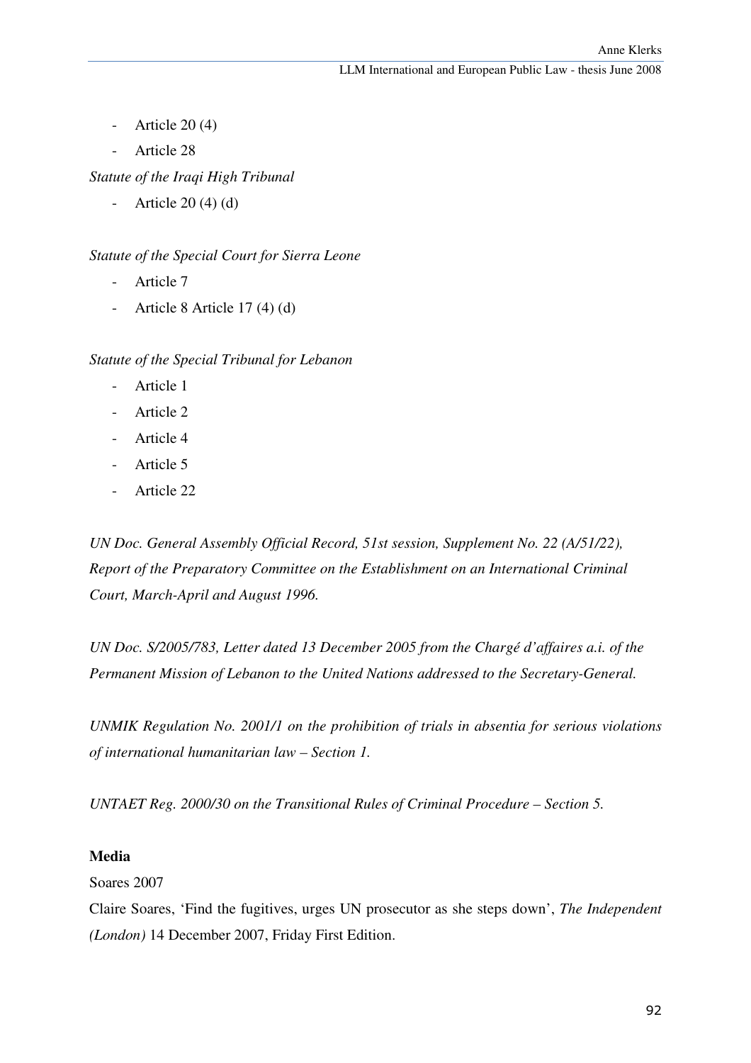- Article 20 (4)
- Article 28

*Statute of the Iraqi High Tribunal*

- Article 20 (4) (d)

*Statute of the Special Court for Sierra Leone*

- Article 7
- Article 8 Article 17 (4) (d)

*Statute of the Special Tribunal for Lebanon*

- Article 1
- Article 2
- Article 4
- Article 5
- Article 22

*UN Doc. General Assembly Official Record, 51st session, Supplement No. 22 (A/51/22), Report of the Preparatory Committee on the Establishment on an International Criminal Court, March-April and August 1996.*

*UN Doc. S/2005/783, Letter dated 13 December 2005 from the Chargé d'affaires a.i. of the Permanent Mission of Lebanon to the United Nations addressed to the Secretary-General.*

*UNMIK Regulation No. 2001/1 on the prohibition of trials in absentia for serious violations of international humanitarian law – Section 1.*

*UNTAET Reg. 2000/30 on the Transitional Rules of Criminal Procedure – Section 5.*

**Media**

Soares 2007

Claire Soares, 'Find the fugitives, urges UN prosecutor as she steps down', *The Independent (London)* 14 December 2007, Friday First Edition.